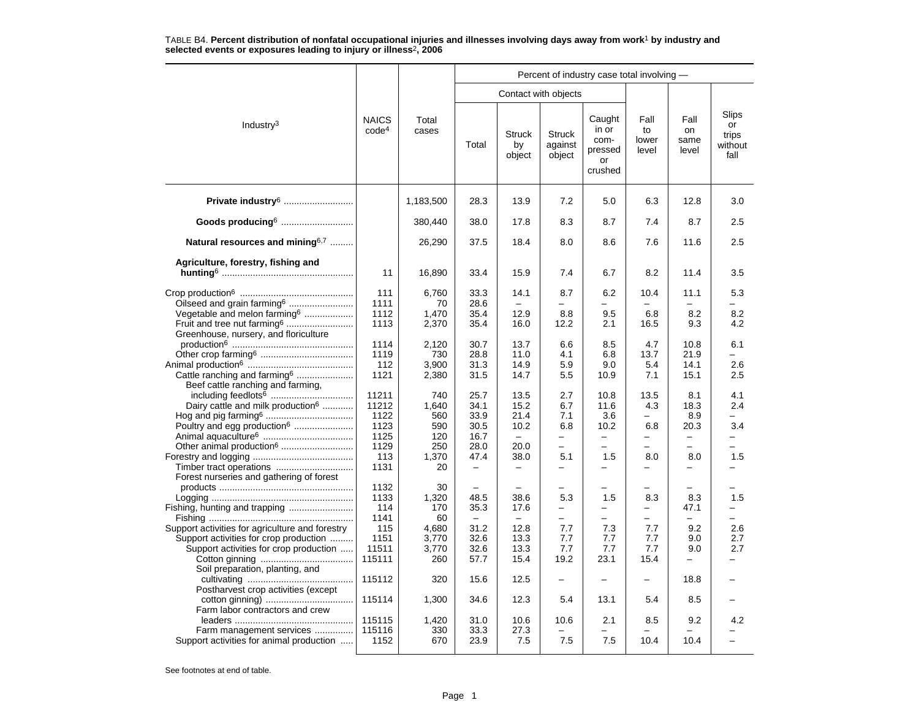TABLE B4. **Percent distribution of nonfatal occupational injuries and illnesses involving days away from work[1] by industry and selected events or exposures leading to injury or illness[2], 2006**

| Industry[3] | NAICS code[4] | Total cases | Percent of industry case total involving — | | | | | | |
|---|---|---|---|---|---|---|---|---|---|
| | | | Contact with objects | | | | | | |
| | | | Total | Struck by object | Struck against object | Caught in or com-pressed or crushed | Fall to lower level | Fall on same level | Slips or trips without fall |
| **Private industry[6]** | | 1,183,500 | 28.3 | 13.9 | 7.2 | 5.0 | 6.3 | 12.8 | 3.0 |
| **Goods producing[6]** | | 380,440 | 38.0 | 17.8 | 8.3 | 8.7 | 7.4 | 8.7 | 2.5 |
| **Natural resources and mining[6,7]** | | 26,290 | 37.5 | 18.4 | 8.0 | 8.6 | 7.6 | 11.6 | 2.5 |
| **Agriculture, forestry, fishing and hunting[6]** | 11 | 16,890 | 33.4 | 15.9 | 7.4 | 6.7 | 8.2 | 11.4 | 3.5 |
| Crop production[6] | 111 | 6,760 | 33.3 | 14.1 | 8.7 | 6.2 | 10.4 | 11.1 | 5.3 |
| Oilseed and grain farming[6] | 1111 | 70 | 28.6 | – | – | – | – | – | – |
| Vegetable and melon farming[6] | 1112 | 1,470 | 35.4 | 12.9 | 8.8 | 9.5 | 6.8 | 8.2 | 8.2 |
| Fruit and tree nut farming[6] | 1113 | 2,370 | 35.4 | 16.0 | 12.2 | 2.1 | 16.5 | 9.3 | 4.2 |
| Greenhouse, nursery, and floriculture production[6] | 1114 | 2,120 | 30.7 | 13.7 | 6.6 | 8.5 | 4.7 | 10.8 | 6.1 |
| Other crop farming[6] | 1119 | 730 | 28.8 | 11.0 | 4.1 | 6.8 | 13.7 | 21.9 | – |
| Animal production[6] | 112 | 3,900 | 31.3 | 14.9 | 5.9 | 9.0 | 5.4 | 14.1 | 2.6 |
| Cattle ranching and farming[6] | 1121 | 2,380 | 31.5 | 14.7 | 5.5 | 10.9 | 7.1 | 15.1 | 2.5 |
| Beef cattle ranching and farming, including feedlots[6] | 11211 | 740 | 25.7 | 13.5 | 2.7 | 10.8 | 13.5 | 8.1 | 4.1 |
| Dairy cattle and milk production[6] | 11212 | 1,640 | 34.1 | 15.2 | 6.7 | 11.6 | 4.3 | 18.3 | 2.4 |
| Hog and pig farming[6] | 1122 | 560 | 33.9 | 21.4 | 7.1 | 3.6 | – | 8.9 | – |
| Poultry and egg production[6] | 1123 | 590 | 30.5 | 10.2 | 6.8 | 10.2 | 6.8 | 20.3 | 3.4 |
| Animal aquaculture[6] | 1125 | 120 | 16.7 | – | – | – | – | – | – |
| Other animal production[6] | 1129 | 250 | 28.0 | 20.0 | – | – | – | – | – |
| Forestry and logging | 113 | 1,370 | 47.4 | 38.0 | 5.1 | 1.5 | 8.0 | 8.0 | 1.5 |
| Timber tract operations | 1131 | 20 | – | – | – | – | – | – | – |
| Forest nurseries and gathering of forest products | 1132 | 30 | – | – | – | – | – | – | – |
| Logging | 1133 | 1,320 | 48.5 | 38.6 | 5.3 | 1.5 | 8.3 | 8.3 | 1.5 |
| Fishing, hunting and trapping | 114 | 170 | 35.3 | 17.6 | – | – | – | 47.1 | – |
| Fishing | 1141 | 60 | – | – | – | – | – | – | – |
| Support activities for agriculture and forestry | 115 | 4,680 | 31.2 | 12.8 | 7.7 | 7.3 | 7.7 | 9.2 | 2.6 |
| Support activities for crop production | 1151 | 3,770 | 32.6 | 13.3 | 7.7 | 7.7 | 7.7 | 9.0 | 2.7 |
| Support activities for crop production | 11511 | 3,770 | 32.6 | 13.3 | 7.7 | 7.7 | 7.7 | 9.0 | 2.7 |
| Cotton ginning | 115111 | 260 | 57.7 | 15.4 | 19.2 | 23.1 | 15.4 | – | – |
| Soil preparation, planting, and cultivating | 115112 | 320 | 15.6 | 12.5 | – | – | – | 18.8 | – |
| Postharvest crop activities (except cotton ginning) | 115114 | 1,300 | 34.6 | 12.3 | 5.4 | 13.1 | 5.4 | 8.5 | – |
| Farm labor contractors and crew leaders | 115115 | 1,420 | 31.0 | 10.6 | 10.6 | 2.1 | 8.5 | 9.2 | 4.2 |
| Farm management services | 115116 | 330 | 33.3 | 27.3 | – | – | – | – | – |
| Support activities for animal production | 1152 | 670 | 23.9 | 7.5 | 7.5 | 7.5 | 10.4 | 10.4 | – |

See footnotes at end of table.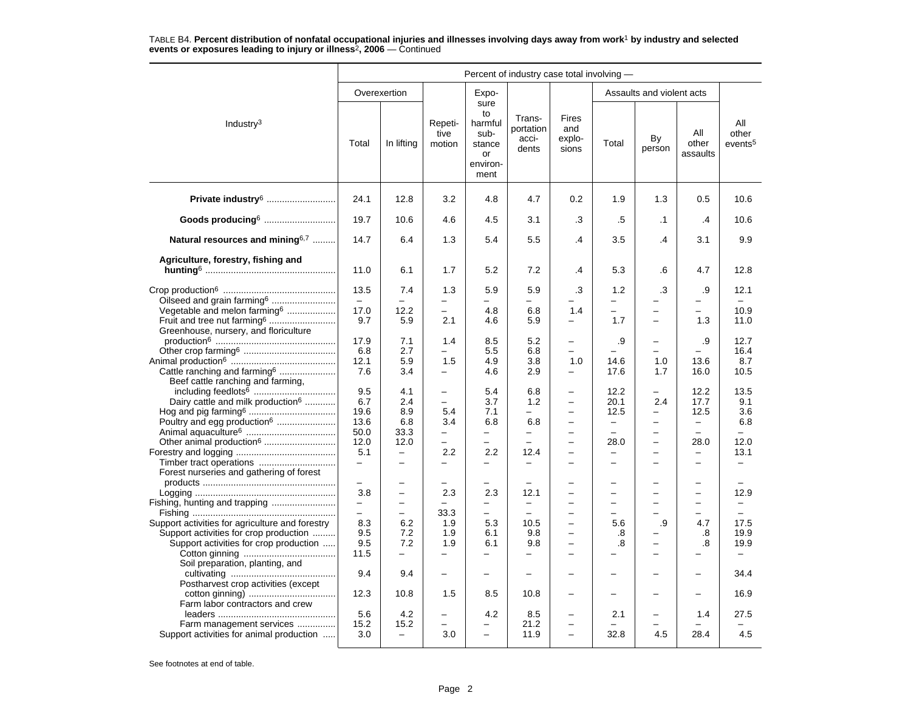TABLE B4. **Percent distribution of nonfatal occupational injuries and illnesses involving days away from work[1] by industry and selected events or exposures leading to injury or illness[2], 2006** — Continued

| Industry[3] | Percent of industry case total involving — | | | | | | | | | |
|---|---|---|---|---|---|---|---|---|---|---|
| | Overexertion | | Repetitive motion | Exposure to harmful substance or environment | Transportation accidents | Fires and explosions | Assaults and violent acts | | | All other events[5] |
| | Total | In lifting | | | | | Total | By person | All other assaults | |
| **Private industry[6]** | 24.1 | 12.8 | 3.2 | 4.8 | 4.7 | 0.2 | 1.9 | 1.3 | 0.5 | 10.6 |
| **Goods producing[6]** | 19.7 | 10.6 | 4.6 | 4.5 | 3.1 | .3 | .5 | .1 | .4 | 10.6 |
| **Natural resources and mining[6,7]** | 14.7 | 6.4 | 1.3 | 5.4 | 5.5 | .4 | 3.5 | .4 | 3.1 | 9.9 |
| **Agriculture, forestry, fishing and hunting[6]** | 11.0 | 6.1 | 1.7 | 5.2 | 7.2 | .4 | 5.3 | .6 | 4.7 | 12.8 |
| Crop production[6] | 13.5 | 7.4 | 1.3 | 5.9 | 5.9 | .3 | 1.2 | .3 | .9 | 12.1 |
| Oilseed and grain farming[6] | – | – | – | – | – | – | – | – | – | – |
| Vegetable and melon farming[6] | 17.0 | 12.2 | – | 4.8 | 6.8 | 1.4 | – | – | – | 10.9 |
| Fruit and tree nut farming[6] | 9.7 | 5.9 | 2.1 | 4.6 | 5.9 | – | 1.7 | – | 1.3 | 11.0 |
| Greenhouse, nursery, and floriculture production[6] | 17.9 | 7.1 | 1.4 | 8.5 | 5.2 | – | .9 | – | .9 | 12.7 |
| Other crop farming[6] | 6.8 | 2.7 | – | 5.5 | 6.8 | – | – | – | – | 16.4 |
| Animal production[6] | 12.1 | 5.9 | 1.5 | 4.9 | 3.8 | 1.0 | 14.6 | 1.0 | 13.6 | 8.7 |
| Cattle ranching and farming[6] | 7.6 | 3.4 | – | 4.6 | 2.9 | – | 17.6 | 1.7 | 16.0 | 10.5 |
| Beef cattle ranching and farming, including feedlots[6] | 9.5 | 4.1 | – | 5.4 | 6.8 | – | 12.2 | – | 12.2 | 13.5 |
| Dairy cattle and milk production[6] | 6.7 | 2.4 | – | 3.7 | 1.2 | – | 20.1 | 2.4 | 17.7 | 9.1 |
| Hog and pig farming[6] | 19.6 | 8.9 | 5.4 | 7.1 | – | – | 12.5 | – | 12.5 | 3.6 |
| Poultry and egg production[6] | 13.6 | 6.8 | 3.4 | 6.8 | 6.8 | – | – | – | – | 6.8 |
| Animal aquaculture[6] | 50.0 | 33.3 | – | – | – | – | – | – | – | – |
| Other animal production[6] | 12.0 | 12.0 | – | – | – | – | 28.0 | – | 28.0 | 12.0 |
| Forestry and logging | 5.1 | – | 2.2 | 2.2 | 12.4 | – | – | – | – | 13.1 |
| Timber tract operations | – | – | – | – | – | – | – | – | – | – |
| Forest nurseries and gathering of forest products | – | – | – | – | – | – | – | – | – | – |
| Logging | 3.8 | – | 2.3 | 2.3 | 12.1 | – | – | – | – | 12.9 |
| Fishing, hunting and trapping | – | – | – | – | – | – | – | – | – | – |
| Fishing | – | – | 33.3 | – | – | – | – | – | – | – |
| Support activities for agriculture and forestry | 8.3 | 6.2 | 1.9 | 5.3 | 10.5 | – | 5.6 | .9 | 4.7 | 17.5 |
| Support activities for crop production | 9.5 | 7.2 | 1.9 | 6.1 | 9.8 | – | .8 | – | .8 | 19.9 |
| Support activities for crop production | 9.5 | 7.2 | 1.9 | 6.1 | 9.8 | – | .8 | – | .8 | 19.9 |
| Cotton ginning | 11.5 | – | – | – | – | – | – | – | – | – |
| Soil preparation, planting, and cultivating | 9.4 | 9.4 | – | – | – | – | – | – | – | 34.4 |
| Postharvest crop activities (except cotton ginning) | 12.3 | 10.8 | 1.5 | 8.5 | 10.8 | – | – | – | – | 16.9 |
| Farm labor contractors and crew leaders | 5.6 | 4.2 | – | 4.2 | 8.5 | – | 2.1 | – | 1.4 | 27.5 |
| Farm management services | 15.2 | 15.2 | – | – | 21.2 | – | – | – | – | – |
| Support activities for animal production | 3.0 | – | 3.0 | – | 11.9 | – | 32.8 | 4.5 | 28.4 | 4.5 |

See footnotes at end of table.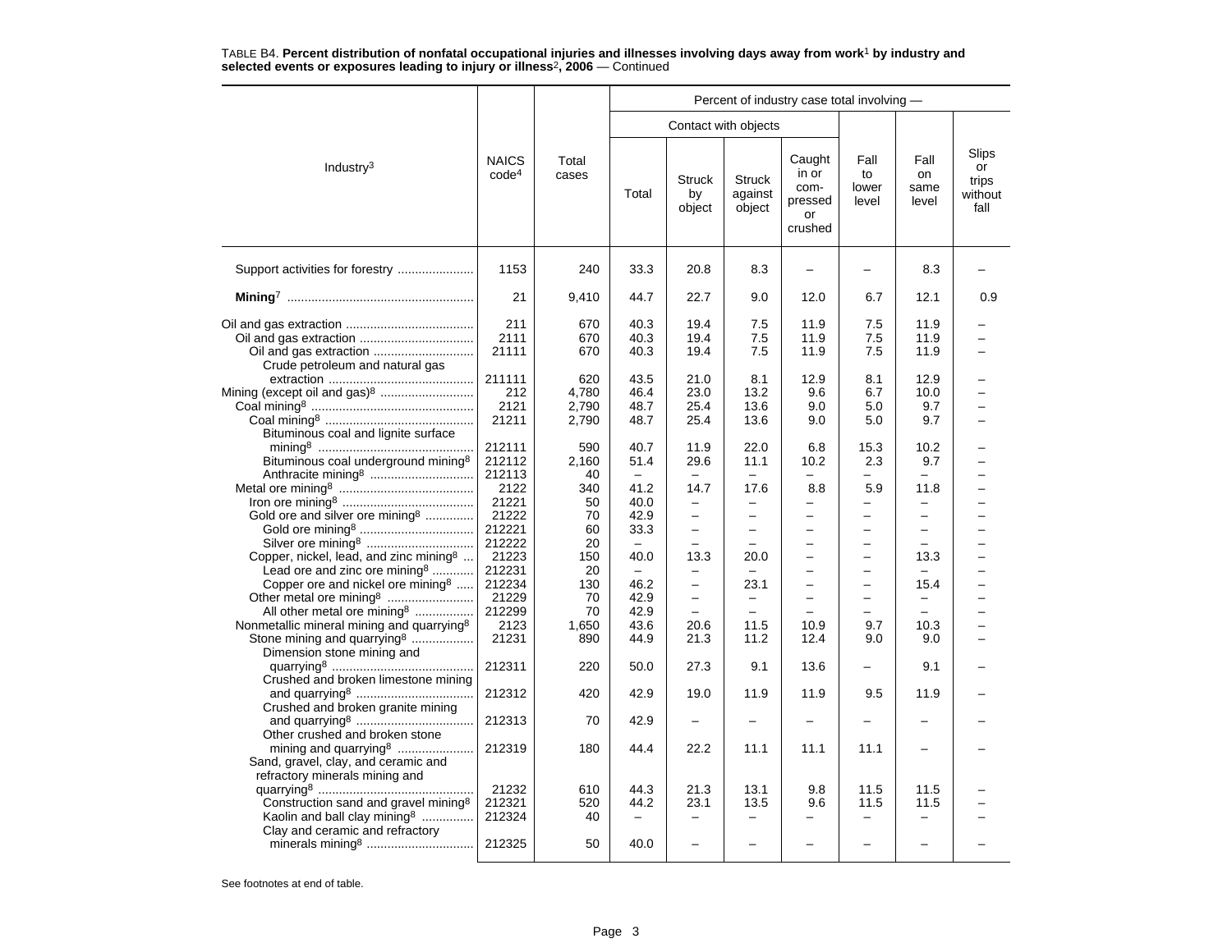TABLE B4. **Percent distribution of nonfatal occupational injuries and illnesses involving days away from work[1] by industry and selected events or exposures leading to injury or illness[2], 2006** — Continued

| Industry[3] | NAICS code[4] | Total cases | Percent of industry case total involving — | | | | | | |
|---|---|---|---|---|---|---|---|---|---|
| | | | Contact with objects | | | | | | |
| | | | Total | Struck by object | Struck against object | Caught in or compressed or crushed | Fall to lower level | Fall on same level | Slips or trips without fall |
| Support activities for forestry | 1153 | 240 | 33.3 | 20.8 | 8.3 | – | – | 8.3 | – |
| **Mining**[7] | 21 | 9,410 | 44.7 | 22.7 | 9.0 | 12.0 | 6.7 | 12.1 | 0.9 |
| Oil and gas extraction | 211 | 670 | 40.3 | 19.4 | 7.5 | 11.9 | 7.5 | 11.9 | – |
| Oil and gas extraction | 2111 | 670 | 40.3 | 19.4 | 7.5 | 11.9 | 7.5 | 11.9 | – |
| Oil and gas extraction | 21111 | 670 | 40.3 | 19.4 | 7.5 | 11.9 | 7.5 | 11.9 | – |
| Crude petroleum and natural gas extraction | 211111 | 620 | 43.5 | 21.0 | 8.1 | 12.9 | 8.1 | 12.9 | – |
| Mining (except oil and gas)[8] | 212 | 4,780 | 46.4 | 23.0 | 13.2 | 9.6 | 6.7 | 10.0 | – |
| Coal mining[8] | 2121 | 2,790 | 48.7 | 25.4 | 13.6 | 9.0 | 5.0 | 9.7 | – |
| Coal mining[8] | 21211 | 2,790 | 48.7 | 25.4 | 13.6 | 9.0 | 5.0 | 9.7 | – |
| Bituminous coal and lignite surface mining[8] | 212111 | 590 | 40.7 | 11.9 | 22.0 | 6.8 | 15.3 | 10.2 | – |
| Bituminous coal underground mining[8] | 212112 | 2,160 | 51.4 | 29.6 | 11.1 | 10.2 | 2.3 | 9.7 | – |
| Anthracite mining[8] | 212113 | 40 | – | – | – | – | – | – | – |
| Metal ore mining[8] | 2122 | 340 | 41.2 | 14.7 | 17.6 | 8.8 | 5.9 | 11.8 | – |
| Iron ore mining[8] | 21221 | 50 | 40.0 | – | – | – | – | – | – |
| Gold ore and silver ore mining[8] | 21222 | 70 | 42.9 | – | – | – | – | – | – |
| Gold ore mining[8] | 212221 | 60 | 33.3 | – | – | – | – | – | – |
| Silver ore mining[8] | 212222 | 20 | – | – | – | – | – | – | – |
| Copper, nickel, lead, and zinc mining[8] | 21223 | 150 | 40.0 | 13.3 | 20.0 | – | – | 13.3 | – |
| Lead ore and zinc ore mining[8] | 212231 | 20 | – | – | – | – | – | – | – |
| Copper ore and nickel ore mining[8] | 212234 | 130 | 46.2 | – | 23.1 | – | – | 15.4 | – |
| Other metal ore mining[8] | 21229 | 70 | 42.9 | – | – | – | – | – | – |
| All other metal ore mining[8] | 212299 | 70 | 42.9 | – | – | – | – | – | – |
| Nonmetallic mineral mining and quarrying[8] | 2123 | 1,650 | 43.6 | 20.6 | 11.5 | 10.9 | 9.7 | 10.3 | – |
| Stone mining and quarrying[8] | 21231 | 890 | 44.9 | 21.3 | 11.2 | 12.4 | 9.0 | 9.0 | – |
| Dimension stone mining and quarrying[8] | 212311 | 220 | 50.0 | 27.3 | 9.1 | 13.6 | – | 9.1 | – |
| Crushed and broken limestone mining and quarrying[8] | 212312 | 420 | 42.9 | 19.0 | 11.9 | 11.9 | 9.5 | 11.9 | – |
| Crushed and broken granite mining and quarrying[8] | 212313 | 70 | 42.9 | – | – | – | – | – | – |
| Other crushed and broken stone mining and quarrying[8] | 212319 | 180 | 44.4 | 22.2 | 11.1 | 11.1 | 11.1 | – | – |
| Sand, gravel, clay, and ceramic and refractory minerals mining and quarrying[8] | 21232 | 610 | 44.3 | 21.3 | 13.1 | 9.8 | 11.5 | 11.5 | – |
| Construction sand and gravel mining[8] | 212321 | 520 | 44.2 | 23.1 | 13.5 | 9.6 | 11.5 | 11.5 | – |
| Kaolin and ball clay mining[8] | 212324 | 40 | – | – | – | – | – | – | – |
| Clay and ceramic and refractory minerals mining[8] | 212325 | 50 | 40.0 | – | – | – | – | – | – |

See footnotes at end of table.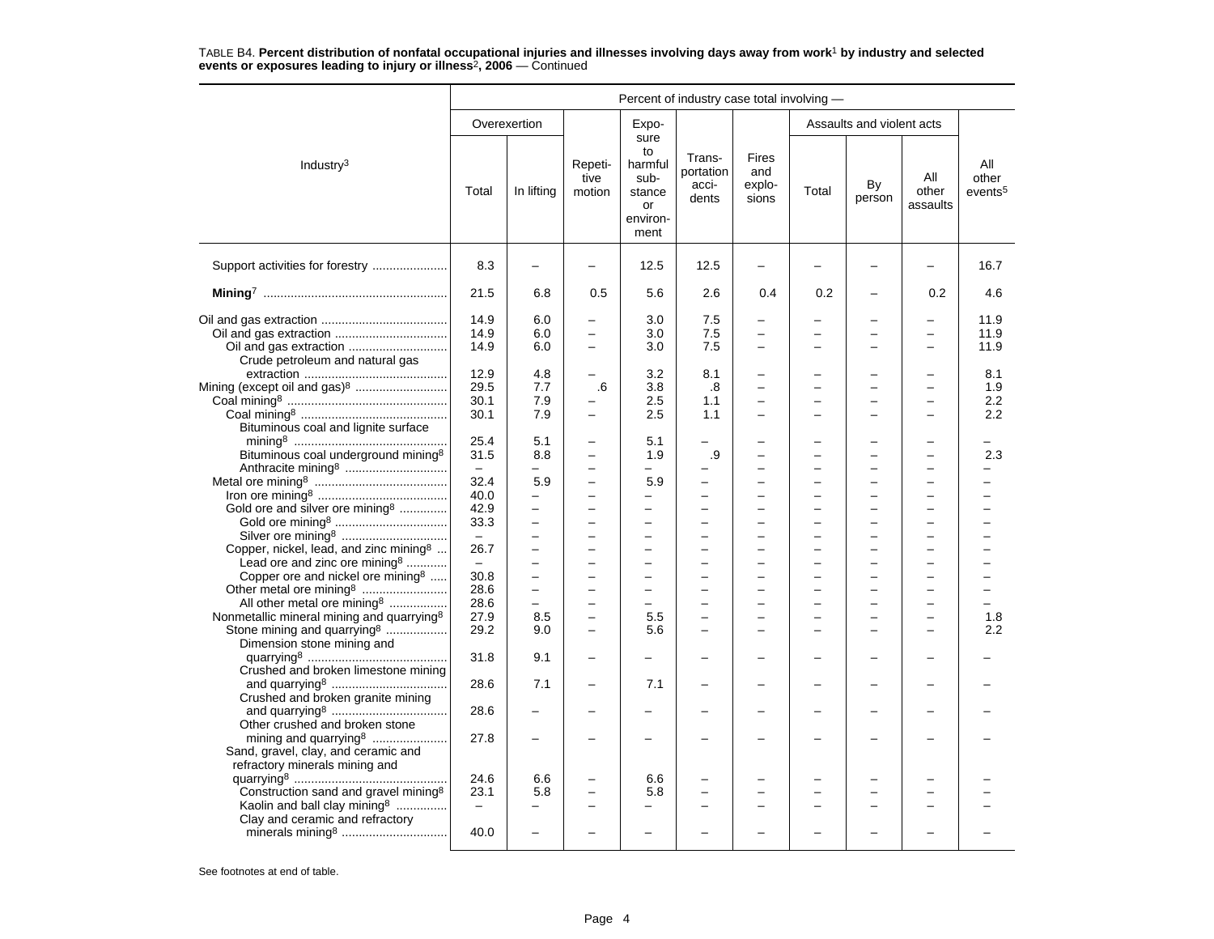TABLE B4. **Percent distribution of nonfatal occupational injuries and illnesses involving days away from work[1] by industry and selected events or exposures leading to injury or illness[2], 2006** — Continued

| Industry[3] | Percent of industry case total involving — | | | | | | | | | |
|---|---|---|---|---|---|---|---|---|---|---|
| | Overexertion | | Repetitive motion | Exposure to harmful substance or environment | Transportation accidents | Fires and explosions | Assaults and violent acts | | | All other events[5] |
| | Total | In lifting | | | | | Total | By person | All other assaults | |
| Support activities for forestry | 8.3 | – | – | 12.5 | 12.5 | – | – | – | – | 16.7 |
| **Mining**[7] | 21.5 | 6.8 | 0.5 | 5.6 | 2.6 | 0.4 | 0.2 | – | 0.2 | 4.6 |
| Oil and gas extraction | 14.9 | 6.0 | – | 3.0 | 7.5 | – | – | – | – | 11.9 |
| Oil and gas extraction | 14.9 | 6.0 | – | 3.0 | 7.5 | – | – | – | – | 11.9 |
| Oil and gas extraction | 14.9 | 6.0 | – | 3.0 | 7.5 | – | – | – | – | 11.9 |
| Crude petroleum and natural gas extraction | 12.9 | 4.8 | – | 3.2 | 8.1 | – | – | – | – | 8.1 |
| Mining (except oil and gas)[8] | 29.5 | 7.7 | .6 | 3.8 | .8 | – | – | – | – | 1.9 |
| Coal mining[8] | 30.1 | 7.9 | – | 2.5 | 1.1 | – | – | – | – | 2.2 |
| Coal mining[8] | 30.1 | 7.9 | – | 2.5 | 1.1 | – | – | – | – | 2.2 |
| Bituminous coal and lignite surface mining[8] | 25.4 | 5.1 | – | 5.1 | – | – | – | – | – | – |
| Bituminous coal underground mining[8] | 31.5 | 8.8 | – | 1.9 | .9 | – | – | – | – | 2.3 |
| Anthracite mining[8] | – | – | – | – | – | – | – | – | – | – |
| Metal ore mining[8] | 32.4 | 5.9 | – | 5.9 | – | – | – | – | – | – |
| Iron ore mining[8] | 40.0 | – | – | – | – | – | – | – | – | – |
| Gold ore and silver ore mining[8] | 42.9 | – | – | – | – | – | – | – | – | – |
| Gold ore mining[8] | 33.3 | – | – | – | – | – | – | – | – | – |
| Silver ore mining[8] | – | – | – | – | – | – | – | – | – | – |
| Copper, nickel, lead, and zinc mining[8] | 26.7 | – | – | – | – | – | – | – | – | – |
| Lead ore and zinc ore mining[8] | – | – | – | – | – | – | – | – | – | – |
| Copper ore and nickel ore mining[8] | 30.8 | – | – | – | – | – | – | – | – | – |
| Other metal ore mining[8] | 28.6 | – | – | – | – | – | – | – | – | – |
| All other metal ore mining[8] | 28.6 | – | – | – | – | – | – | – | – | – |
| Nonmetallic mineral mining and quarrying[8] | 27.9 | 8.5 | – | 5.5 | – | – | – | – | – | 1.8 |
| Stone mining and quarrying[8] | 29.2 | 9.0 | – | 5.6 | – | – | – | – | – | 2.2 |
| Dimension stone mining and quarrying[8] | 31.8 | 9.1 | – | – | – | – | – | – | – | – |
| Crushed and broken limestone mining and quarrying[8] | 28.6 | 7.1 | – | 7.1 | – | – | – | – | – | – |
| Crushed and broken granite mining and quarrying[8] | 28.6 | – | – | – | – | – | – | – | – | – |
| Other crushed and broken stone mining and quarrying[8] | 27.8 | – | – | – | – | – | – | – | – | – |
| Sand, gravel, clay, and ceramic and refractory minerals mining and quarrying[8] | 24.6 | 6.6 | – | 6.6 | – | – | – | – | – | – |
| Construction sand and gravel mining[8] | 23.1 | 5.8 | – | 5.8 | – | – | – | – | – | – |
| Kaolin and ball clay mining[8] | – | – | – | – | – | – | – | – | – | – |
| Clay and ceramic and refractory minerals mining[8] | 40.0 | – | – | – | – | – | – | – | – | – |

See footnotes at end of table.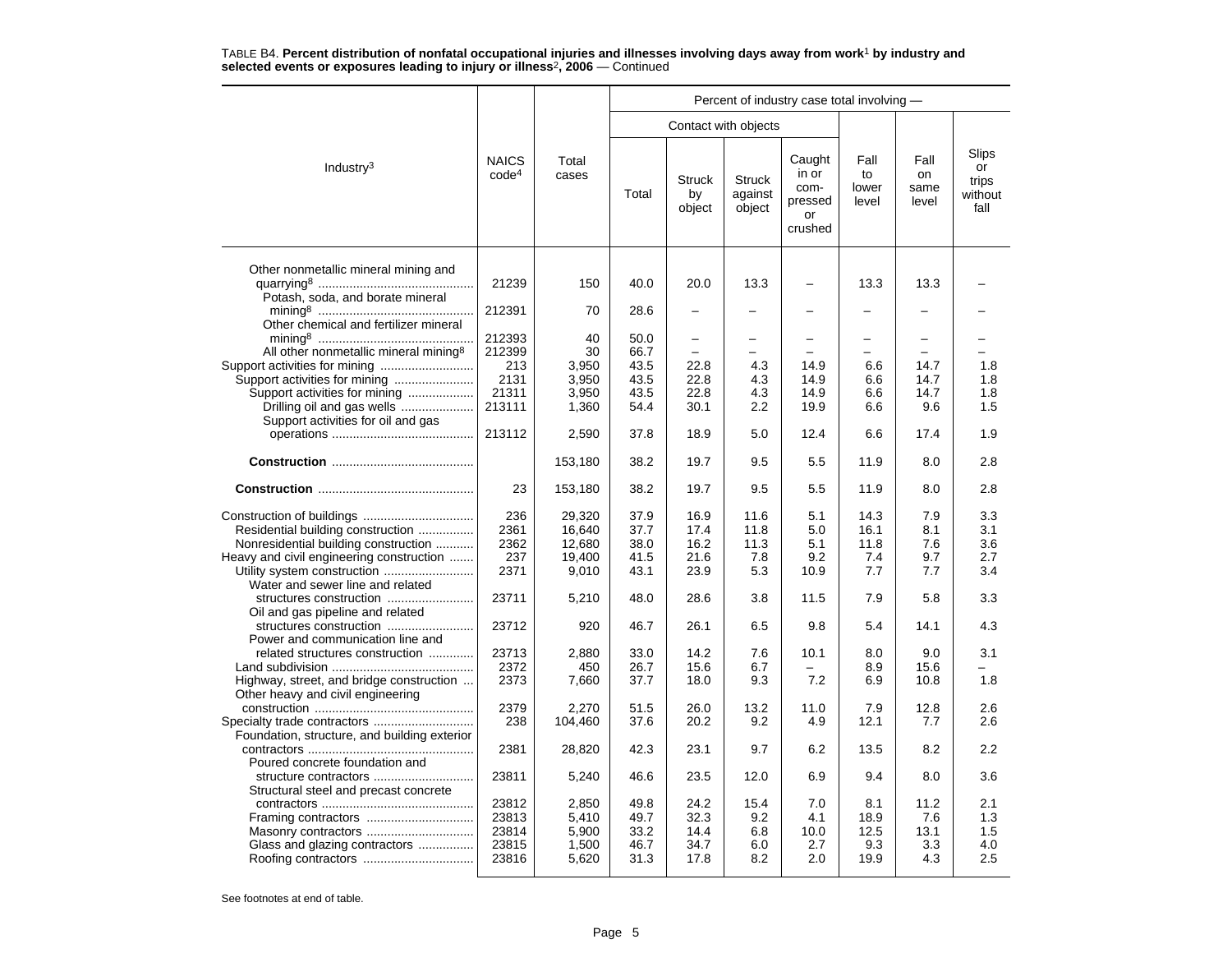TABLE B4. **Percent distribution of nonfatal occupational injuries and illnesses involving days away from work**[1] **by industry and selected events or exposures leading to injury or illness**[2]**, 2006** — Continued

| Industry[3] | NAICS code[4] | Total cases | Percent of industry case total involving — | | | | | | |
|---|---|---|---|---|---|---|---|---|---|
| | | | Contact with objects | | | | | | |
| | | | Total | Struck by object | Struck against object | Caught in or com-pressed or crushed | Fall to lower level | Fall on same level | Slips or trips without fall |
| Other nonmetallic mineral mining and quarrying[8] | 21239 | 150 | 40.0 | 20.0 | 13.3 | – | 13.3 | 13.3 | – |
| Potash, soda, and borate mineral mining[8] | 212391 | 70 | 28.6 | – | – | – | – | – | – |
| Other chemical and fertilizer mineral mining[8] | 212393 | 40 | 50.0 | – | – | – | – | – | – |
| All other nonmetallic mineral mining[8] | 212399 | 30 | 66.7 | – | – | – | – | – | – |
| Support activities for mining | 213 | 3,950 | 43.5 | 22.8 | 4.3 | 14.9 | 6.6 | 14.7 | 1.8 |
| Support activities for mining | 2131 | 3,950 | 43.5 | 22.8 | 4.3 | 14.9 | 6.6 | 14.7 | 1.8 |
| Support activities for mining | 21311 | 3,950 | 43.5 | 22.8 | 4.3 | 14.9 | 6.6 | 14.7 | 1.8 |
| Drilling oil and gas wells | 213111 | 1,360 | 54.4 | 30.1 | 2.2 | 19.9 | 6.6 | 9.6 | 1.5 |
| Support activities for oil and gas operations | 213112 | 2,590 | 37.8 | 18.9 | 5.0 | 12.4 | 6.6 | 17.4 | 1.9 |
| **Construction** | | 153,180 | 38.2 | 19.7 | 9.5 | 5.5 | 11.9 | 8.0 | 2.8 |
| **Construction** | 23 | 153,180 | 38.2 | 19.7 | 9.5 | 5.5 | 11.9 | 8.0 | 2.8 |
| Construction of buildings | 236 | 29,320 | 37.9 | 16.9 | 11.6 | 5.1 | 14.3 | 7.9 | 3.3 |
| Residential building construction | 2361 | 16,640 | 37.7 | 17.4 | 11.8 | 5.0 | 16.1 | 8.1 | 3.1 |
| Nonresidential building construction | 2362 | 12,680 | 38.0 | 16.2 | 11.3 | 5.1 | 11.8 | 7.6 | 3.6 |
| Heavy and civil engineering construction | 237 | 19,400 | 41.5 | 21.6 | 7.8 | 9.2 | 7.4 | 9.7 | 2.7 |
| Utility system construction | 2371 | 9,010 | 43.1 | 23.9 | 5.3 | 10.9 | 7.7 | 7.7 | 3.4 |
| Water and sewer line and related structures construction | 23711 | 5,210 | 48.0 | 28.6 | 3.8 | 11.5 | 7.9 | 5.8 | 3.3 |
| Oil and gas pipeline and related structures construction | 23712 | 920 | 46.7 | 26.1 | 6.5 | 9.8 | 5.4 | 14.1 | 4.3 |
| Power and communication line and related structures construction | 23713 | 2,880 | 33.0 | 14.2 | 7.6 | 10.1 | 8.0 | 9.0 | 3.1 |
| Land subdivision | 2372 | 450 | 26.7 | 15.6 | 6.7 | – | 8.9 | 15.6 | – |
| Highway, street, and bridge construction | 2373 | 7,660 | 37.7 | 18.0 | 9.3 | 7.2 | 6.9 | 10.8 | 1.8 |
| Other heavy and civil engineering construction | 2379 | 2,270 | 51.5 | 26.0 | 13.2 | 11.0 | 7.9 | 12.8 | 2.6 |
| Specialty trade contractors | 238 | 104,460 | 37.6 | 20.2 | 9.2 | 4.9 | 12.1 | 7.7 | 2.6 |
| Foundation, structure, and building exterior contractors | 2381 | 28,820 | 42.3 | 23.1 | 9.7 | 6.2 | 13.5 | 8.2 | 2.2 |
| Poured concrete foundation and structure contractors | 23811 | 5,240 | 46.6 | 23.5 | 12.0 | 6.9 | 9.4 | 8.0 | 3.6 |
| Structural steel and precast concrete contractors | 23812 | 2,850 | 49.8 | 24.2 | 15.4 | 7.0 | 8.1 | 11.2 | 2.1 |
| Framing contractors | 23813 | 5,410 | 49.7 | 32.3 | 9.2 | 4.1 | 18.9 | 7.6 | 1.3 |
| Masonry contractors | 23814 | 5,900 | 33.2 | 14.4 | 6.8 | 10.0 | 12.5 | 13.1 | 1.5 |
| Glass and glazing contractors | 23815 | 1,500 | 46.7 | 34.7 | 6.0 | 2.7 | 9.3 | 3.3 | 4.0 |
| Roofing contractors | 23816 | 5,620 | 31.3 | 17.8 | 8.2 | 2.0 | 19.9 | 4.3 | 2.5 |

See footnotes at end of table.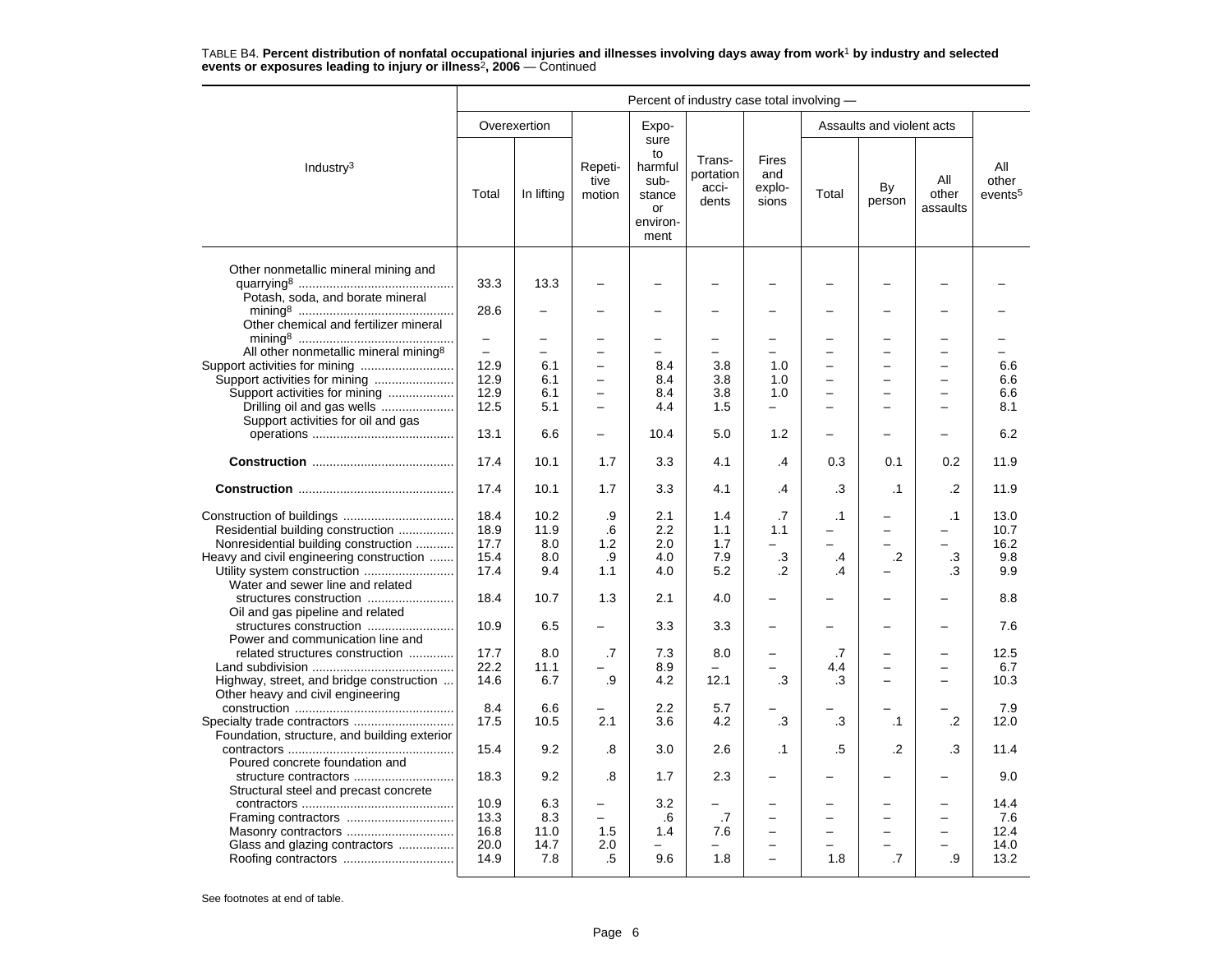TABLE B4. **Percent distribution of nonfatal occupational injuries and illnesses involving days away from work[1] by industry and selected events or exposures leading to injury or illness[2], 2006** — Continued

| Industry[3] | Percent of industry case total involving — | | | | | | | | | |
|---|---|---|---|---|---|---|---|---|---|---|
| | Overexertion | | Repetitive motion | Exposure to harmful substance or environment | Transportation accidents | Fires and explosions | Assaults and violent acts | | | All other events[5] |
| | Total | In lifting | | | | | Total | By person | All other assaults | |
| Other nonmetallic mineral mining and quarrying[8] | 33.3 | 13.3 | – | – | – | – | – | – | – | – |
| Potash, soda, and borate mineral mining[8] | 28.6 | – | – | – | – | – | – | – | – | – |
| Other chemical and fertilizer mineral mining[8] | – | – | – | – | – | – | – | – | – | – |
| All other nonmetallic mineral mining[8] | – | – | – | – | – | – | – | – | – | – |
| Support activities for mining | 12.9 | 6.1 | – | 8.4 | 3.8 | 1.0 | – | – | – | 6.6 |
| Support activities for mining | 12.9 | 6.1 | – | 8.4 | 3.8 | 1.0 | – | – | – | 6.6 |
| Support activities for mining | 12.9 | 6.1 | – | 8.4 | 3.8 | 1.0 | – | – | – | 6.6 |
| Drilling oil and gas wells | 12.5 | 5.1 | – | 4.4 | 1.5 | – | – | – | – | 8.1 |
| Support activities for oil and gas operations | 13.1 | 6.6 | – | 10.4 | 5.0 | 1.2 | – | – | – | 6.2 |
| **Construction** | 17.4 | 10.1 | 1.7 | 3.3 | 4.1 | .4 | 0.3 | 0.1 | 0.2 | 11.9 |
| **Construction** | 17.4 | 10.1 | 1.7 | 3.3 | 4.1 | .4 | .3 | .1 | .2 | 11.9 |
| Construction of buildings | 18.4 | 10.2 | .9 | 2.1 | 1.4 | .7 | .1 | – | .1 | 13.0 |
| Residential building construction | 18.9 | 11.9 | .6 | 2.2 | 1.1 | 1.1 | – | – | – | 10.7 |
| Nonresidential building construction | 17.7 | 8.0 | 1.2 | 2.0 | 1.7 | – | – | – | – | 16.2 |
| Heavy and civil engineering construction | 15.4 | 8.0 | .9 | 4.0 | 7.9 | .3 | .4 | .2 | .3 | 9.8 |
| Utility system construction | 17.4 | 9.4 | 1.1 | 4.0 | 5.2 | .2 | .4 | – | .3 | 9.9 |
| Water and sewer line and related structures construction | 18.4 | 10.7 | 1.3 | 2.1 | 4.0 | – | – | – | – | 8.8 |
| Oil and gas pipeline and related structures construction | 10.9 | 6.5 | – | 3.3 | 3.3 | – | – | – | – | 7.6 |
| Power and communication line and related structures construction | 17.7 | 8.0 | .7 | 7.3 | 8.0 | – | .7 | – | – | 12.5 |
| Land subdivision | 22.2 | 11.1 | – | 8.9 | – | – | 4.4 | – | – | 6.7 |
| Highway, street, and bridge construction | 14.6 | 6.7 | .9 | 4.2 | 12.1 | .3 | .3 | – | – | 10.3 |
| Other heavy and civil engineering construction | 8.4 | 6.6 | – | 2.2 | 5.7 | – | – | – | – | 7.9 |
| Specialty trade contractors | 17.5 | 10.5 | 2.1 | 3.6 | 4.2 | .3 | .3 | .1 | .2 | 12.0 |
| Foundation, structure, and building exterior contractors | 15.4 | 9.2 | .8 | 3.0 | 2.6 | .1 | .5 | .2 | .3 | 11.4 |
| Poured concrete foundation and structure contractors | 18.3 | 9.2 | .8 | 1.7 | 2.3 | – | – | – | – | 9.0 |
| Structural steel and precast concrete contractors | 10.9 | 6.3 | – | 3.2 | – | – | – | – | – | 14.4 |
| Framing contractors | 13.3 | 8.3 | – | .6 | .7 | – | – | – | – | 7.6 |
| Masonry contractors | 16.8 | 11.0 | 1.5 | 1.4 | 7.6 | – | – | – | – | 12.4 |
| Glass and glazing contractors | 20.0 | 14.7 | 2.0 | – | – | – | – | – | – | 14.0 |
| Roofing contractors | 14.9 | 7.8 | .5 | 9.6 | 1.8 | – | 1.8 | .7 | .9 | 13.2 |

See footnotes at end of table.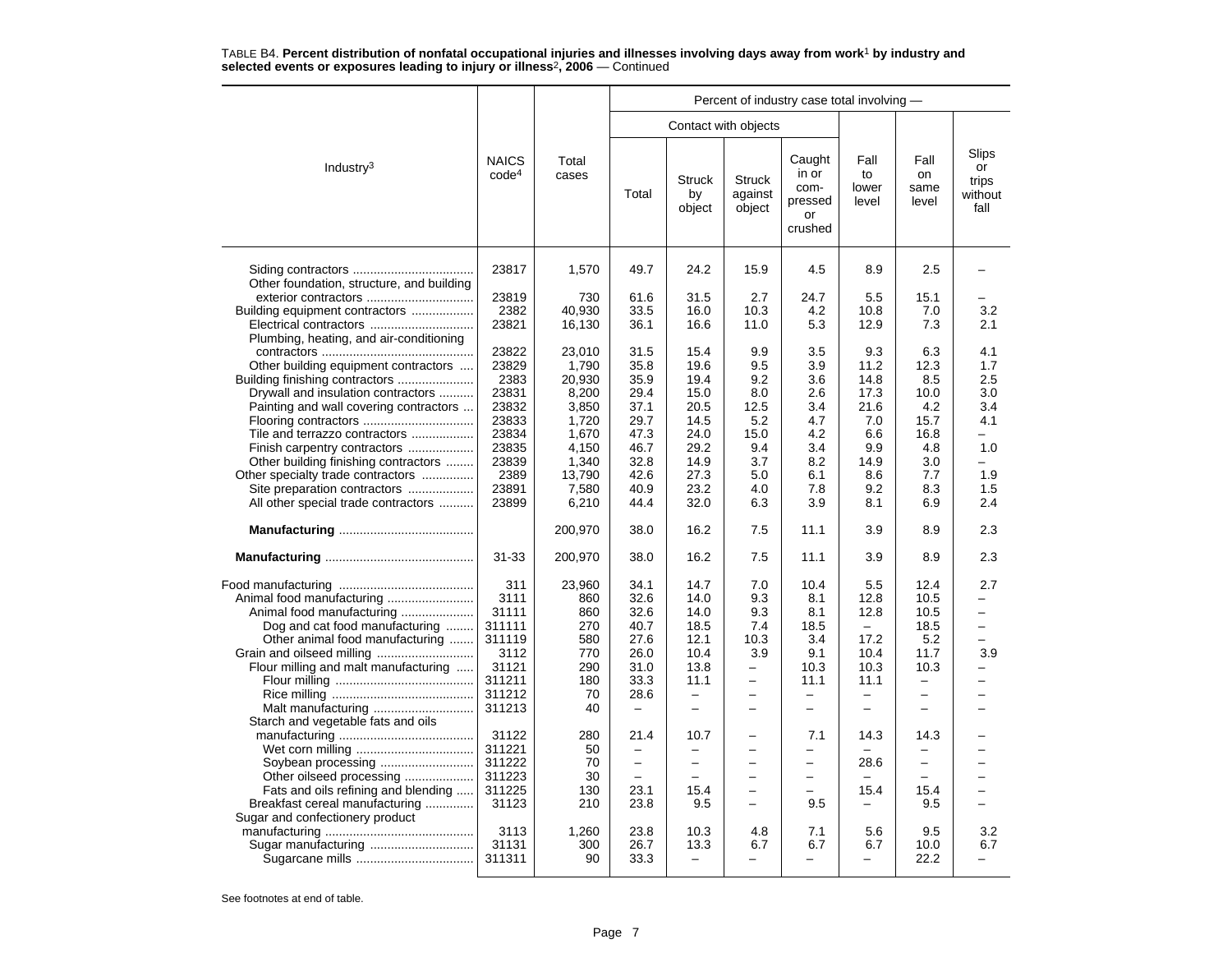TABLE B4. **Percent distribution of nonfatal occupational injuries and illnesses involving days away from work[1] by industry and selected events or exposures leading to injury or illness[2], 2006** — Continued

| Industry[3] | NAICS code[4] | Total cases | Percent of industry case total involving — | | | | | | |
|---|---|---|---|---|---|---|---|---|---|
| | | | Contact with objects | | | | | | |
| | | | Total | Struck by object | Struck against object | Caught in or com-pressed or crushed | Fall to lower level | Fall on same level | Slips or trips without fall |
| Siding contractors | 23817 | 1,570 | 49.7 | 24.2 | 15.9 | 4.5 | 8.9 | 2.5 | – |
| Other foundation, structure, and building exterior contractors | 23819 | 730 | 61.6 | 31.5 | 2.7 | 24.7 | 5.5 | 15.1 | – |
| Building equipment contractors | 2382 | 40,930 | 33.5 | 16.0 | 10.3 | 4.2 | 10.8 | 7.0 | 3.2 |
| Electrical contractors | 23821 | 16,130 | 36.1 | 16.6 | 11.0 | 5.3 | 12.9 | 7.3 | 2.1 |
| Plumbing, heating, and air-conditioning contractors | 23822 | 23,010 | 31.5 | 15.4 | 9.9 | 3.5 | 9.3 | 6.3 | 4.1 |
| Other building equipment contractors | 23829 | 1,790 | 35.8 | 19.6 | 9.5 | 3.9 | 11.2 | 12.3 | 1.7 |
| Building finishing contractors | 2383 | 20,930 | 35.9 | 19.4 | 9.2 | 3.6 | 14.8 | 8.5 | 2.5 |
| Drywall and insulation contractors | 23831 | 8,200 | 29.4 | 15.0 | 8.0 | 2.6 | 17.3 | 10.0 | 3.0 |
| Painting and wall covering contractors | 23832 | 3,850 | 37.1 | 20.5 | 12.5 | 3.4 | 21.6 | 4.2 | 3.4 |
| Flooring contractors | 23833 | 1,720 | 29.7 | 14.5 | 5.2 | 4.7 | 7.0 | 15.7 | 4.1 |
| Tile and terrazzo contractors | 23834 | 1,670 | 47.3 | 24.0 | 15.0 | 4.2 | 6.6 | 16.8 | – |
| Finish carpentry contractors | 23835 | 4,150 | 46.7 | 29.2 | 9.4 | 3.4 | 9.9 | 4.8 | 1.0 |
| Other building finishing contractors | 23839 | 1,340 | 32.8 | 14.9 | 3.7 | 8.2 | 14.9 | 3.0 | – |
| Other specialty trade contractors | 2389 | 13,790 | 42.6 | 27.3 | 5.0 | 6.1 | 8.6 | 7.7 | 1.9 |
| Site preparation contractors | 23891 | 7,580 | 40.9 | 23.2 | 4.0 | 7.8 | 9.2 | 8.3 | 1.5 |
| All other special trade contractors | 23899 | 6,210 | 44.4 | 32.0 | 6.3 | 3.9 | 8.1 | 6.9 | 2.4 |
| **Manufacturing** | | 200,970 | 38.0 | 16.2 | 7.5 | 11.1 | 3.9 | 8.9 | 2.3 |
| **Manufacturing** | 31-33 | 200,970 | 38.0 | 16.2 | 7.5 | 11.1 | 3.9 | 8.9 | 2.3 |
| Food manufacturing | 311 | 23,960 | 34.1 | 14.7 | 7.0 | 10.4 | 5.5 | 12.4 | 2.7 |
| Animal food manufacturing | 3111 | 860 | 32.6 | 14.0 | 9.3 | 8.1 | 12.8 | 10.5 | – |
| Animal food manufacturing | 31111 | 860 | 32.6 | 14.0 | 9.3 | 8.1 | 12.8 | 10.5 | – |
| Dog and cat food manufacturing | 311111 | 270 | 40.7 | 18.5 | 7.4 | 18.5 | – | 18.5 | – |
| Other animal food manufacturing | 311119 | 580 | 27.6 | 12.1 | 10.3 | 3.4 | 17.2 | 5.2 | – |
| Grain and oilseed milling | 3112 | 770 | 26.0 | 10.4 | 3.9 | 9.1 | 10.4 | 11.7 | 3.9 |
| Flour milling and malt manufacturing | 31121 | 290 | 31.0 | 13.8 | – | 10.3 | 10.3 | 10.3 | – |
| Flour milling | 311211 | 180 | 33.3 | 11.1 | – | 11.1 | 11.1 | – | – |
| Rice milling | 311212 | 70 | 28.6 | – | – | – | – | – | – |
| Malt manufacturing | 311213 | 40 | – | – | – | – | – | – | – |
| Starch and vegetable fats and oils manufacturing | 31122 | 280 | 21.4 | 10.7 | – | 7.1 | 14.3 | 14.3 | – |
| Wet corn milling | 311221 | 50 | – | – | – | – | – | – | – |
| Soybean processing | 311222 | 70 | – | – | – | – | 28.6 | – | – |
| Other oilseed processing | 311223 | 30 | – | – | – | – | – | – | – |
| Fats and oils refining and blending | 311225 | 130 | 23.1 | 15.4 | – | – | 15.4 | 15.4 | – |
| Breakfast cereal manufacturing | 31123 | 210 | 23.8 | 9.5 | – | 9.5 | – | 9.5 | – |
| Sugar and confectionery product manufacturing | 3113 | 1,260 | 23.8 | 10.3 | 4.8 | 7.1 | 5.6 | 9.5 | 3.2 |
| Sugar manufacturing | 31131 | 300 | 26.7 | 13.3 | 6.7 | 6.7 | 6.7 | 10.0 | 6.7 |
| Sugarcane mills | 311311 | 90 | 33.3 | – | – | – | – | 22.2 | – |

See footnotes at end of table.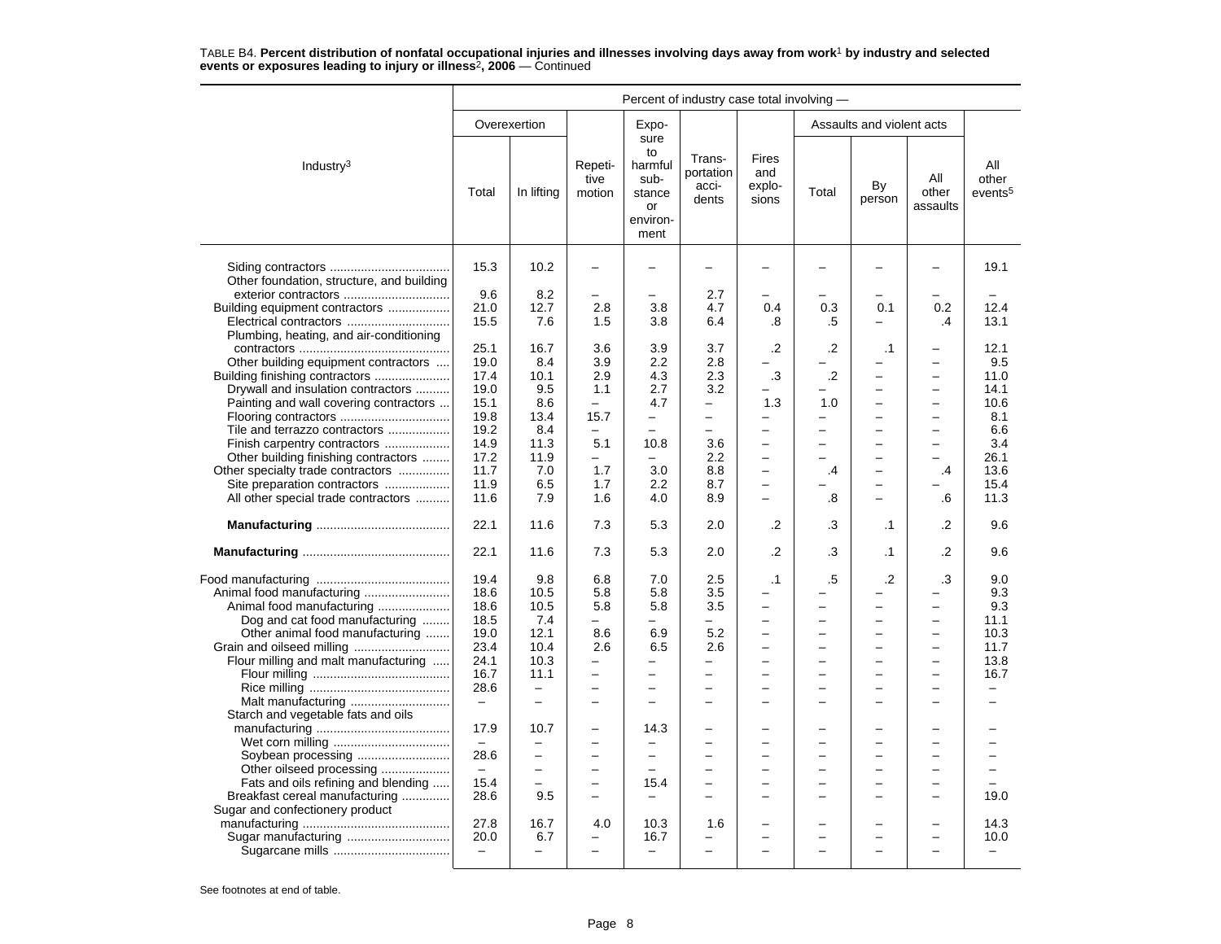TABLE B4. **Percent distribution of nonfatal occupational injuries and illnesses involving days away from work[1] by industry and selected events or exposures leading to injury or illness[2], 2006** — Continued

| Industry[3] | Percent of industry case total involving — | | | | | | | | | |
|---|---|---|---|---|---|---|---|---|---|---|
| | Overexertion | | Repetitive motion | Exposure to harmful substance or environment | Transportation accidents | Fires and explosions | Assaults and violent acts | | | All other events[5] |
| | Total | In lifting | | | | | Total | By person | All other assaults | |
| Siding contractors | 15.3 | 10.2 | – | – | – | – | – | – | – | 19.1 |
| Other foundation, structure, and building exterior contractors | 9.6 | 8.2 | – | – | 2.7 | – | – | – | – | – |
| Building equipment contractors | 21.0 | 12.7 | 2.8 | 3.8 | 4.7 | 0.4 | 0.3 | 0.1 | 0.2 | 12.4 |
| Electrical contractors | 15.5 | 7.6 | 1.5 | 3.8 | 6.4 | .8 | .5 | – | .4 | 13.1 |
| Plumbing, heating, and air-conditioning contractors | 25.1 | 16.7 | 3.6 | 3.9 | 3.7 | .2 | .2 | .1 | – | 12.1 |
| Other building equipment contractors | 19.0 | 8.4 | 3.9 | 2.2 | 2.8 | – | – | – | – | 9.5 |
| Building finishing contractors | 17.4 | 10.1 | 2.9 | 4.3 | 2.3 | .3 | .2 | – | – | 11.0 |
| Drywall and insulation contractors | 19.0 | 9.5 | 1.1 | 2.7 | 3.2 | – | – | – | – | 14.1 |
| Painting and wall covering contractors | 15.1 | 8.6 | – | 4.7 | – | 1.3 | 1.0 | – | – | 10.6 |
| Flooring contractors | 19.8 | 13.4 | 15.7 | – | – | – | – | – | – | 8.1 |
| Tile and terrazzo contractors | 19.2 | 8.4 | – | – | – | – | – | – | – | 6.6 |
| Finish carpentry contractors | 14.9 | 11.3 | 5.1 | 10.8 | 3.6 | – | – | – | – | 3.4 |
| Other building finishing contractors | 17.2 | 11.9 | – | – | 2.2 | – | – | – | – | 26.1 |
| Other specialty trade contractors | 11.7 | 7.0 | 1.7 | 3.0 | 8.8 | – | .4 | – | .4 | 13.6 |
| Site preparation contractors | 11.9 | 6.5 | 1.7 | 2.2 | 8.7 | – | – | – | – | 15.4 |
| All other special trade contractors | 11.6 | 7.9 | 1.6 | 4.0 | 8.9 | – | .8 | – | .6 | 11.3 |
| **Manufacturing** | 22.1 | 11.6 | 7.3 | 5.3 | 2.0 | .2 | .3 | .1 | .2 | 9.6 |
| **Manufacturing** | 22.1 | 11.6 | 7.3 | 5.3 | 2.0 | .2 | .3 | .1 | .2 | 9.6 |
| Food manufacturing | 19.4 | 9.8 | 6.8 | 7.0 | 2.5 | .1 | .5 | .2 | .3 | 9.0 |
| Animal food manufacturing | 18.6 | 10.5 | 5.8 | 5.8 | 3.5 | – | – | – | – | 9.3 |
| Animal food manufacturing | 18.6 | 10.5 | 5.8 | 5.8 | 3.5 | – | – | – | – | 9.3 |
| Dog and cat food manufacturing | 18.5 | 7.4 | – | – | – | – | – | – | – | 11.1 |
| Other animal food manufacturing | 19.0 | 12.1 | 8.6 | 6.9 | 5.2 | – | – | – | – | 10.3 |
| Grain and oilseed milling | 23.4 | 10.4 | 2.6 | 6.5 | 2.6 | – | – | – | – | 11.7 |
| Flour milling and malt manufacturing | 24.1 | 10.3 | – | – | – | – | – | – | – | 13.8 |
| Flour milling | 16.7 | 11.1 | – | – | – | – | – | – | – | 16.7 |
| Rice milling | 28.6 | – | – | – | – | – | – | – | – | – |
| Malt manufacturing | – | – | – | – | – | – | – | – | – | – |
| Starch and vegetable fats and oils manufacturing | 17.9 | 10.7 | – | 14.3 | – | – | – | – | – | – |
| Wet corn milling | – | – | – | – | – | – | – | – | – | – |
| Soybean processing | 28.6 | – | – | – | – | – | – | – | – | – |
| Other oilseed processing | – | – | – | – | – | – | – | – | – | – |
| Fats and oils refining and blending | 15.4 | – | – | 15.4 | – | – | – | – | – | – |
| Breakfast cereal manufacturing | 28.6 | 9.5 | – | – | – | – | – | – | – | 19.0 |
| Sugar and confectionery product manufacturing | 27.8 | 16.7 | 4.0 | 10.3 | 1.6 | – | – | – | – | 14.3 |
| Sugar manufacturing | 20.0 | 6.7 | – | 16.7 | – | – | – | – | – | 10.0 |
| Sugarcane mills | – | – | – | – | – | – | – | – | – | – |

See footnotes at end of table.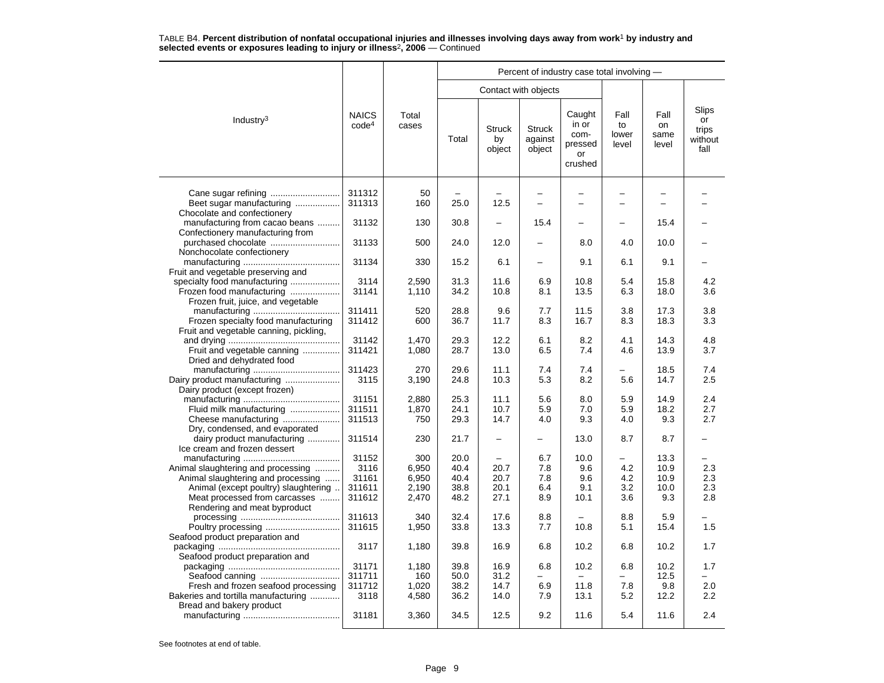TABLE B4. **Percent distribution of nonfatal occupational injuries and illnesses involving days away from work[1] by industry and selected events or exposures leading to injury or illness[2], 2006** — Continued

| Industry[3] | NAICS code[4] | Total cases | Percent of industry case total involving — | | | | | | |
|---|---|---|---|---|---|---|---|---|---|
| | | | Contact with objects | | | | | | |
| | | | Total | Struck by object | Struck against object | Caught in or compressed or crushed | Fall to lower level | Fall on same level | Slips or trips without fall |
| Cane sugar refining | 311312 | 50 | – | – | – | – | – | – | – |
| Beet sugar manufacturing | 311313 | 160 | 25.0 | 12.5 | – | – | – | – | – |
| Chocolate and confectionery manufacturing from cacao beans | 31132 | 130 | 30.8 | – | 15.4 | – | – | 15.4 | – |
| Confectionery manufacturing from purchased chocolate | 31133 | 500 | 24.0 | 12.0 | – | 8.0 | 4.0 | 10.0 | – |
| Nonchocolate confectionery manufacturing | 31134 | 330 | 15.2 | 6.1 | – | 9.1 | 6.1 | 9.1 | – |
| Fruit and vegetable preserving and specialty food manufacturing | 3114 | 2,590 | 31.3 | 11.6 | 6.9 | 10.8 | 5.4 | 15.8 | 4.2 |
| Frozen food manufacturing | 31141 | 1,110 | 34.2 | 10.8 | 8.1 | 13.5 | 6.3 | 18.0 | 3.6 |
| Frozen fruit, juice, and vegetable manufacturing | 311411 | 520 | 28.8 | 9.6 | 7.7 | 11.5 | 3.8 | 17.3 | 3.8 |
| Frozen specialty food manufacturing | 311412 | 600 | 36.7 | 11.7 | 8.3 | 16.7 | 8.3 | 18.3 | 3.3 |
| Fruit and vegetable canning, pickling, and drying | 31142 | 1,470 | 29.3 | 12.2 | 6.1 | 8.2 | 4.1 | 14.3 | 4.8 |
| Fruit and vegetable canning | 311421 | 1,080 | 28.7 | 13.0 | 6.5 | 7.4 | 4.6 | 13.9 | 3.7 |
| Dried and dehydrated food manufacturing | 311423 | 270 | 29.6 | 11.1 | 7.4 | 7.4 | – | 18.5 | 7.4 |
| Dairy product manufacturing | 3115 | 3,190 | 24.8 | 10.3 | 5.3 | 8.2 | 5.6 | 14.7 | 2.5 |
| Dairy product (except frozen) manufacturing | 31151 | 2,880 | 25.3 | 11.1 | 5.6 | 8.0 | 5.9 | 14.9 | 2.4 |
| Fluid milk manufacturing | 311511 | 1,870 | 24.1 | 10.7 | 5.9 | 7.0 | 5.9 | 18.2 | 2.7 |
| Cheese manufacturing | 311513 | 750 | 29.3 | 14.7 | 4.0 | 9.3 | 4.0 | 9.3 | 2.7 |
| Dry, condensed, and evaporated dairy product manufacturing | 311514 | 230 | 21.7 | – | – | 13.0 | 8.7 | 8.7 | – |
| Ice cream and frozen dessert manufacturing | 31152 | 300 | 20.0 | – | 6.7 | 10.0 | – | 13.3 | – |
| Animal slaughtering and processing | 3116 | 6,950 | 40.4 | 20.7 | 7.8 | 9.6 | 4.2 | 10.9 | 2.3 |
| Animal slaughtering and processing | 31161 | 6,950 | 40.4 | 20.7 | 7.8 | 9.6 | 4.2 | 10.9 | 2.3 |
| Animal (except poultry) slaughtering | 311611 | 2,190 | 38.8 | 20.1 | 6.4 | 9.1 | 3.2 | 10.0 | 2.3 |
| Meat processed from carcasses | 311612 | 2,470 | 48.2 | 27.1 | 8.9 | 10.1 | 3.6 | 9.3 | 2.8 |
| Rendering and meat byproduct processing | 311613 | 340 | 32.4 | 17.6 | 8.8 | – | 8.8 | 5.9 | – |
| Poultry processing | 311615 | 1,950 | 33.8 | 13.3 | 7.7 | 10.8 | 5.1 | 15.4 | 1.5 |
| Seafood product preparation and packaging | 3117 | 1,180 | 39.8 | 16.9 | 6.8 | 10.2 | 6.8 | 10.2 | 1.7 |
| Seafood product preparation and packaging | 31171 | 1,180 | 39.8 | 16.9 | 6.8 | 10.2 | 6.8 | 10.2 | 1.7 |
| Seafood canning | 311711 | 160 | 50.0 | 31.2 | – | – | – | 12.5 | – |
| Fresh and frozen seafood processing | 311712 | 1,020 | 38.2 | 14.7 | 6.9 | 11.8 | 7.8 | 9.8 | 2.0 |
| Bakeries and tortilla manufacturing | 3118 | 4,580 | 36.2 | 14.0 | 7.9 | 13.1 | 5.2 | 12.2 | 2.2 |
| Bread and bakery product manufacturing | 31181 | 3,360 | 34.5 | 12.5 | 9.2 | 11.6 | 5.4 | 11.6 | 2.4 |

See footnotes at end of table.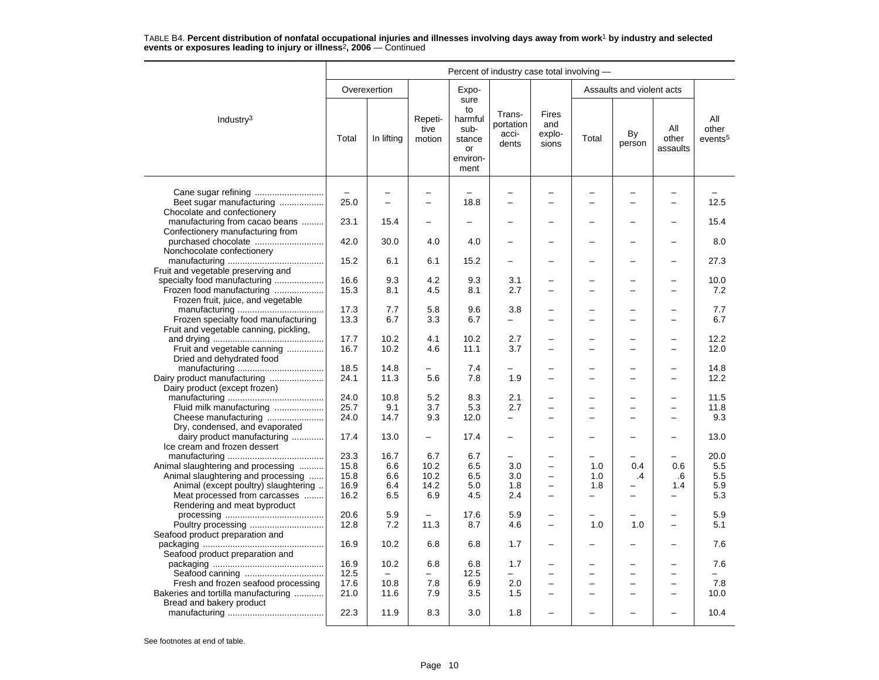TABLE B4. **Percent distribution of nonfatal occupational injuries and illnesses involving days away from work[1] by industry and selected events or exposures leading to injury or illness[2], 2006** — Continued

| Industry[3] | Percent of industry case total involving — | | | | | | | | | |
|---|---|---|---|---|---|---|---|---|---|---|
| | Overexertion | | Repetitive motion | Exposure to harmful substance or environment | Transportation accidents | Fires and explosions | Assaults and violent acts | | | All other events[5] |
| | Total | In lifting | | | | | Total | By person | All other assaults | |
| Cane sugar refining | – | – | – | – | – | – | – | – | – | – |
| Beet sugar manufacturing | 25.0 | – | – | 18.8 | – | – | – | – | – | 12.5 |
| Chocolate and confectionery manufacturing from cacao beans | 23.1 | 15.4 | – | – | – | – | – | – | – | 15.4 |
| Confectionery manufacturing from purchased chocolate | 42.0 | 30.0 | 4.0 | 4.0 | – | – | – | – | – | 8.0 |
| Nonchocolate confectionery manufacturing | 15.2 | 6.1 | 6.1 | 15.2 | – | – | – | – | – | 27.3 |
| Fruit and vegetable preserving and specialty food manufacturing | 16.6 | 9.3 | 4.2 | 9.3 | 3.1 | – | – | – | – | 10.0 |
| Frozen food manufacturing | 15.3 | 8.1 | 4.5 | 8.1 | 2.7 | – | – | – | – | 7.2 |
| Frozen fruit, juice, and vegetable manufacturing | 17.3 | 7.7 | 5.8 | 9.6 | 3.8 | – | – | – | – | 7.7 |
| Frozen specialty food manufacturing | 13.3 | 6.7 | 3.3 | 6.7 | – | – | – | – | – | 6.7 |
| Fruit and vegetable canning, pickling, and drying | 17.7 | 10.2 | 4.1 | 10.2 | 2.7 | – | – | – | – | 12.2 |
| Fruit and vegetable canning | 16.7 | 10.2 | 4.6 | 11.1 | 3.7 | – | – | – | – | 12.0 |
| Dried and dehydrated food manufacturing | 18.5 | 14.8 | – | 7.4 | – | – | – | – | – | 14.8 |
| Dairy product manufacturing | 24.1 | 11.3 | 5.6 | 7.8 | 1.9 | – | – | – | – | 12.2 |
| Dairy product (except frozen) manufacturing | 24.0 | 10.8 | 5.2 | 8.3 | 2.1 | – | – | – | – | 11.5 |
| Fluid milk manufacturing | 25.7 | 9.1 | 3.7 | 5.3 | 2.7 | – | – | – | – | 11.8 |
| Cheese manufacturing | 24.0 | 14.7 | 9.3 | 12.0 | – | – | – | – | – | 9.3 |
| Dry, condensed, and evaporated dairy product manufacturing | 17.4 | 13.0 | – | 17.4 | – | – | – | – | – | 13.0 |
| Ice cream and frozen dessert manufacturing | 23.3 | 16.7 | 6.7 | 6.7 | – | – | – | – | – | 20.0 |
| Animal slaughtering and processing | 15.8 | 6.6 | 10.2 | 6.5 | 3.0 | – | 1.0 | 0.4 | 0.6 | 5.5 |
| Animal slaughtering and processing | 15.8 | 6.6 | 10.2 | 6.5 | 3.0 | – | 1.0 | .4 | .6 | 5.5 |
| Animal (except poultry) slaughtering | 16.9 | 6.4 | 14.2 | 5.0 | 1.8 | – | 1.8 | – | 1.4 | 5.9 |
| Meat processed from carcasses | 16.2 | 6.5 | 6.9 | 4.5 | 2.4 | – | – | – | – | 5.3 |
| Rendering and meat byproduct processing | 20.6 | 5.9 | – | 17.6 | 5.9 | – | – | – | – | 5.9 |
| Poultry processing | 12.8 | 7.2 | 11.3 | 8.7 | 4.6 | – | 1.0 | 1.0 | – | 5.1 |
| Seafood product preparation and packaging | 16.9 | 10.2 | 6.8 | 6.8 | 1.7 | – | – | – | – | 7.6 |
| Seafood product preparation and packaging | 16.9 | 10.2 | 6.8 | 6.8 | 1.7 | – | – | – | – | 7.6 |
| Seafood canning | 12.5 | – | – | 12.5 | – | – | – | – | – | – |
| Fresh and frozen seafood processing | 17.6 | 10.8 | 7.8 | 6.9 | 2.0 | – | – | – | – | 7.8 |
| Bakeries and tortilla manufacturing | 21.0 | 11.6 | 7.9 | 3.5 | 1.5 | – | – | – | – | 10.0 |
| Bread and bakery product manufacturing | 22.3 | 11.9 | 8.3 | 3.0 | 1.8 | – | – | – | – | 10.4 |

See footnotes at end of table.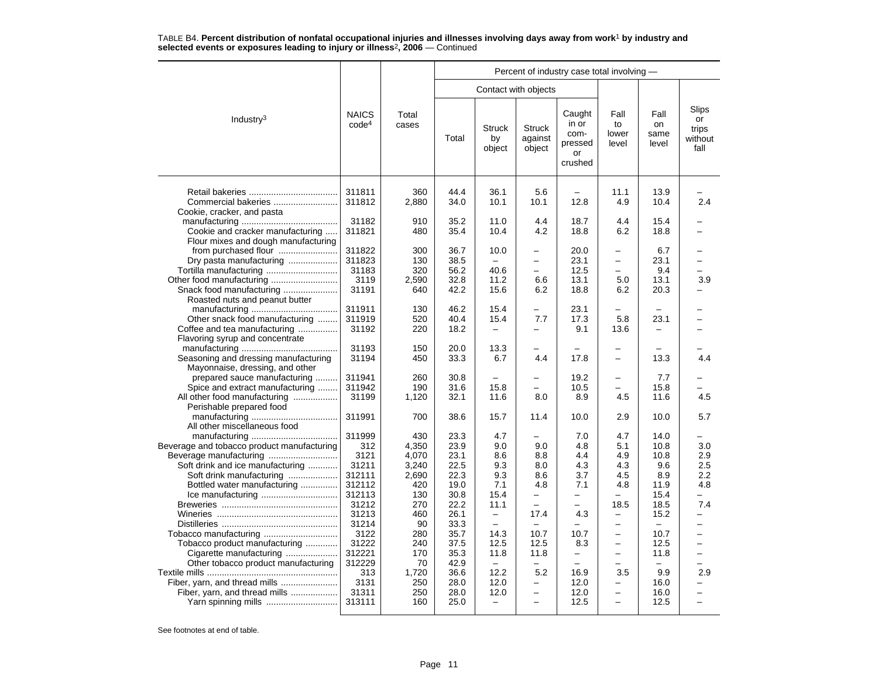TABLE B4. **Percent distribution of nonfatal occupational injuries and illnesses involving days away from work[1] by industry and selected events or exposures leading to injury or illness[2], 2006** — Continued

| Industry[3] | NAICS code[4] | Total cases | Percent of industry case total involving — Contact with objects: Total | Contact with objects: Struck by object | Contact with objects: Struck against object | Contact with objects: Caught in or com-pressed or crushed | Fall to lower level | Fall on same level | Slips or trips without fall |
|---|---|---|---|---|---|---|---|---|---|
| Retail bakeries | 311811 | 360 | 44.4 | 36.1 | 5.6 | – | 11.1 | 13.9 | – |
| Commercial bakeries | 311812 | 2,880 | 34.0 | 10.1 | 10.1 | 12.8 | 4.9 | 10.4 | 2.4 |
| Cookie, cracker, and pasta manufacturing | 31182 | 910 | 35.2 | 11.0 | 4.4 | 18.7 | 4.4 | 15.4 | – |
| Cookie and cracker manufacturing | 311821 | 480 | 35.4 | 10.4 | 4.2 | 18.8 | 6.2 | 18.8 | – |
| Flour mixes and dough manufacturing from purchased flour | 311822 | 300 | 36.7 | 10.0 | – | 20.0 | – | 6.7 | – |
| Dry pasta manufacturing | 311823 | 130 | 38.5 | – | – | 23.1 | – | 23.1 | – |
| Tortilla manufacturing | 31183 | 320 | 56.2 | 40.6 | – | 12.5 | – | 9.4 | – |
| Other food manufacturing | 3119 | 2,590 | 32.8 | 11.2 | 6.6 | 13.1 | 5.0 | 13.1 | 3.9 |
| Snack food manufacturing | 31191 | 640 | 42.2 | 15.6 | 6.2 | 18.8 | 6.2 | 20.3 | – |
| Roasted nuts and peanut butter manufacturing | 311911 | 130 | 46.2 | 15.4 | – | 23.1 | – | – | – |
| Other snack food manufacturing | 311919 | 520 | 40.4 | 15.4 | 7.7 | 17.3 | 5.8 | 23.1 | – |
| Coffee and tea manufacturing | 31192 | 220 | 18.2 | – | – | 9.1 | 13.6 | – | – |
| Flavoring syrup and concentrate manufacturing | 31193 | 150 | 20.0 | 13.3 | – | – | – | – | – |
| Seasoning and dressing manufacturing | 31194 | 450 | 33.3 | 6.7 | 4.4 | 17.8 | – | 13.3 | 4.4 |
| Mayonnaise, dressing, and other prepared sauce manufacturing | 311941 | 260 | 30.8 | – | – | 19.2 | – | 7.7 | – |
| Spice and extract manufacturing | 311942 | 190 | 31.6 | 15.8 | – | 10.5 | – | 15.8 | – |
| All other food manufacturing | 31199 | 1,120 | 32.1 | 11.6 | 8.0 | 8.9 | 4.5 | 11.6 | 4.5 |
| Perishable prepared food manufacturing | 311991 | 700 | 38.6 | 15.7 | 11.4 | 10.0 | 2.9 | 10.0 | 5.7 |
| All other miscellaneous food manufacturing | 311999 | 430 | 23.3 | 4.7 | – | 7.0 | 4.7 | 14.0 | – |
| Beverage and tobacco product manufacturing | 312 | 4,350 | 23.9 | 9.0 | 9.0 | 4.8 | 5.1 | 10.8 | 3.0 |
| Beverage manufacturing | 3121 | 4,070 | 23.1 | 8.6 | 8.8 | 4.4 | 4.9 | 10.8 | 2.9 |
| Soft drink and ice manufacturing | 31211 | 3,240 | 22.5 | 9.3 | 8.0 | 4.3 | 4.3 | 9.6 | 2.5 |
| Soft drink manufacturing | 312111 | 2,690 | 22.3 | 9.3 | 8.6 | 3.7 | 4.5 | 8.9 | 2.2 |
| Bottled water manufacturing | 312112 | 420 | 19.0 | 7.1 | 4.8 | 7.1 | 4.8 | 11.9 | 4.8 |
| Ice manufacturing | 312113 | 130 | 30.8 | 15.4 | – | – | – | 15.4 | – |
| Breweries | 31212 | 270 | 22.2 | 11.1 | – | – | 18.5 | 18.5 | 7.4 |
| Wineries | 31213 | 460 | 26.1 | – | 17.4 | 4.3 | – | 15.2 | – |
| Distilleries | 31214 | 90 | 33.3 | – | – | – | – | – | – |
| Tobacco manufacturing | 3122 | 280 | 35.7 | 14.3 | 10.7 | 10.7 | – | 10.7 | – |
| Tobacco product manufacturing | 31222 | 240 | 37.5 | 12.5 | 12.5 | 8.3 | – | 12.5 | – |
| Cigarette manufacturing | 312221 | 170 | 35.3 | 11.8 | 11.8 | – | – | 11.8 | – |
| Other tobacco product manufacturing | 312229 | 70 | 42.9 | – | – | – | – | – | – |
| Textile mills | 313 | 1,720 | 36.6 | 12.2 | 5.2 | 16.9 | 3.5 | 9.9 | 2.9 |
| Fiber, yarn, and thread mills | 3131 | 250 | 28.0 | 12.0 | – | 12.0 | – | 16.0 | – |
| Fiber, yarn, and thread mills | 31311 | 250 | 28.0 | 12.0 | – | 12.0 | – | 16.0 | – |
| Yarn spinning mills | 313111 | 160 | 25.0 | – | – | 12.5 | – | 12.5 | – |

See footnotes at end of table.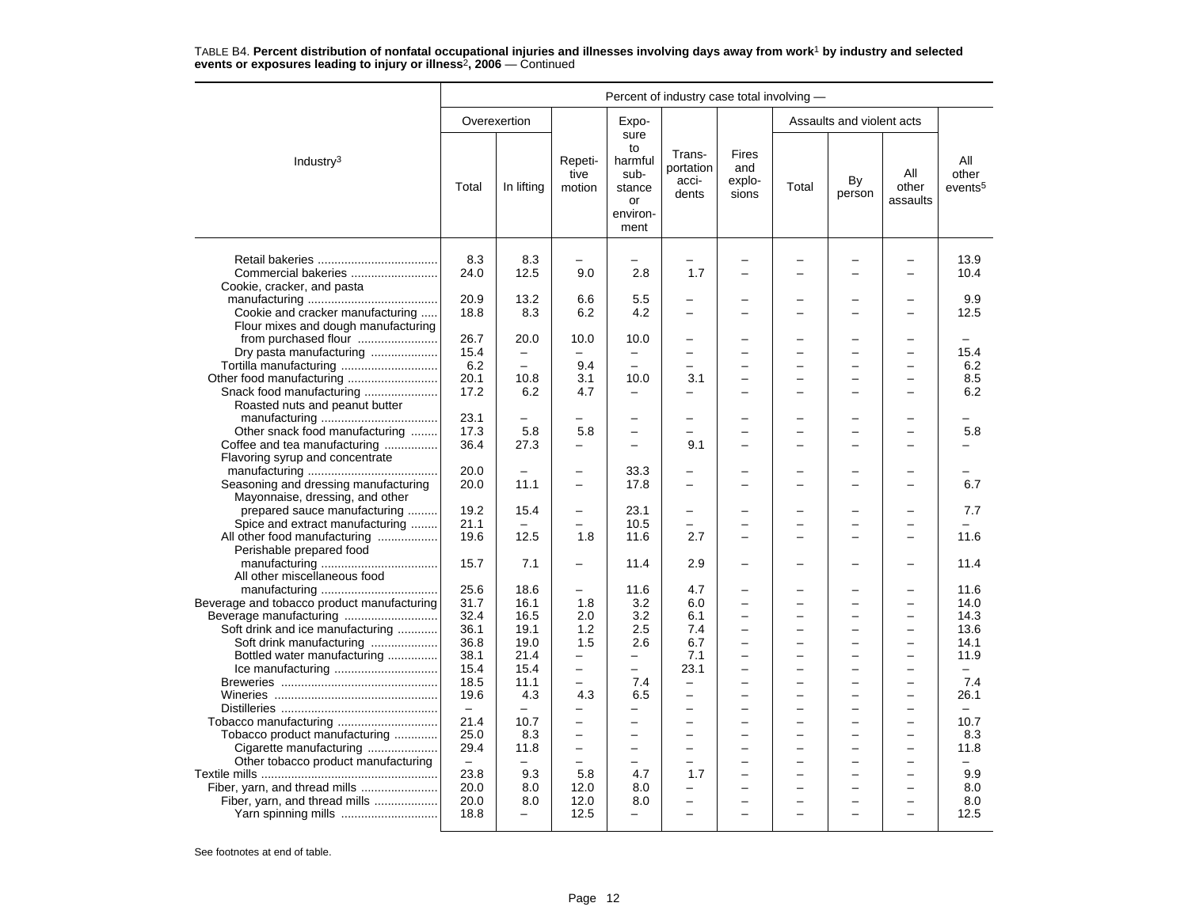TABLE B4. **Percent distribution of nonfatal occupational injuries and illnesses involving days away from work[1] by industry and selected events or exposures leading to injury or illness[2], 2006** — Continued

| Industry[3] | Percent of industry case total involving — | | | | | | | | | |
|---|---|---|---|---|---|---|---|---|---|---|
| | Overexertion | | Repetitive motion | Exposure to harmful substance or environment | Transportation accidents | Fires and explosions | Assaults and violent acts | | | All other events[5] |
| | Total | In lifting | | | | | Total | By person | All other assaults | |
| Retail bakeries | 8.3 | 8.3 | – | – | – | – | – | – | – | 13.9 |
| Commercial bakeries | 24.0 | 12.5 | 9.0 | 2.8 | 1.7 | – | – | – | – | 10.4 |
| Cookie, cracker, and pasta manufacturing | 20.9 | 13.2 | 6.6 | 5.5 | – | – | – | – | – | 9.9 |
| Cookie and cracker manufacturing | 18.8 | 8.3 | 6.2 | 4.2 | – | – | – | – | – | 12.5 |
| Flour mixes and dough manufacturing from purchased flour | 26.7 | 20.0 | 10.0 | 10.0 | – | – | – | – | – | – |
| Dry pasta manufacturing | 15.4 | – | – | – | – | – | – | – | – | 15.4 |
| Tortilla manufacturing | 6.2 | – | 9.4 | – | – | – | – | – | – | 6.2 |
| Other food manufacturing | 20.1 | 10.8 | 3.1 | 10.0 | 3.1 | – | – | – | – | 8.5 |
| Snack food manufacturing | 17.2 | 6.2 | 4.7 | – | – | – | – | – | – | 6.2 |
| Roasted nuts and peanut butter manufacturing | 23.1 | – | – | – | – | – | – | – | – | – |
| Other snack food manufacturing | 17.3 | 5.8 | 5.8 | – | – | – | – | – | – | 5.8 |
| Coffee and tea manufacturing | 36.4 | 27.3 | – | – | 9.1 | – | – | – | – | – |
| Flavoring syrup and concentrate manufacturing | 20.0 | – | – | 33.3 | – | – | – | – | – | – |
| Seasoning and dressing manufacturing | 20.0 | 11.1 | – | 17.8 | – | – | – | – | – | 6.7 |
| Mayonnaise, dressing, and other prepared sauce manufacturing | 19.2 | 15.4 | – | 23.1 | – | – | – | – | – | 7.7 |
| Spice and extract manufacturing | 21.1 | – | – | 10.5 | – | – | – | – | – | – |
| All other food manufacturing | 19.6 | 12.5 | 1.8 | 11.6 | 2.7 | – | – | – | – | 11.6 |
| Perishable prepared food manufacturing | 15.7 | 7.1 | – | 11.4 | 2.9 | – | – | – | – | 11.4 |
| All other miscellaneous food manufacturing | 25.6 | 18.6 | – | 11.6 | 4.7 | – | – | – | – | 11.6 |
| Beverage and tobacco product manufacturing | 31.7 | 16.1 | 1.8 | 3.2 | 6.0 | – | – | – | – | 14.0 |
| Beverage manufacturing | 32.4 | 16.5 | 2.0 | 3.2 | 6.1 | – | – | – | – | 14.3 |
| Soft drink and ice manufacturing | 36.1 | 19.1 | 1.2 | 2.5 | 7.4 | – | – | – | – | 13.6 |
| Soft drink manufacturing | 36.8 | 19.0 | 1.5 | 2.6 | 6.7 | – | – | – | – | 14.1 |
| Bottled water manufacturing | 38.1 | 21.4 | – | – | 7.1 | – | – | – | – | 11.9 |
| Ice manufacturing | 15.4 | 15.4 | – | – | 23.1 | – | – | – | – | – |
| Breweries | 18.5 | 11.1 | – | 7.4 | – | – | – | – | – | 7.4 |
| Wineries | 19.6 | 4.3 | 4.3 | 6.5 | – | – | – | – | – | 26.1 |
| Distilleries | – | – | – | – | – | – | – | – | – | – |
| Tobacco manufacturing | 21.4 | 10.7 | – | – | – | – | – | – | – | 10.7 |
| Tobacco product manufacturing | 25.0 | 8.3 | – | – | – | – | – | – | – | 8.3 |
| Cigarette manufacturing | 29.4 | 11.8 | – | – | – | – | – | – | – | 11.8 |
| Other tobacco product manufacturing | – | – | – | – | – | – | – | – | – | – |
| Textile mills | 23.8 | 9.3 | 5.8 | 4.7 | 1.7 | – | – | – | – | 9.9 |
| Fiber, yarn, and thread mills | 20.0 | 8.0 | 12.0 | 8.0 | – | – | – | – | – | 8.0 |
| Fiber, yarn, and thread mills | 20.0 | 8.0 | 12.0 | 8.0 | – | – | – | – | – | 8.0 |
| Yarn spinning mills | 18.8 | – | 12.5 | – | – | – | – | – | – | 12.5 |

See footnotes at end of table.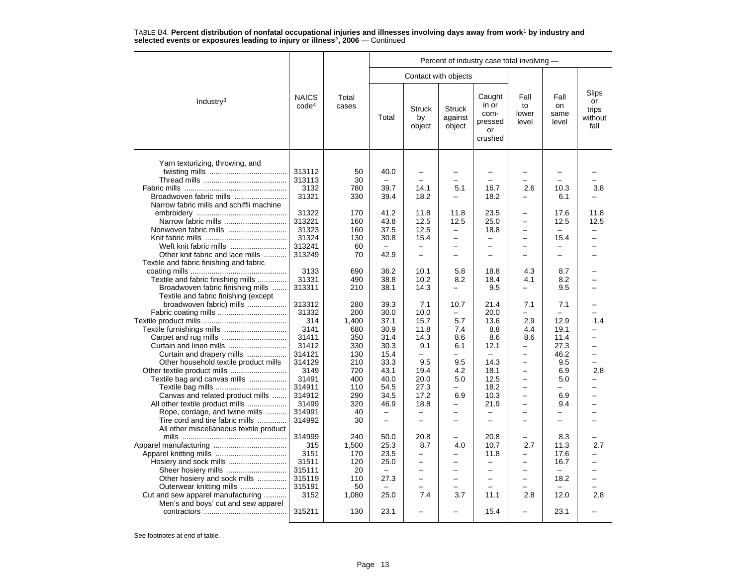TABLE B4. **Percent distribution of nonfatal occupational injuries and illnesses involving days away from work[1] by industry and selected events or exposures leading to injury or illness[2], 2006** — Continued

| Industry[3] | NAICS code[4] | Total cases | Percent of industry case total involving — | | | | | | |
|---|---|---|---|---|---|---|---|---|---|
| | | | Contact with objects | | | | | | |
| | | | Total | Struck by object | Struck against object | Caught in or compressed or crushed | Fall to lower level | Fall on same level | Slips or trips without fall |
| Yarn texturizing, throwing, and twisting mills | 313112 | 50 | 40.0 | – | – | – | – | – | – |
| Thread mills | 313113 | 30 | – | – | – | – | – | – | – |
| Fabric mills | 3132 | 780 | 39.7 | 14.1 | 5.1 | 16.7 | 2.6 | 10.3 | 3.8 |
| Broadwoven fabric mills | 31321 | 330 | 39.4 | 18.2 | – | 18.2 | – | 6.1 | – |
| Narrow fabric mills and schiffli machine embroidery | 31322 | 170 | 41.2 | 11.8 | 11.8 | 23.5 | – | 17.6 | 11.8 |
| Narrow fabric mills | 313221 | 160 | 43.8 | 12.5 | 12.5 | 25.0 | – | 12.5 | 12.5 |
| Nonwoven fabric mills | 31323 | 160 | 37.5 | 12.5 | – | 18.8 | – | – | – |
| Knit fabric mills | 31324 | 130 | 30.8 | 15.4 | – | – | – | 15.4 | – |
| Weft knit fabric mills | 313241 | 60 | – | – | – | – | – | – | – |
| Other knit fabric and lace mills | 313249 | 70 | 42.9 | – | – | – | – | – | – |
| Textile and fabric finishing and fabric coating mills | 3133 | 690 | 36.2 | 10.1 | 5.8 | 18.8 | 4.3 | 8.7 | – |
| Textile and fabric finishing mills | 31331 | 490 | 38.8 | 10.2 | 8.2 | 18.4 | 4.1 | 8.2 | – |
| Broadwoven fabric finishing mills | 313311 | 210 | 38.1 | 14.3 | – | 9.5 | – | 9.5 | – |
| Textile and fabric finishing (except broadwoven fabric) mills | 313312 | 280 | 39.3 | 7.1 | 10.7 | 21.4 | 7.1 | 7.1 | – |
| Fabric coating mills | 31332 | 200 | 30.0 | 10.0 | – | 20.0 | – | – | – |
| Textile product mills | 314 | 1,400 | 37.1 | 15.7 | 5.7 | 13.6 | 2.9 | 12.9 | 1.4 |
| Textile furnishings mills | 3141 | 680 | 30.9 | 11.8 | 7.4 | 8.8 | 4.4 | 19.1 | – |
| Carpet and rug mills | 31411 | 350 | 31.4 | 14.3 | 8.6 | 8.6 | 8.6 | 11.4 | – |
| Curtain and linen mills | 31412 | 330 | 30.3 | 9.1 | 6.1 | 12.1 | – | 27.3 | – |
| Curtain and drapery mills | 314121 | 130 | 15.4 | – | – | – | – | 46.2 | – |
| Other household textile product mills | 314129 | 210 | 33.3 | 9.5 | 9.5 | 14.3 | – | 9.5 | – |
| Other textile product mills | 3149 | 720 | 43.1 | 19.4 | 4.2 | 18.1 | – | 6.9 | 2.8 |
| Textile bag and canvas mills | 31491 | 400 | 40.0 | 20.0 | 5.0 | 12.5 | – | 5.0 | – |
| Textile bag mills | 314911 | 110 | 54.5 | 27.3 | – | 18.2 | – | – | – |
| Canvas and related product mills | 314912 | 290 | 34.5 | 17.2 | 6.9 | 10.3 | – | 6.9 | – |
| All other textile product mills | 31499 | 320 | 46.9 | 18.8 | – | 21.9 | – | 9.4 | – |
| Rope, cordage, and twine mills | 314991 | 40 | – | – | – | – | – | – | – |
| Tire cord and tire fabric mills | 314992 | 30 | – | – | – | – | – | – | – |
| All other miscellaneous textile product mills | 314999 | 240 | 50.0 | 20.8 | – | 20.8 | – | 8.3 | – |
| Apparel manufacturing | 315 | 1,500 | 25.3 | 8.7 | 4.0 | 10.7 | 2.7 | 11.3 | 2.7 |
| Apparel knitting mills | 3151 | 170 | 23.5 | – | – | 11.8 | – | 17.6 | – |
| Hosiery and sock mills | 31511 | 120 | 25.0 | – | – | – | – | 16.7 | – |
| Sheer hosiery mills | 315111 | 20 | – | – | – | – | – | – | – |
| Other hosiery and sock mills | 315119 | 110 | 27.3 | – | – | – | – | 18.2 | – |
| Outerwear knitting mills | 315191 | 50 | – | – | – | – | – | – | – |
| Cut and sew apparel manufacturing | 3152 | 1,080 | 25.0 | 7.4 | 3.7 | 11.1 | 2.8 | 12.0 | 2.8 |
| Men's and boys' cut and sew apparel contractors | 315211 | 130 | 23.1 | – | – | 15.4 | – | 23.1 | – |

See footnotes at end of table.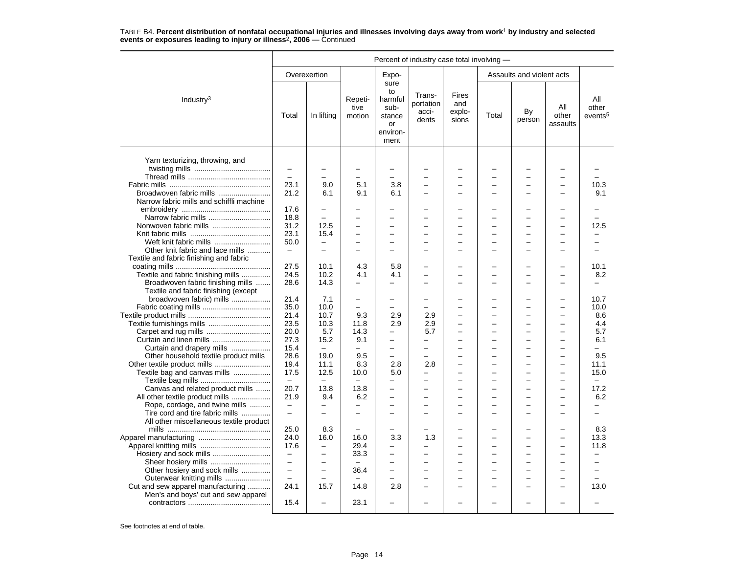TABLE B4. **Percent distribution of nonfatal occupational injuries and illnesses involving days away from work[1] by industry and selected events or exposures leading to injury or illness[2], 2006** — Continued

| Industry[3] | Percent of industry case total involving — | | | | | | | | | |
|---|---|---|---|---|---|---|---|---|---|---|
| | Overexertion | | Repetitive motion | Exposure to harmful substance or environment | Transportation accidents | Fires and explosions | Assaults and violent acts | | | All other events[5] |
| | Total | In lifting | | | | | Total | By person | All other assaults | |
| Yarn texturizing, throwing, and twisting mills | – | – | – | – | – | – | – | – | – | – |
| Thread mills | – | – | – | – | – | – | – | – | – | – |
| Fabric mills | 23.1 | 9.0 | 5.1 | 3.8 | – | – | – | – | – | 10.3 |
| Broadwoven fabric mills | 21.2 | 6.1 | 9.1 | 6.1 | – | – | – | – | – | 9.1 |
| Narrow fabric mills and schiffli machine embroidery | 17.6 | – | – | – | – | – | – | – | – | – |
| Narrow fabric mills | 18.8 | – | – | – | – | – | – | – | – | – |
| Nonwoven fabric mills | 31.2 | 12.5 | – | – | – | – | – | – | – | 12.5 |
| Knit fabric mills | 23.1 | 15.4 | – | – | – | – | – | – | – | – |
| Weft knit fabric mills | 50.0 | – | – | – | – | – | – | – | – | – |
| Other knit fabric and lace mills | – | – | – | – | – | – | – | – | – | – |
| Textile and fabric finishing and fabric coating mills | 27.5 | 10.1 | 4.3 | 5.8 | – | – | – | – | – | 10.1 |
| Textile and fabric finishing mills | 24.5 | 10.2 | 4.1 | 4.1 | – | – | – | – | – | 8.2 |
| Broadwoven fabric finishing mills | 28.6 | 14.3 | – | – | – | – | – | – | – | – |
| Textile and fabric finishing (except broadwoven fabric) mills | 21.4 | 7.1 | – | – | – | – | – | – | – | 10.7 |
| Fabric coating mills | 35.0 | 10.0 | – | – | – | – | – | – | – | 10.0 |
| Textile product mills | 21.4 | 10.7 | 9.3 | 2.9 | 2.9 | – | – | – | – | 8.6 |
| Textile furnishings mills | 23.5 | 10.3 | 11.8 | 2.9 | 2.9 | – | – | – | – | 4.4 |
| Carpet and rug mills | 20.0 | 5.7 | 14.3 | – | 5.7 | – | – | – | – | 5.7 |
| Curtain and linen mills | 27.3 | 15.2 | 9.1 | – | – | – | – | – | – | 6.1 |
| Curtain and drapery mills | 15.4 | – | – | – | – | – | – | – | – | – |
| Other household textile product mills | 28.6 | 19.0 | 9.5 | – | – | – | – | – | – | 9.5 |
| Other textile product mills | 19.4 | 11.1 | 8.3 | 2.8 | 2.8 | – | – | – | – | 11.1 |
| Textile bag and canvas mills | 17.5 | 12.5 | 10.0 | 5.0 | – | – | – | – | – | 15.0 |
| Textile bag mills | – | – | – | – | – | – | – | – | – | – |
| Canvas and related product mills | 20.7 | 13.8 | 13.8 | – | – | – | – | – | – | 17.2 |
| All other textile product mills | 21.9 | 9.4 | 6.2 | – | – | – | – | – | – | 6.2 |
| Rope, cordage, and twine mills | – | – | – | – | – | – | – | – | – | – |
| Tire cord and tire fabric mills | – | – | – | – | – | – | – | – | – | – |
| All other miscellaneous textile product mills | 25.0 | 8.3 | – | – | – | – | – | – | – | 8.3 |
| Apparel manufacturing | 24.0 | 16.0 | 16.0 | 3.3 | 1.3 | – | – | – | – | 13.3 |
| Apparel knitting mills | 17.6 | – | 29.4 | – | – | – | – | – | – | 11.8 |
| Hosiery and sock mills | – | – | 33.3 | – | – | – | – | – | – | – |
| Sheer hosiery mills | – | – | – | – | – | – | – | – | – | – |
| Other hosiery and sock mills | – | – | 36.4 | – | – | – | – | – | – | – |
| Outerwear knitting mills | – | – | – | – | – | – | – | – | – | – |
| Cut and sew apparel manufacturing | 24.1 | 15.7 | 14.8 | 2.8 | – | – | – | – | – | 13.0 |
| Men's and boys' cut and sew apparel contractors | 15.4 | – | 23.1 | – | – | – | – | – | – | – |

See footnotes at end of table.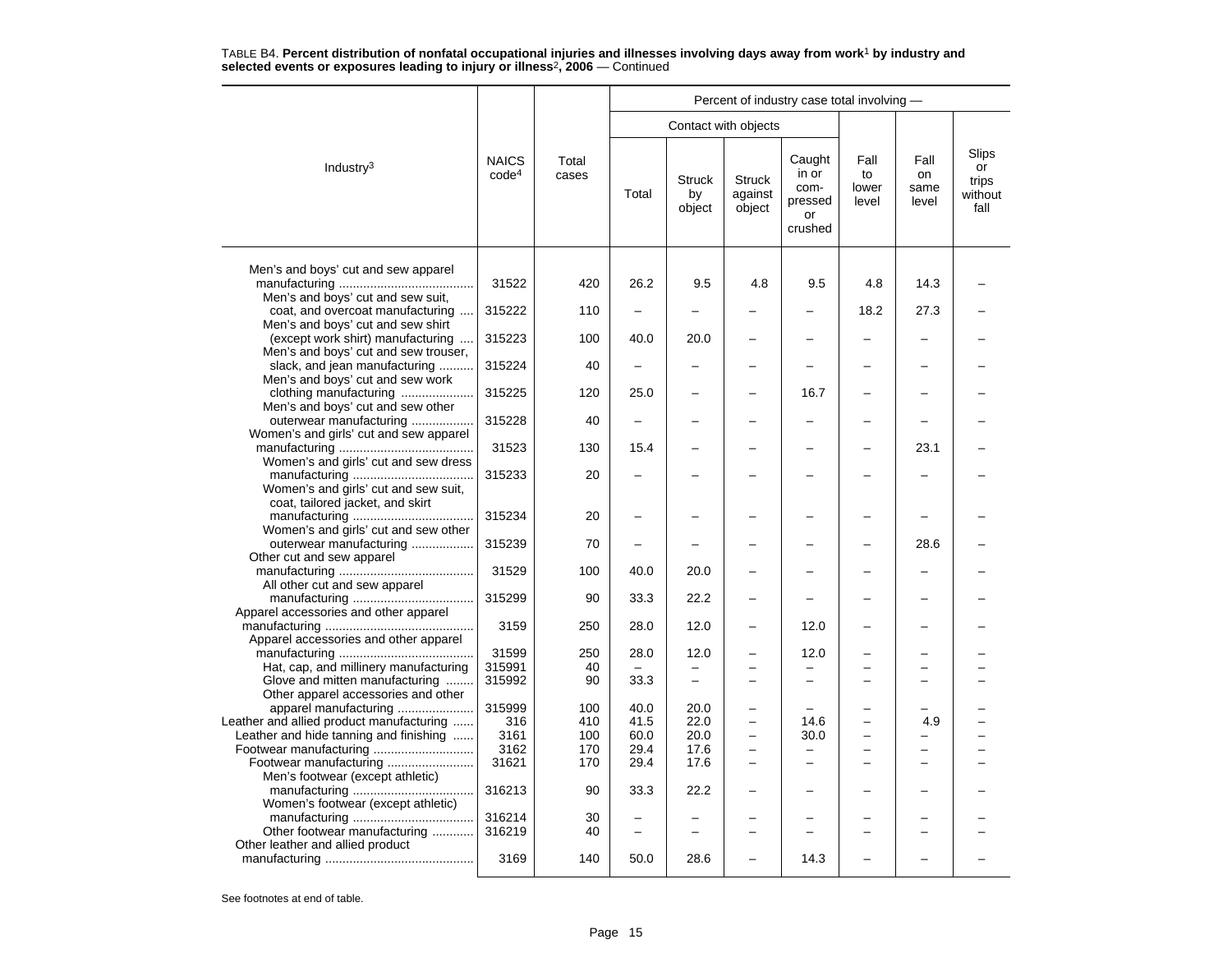TABLE B4. **Percent distribution of nonfatal occupational injuries and illnesses involving days away from work[1] by industry and selected events or exposures leading to injury or illness[2], 2006** — Continued

| Industry[3] | NAICS code[4] | Total cases | Percent of industry case total involving — | | | | | | |
|---|---|---|---|---|---|---|---|---|---|
| | | | Contact with objects | | | | Fall to lower level | Fall on same level | Slips or trips without fall |
| | | | Total | Struck by object | Struck against object | Caught in or compressed or crushed | | | |
| Men's and boys' cut and sew apparel manufacturing | 31522 | 420 | 26.2 | 9.5 | 4.8 | 9.5 | 4.8 | 14.3 | – |
| Men's and boys' cut and sew suit, coat, and overcoat manufacturing | 315222 | 110 | – | – | – | – | 18.2 | 27.3 | – |
| Men's and boys' cut and sew shirt (except work shirt) manufacturing | 315223 | 100 | 40.0 | 20.0 | – | – | – | – | – |
| Men's and boys' cut and sew trouser, slack, and jean manufacturing | 315224 | 40 | – | – | – | – | – | – | – |
| Men's and boys' cut and sew work clothing manufacturing | 315225 | 120 | 25.0 | – | – | 16.7 | – | – | – |
| Men's and boys' cut and sew other outerwear manufacturing | 315228 | 40 | – | – | – | – | – | – | – |
| Women's and girls' cut and sew apparel manufacturing | 31523 | 130 | 15.4 | – | – | – | – | 23.1 | – |
| Women's and girls' cut and sew dress manufacturing | 315233 | 20 | – | – | – | – | – | – | – |
| Women's and girls' cut and sew suit, coat, tailored jacket, and skirt manufacturing | 315234 | 20 | – | – | – | – | – | – | – |
| Women's and girls' cut and sew other outerwear manufacturing | 315239 | 70 | – | – | – | – | – | 28.6 | – |
| Other cut and sew apparel manufacturing | 31529 | 100 | 40.0 | 20.0 | – | – | – | – | – |
| All other cut and sew apparel manufacturing | 315299 | 90 | 33.3 | 22.2 | – | – | – | – | – |
| Apparel accessories and other apparel manufacturing | 3159 | 250 | 28.0 | 12.0 | – | 12.0 | – | – | – |
| Apparel accessories and other apparel manufacturing | 31599 | 250 | 28.0 | 12.0 | – | 12.0 | – | – | – |
| Hat, cap, and millinery manufacturing | 315991 | 40 | – | – | – | – | – | – | – |
| Glove and mitten manufacturing | 315992 | 90 | 33.3 | – | – | – | – | – | – |
| Other apparel accessories and other apparel manufacturing | 315999 | 100 | 40.0 | 20.0 | – | – | – | – | – |
| Leather and allied product manufacturing | 316 | 410 | 41.5 | 22.0 | – | 14.6 | – | 4.9 | – |
| Leather and hide tanning and finishing | 3161 | 100 | 60.0 | 20.0 | – | 30.0 | – | – | – |
| Footwear manufacturing | 3162 | 170 | 29.4 | 17.6 | – | – | – | – | – |
| Footwear manufacturing | 31621 | 170 | 29.4 | 17.6 | – | – | – | – | – |
| Men's footwear (except athletic) manufacturing | 316213 | 90 | 33.3 | 22.2 | – | – | – | – | – |
| Women's footwear (except athletic) manufacturing | 316214 | 30 | – | – | – | – | – | – | – |
| Other footwear manufacturing | 316219 | 40 | – | – | – | – | – | – | – |
| Other leather and allied product manufacturing | 3169 | 140 | 50.0 | 28.6 | – | 14.3 | – | – | – |

See footnotes at end of table.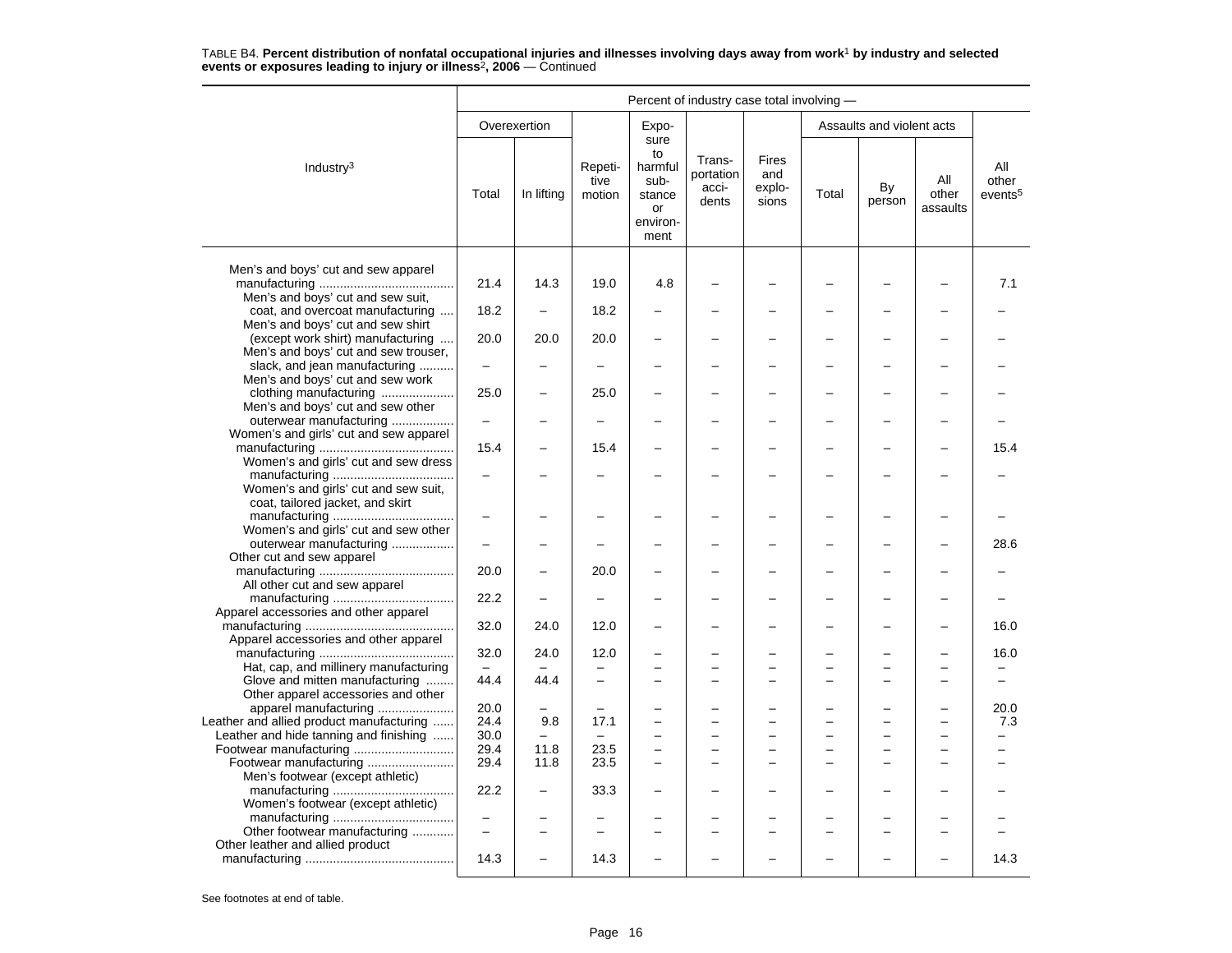TABLE B4. **Percent distribution of nonfatal occupational injuries and illnesses involving days away from work[1] by industry and selected events or exposures leading to injury or illness[2], 2006** — Continued

| Industry[3] | Percent of industry case total involving — | | | | | | | | | |
|---|---|---|---|---|---|---|---|---|---|---|
| | Overexertion | | Repetitive motion | Exposure to harmful substance or environment | Transportation accidents | Fires and explosions | Assaults and violent acts | | | All other events[5] |
| | Total | In lifting | | | | | Total | By person | All other assaults | |
| Men's and boys' cut and sew apparel manufacturing | 21.4 | 14.3 | 19.0 | 4.8 | – | – | – | – | – | 7.1 |
| Men's and boys' cut and sew suit, coat, and overcoat manufacturing | 18.2 | – | 18.2 | – | – | – | – | – | – | – |
| Men's and boys' cut and sew shirt (except work shirt) manufacturing | 20.0 | 20.0 | 20.0 | – | – | – | – | – | – | – |
| Men's and boys' cut and sew trouser, slack, and jean manufacturing | – | – | – | – | – | – | – | – | – | – |
| Men's and boys' cut and sew work clothing manufacturing | 25.0 | – | 25.0 | – | – | – | – | – | – | – |
| Men's and boys' cut and sew other outerwear manufacturing | – | – | – | – | – | – | – | – | – | – |
| Women's and girls' cut and sew apparel manufacturing | 15.4 | – | 15.4 | – | – | – | – | – | – | 15.4 |
| Women's and girls' cut and sew dress manufacturing | – | – | – | – | – | – | – | – | – | – |
| Women's and girls' cut and sew suit, coat, tailored jacket, and skirt manufacturing | – | – | – | – | – | – | – | – | – | – |
| Women's and girls' cut and sew other outerwear manufacturing | – | – | – | – | – | – | – | – | – | 28.6 |
| Other cut and sew apparel manufacturing | 20.0 | – | 20.0 | – | – | – | – | – | – | – |
| All other cut and sew apparel manufacturing | 22.2 | – | – | – | – | – | – | – | – | – |
| Apparel accessories and other apparel manufacturing | 32.0 | 24.0 | 12.0 | – | – | – | – | – | – | 16.0 |
| Apparel accessories and other apparel manufacturing | 32.0 | 24.0 | 12.0 | – | – | – | – | – | – | 16.0 |
| Hat, cap, and millinery manufacturing | – | – | – | – | – | – | – | – | – | – |
| Glove and mitten manufacturing | 44.4 | 44.4 | – | – | – | – | – | – | – | – |
| Other apparel accessories and other apparel manufacturing | 20.0 | – | – | – | – | – | – | – | – | 20.0 |
| Leather and allied product manufacturing | 24.4 | 9.8 | 17.1 | – | – | – | – | – | – | 7.3 |
| Leather and hide tanning and finishing | 30.0 | – | – | – | – | – | – | – | – | – |
| Footwear manufacturing | 29.4 | 11.8 | 23.5 | – | – | – | – | – | – | – |
| Footwear manufacturing | 29.4 | 11.8 | 23.5 | – | – | – | – | – | – | – |
| Men's footwear (except athletic) manufacturing | 22.2 | – | 33.3 | – | – | – | – | – | – | – |
| Women's footwear (except athletic) manufacturing | – | – | – | – | – | – | – | – | – | – |
| Other footwear manufacturing | – | – | – | – | – | – | – | – | – | – |
| Other leather and allied product manufacturing | 14.3 | – | 14.3 | – | – | – | – | – | – | 14.3 |

See footnotes at end of table.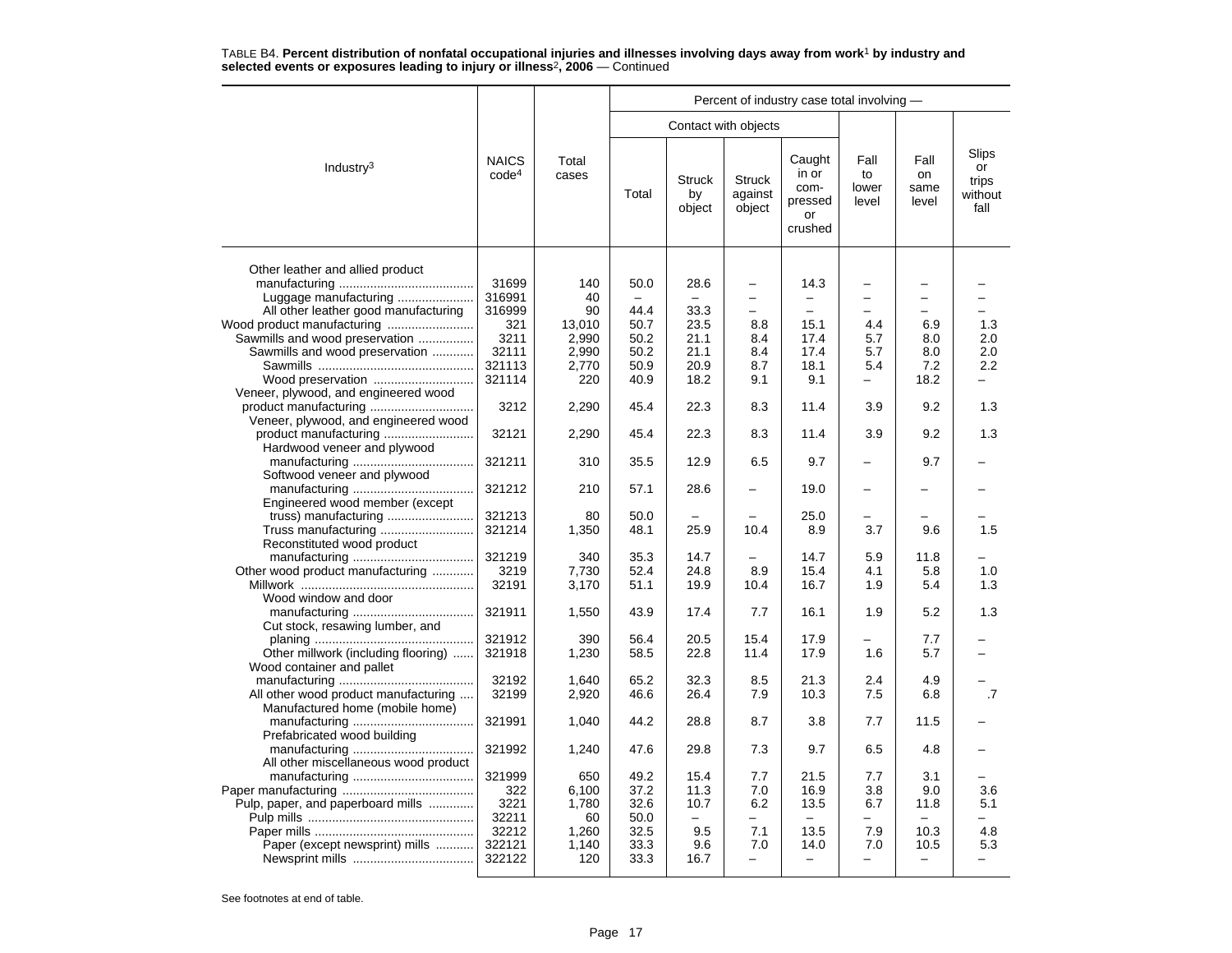TABLE B4. **Percent distribution of nonfatal occupational injuries and illnesses involving days away from work[1] by industry and selected events or exposures leading to injury or illness[2], 2006** — Continued

| Industry[3] | NAICS code[4] | Total cases | Percent of industry case total involving — | | | | | | |
|---|---|---|---|---|---|---|---|---|---|
| | | | Contact with objects | | | | | | |
| | | | Total | Struck by object | Struck against object | Caught in or com-pressed or crushed | Fall to lower level | Fall on same level | Slips or trips without fall |
| Other leather and allied product manufacturing | 31699 | 140 | 50.0 | 28.6 | – | 14.3 | – | – | – |
| Luggage manufacturing | 316991 | 40 | – | – | – | – | – | – | – |
| All other leather good manufacturing | 316999 | 90 | 44.4 | 33.3 | – | – | – | – | – |
| Wood product manufacturing | 321 | 13,010 | 50.7 | 23.5 | 8.8 | 15.1 | 4.4 | 6.9 | 1.3 |
| Sawmills and wood preservation | 3211 | 2,990 | 50.2 | 21.1 | 8.4 | 17.4 | 5.7 | 8.0 | 2.0 |
| Sawmills and wood preservation | 32111 | 2,990 | 50.2 | 21.1 | 8.4 | 17.4 | 5.7 | 8.0 | 2.0 |
| Sawmills | 321113 | 2,770 | 50.9 | 20.9 | 8.7 | 18.1 | 5.4 | 7.2 | 2.2 |
| Wood preservation | 321114 | 220 | 40.9 | 18.2 | 9.1 | 9.1 | – | 18.2 | – |
| Veneer, plywood, and engineered wood product manufacturing | 3212 | 2,290 | 45.4 | 22.3 | 8.3 | 11.4 | 3.9 | 9.2 | 1.3 |
| Veneer, plywood, and engineered wood product manufacturing | 32121 | 2,290 | 45.4 | 22.3 | 8.3 | 11.4 | 3.9 | 9.2 | 1.3 |
| Hardwood veneer and plywood manufacturing | 321211 | 310 | 35.5 | 12.9 | 6.5 | 9.7 | – | 9.7 | – |
| Softwood veneer and plywood manufacturing | 321212 | 210 | 57.1 | 28.6 | – | 19.0 | – | – | – |
| Engineered wood member (except truss) manufacturing | 321213 | 80 | 50.0 | – | – | 25.0 | – | – | – |
| Truss manufacturing | 321214 | 1,350 | 48.1 | 25.9 | 10.4 | 8.9 | 3.7 | 9.6 | 1.5 |
| Reconstituted wood product manufacturing | 321219 | 340 | 35.3 | 14.7 | – | 14.7 | 5.9 | 11.8 | – |
| Other wood product manufacturing | 3219 | 7,730 | 52.4 | 24.8 | 8.9 | 15.4 | 4.1 | 5.8 | 1.0 |
| Millwork | 32191 | 3,170 | 51.1 | 19.9 | 10.4 | 16.7 | 1.9 | 5.4 | 1.3 |
| Wood window and door manufacturing | 321911 | 1,550 | 43.9 | 17.4 | 7.7 | 16.1 | 1.9 | 5.2 | 1.3 |
| Cut stock, resawing lumber, and planing | 321912 | 390 | 56.4 | 20.5 | 15.4 | 17.9 | – | 7.7 | – |
| Other millwork (including flooring) | 321918 | 1,230 | 58.5 | 22.8 | 11.4 | 17.9 | 1.6 | 5.7 | – |
| Wood container and pallet manufacturing | 32192 | 1,640 | 65.2 | 32.3 | 8.5 | 21.3 | 2.4 | 4.9 | – |
| All other wood product manufacturing | 32199 | 2,920 | 46.6 | 26.4 | 7.9 | 10.3 | 7.5 | 6.8 | .7 |
| Manufactured home (mobile home) manufacturing | 321991 | 1,040 | 44.2 | 28.8 | 8.7 | 3.8 | 7.7 | 11.5 | – |
| Prefabricated wood building manufacturing | 321992 | 1,240 | 47.6 | 29.8 | 7.3 | 9.7 | 6.5 | 4.8 | – |
| All other miscellaneous wood product manufacturing | 321999 | 650 | 49.2 | 15.4 | 7.7 | 21.5 | 7.7 | 3.1 | – |
| Paper manufacturing | 322 | 6,100 | 37.2 | 11.3 | 7.0 | 16.9 | 3.8 | 9.0 | 3.6 |
| Pulp, paper, and paperboard mills | 3221 | 1,780 | 32.6 | 10.7 | 6.2 | 13.5 | 6.7 | 11.8 | 5.1 |
| Pulp mills | 32211 | 60 | 50.0 | – | – | – | – | – | – |
| Paper mills | 32212 | 1,260 | 32.5 | 9.5 | 7.1 | 13.5 | 7.9 | 10.3 | 4.8 |
| Paper (except newsprint) mills | 322121 | 1,140 | 33.3 | 9.6 | 7.0 | 14.0 | 7.0 | 10.5 | 5.3 |
| Newsprint mills | 322122 | 120 | 33.3 | 16.7 | – | – | – | – | – |

See footnotes at end of table.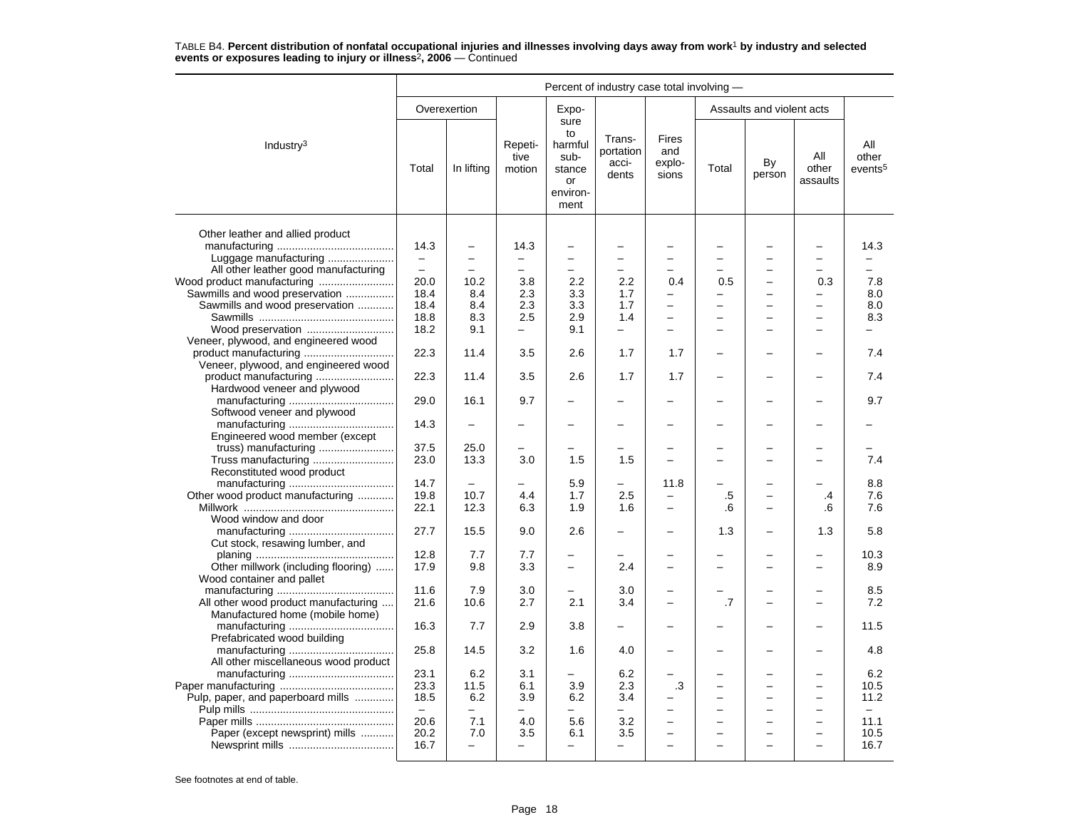TABLE B4. **Percent distribution of nonfatal occupational injuries and illnesses involving days away from work[1] by industry and selected events or exposures leading to injury or illness[2], 2006** — Continued

| Industry[3] | Percent of industry case total involving — | | | | | | | | | |
|---|---|---|---|---|---|---|---|---|---|---|
| | Overexertion | | Repetitive motion | Exposure to harmful substance or environment | Transportation accidents | Fires and explosions | Assaults and violent acts | | | All other events[5] |
| | Total | In lifting | | | | | Total | By person | All other assaults | |
| Other leather and allied product manufacturing | 14.3 | – | 14.3 | – | – | – | – | – | – | 14.3 |
| Luggage manufacturing | – | – | – | – | – | – | – | – | – | – |
| All other leather good manufacturing | – | – | – | – | – | – | – | – | – | – |
| Wood product manufacturing | 20.0 | 10.2 | 3.8 | 2.2 | 2.2 | 0.4 | 0.5 | – | 0.3 | 7.8 |
| Sawmills and wood preservation | 18.4 | 8.4 | 2.3 | 3.3 | 1.7 | – | – | – | – | 8.0 |
| Sawmills and wood preservation | 18.4 | 8.4 | 2.3 | 3.3 | 1.7 | – | – | – | – | 8.0 |
| Sawmills | 18.8 | 8.3 | 2.5 | 2.9 | 1.4 | – | – | – | – | 8.3 |
| Wood preservation | 18.2 | 9.1 | – | 9.1 | – | – | – | – | – | – |
| Veneer, plywood, and engineered wood product manufacturing | 22.3 | 11.4 | 3.5 | 2.6 | 1.7 | 1.7 | – | – | – | 7.4 |
| Veneer, plywood, and engineered wood product manufacturing | 22.3 | 11.4 | 3.5 | 2.6 | 1.7 | 1.7 | – | – | – | 7.4 |
| Hardwood veneer and plywood manufacturing | 29.0 | 16.1 | 9.7 | – | – | – | – | – | – | 9.7 |
| Softwood veneer and plywood manufacturing | 14.3 | – | – | – | – | – | – | – | – | – |
| Engineered wood member (except truss) manufacturing | 37.5 | 25.0 | – | – | – | – | – | – | – | – |
| Truss manufacturing | 23.0 | 13.3 | 3.0 | 1.5 | 1.5 | – | – | – | – | 7.4 |
| Reconstituted wood product manufacturing | 14.7 | – | – | 5.9 | – | 11.8 | – | – | – | 8.8 |
| Other wood product manufacturing | 19.8 | 10.7 | 4.4 | 1.7 | 2.5 | – | .5 | – | .4 | 7.6 |
| Millwork | 22.1 | 12.3 | 6.3 | 1.9 | 1.6 | – | .6 | – | .6 | 7.6 |
| Wood window and door manufacturing | 27.7 | 15.5 | 9.0 | 2.6 | – | – | 1.3 | – | 1.3 | 5.8 |
| Cut stock, resawing lumber, and planing | 12.8 | 7.7 | 7.7 | – | – | – | – | – | – | 10.3 |
| Other millwork (including flooring) | 17.9 | 9.8 | 3.3 | – | 2.4 | – | – | – | – | 8.9 |
| Wood container and pallet manufacturing | 11.6 | 7.9 | 3.0 | – | 3.0 | – | – | – | – | 8.5 |
| All other wood product manufacturing | 21.6 | 10.6 | 2.7 | 2.1 | 3.4 | – | .7 | – | – | 7.2 |
| Manufactured home (mobile home) manufacturing | 16.3 | 7.7 | 2.9 | 3.8 | – | – | – | – | – | 11.5 |
| Prefabricated wood building manufacturing | 25.8 | 14.5 | 3.2 | 1.6 | 4.0 | – | – | – | – | 4.8 |
| All other miscellaneous wood product manufacturing | 23.1 | 6.2 | 3.1 | – | 6.2 | – | – | – | – | 6.2 |
| Paper manufacturing | 23.3 | 11.5 | 6.1 | 3.9 | 2.3 | .3 | – | – | – | 10.5 |
| Pulp, paper, and paperboard mills | 18.5 | 6.2 | 3.9 | 6.2 | 3.4 | – | – | – | – | 11.2 |
| Pulp mills | – | – | – | – | – | – | – | – | – | – |
| Paper mills | 20.6 | 7.1 | 4.0 | 5.6 | 3.2 | – | – | – | – | 11.1 |
| Paper (except newsprint) mills | 20.2 | 7.0 | 3.5 | 6.1 | 3.5 | – | – | – | – | 10.5 |
| Newsprint mills | 16.7 | – | – | – | – | – | – | – | – | 16.7 |

See footnotes at end of table.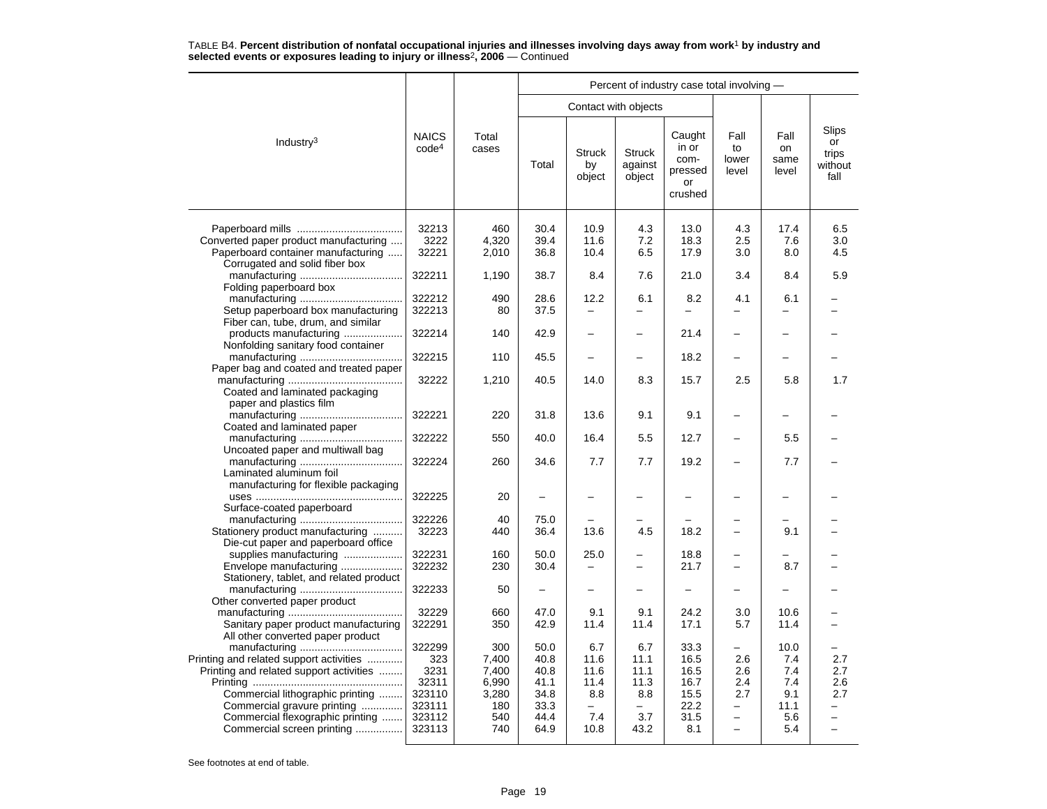TABLE B4. **Percent distribution of nonfatal occupational injuries and illnesses involving days away from work[1] by industry and selected events or exposures leading to injury or illness[2], 2006** — Continued

| Industry[3] | NAICS code[4] | Total cases | Percent of industry case total involving — | | | | | | |
|---|---|---|---|---|---|---|---|---|---|
| | | | Contact with objects | | | | | | |
| | | | Total | Struck by object | Struck against object | Caught in or compressed or crushed | Fall to lower level | Fall on same level | Slips or trips without fall |
| Paperboard mills | 32213 | 460 | 30.4 | 10.9 | 4.3 | 13.0 | 4.3 | 17.4 | 6.5 |
| Converted paper product manufacturing | 3222 | 4,320 | 39.4 | 11.6 | 7.2 | 18.3 | 2.5 | 7.6 | 3.0 |
| Paperboard container manufacturing | 32221 | 2,010 | 36.8 | 10.4 | 6.5 | 17.9 | 3.0 | 8.0 | 4.5 |
| Corrugated and solid fiber box manufacturing | 322211 | 1,190 | 38.7 | 8.4 | 7.6 | 21.0 | 3.4 | 8.4 | 5.9 |
| Folding paperboard box manufacturing | 322212 | 490 | 28.6 | 12.2 | 6.1 | 8.2 | 4.1 | 6.1 | – |
| Setup paperboard box manufacturing | 322213 | 80 | 37.5 | – | – | – | – | – | – |
| Fiber can, tube, drum, and similar products manufacturing | 322214 | 140 | 42.9 | – | – | 21.4 | – | – | – |
| Nonfolding sanitary food container manufacturing | 322215 | 110 | 45.5 | – | – | 18.2 | – | – | – |
| Paper bag and coated and treated paper manufacturing | 32222 | 1,210 | 40.5 | 14.0 | 8.3 | 15.7 | 2.5 | 5.8 | 1.7 |
| Coated and laminated packaging paper and plastics film manufacturing | 322221 | 220 | 31.8 | 13.6 | 9.1 | 9.1 | – | – | – |
| Coated and laminated paper manufacturing | 322222 | 550 | 40.0 | 16.4 | 5.5 | 12.7 | – | 5.5 | – |
| Uncoated paper and multiwall bag manufacturing | 322224 | 260 | 34.6 | 7.7 | 7.7 | 19.2 | – | 7.7 | – |
| Laminated aluminum foil manufacturing for flexible packaging uses | 322225 | 20 | – | – | – | – | – | – | – |
| Surface-coated paperboard manufacturing | 322226 | 40 | 75.0 | – | – | – | – | – | – |
| Stationery product manufacturing | 32223 | 440 | 36.4 | 13.6 | 4.5 | 18.2 | – | 9.1 | – |
| Die-cut paper and paperboard office supplies manufacturing | 322231 | 160 | 50.0 | 25.0 | – | 18.8 | – | – | – |
| Envelope manufacturing | 322232 | 230 | 30.4 | – | – | 21.7 | – | 8.7 | – |
| Stationery, tablet, and related product manufacturing | 322233 | 50 | – | – | – | – | – | – | – |
| Other converted paper product manufacturing | 32229 | 660 | 47.0 | 9.1 | 9.1 | 24.2 | 3.0 | 10.6 | – |
| Sanitary paper product manufacturing | 322291 | 350 | 42.9 | 11.4 | 11.4 | 17.1 | 5.7 | 11.4 | – |
| All other converted paper product manufacturing | 322299 | 300 | 50.0 | 6.7 | 6.7 | 33.3 | – | 10.0 | – |
| Printing and related support activities | 323 | 7,400 | 40.8 | 11.6 | 11.1 | 16.5 | 2.6 | 7.4 | 2.7 |
| Printing and related support activities | 3231 | 7,400 | 40.8 | 11.6 | 11.1 | 16.5 | 2.6 | 7.4 | 2.7 |
| Printing | 32311 | 6,990 | 41.1 | 11.4 | 11.3 | 16.7 | 2.4 | 7.4 | 2.6 |
| Commercial lithographic printing | 323110 | 3,280 | 34.8 | 8.8 | 8.8 | 15.5 | 2.7 | 9.1 | 2.7 |
| Commercial gravure printing | 323111 | 180 | 33.3 | – | – | 22.2 | – | 11.1 | – |
| Commercial flexographic printing | 323112 | 540 | 44.4 | 7.4 | 3.7 | 31.5 | – | 5.6 | – |
| Commercial screen printing | 323113 | 740 | 64.9 | 10.8 | 43.2 | 8.1 | – | 5.4 | – |

See footnotes at end of table.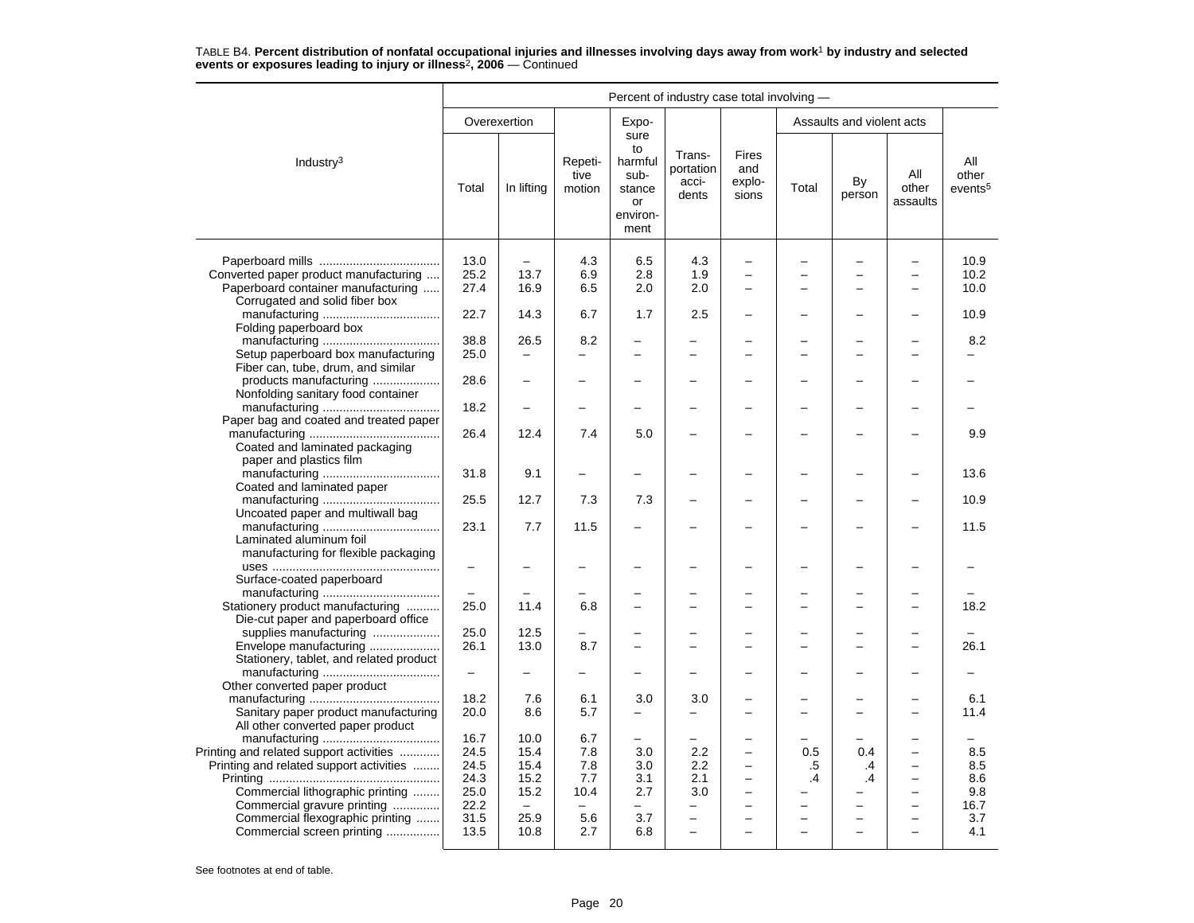TABLE B4. **Percent distribution of nonfatal occupational injuries and illnesses involving days away from work[1] by industry and selected events or exposures leading to injury or illness[2], 2006** — Continued

| Industry[3] | Percent of industry case total involving — | | | | | | | | | |
|---|---|---|---|---|---|---|---|---|---|---|
| | Overexertion | | Repetitive motion | Exposure to harmful substance or environment | Transportation accidents | Fires and explosions | Assaults and violent acts | | | All other events[5] |
| | Total | In lifting | | | | | Total | By person | All other assaults | |
| Paperboard mills | 13.0 | – | 4.3 | 6.5 | 4.3 | – | – | – | – | 10.9 |
| Converted paper product manufacturing | 25.2 | 13.7 | 6.9 | 2.8 | 1.9 | – | – | – | – | 10.2 |
| Paperboard container manufacturing | 27.4 | 16.9 | 6.5 | 2.0 | 2.0 | – | – | – | – | 10.0 |
| Corrugated and solid fiber box manufacturing | 22.7 | 14.3 | 6.7 | 1.7 | 2.5 | – | – | – | – | 10.9 |
| Folding paperboard box manufacturing | 38.8 | 26.5 | 8.2 | – | – | – | – | – | – | 8.2 |
| Setup paperboard box manufacturing | 25.0 | – | – | – | – | – | – | – | – | – |
| Fiber can, tube, drum, and similar products manufacturing | 28.6 | – | – | – | – | – | – | – | – | – |
| Nonfolding sanitary food container manufacturing | 18.2 | – | – | – | – | – | – | – | – | – |
| Paper bag and coated and treated paper manufacturing | 26.4 | 12.4 | 7.4 | 5.0 | – | – | – | – | – | 9.9 |
| Coated and laminated packaging paper and plastics film manufacturing | 31.8 | 9.1 | – | – | – | – | – | – | – | 13.6 |
| Coated and laminated paper manufacturing | 25.5 | 12.7 | 7.3 | 7.3 | – | – | – | – | – | 10.9 |
| Uncoated paper and multiwall bag manufacturing | 23.1 | 7.7 | 11.5 | – | – | – | – | – | – | 11.5 |
| Laminated aluminum foil manufacturing for flexible packaging uses | – | – | – | – | – | – | – | – | – | – |
| Surface-coated paperboard manufacturing | – | – | – | – | – | – | – | – | – | – |
| Stationery product manufacturing | 25.0 | 11.4 | 6.8 | – | – | – | – | – | – | 18.2 |
| Die-cut paper and paperboard office supplies manufacturing | 25.0 | 12.5 | – | – | – | – | – | – | – | – |
| Envelope manufacturing | 26.1 | 13.0 | 8.7 | – | – | – | – | – | – | 26.1 |
| Stationery, tablet, and related product manufacturing | – | – | – | – | – | – | – | – | – | – |
| Other converted paper product manufacturing | 18.2 | 7.6 | 6.1 | 3.0 | 3.0 | – | – | – | – | 6.1 |
| Sanitary paper product manufacturing | 20.0 | 8.6 | 5.7 | – | – | – | – | – | – | 11.4 |
| All other converted paper product manufacturing | 16.7 | 10.0 | 6.7 | – | – | – | – | – | – | – |
| Printing and related support activities | 24.5 | 15.4 | 7.8 | 3.0 | 2.2 | – | 0.5 | 0.4 | – | 8.5 |
| Printing and related support activities | 24.5 | 15.4 | 7.8 | 3.0 | 2.2 | – | .5 | .4 | – | 8.5 |
| Printing | 24.3 | 15.2 | 7.7 | 3.1 | 2.1 | – | .4 | .4 | – | 8.6 |
| Commercial lithographic printing | 25.0 | 15.2 | 10.4 | 2.7 | 3.0 | – | – | – | – | 9.8 |
| Commercial gravure printing | 22.2 | – | – | – | – | – | – | – | – | 16.7 |
| Commercial flexographic printing | 31.5 | 25.9 | 5.6 | 3.7 | – | – | – | – | – | 3.7 |
| Commercial screen printing | 13.5 | 10.8 | 2.7 | 6.8 | – | – | – | – | – | 4.1 |

See footnotes at end of table.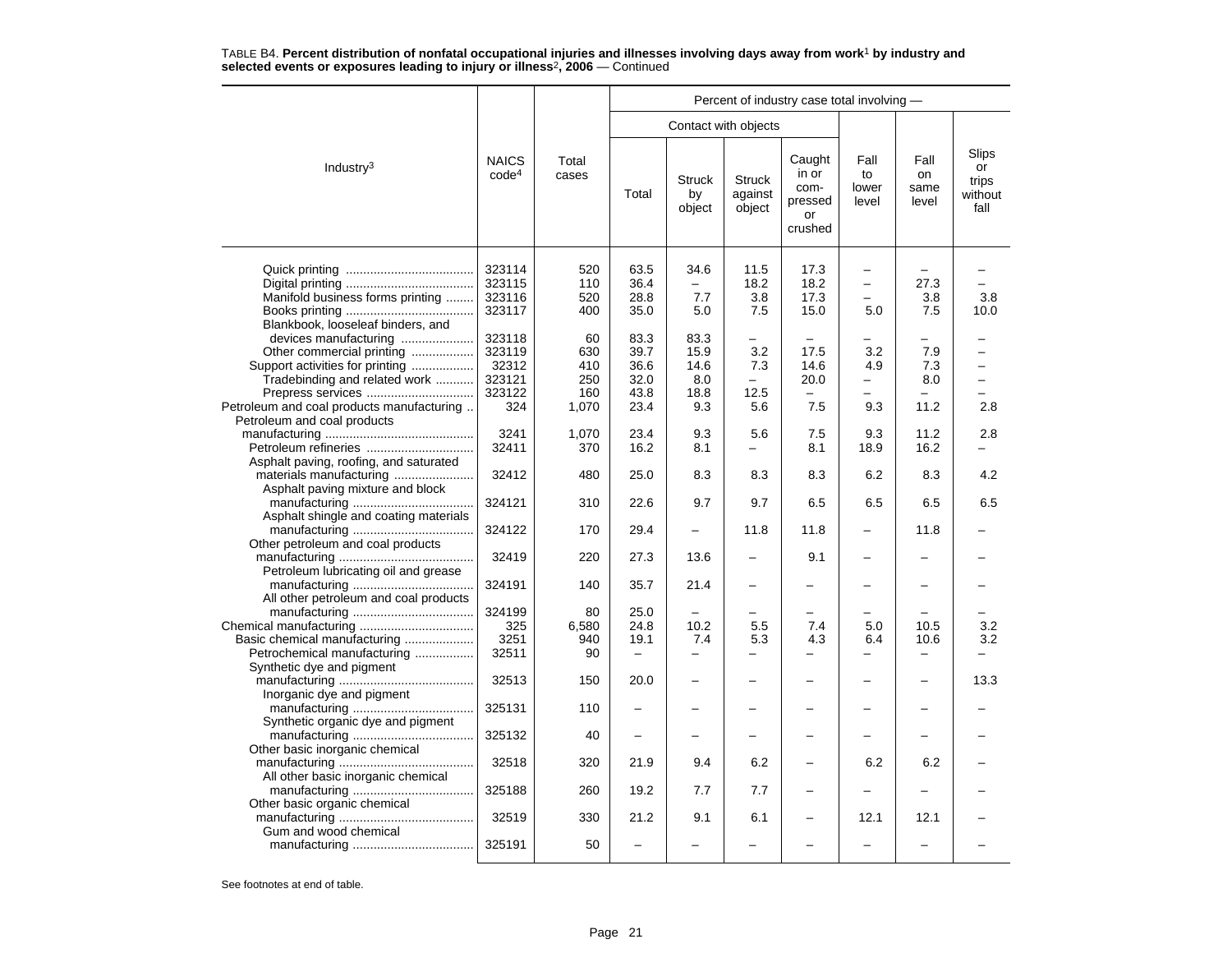TABLE B4. **Percent distribution of nonfatal occupational injuries and illnesses involving days away from work[1] by industry and selected events or exposures leading to injury or illness[2], 2006** — Continued

| Industry[3] | NAICS code[4] | Total cases | Percent of industry case total involving — | | | | | | |
|---|---|---|---|---|---|---|---|---|---|
| | | | Contact with objects | | | | | | |
| | | | Total | Struck by object | Struck against object | Caught in or com-pressed or crushed | Fall to lower level | Fall on same level | Slips or trips without fall |
| Quick printing | 323114 | 520 | 63.5 | 34.6 | 11.5 | 17.3 | – | – | – |
| Digital printing | 323115 | 110 | 36.4 | – | 18.2 | 18.2 | – | 27.3 | – |
| Manifold business forms printing | 323116 | 520 | 28.8 | 7.7 | 3.8 | 17.3 | – | 3.8 | 3.8 |
| Books printing | 323117 | 400 | 35.0 | 5.0 | 7.5 | 15.0 | 5.0 | 7.5 | 10.0 |
| Blankbook, looseleaf binders, and devices manufacturing | 323118 | 60 | 83.3 | 83.3 | – | – | – | – | – |
| Other commercial printing | 323119 | 630 | 39.7 | 15.9 | 3.2 | 17.5 | 3.2 | 7.9 | – |
| Support activities for printing | 32312 | 410 | 36.6 | 14.6 | 7.3 | 14.6 | 4.9 | 7.3 | – |
| Tradebinding and related work | 323121 | 250 | 32.0 | 8.0 | – | 20.0 | – | 8.0 | – |
| Prepress services | 323122 | 160 | 43.8 | 18.8 | 12.5 | – | – | – | – |
| Petroleum and coal products manufacturing | 324 | 1,070 | 23.4 | 9.3 | 5.6 | 7.5 | 9.3 | 11.2 | 2.8 |
| Petroleum and coal products manufacturing | 3241 | 1,070 | 23.4 | 9.3 | 5.6 | 7.5 | 9.3 | 11.2 | 2.8 |
| Petroleum refineries | 32411 | 370 | 16.2 | 8.1 | – | 8.1 | 18.9 | 16.2 | – |
| Asphalt paving, roofing, and saturated materials manufacturing | 32412 | 480 | 25.0 | 8.3 | 8.3 | 8.3 | 6.2 | 8.3 | 4.2 |
| Asphalt paving mixture and block manufacturing | 324121 | 310 | 22.6 | 9.7 | 9.7 | 6.5 | 6.5 | 6.5 | 6.5 |
| Asphalt shingle and coating materials manufacturing | 324122 | 170 | 29.4 | – | 11.8 | 11.8 | – | 11.8 | – |
| Other petroleum and coal products manufacturing | 32419 | 220 | 27.3 | 13.6 | – | 9.1 | – | – | – |
| Petroleum lubricating oil and grease manufacturing | 324191 | 140 | 35.7 | 21.4 | – | – | – | – | – |
| All other petroleum and coal products manufacturing | 324199 | 80 | 25.0 | – | – | – | – | – | – |
| Chemical manufacturing | 325 | 6,580 | 24.8 | 10.2 | 5.5 | 7.4 | 5.0 | 10.5 | 3.2 |
| Basic chemical manufacturing | 3251 | 940 | 19.1 | 7.4 | 5.3 | 4.3 | 6.4 | 10.6 | 3.2 |
| Petrochemical manufacturing | 32511 | 90 | – | – | – | – | – | – | – |
| Synthetic dye and pigment manufacturing | 32513 | 150 | 20.0 | – | – | – | – | – | 13.3 |
| Inorganic dye and pigment manufacturing | 325131 | 110 | – | – | – | – | – | – | – |
| Synthetic organic dye and pigment manufacturing | 325132 | 40 | – | – | – | – | – | – | – |
| Other basic inorganic chemical manufacturing | 32518 | 320 | 21.9 | 9.4 | 6.2 | – | 6.2 | 6.2 | – |
| All other basic inorganic chemical manufacturing | 325188 | 260 | 19.2 | 7.7 | 7.7 | – | – | – | – |
| Other basic organic chemical manufacturing | 32519 | 330 | 21.2 | 9.1 | 6.1 | – | 12.1 | 12.1 | – |
| Gum and wood chemical manufacturing | 325191 | 50 | – | – | – | – | – | – | – |

See footnotes at end of table.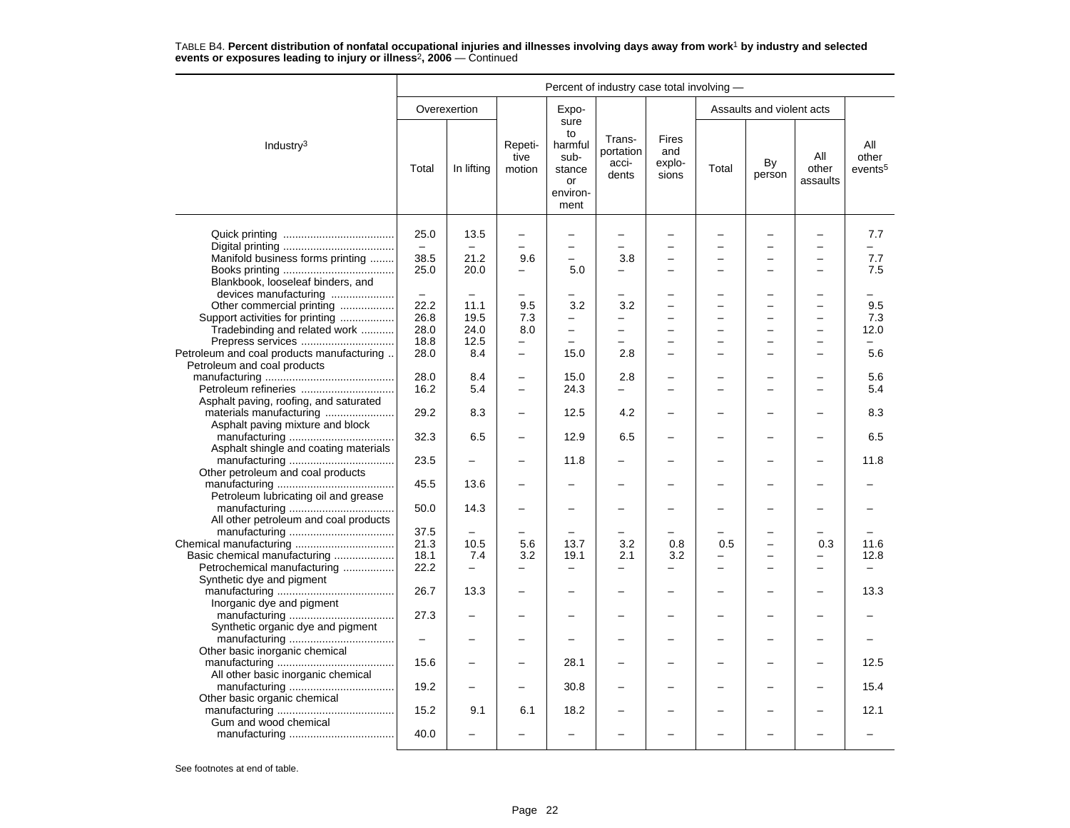TABLE B4. **Percent distribution of nonfatal occupational injuries and illnesses involving days away from work[1] by industry and selected events or exposures leading to injury or illness[2], 2006** — Continued

| Industry[3] | Percent of industry case total involving — | | | | | | | | | |
|---|---|---|---|---|---|---|---|---|---|---|
| | Overexertion | | Repetitive motion | Exposure to harmful substance or environment | Transportation accidents | Fires and explosions | Assaults and violent acts | | | All other events[5] |
| | Total | In lifting | | | | | Total | By person | All other assaults | |
| Quick printing | 25.0 | 13.5 | – | – | – | – | – | – | – | 7.7 |
| Digital printing | – | – | – | – | – | – | – | – | – | – |
| Manifold business forms printing | 38.5 | 21.2 | 9.6 | – | 3.8 | – | – | – | – | 7.7 |
| Books printing | 25.0 | 20.0 | – | 5.0 | – | – | – | – | – | 7.5 |
| Blankbook, looseleaf binders, and devices manufacturing | – | – | – | – | – | – | – | – | – | – |
| Other commercial printing | 22.2 | 11.1 | 9.5 | 3.2 | 3.2 | – | – | – | – | 9.5 |
| Support activities for printing | 26.8 | 19.5 | 7.3 | – | – | – | – | – | – | 7.3 |
| Tradebinding and related work | 28.0 | 24.0 | 8.0 | – | – | – | – | – | – | 12.0 |
| Prepress services | 18.8 | 12.5 | – | – | – | – | – | – | – | – |
| Petroleum and coal products manufacturing | 28.0 | 8.4 | – | 15.0 | 2.8 | – | – | – | – | 5.6 |
| Petroleum and coal products manufacturing | 28.0 | 8.4 | – | 15.0 | 2.8 | – | – | – | – | 5.6 |
| Petroleum refineries | 16.2 | 5.4 | – | 24.3 | – | – | – | – | – | 5.4 |
| Asphalt paving, roofing, and saturated materials manufacturing | 29.2 | 8.3 | – | 12.5 | 4.2 | – | – | – | – | 8.3 |
| Asphalt paving mixture and block manufacturing | 32.3 | 6.5 | – | 12.9 | 6.5 | – | – | – | – | 6.5 |
| Asphalt shingle and coating materials manufacturing | 23.5 | – | – | 11.8 | – | – | – | – | – | 11.8 |
| Other petroleum and coal products manufacturing | 45.5 | 13.6 | – | – | – | – | – | – | – | – |
| Petroleum lubricating oil and grease manufacturing | 50.0 | 14.3 | – | – | – | – | – | – | – | – |
| All other petroleum and coal products manufacturing | 37.5 | – | – | – | – | – | – | – | – | – |
| Chemical manufacturing | 21.3 | 10.5 | 5.6 | 13.7 | 3.2 | 0.8 | 0.5 | – | 0.3 | 11.6 |
| Basic chemical manufacturing | 18.1 | 7.4 | 3.2 | 19.1 | 2.1 | 3.2 | – | – | – | 12.8 |
| Petrochemical manufacturing | 22.2 | – | – | – | – | – | – | – | – | – |
| Synthetic dye and pigment manufacturing | 26.7 | 13.3 | – | – | – | – | – | – | – | 13.3 |
| Inorganic dye and pigment manufacturing | 27.3 | – | – | – | – | – | – | – | – | – |
| Synthetic organic dye and pigment manufacturing | – | – | – | – | – | – | – | – | – | – |
| Other basic inorganic chemical manufacturing | 15.6 | – | – | 28.1 | – | – | – | – | – | 12.5 |
| All other basic inorganic chemical manufacturing | 19.2 | – | – | 30.8 | – | – | – | – | – | 15.4 |
| Other basic organic chemical manufacturing | 15.2 | 9.1 | 6.1 | 18.2 | – | – | – | – | – | 12.1 |
| Gum and wood chemical manufacturing | 40.0 | – | – | – | – | – | – | – | – | – |

See footnotes at end of table.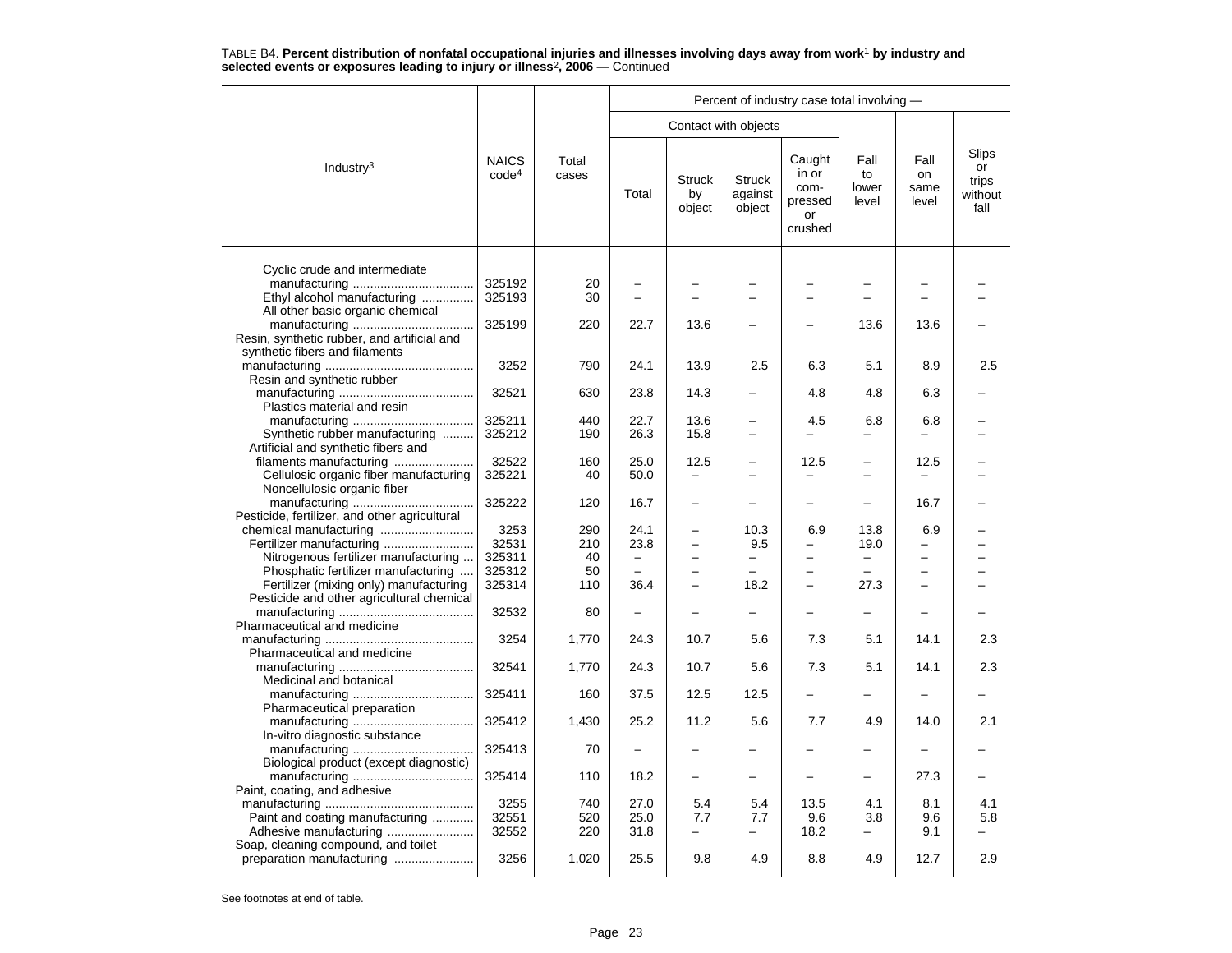TABLE B4. **Percent distribution of nonfatal occupational injuries and illnesses involving days away from work[1] by industry and selected events or exposures leading to injury or illness[2], 2006** — Continued

| Industry[3] | NAICS code[4] | Total cases | Percent of industry case total involving — | | | | | | |
|---|---|---|---|---|---|---|---|---|---|
| | | | Contact with objects | | | | | | |
| | | | Total | Struck by object | Struck against object | Caught in or com-pressed or crushed | Fall to lower level | Fall on same level | Slips or trips without fall |
| Cyclic crude and intermediate manufacturing | 325192 | 20 | – | – | – | – | – | – | – |
| Ethyl alcohol manufacturing | 325193 | 30 | – | – | – | – | – | – | – |
| All other basic organic chemical manufacturing | 325199 | 220 | 22.7 | 13.6 | – | – | 13.6 | 13.6 | – |
| Resin, synthetic rubber, and artificial and synthetic fibers and filaments manufacturing | 3252 | 790 | 24.1 | 13.9 | 2.5 | 6.3 | 5.1 | 8.9 | 2.5 |
| Resin and synthetic rubber manufacturing | 32521 | 630 | 23.8 | 14.3 | – | 4.8 | 4.8 | 6.3 | – |
| Plastics material and resin manufacturing | 325211 | 440 | 22.7 | 13.6 | – | 4.5 | 6.8 | 6.8 | – |
| Synthetic rubber manufacturing | 325212 | 190 | 26.3 | 15.8 | – | – | – | – | – |
| Artificial and synthetic fibers and filaments manufacturing | 32522 | 160 | 25.0 | 12.5 | – | 12.5 | – | 12.5 | – |
| Cellulosic organic fiber manufacturing | 325221 | 40 | 50.0 | – | – | – | – | – | – |
| Noncellulosic organic fiber manufacturing | 325222 | 120 | 16.7 | – | – | – | – | 16.7 | – |
| Pesticide, fertilizer, and other agricultural chemical manufacturing | 3253 | 290 | 24.1 | – | 10.3 | 6.9 | 13.8 | 6.9 | – |
| Fertilizer manufacturing | 32531 | 210 | 23.8 | – | 9.5 | – | 19.0 | – | – |
| Nitrogenous fertilizer manufacturing | 325311 | 40 | – | – | – | – | – | – | – |
| Phosphatic fertilizer manufacturing | 325312 | 50 | – | – | – | – | – | – | – |
| Fertilizer (mixing only) manufacturing | 325314 | 110 | 36.4 | – | 18.2 | – | 27.3 | – | – |
| Pesticide and other agricultural chemical manufacturing | 32532 | 80 | – | – | – | – | – | – | – |
| Pharmaceutical and medicine manufacturing | 3254 | 1,770 | 24.3 | 10.7 | 5.6 | 7.3 | 5.1 | 14.1 | 2.3 |
| Pharmaceutical and medicine manufacturing | 32541 | 1,770 | 24.3 | 10.7 | 5.6 | 7.3 | 5.1 | 14.1 | 2.3 |
| Medicinal and botanical manufacturing | 325411 | 160 | 37.5 | 12.5 | 12.5 | – | – | – | – |
| Pharmaceutical preparation manufacturing | 325412 | 1,430 | 25.2 | 11.2 | 5.6 | 7.7 | 4.9 | 14.0 | 2.1 |
| In-vitro diagnostic substance manufacturing | 325413 | 70 | – | – | – | – | – | – | – |
| Biological product (except diagnostic) manufacturing | 325414 | 110 | 18.2 | – | – | – | – | 27.3 | – |
| Paint, coating, and adhesive manufacturing | 3255 | 740 | 27.0 | 5.4 | 5.4 | 13.5 | 4.1 | 8.1 | 4.1 |
| Paint and coating manufacturing | 32551 | 520 | 25.0 | 7.7 | 7.7 | 9.6 | 3.8 | 9.6 | 5.8 |
| Adhesive manufacturing | 32552 | 220 | 31.8 | – | – | 18.2 | – | 9.1 | – |
| Soap, cleaning compound, and toilet preparation manufacturing | 3256 | 1,020 | 25.5 | 9.8 | 4.9 | 8.8 | 4.9 | 12.7 | 2.9 |

See footnotes at end of table.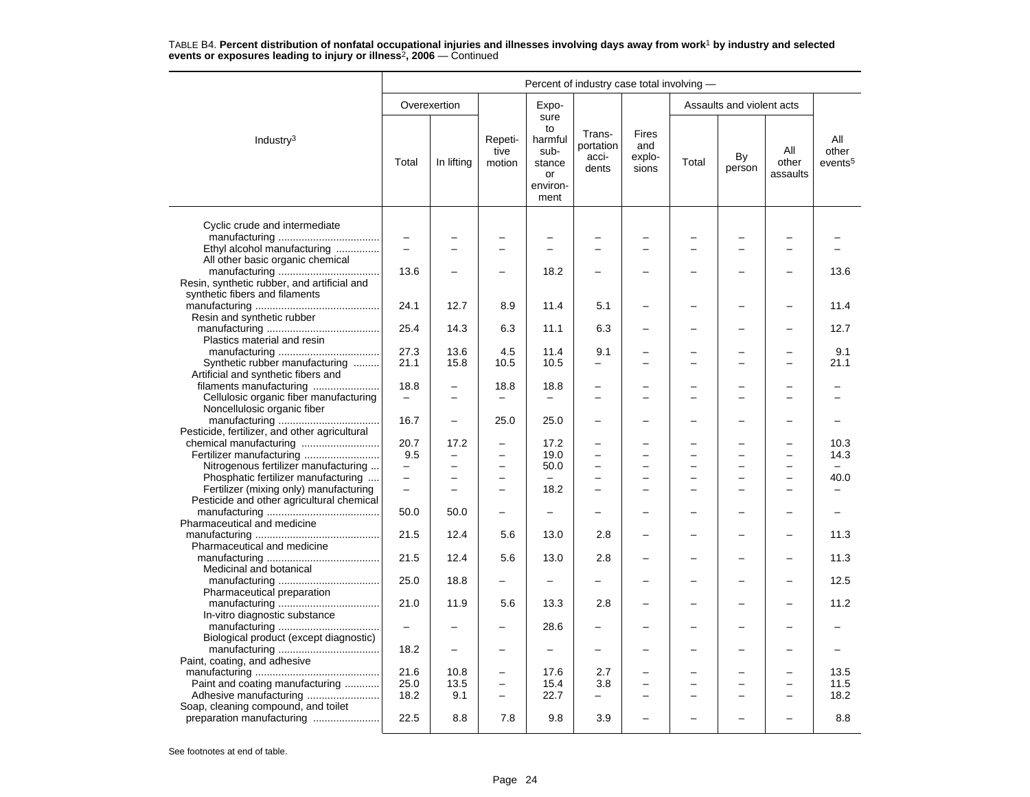TABLE B4. **Percent distribution of nonfatal occupational injuries and illnesses involving days away from work[1] by industry and selected events or exposures leading to injury or illness[2], 2006** — Continued

| Industry[3] | Percent of industry case total involving — | | | | | | | | | |
|---|---|---|---|---|---|---|---|---|---|---|
| | Overexertion | | Repetitive motion | Exposure to harmful substance or environment | Transportation accidents | Fires and explosions | Assaults and violent acts | | | All other events[5] |
| | Total | In lifting | | | | | Total | By person | All other assaults | |
| Cyclic crude and intermediate manufacturing | – | – | – | – | – | – | – | – | – | – |
| Ethyl alcohol manufacturing | – | – | – | – | – | – | – | – | – | – |
| All other basic organic chemical manufacturing | 13.6 | – | – | 18.2 | – | – | – | – | – | 13.6 |
| Resin, synthetic rubber, and artificial and synthetic fibers and filaments manufacturing | 24.1 | 12.7 | 8.9 | 11.4 | 5.1 | – | – | – | – | 11.4 |
| Resin and synthetic rubber manufacturing | 25.4 | 14.3 | 6.3 | 11.1 | 6.3 | – | – | – | – | 12.7 |
| Plastics material and resin manufacturing | 27.3 | 13.6 | 4.5 | 11.4 | 9.1 | – | – | – | – | 9.1 |
| Synthetic rubber manufacturing | 21.1 | 15.8 | 10.5 | 10.5 | – | – | – | – | – | 21.1 |
| Artificial and synthetic fibers and filaments manufacturing | 18.8 | – | 18.8 | 18.8 | – | – | – | – | – | – |
| Cellulosic organic fiber manufacturing | – | – | – | – | – | – | – | – | – | – |
| Noncellulosic organic fiber manufacturing | 16.7 | – | 25.0 | 25.0 | – | – | – | – | – | – |
| Pesticide, fertilizer, and other agricultural chemical manufacturing | 20.7 | 17.2 | – | 17.2 | – | – | – | – | – | 10.3 |
| Fertilizer manufacturing | 9.5 | – | – | 19.0 | – | – | – | – | – | 14.3 |
| Nitrogenous fertilizer manufacturing | – | – | – | 50.0 | – | – | – | – | – | – |
| Phosphatic fertilizer manufacturing | – | – | – | – | – | – | – | – | – | 40.0 |
| Fertilizer (mixing only) manufacturing | – | – | – | 18.2 | – | – | – | – | – | – |
| Pesticide and other agricultural chemical manufacturing | 50.0 | 50.0 | – | – | – | – | – | – | – | – |
| Pharmaceutical and medicine manufacturing | 21.5 | 12.4 | 5.6 | 13.0 | 2.8 | – | – | – | – | 11.3 |
| Pharmaceutical and medicine manufacturing | 21.5 | 12.4 | 5.6 | 13.0 | 2.8 | – | – | – | – | 11.3 |
| Medicinal and botanical manufacturing | 25.0 | 18.8 | – | – | – | – | – | – | – | 12.5 |
| Pharmaceutical preparation manufacturing | 21.0 | 11.9 | 5.6 | 13.3 | 2.8 | – | – | – | – | 11.2 |
| In-vitro diagnostic substance manufacturing | – | – | – | 28.6 | – | – | – | – | – | – |
| Biological product (except diagnostic) manufacturing | 18.2 | – | – | – | – | – | – | – | – | – |
| Paint, coating, and adhesive manufacturing | 21.6 | 10.8 | – | 17.6 | 2.7 | – | – | – | – | 13.5 |
| Paint and coating manufacturing | 25.0 | 13.5 | – | 15.4 | 3.8 | – | – | – | – | 11.5 |
| Adhesive manufacturing | 18.2 | 9.1 | – | 22.7 | – | – | – | – | – | 18.2 |
| Soap, cleaning compound, and toilet preparation manufacturing | 22.5 | 8.8 | 7.8 | 9.8 | 3.9 | – | – | – | – | 8.8 |

See footnotes at end of table.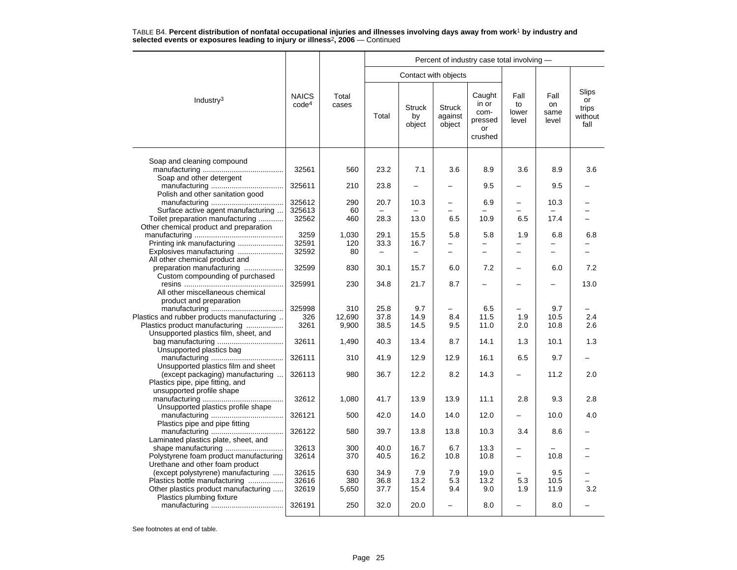TABLE B4. **Percent distribution of nonfatal occupational injuries and illnesses involving days away from work[1] by industry and selected events or exposures leading to injury or illness[2], 2006** — Continued

| Industry[3] | NAICS code[4] | Total cases | Percent of industry case total involving — | | | | | | |
|---|---|---|---|---|---|---|---|---|---|
| | | | Contact with objects | | | | | | |
| | | | Total | Struck by object | Struck against object | Caught in or com-pressed or crushed | Fall to lower level | Fall on same level | Slips or trips without fall |
| Soap and cleaning compound manufacturing | 32561 | 560 | 23.2 | 7.1 | 3.6 | 8.9 | 3.6 | 8.9 | 3.6 |
| Soap and other detergent manufacturing | 325611 | 210 | 23.8 | – | – | 9.5 | – | 9.5 | – |
| Polish and other sanitation good manufacturing | 325612 | 290 | 20.7 | 10.3 | – | 6.9 | – | 10.3 | – |
| Surface active agent manufacturing | 325613 | 60 | – | – | – | – | – | – | – |
| Toilet preparation manufacturing | 32562 | 460 | 28.3 | 13.0 | 6.5 | 10.9 | 6.5 | 17.4 | – |
| Other chemical product and preparation manufacturing | 3259 | 1,030 | 29.1 | 15.5 | 5.8 | 5.8 | 1.9 | 6.8 | 6.8 |
| Printing ink manufacturing | 32591 | 120 | 33.3 | 16.7 | – | – | – | – | – |
| Explosives manufacturing | 32592 | 80 | – | – | – | – | – | – | – |
| All other chemical product and preparation manufacturing | 32599 | 830 | 30.1 | 15.7 | 6.0 | 7.2 | – | 6.0 | 7.2 |
| Custom compounding of purchased resins | 325991 | 230 | 34.8 | 21.7 | 8.7 | – | – | – | 13.0 |
| All other miscellaneous chemical product and preparation manufacturing | 325998 | 310 | 25.8 | 9.7 | – | 6.5 | – | 9.7 | – |
| Plastics and rubber products manufacturing | 326 | 12,690 | 37.8 | 14.9 | 8.4 | 11.5 | 1.9 | 10.5 | 2.4 |
| Plastics product manufacturing | 3261 | 9,900 | 38.5 | 14.5 | 9.5 | 11.0 | 2.0 | 10.8 | 2.6 |
| Unsupported plastics film, sheet, and bag manufacturing | 32611 | 1,490 | 40.3 | 13.4 | 8.7 | 14.1 | 1.3 | 10.1 | 1.3 |
| Unsupported plastics bag manufacturing | 326111 | 310 | 41.9 | 12.9 | 12.9 | 16.1 | 6.5 | 9.7 | – |
| Unsupported plastics film and sheet (except packaging) manufacturing | 326113 | 980 | 36.7 | 12.2 | 8.2 | 14.3 | – | 11.2 | 2.0 |
| Plastics pipe, pipe fitting, and unsupported profile shape manufacturing | 32612 | 1,080 | 41.7 | 13.9 | 13.9 | 11.1 | 2.8 | 9.3 | 2.8 |
| Unsupported plastics profile shape manufacturing | 326121 | 500 | 42.0 | 14.0 | 14.0 | 12.0 | – | 10.0 | 4.0 |
| Plastics pipe and pipe fitting manufacturing | 326122 | 580 | 39.7 | 13.8 | 13.8 | 10.3 | 3.4 | 8.6 | – |
| Laminated plastics plate, sheet, and shape manufacturing | 32613 | 300 | 40.0 | 16.7 | 6.7 | 13.3 | – | – | – |
| Polystyrene foam product manufacturing | 32614 | 370 | 40.5 | 16.2 | 10.8 | 10.8 | – | 10.8 | – |
| Urethane and other foam product (except polystyrene) manufacturing | 32615 | 630 | 34.9 | 7.9 | 7.9 | 19.0 | – | 9.5 | – |
| Plastics bottle manufacturing | 32616 | 380 | 36.8 | 13.2 | 5.3 | 13.2 | 5.3 | 10.5 | – |
| Other plastics product manufacturing | 32619 | 5,650 | 37.7 | 15.4 | 9.4 | 9.0 | 1.9 | 11.9 | 3.2 |
| Plastics plumbing fixture manufacturing | 326191 | 250 | 32.0 | 20.0 | – | 8.0 | – | 8.0 | – |

See footnotes at end of table.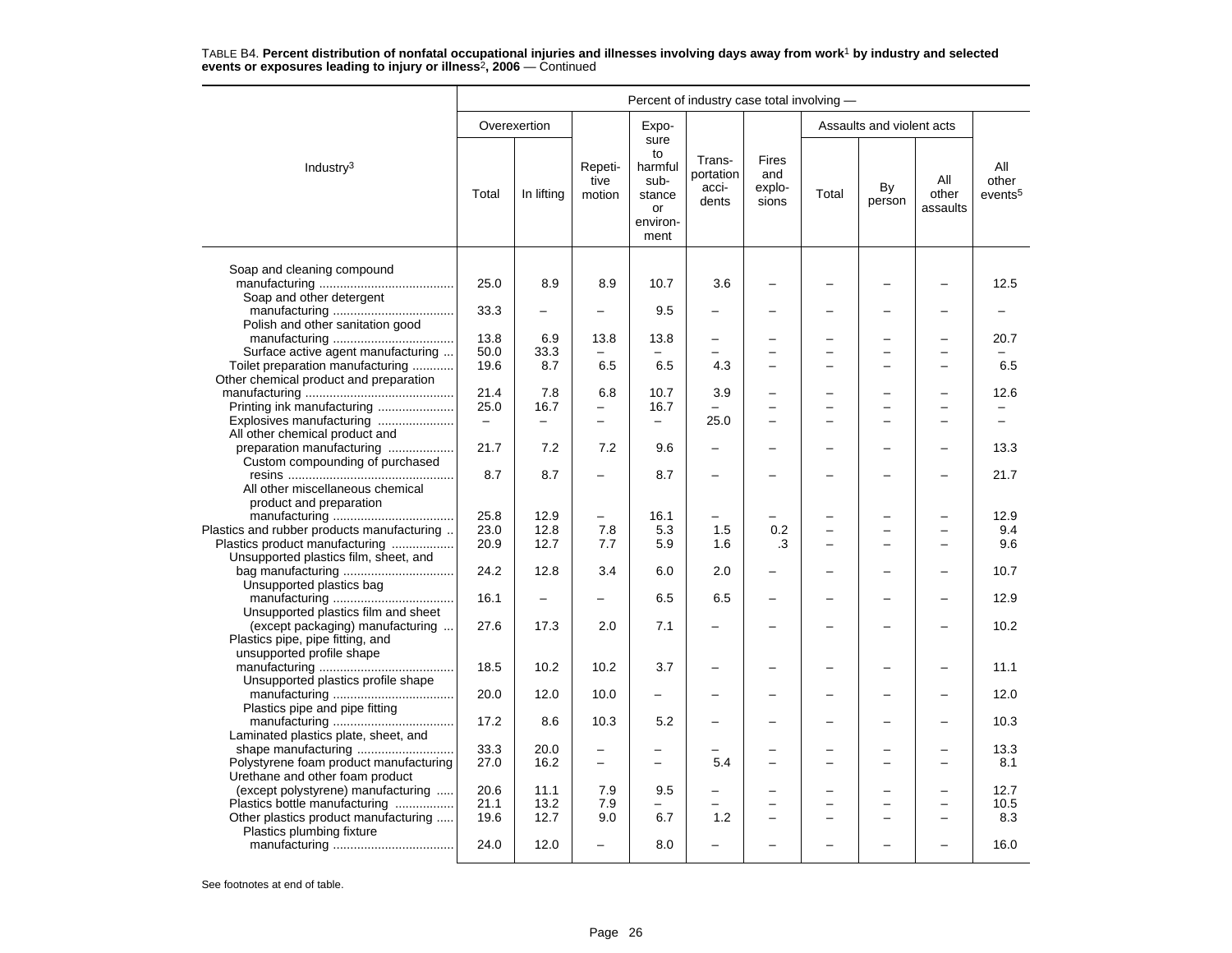TABLE B4. **Percent distribution of nonfatal occupational injuries and illnesses involving days away from work[1] by industry and selected events or exposures leading to injury or illness[2], 2006** — Continued

| Industry[3] | Percent of industry case total involving — | | | | | | | | | |
|---|---|---|---|---|---|---|---|---|---|---|
| | Overexertion | | Repetitive motion | Exposure to harmful substance or environment | Transportation accidents | Fires and explosions | Assaults and violent acts | | | All other events[5] |
| | Total | In lifting | | | | | Total | By person | All other assaults | |
| Soap and cleaning compound manufacturing | 25.0 | 8.9 | 8.9 | 10.7 | 3.6 | – | – | – | – | 12.5 |
| Soap and other detergent manufacturing | 33.3 | – | – | 9.5 | – | – | – | – | – | – |
| Polish and other sanitation good manufacturing | 13.8 | 6.9 | 13.8 | 13.8 | – | – | – | – | – | 20.7 |
| Surface active agent manufacturing | 50.0 | 33.3 | – | – | – | – | – | – | – | – |
| Toilet preparation manufacturing | 19.6 | 8.7 | 6.5 | 6.5 | 4.3 | – | – | – | – | 6.5 |
| Other chemical product and preparation manufacturing | 21.4 | 7.8 | 6.8 | 10.7 | 3.9 | – | – | – | – | 12.6 |
| Printing ink manufacturing | 25.0 | 16.7 | – | 16.7 | – | – | – | – | – | – |
| Explosives manufacturing | – | – | – | – | 25.0 | – | – | – | – | – |
| All other chemical product and preparation manufacturing | 21.7 | 7.2 | 7.2 | 9.6 | – | – | – | – | – | 13.3 |
| Custom compounding of purchased resins | 8.7 | 8.7 | – | 8.7 | – | – | – | – | – | 21.7 |
| All other miscellaneous chemical product and preparation manufacturing | 25.8 | 12.9 | – | 16.1 | – | – | – | – | – | 12.9 |
| Plastics and rubber products manufacturing | 23.0 | 12.8 | 7.8 | 5.3 | 1.5 | 0.2 | – | – | – | 9.4 |
| Plastics product manufacturing | 20.9 | 12.7 | 7.7 | 5.9 | 1.6 | .3 | – | – | – | 9.6 |
| Unsupported plastics film, sheet, and bag manufacturing | 24.2 | 12.8 | 3.4 | 6.0 | 2.0 | – | – | – | – | 10.7 |
| Unsupported plastics bag manufacturing | 16.1 | – | – | 6.5 | 6.5 | – | – | – | – | 12.9 |
| Unsupported plastics film and sheet (except packaging) manufacturing | 27.6 | 17.3 | 2.0 | 7.1 | – | – | – | – | – | 10.2 |
| Plastics pipe, pipe fitting, and unsupported profile shape manufacturing | 18.5 | 10.2 | 10.2 | 3.7 | – | – | – | – | – | 11.1 |
| Unsupported plastics profile shape manufacturing | 20.0 | 12.0 | 10.0 | – | – | – | – | – | – | 12.0 |
| Plastics pipe and pipe fitting manufacturing | 17.2 | 8.6 | 10.3 | 5.2 | – | – | – | – | – | 10.3 |
| Laminated plastics plate, sheet, and shape manufacturing | 33.3 | 20.0 | – | – | – | – | – | – | – | 13.3 |
| Polystyrene foam product manufacturing | 27.0 | 16.2 | – | – | 5.4 | – | – | – | – | 8.1 |
| Urethane and other foam product (except polystyrene) manufacturing | 20.6 | 11.1 | 7.9 | 9.5 | – | – | – | – | – | 12.7 |
| Plastics bottle manufacturing | 21.1 | 13.2 | 7.9 | – | – | – | – | – | – | 10.5 |
| Other plastics product manufacturing | 19.6 | 12.7 | 9.0 | 6.7 | 1.2 | – | – | – | – | 8.3 |
| Plastics plumbing fixture manufacturing | 24.0 | 12.0 | – | 8.0 | – | – | – | – | – | 16.0 |

See footnotes at end of table.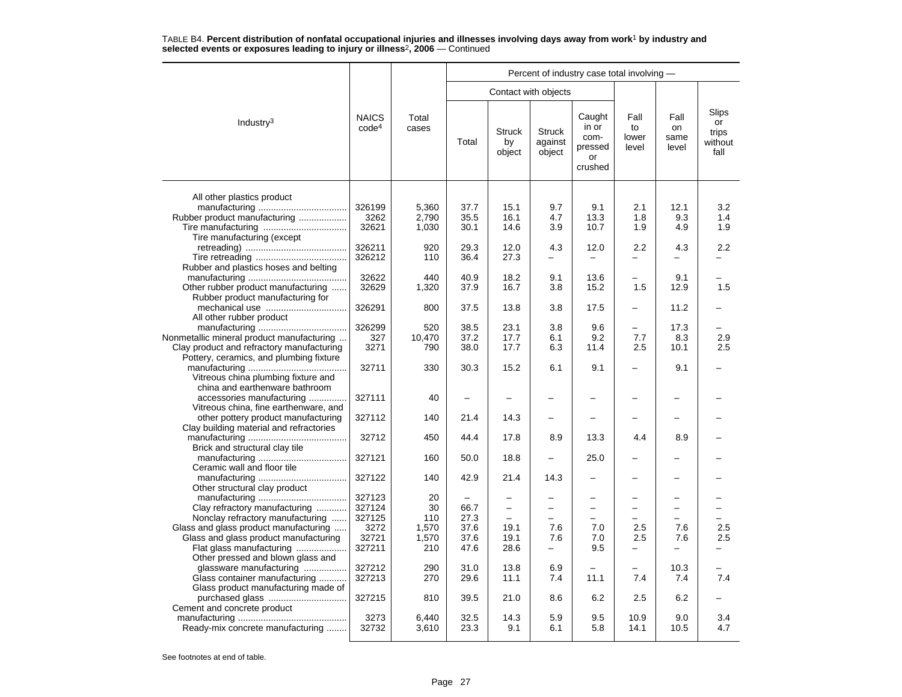TABLE B4. **Percent distribution of nonfatal occupational injuries and illnesses involving days away from work[1] by industry and selected events or exposures leading to injury or illness[2], 2006** — Continued

| Industry[3] | NAICS code[4] | Total cases | Percent of industry case total involving — | | | | | | |
|---|---|---|---|---|---|---|---|---|---|
| | | | Contact with objects | | | | | | |
| | | | Total | Struck by object | Struck against object | Caught in or compressed or crushed | Fall to lower level | Fall on same level | Slips or trips without fall |
| All other plastics product manufacturing | 326199 | 5,360 | 37.7 | 15.1 | 9.7 | 9.1 | 2.1 | 12.1 | 3.2 |
| Rubber product manufacturing | 3262 | 2,790 | 35.5 | 16.1 | 4.7 | 13.3 | 1.8 | 9.3 | 1.4 |
| Tire manufacturing | 32621 | 1,030 | 30.1 | 14.6 | 3.9 | 10.7 | 1.9 | 4.9 | 1.9 |
| Tire manufacturing (except retreading) | 326211 | 920 | 29.3 | 12.0 | 4.3 | 12.0 | 2.2 | 4.3 | 2.2 |
| Tire retreading | 326212 | 110 | 36.4 | 27.3 | – | – | – | – | – |
| Rubber and plastics hoses and belting manufacturing | 32622 | 440 | 40.9 | 18.2 | 9.1 | 13.6 | – | 9.1 | – |
| Other rubber product manufacturing | 32629 | 1,320 | 37.9 | 16.7 | 3.8 | 15.2 | 1.5 | 12.9 | 1.5 |
| Rubber product manufacturing for mechanical use | 326291 | 800 | 37.5 | 13.8 | 3.8 | 17.5 | – | 11.2 | – |
| All other rubber product manufacturing | 326299 | 520 | 38.5 | 23.1 | 3.8 | 9.6 | – | 17.3 | – |
| Nonmetallic mineral product manufacturing | 327 | 10,470 | 37.2 | 17.7 | 6.1 | 9.2 | 7.7 | 8.3 | 2.9 |
| Clay product and refractory manufacturing | 3271 | 790 | 38.0 | 17.7 | 6.3 | 11.4 | 2.5 | 10.1 | 2.5 |
| Pottery, ceramics, and plumbing fixture manufacturing | 32711 | 330 | 30.3 | 15.2 | 6.1 | 9.1 | – | 9.1 | – |
| Vitreous china plumbing fixture and china and earthenware bathroom accessories manufacturing | 327111 | 40 | – | – | – | – | – | – | – |
| Vitreous china, fine earthenware, and other pottery product manufacturing | 327112 | 140 | 21.4 | 14.3 | – | – | – | – | – |
| Clay building material and refractories manufacturing | 32712 | 450 | 44.4 | 17.8 | 8.9 | 13.3 | 4.4 | 8.9 | – |
| Brick and structural clay tile manufacturing | 327121 | 160 | 50.0 | 18.8 | – | 25.0 | – | – | – |
| Ceramic wall and floor tile manufacturing | 327122 | 140 | 42.9 | 21.4 | 14.3 | – | – | – | – |
| Other structural clay product manufacturing | 327123 | 20 | – | – | – | – | – | – | – |
| Clay refractory manufacturing | 327124 | 30 | 66.7 | – | – | – | – | – | – |
| Nonclay refractory manufacturing | 327125 | 110 | 27.3 | – | – | – | – | – | – |
| Glass and glass product manufacturing | 3272 | 1,570 | 37.6 | 19.1 | 7.6 | 7.0 | 2.5 | 7.6 | 2.5 |
| Glass and glass product manufacturing | 32721 | 1,570 | 37.6 | 19.1 | 7.6 | 7.0 | 2.5 | 7.6 | 2.5 |
| Flat glass manufacturing | 327211 | 210 | 47.6 | 28.6 | – | 9.5 | – | – | – |
| Other pressed and blown glass and glassware manufacturing | 327212 | 290 | 31.0 | 13.8 | 6.9 | – | – | 10.3 | – |
| Glass container manufacturing | 327213 | 270 | 29.6 | 11.1 | 7.4 | 11.1 | 7.4 | 7.4 | 7.4 |
| Glass product manufacturing made of purchased glass | 327215 | 810 | 39.5 | 21.0 | 8.6 | 6.2 | 2.5 | 6.2 | – |
| Cement and concrete product manufacturing | 3273 | 6,440 | 32.5 | 14.3 | 5.9 | 9.5 | 10.9 | 9.0 | 3.4 |
| Ready-mix concrete manufacturing | 32732 | 3,610 | 23.3 | 9.1 | 6.1 | 5.8 | 14.1 | 10.5 | 4.7 |

See footnotes at end of table.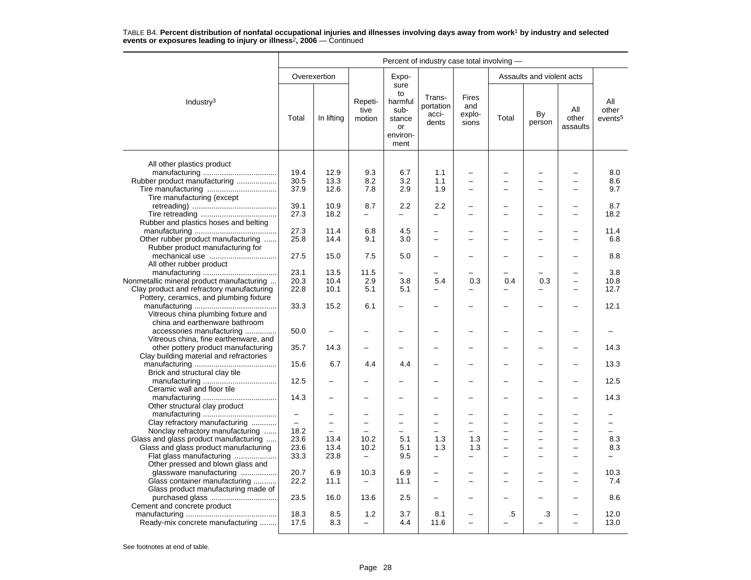TABLE B4. **Percent distribution of nonfatal occupational injuries and illnesses involving days away from work[1] by industry and selected events or exposures leading to injury or illness[2], 2006** — Continued

| Industry[3] | Percent of industry case total involving — | | | | | | | | | |
|---|---|---|---|---|---|---|---|---|---|---|
| | Overexertion | | Repetitive motion | Exposure to harmful substance or environment | Transportation accidents | Fires and explosions | Assaults and violent acts | | | All other events[5] |
| | Total | In lifting | | | | | Total | By person | All other assaults | |
| All other plastics product manufacturing | 19.4 | 12.9 | 9.3 | 6.7 | 1.1 | – | – | – | – | 8.0 |
| Rubber product manufacturing | 30.5 | 13.3 | 8.2 | 3.2 | 1.1 | – | – | – | – | 8.6 |
| Tire manufacturing | 37.9 | 12.6 | 7.8 | 2.9 | 1.9 | – | – | – | – | 9.7 |
| Tire manufacturing (except retreading) | 39.1 | 10.9 | 8.7 | 2.2 | 2.2 | – | – | – | – | 8.7 |
| Tire retreading | 27.3 | 18.2 | – | – | – | – | – | – | – | 18.2 |
| Rubber and plastics hoses and belting manufacturing | 27.3 | 11.4 | 6.8 | 4.5 | – | – | – | – | – | 11.4 |
| Other rubber product manufacturing | 25.8 | 14.4 | 9.1 | 3.0 | – | – | – | – | – | 6.8 |
| Rubber product manufacturing for mechanical use | 27.5 | 15.0 | 7.5 | 5.0 | – | – | – | – | – | 8.8 |
| All other rubber product manufacturing | 23.1 | 13.5 | 11.5 | – | – | – | – | – | – | 3.8 |
| Nonmetallic mineral product manufacturing | 20.3 | 10.4 | 2.9 | 3.8 | 5.4 | 0.3 | 0.4 | 0.3 | – | 10.8 |
| Clay product and refractory manufacturing | 22.8 | 10.1 | 5.1 | 5.1 | – | – | – | – | – | 12.7 |
| Pottery, ceramics, and plumbing fixture manufacturing | 33.3 | 15.2 | 6.1 | – | – | – | – | – | – | 12.1 |
| Vitreous china plumbing fixture and china and earthenware bathroom accessories manufacturing | 50.0 | – | – | – | – | – | – | – | – | – |
| Vitreous china, fine earthenware, and other pottery product manufacturing | 35.7 | 14.3 | – | – | – | – | – | – | – | 14.3 |
| Clay building material and refractories manufacturing | 15.6 | 6.7 | 4.4 | 4.4 | – | – | – | – | – | 13.3 |
| Brick and structural clay tile manufacturing | 12.5 | – | – | – | – | – | – | – | – | 12.5 |
| Ceramic wall and floor tile manufacturing | 14.3 | – | – | – | – | – | – | – | – | 14.3 |
| Other structural clay product manufacturing | – | – | – | – | – | – | – | – | – | – |
| Clay refractory manufacturing | – | – | – | – | – | – | – | – | – | – |
| Nonclay refractory manufacturing | 18.2 | – | – | – | – | – | – | – | – | – |
| Glass and glass product manufacturing | 23.6 | 13.4 | 10.2 | 5.1 | 1.3 | 1.3 | – | – | – | 8.3 |
| Glass and glass product manufacturing | 23.6 | 13.4 | 10.2 | 5.1 | 1.3 | 1.3 | – | – | – | 8.3 |
| Flat glass manufacturing | 33.3 | 23.8 | – | 9.5 | – | – | – | – | – | – |
| Other pressed and blown glass and glassware manufacturing | 20.7 | 6.9 | 10.3 | 6.9 | – | – | – | – | – | 10.3 |
| Glass container manufacturing | 22.2 | 11.1 | – | 11.1 | – | – | – | – | – | 7.4 |
| Glass product manufacturing made of purchased glass | 23.5 | 16.0 | 13.6 | 2.5 | – | – | – | – | – | 8.6 |
| Cement and concrete product manufacturing | 18.3 | 8.5 | 1.2 | 3.7 | 8.1 | – | .5 | .3 | – | 12.0 |
| Ready-mix concrete manufacturing | 17.5 | 8.3 | – | 4.4 | 11.6 | – | – | – | – | 13.0 |

See footnotes at end of table.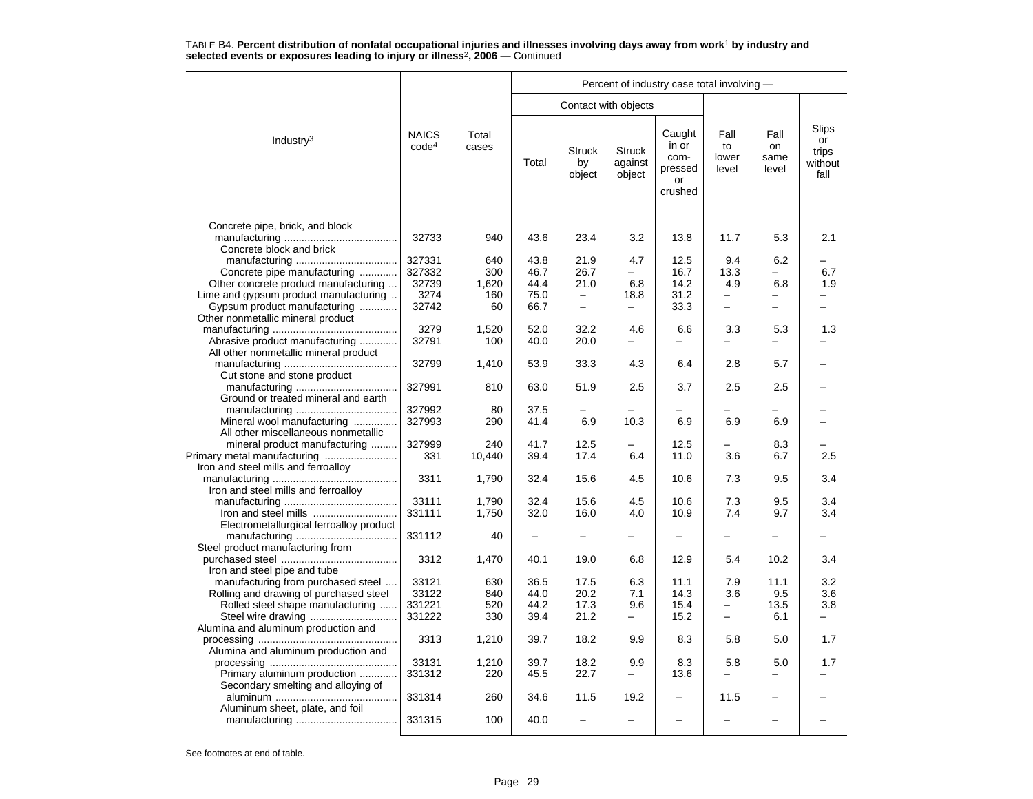TABLE B4. **Percent distribution of nonfatal occupational injuries and illnesses involving days away from work[1] by industry and selected events or exposures leading to injury or illness[2], 2006** — Continued

| Industry[3] | NAICS code[4] | Total cases | Percent of industry case total involving — | | | | | | |
|---|---|---|---|---|---|---|---|---|---|
| | | | Contact with objects | | | | Fall to lower level | Fall on same level | Slips or trips without fall |
| | | | Total | Struck by object | Struck against object | Caught in or compressed or crushed | | | |
| Concrete pipe, brick, and block manufacturing | 32733 | 940 | 43.6 | 23.4 | 3.2 | 13.8 | 11.7 | 5.3 | 2.1 |
| Concrete block and brick manufacturing | 327331 | 640 | 43.8 | 21.9 | 4.7 | 12.5 | 9.4 | 6.2 | – |
| Concrete pipe manufacturing | 327332 | 300 | 46.7 | 26.7 | – | 16.7 | 13.3 | – | 6.7 |
| Other concrete product manufacturing | 32739 | 1,620 | 44.4 | 21.0 | 6.8 | 14.2 | 4.9 | 6.8 | 1.9 |
| Lime and gypsum product manufacturing | 3274 | 160 | 75.0 | – | 18.8 | 31.2 | – | – | – |
| Gypsum product manufacturing | 32742 | 60 | 66.7 | – | – | 33.3 | – | – | – |
| Other nonmetallic mineral product manufacturing | 3279 | 1,520 | 52.0 | 32.2 | 4.6 | 6.6 | 3.3 | 5.3 | 1.3 |
| Abrasive product manufacturing | 32791 | 100 | 40.0 | 20.0 | – | – | – | – | – |
| All other nonmetallic mineral product manufacturing | 32799 | 1,410 | 53.9 | 33.3 | 4.3 | 6.4 | 2.8 | 5.7 | – |
| Cut stone and stone product manufacturing | 327991 | 810 | 63.0 | 51.9 | 2.5 | 3.7 | 2.5 | 2.5 | – |
| Ground or treated mineral and earth manufacturing | 327992 | 80 | 37.5 | – | – | – | – | – | – |
| Mineral wool manufacturing | 327993 | 290 | 41.4 | 6.9 | 10.3 | 6.9 | 6.9 | 6.9 | – |
| All other miscellaneous nonmetallic mineral product manufacturing | 327999 | 240 | 41.7 | 12.5 | – | 12.5 | – | 8.3 | – |
| Primary metal manufacturing | 331 | 10,440 | 39.4 | 17.4 | 6.4 | 11.0 | 3.6 | 6.7 | 2.5 |
| Iron and steel mills and ferroalloy manufacturing | 3311 | 1,790 | 32.4 | 15.6 | 4.5 | 10.6 | 7.3 | 9.5 | 3.4 |
| Iron and steel mills and ferroalloy manufacturing | 33111 | 1,790 | 32.4 | 15.6 | 4.5 | 10.6 | 7.3 | 9.5 | 3.4 |
| Iron and steel mills | 331111 | 1,750 | 32.0 | 16.0 | 4.0 | 10.9 | 7.4 | 9.7 | 3.4 |
| Electrometallurgical ferroalloy product manufacturing | 331112 | 40 | – | – | – | – | – | – | – |
| Steel product manufacturing from purchased steel | 3312 | 1,470 | 40.1 | 19.0 | 6.8 | 12.9 | 5.4 | 10.2 | 3.4 |
| Iron and steel pipe and tube manufacturing from purchased steel | 33121 | 630 | 36.5 | 17.5 | 6.3 | 11.1 | 7.9 | 11.1 | 3.2 |
| Rolling and drawing of purchased steel | 33122 | 840 | 44.0 | 20.2 | 7.1 | 14.3 | 3.6 | 9.5 | 3.6 |
| Rolled steel shape manufacturing | 331221 | 520 | 44.2 | 17.3 | 9.6 | 15.4 | – | 13.5 | 3.8 |
| Steel wire drawing | 331222 | 330 | 39.4 | 21.2 | – | 15.2 | – | 6.1 | – |
| Alumina and aluminum production and processing | 3313 | 1,210 | 39.7 | 18.2 | 9.9 | 8.3 | 5.8 | 5.0 | 1.7 |
| Alumina and aluminum production and processing | 33131 | 1,210 | 39.7 | 18.2 | 9.9 | 8.3 | 5.8 | 5.0 | 1.7 |
| Primary aluminum production | 331312 | 220 | 45.5 | 22.7 | – | 13.6 | – | – | – |
| Secondary smelting and alloying of aluminum | 331314 | 260 | 34.6 | 11.5 | 19.2 | – | 11.5 | – | – |
| Aluminum sheet, plate, and foil manufacturing | 331315 | 100 | 40.0 | – | – | – | – | – | – |

See footnotes at end of table.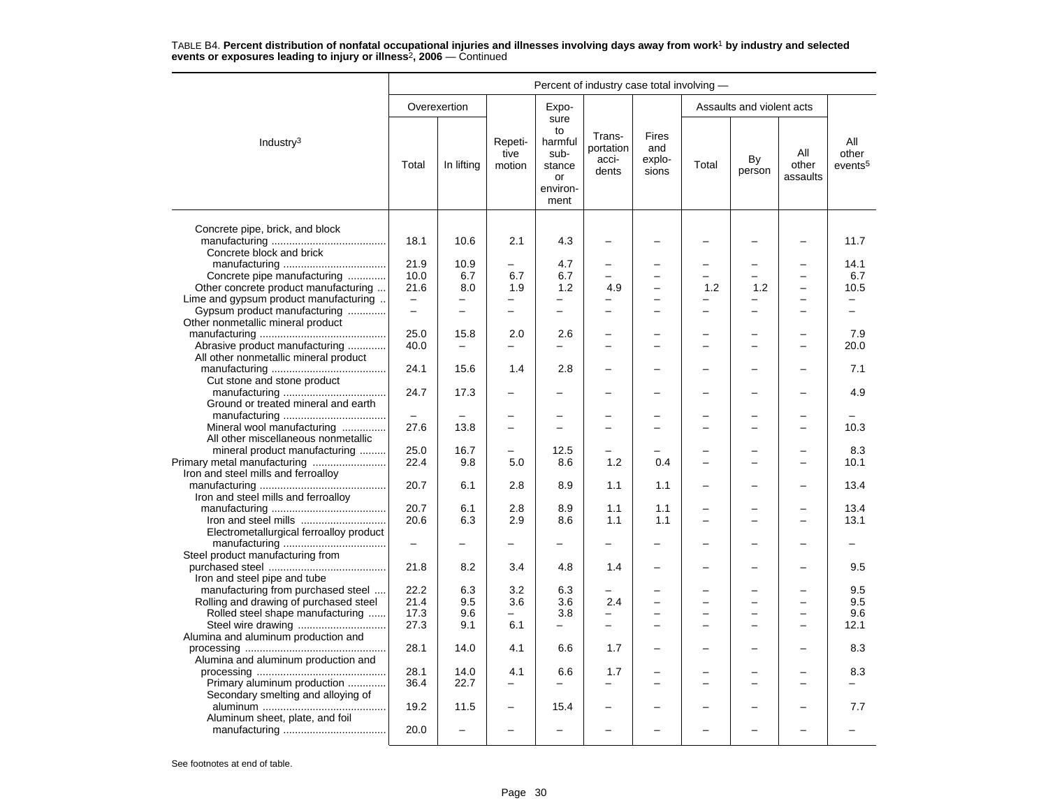TABLE B4. **Percent distribution of nonfatal occupational injuries and illnesses involving days away from work[1] by industry and selected events or exposures leading to injury or illness[2], 2006** — Continued

| Industry[3] | Overexertion | | Repetitive motion | Exposure to harmful substance or environment | Transportation accidents | Fires and explosions | Assaults and violent acts | | | All other events[5] |
|---|---|---|---|---|---|---|---|---|---|---|
| | Total | In lifting | | | | | Total | By person | All other assaults | |
| Concrete pipe, brick, and block manufacturing | 18.1 | 10.6 | 2.1 | 4.3 | – | – | – | – | – | 11.7 |
| Concrete block and brick manufacturing | 21.9 | 10.9 | – | 4.7 | – | – | – | – | – | 14.1 |
| Concrete pipe manufacturing | 10.0 | 6.7 | 6.7 | 6.7 | – | – | – | – | – | 6.7 |
| Other concrete product manufacturing | 21.6 | 8.0 | 1.9 | 1.2 | 4.9 | – | 1.2 | 1.2 | – | 10.5 |
| Lime and gypsum product manufacturing | – | – | – | – | – | – | – | – | – | – |
| Gypsum product manufacturing | – | – | – | – | – | – | – | – | – | – |
| Other nonmetallic mineral product manufacturing | 25.0 | 15.8 | 2.0 | 2.6 | – | – | – | – | – | 7.9 |
| Abrasive product manufacturing | 40.0 | – | – | – | – | – | – | – | – | 20.0 |
| All other nonmetallic mineral product manufacturing | 24.1 | 15.6 | 1.4 | 2.8 | – | – | – | – | – | 7.1 |
| Cut stone and stone product manufacturing | 24.7 | 17.3 | – | – | – | – | – | – | – | 4.9 |
| Ground or treated mineral and earth manufacturing | – | – | – | – | – | – | – | – | – | – |
| Mineral wool manufacturing | 27.6 | 13.8 | – | – | – | – | – | – | – | 10.3 |
| All other miscellaneous nonmetallic mineral product manufacturing | 25.0 | 16.7 | – | 12.5 | – | – | – | – | – | 8.3 |
| Primary metal manufacturing | 22.4 | 9.8 | 5.0 | 8.6 | 1.2 | 0.4 | – | – | – | 10.1 |
| Iron and steel mills and ferroalloy manufacturing | 20.7 | 6.1 | 2.8 | 8.9 | 1.1 | 1.1 | – | – | – | 13.4 |
| Iron and steel mills and ferroalloy manufacturing | 20.7 | 6.1 | 2.8 | 8.9 | 1.1 | 1.1 | – | – | – | 13.4 |
| Iron and steel mills | 20.6 | 6.3 | 2.9 | 8.6 | 1.1 | 1.1 | – | – | – | 13.1 |
| Electrometallurgical ferroalloy product manufacturing | – | – | – | – | – | – | – | – | – | – |
| Steel product manufacturing from purchased steel | 21.8 | 8.2 | 3.4 | 4.8 | 1.4 | – | – | – | – | 9.5 |
| Iron and steel pipe and tube manufacturing from purchased steel | 22.2 | 6.3 | 3.2 | 6.3 | – | – | – | – | – | 9.5 |
| Rolling and drawing of purchased steel | 21.4 | 9.5 | 3.6 | 3.6 | 2.4 | – | – | – | – | 9.5 |
| Rolled steel shape manufacturing | 17.3 | 9.6 | – | 3.8 | – | – | – | – | – | 9.6 |
| Steel wire drawing | 27.3 | 9.1 | 6.1 | – | – | – | – | – | – | 12.1 |
| Alumina and aluminum production and processing | 28.1 | 14.0 | 4.1 | 6.6 | 1.7 | – | – | – | – | 8.3 |
| Alumina and aluminum production and processing | 28.1 | 14.0 | 4.1 | 6.6 | 1.7 | – | – | – | – | 8.3 |
| Primary aluminum production | 36.4 | 22.7 | – | – | – | – | – | – | – | – |
| Secondary smelting and alloying of aluminum | 19.2 | 11.5 | – | 15.4 | – | – | – | – | – | 7.7 |
| Aluminum sheet, plate, and foil manufacturing | 20.0 | – | – | – | – | – | – | – | – | – |

See footnotes at end of table.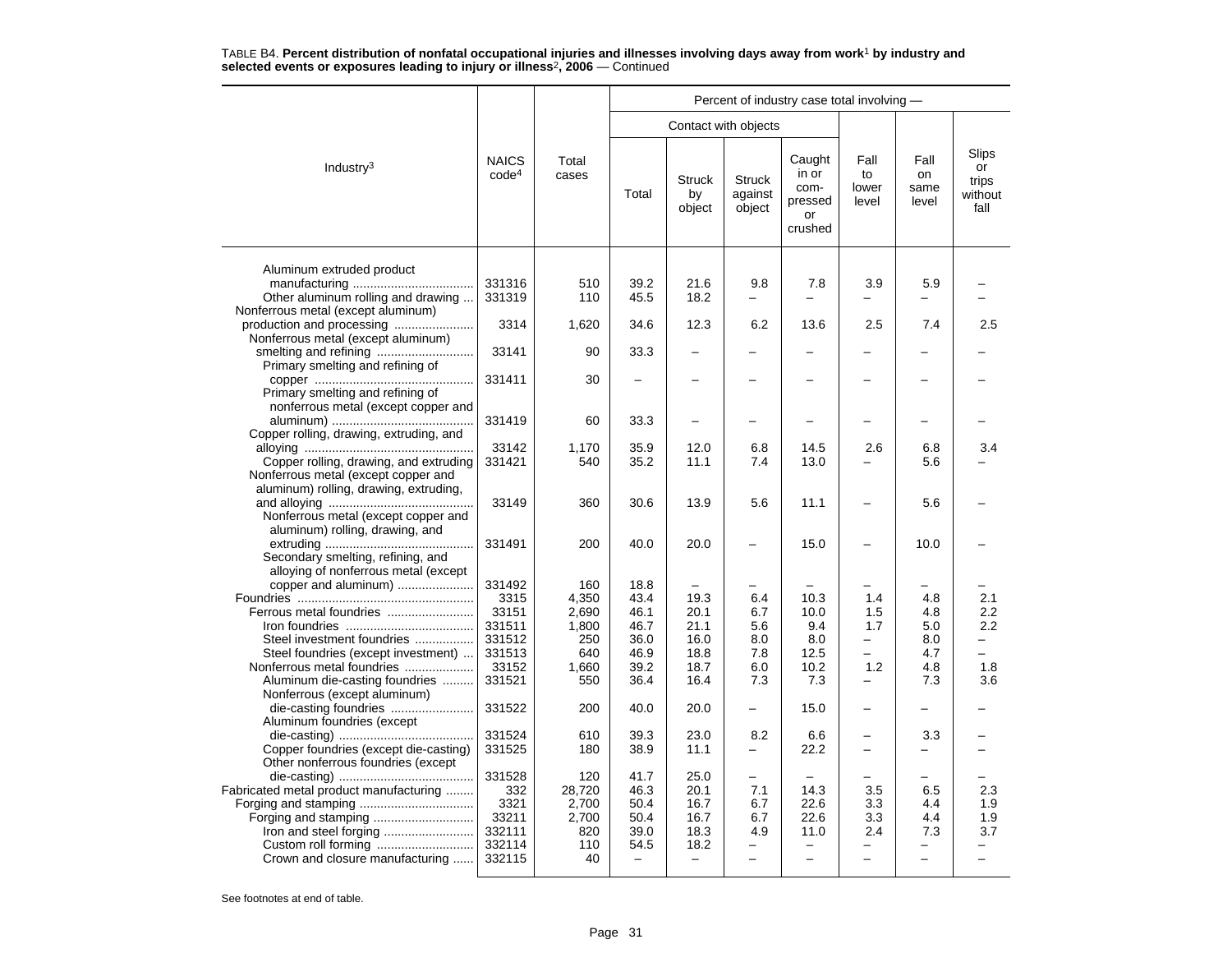TABLE B4. **Percent distribution of nonfatal occupational injuries and illnesses involving days away from work[1] by industry and selected events or exposures leading to injury or illness[2], 2006** — Continued

| Industry[3] | NAICS code[4] | Total cases | Percent of industry case total involving — | | | | | | |
|---|---|---|---|---|---|---|---|---|---|
| | | | Contact with objects | | | | | | |
| | | | Total | Struck by object | Struck against object | Caught in or compressed or crushed | Fall to lower level | Fall on same level | Slips or trips without fall |
| Aluminum extruded product manufacturing | 331316 | 510 | 39.2 | 21.6 | 9.8 | 7.8 | 3.9 | 5.9 | – |
| Other aluminum rolling and drawing | 331319 | 110 | 45.5 | 18.2 | – | – | – | – | – |
| Nonferrous metal (except aluminum) production and processing | 3314 | 1,620 | 34.6 | 12.3 | 6.2 | 13.6 | 2.5 | 7.4 | 2.5 |
| Nonferrous metal (except aluminum) smelting and refining | 33141 | 90 | 33.3 | – | – | – | – | – | – |
| Primary smelting and refining of copper | 331411 | 30 | – | – | – | – | – | – | – |
| Primary smelting and refining of nonferrous metal (except copper and aluminum) | 331419 | 60 | 33.3 | – | – | – | – | – | – |
| Copper rolling, drawing, extruding, and alloying | 33142 | 1,170 | 35.9 | 12.0 | 6.8 | 14.5 | 2.6 | 6.8 | 3.4 |
| Copper rolling, drawing, and extruding | 331421 | 540 | 35.2 | 11.1 | 7.4 | 13.0 | – | 5.6 | – |
| Nonferrous metal (except copper and aluminum) rolling, drawing, extruding, and alloying | 33149 | 360 | 30.6 | 13.9 | 5.6 | 11.1 | – | 5.6 | – |
| Nonferrous metal (except copper and aluminum) rolling, drawing, and extruding | 331491 | 200 | 40.0 | 20.0 | – | 15.0 | – | 10.0 | – |
| Secondary smelting, refining, and alloying of nonferrous metal (except copper and aluminum) | 331492 | 160 | 18.8 | – | – | – | – | – | – |
| Foundries | 3315 | 4,350 | 43.4 | 19.3 | 6.4 | 10.3 | 1.4 | 4.8 | 2.1 |
| Ferrous metal foundries | 33151 | 2,690 | 46.1 | 20.1 | 6.7 | 10.0 | 1.5 | 4.8 | 2.2 |
| Iron foundries | 331511 | 1,800 | 46.7 | 21.1 | 5.6 | 9.4 | 1.7 | 5.0 | 2.2 |
| Steel investment foundries | 331512 | 250 | 36.0 | 16.0 | 8.0 | 8.0 | – | 8.0 | – |
| Steel foundries (except investment) | 331513 | 640 | 46.9 | 18.8 | 7.8 | 12.5 | – | 4.7 | – |
| Nonferrous metal foundries | 33152 | 1,660 | 39.2 | 18.7 | 6.0 | 10.2 | 1.2 | 4.8 | 1.8 |
| Aluminum die-casting foundries | 331521 | 550 | 36.4 | 16.4 | 7.3 | 7.3 | – | 7.3 | 3.6 |
| Nonferrous (except aluminum) die-casting foundries | 331522 | 200 | 40.0 | 20.0 | – | 15.0 | – | – | – |
| Aluminum foundries (except die-casting) | 331524 | 610 | 39.3 | 23.0 | 8.2 | 6.6 | – | 3.3 | – |
| Copper foundries (except die-casting) | 331525 | 180 | 38.9 | 11.1 | – | 22.2 | – | – | – |
| Other nonferrous foundries (except die-casting) | 331528 | 120 | 41.7 | 25.0 | – | – | – | – | – |
| Fabricated metal product manufacturing | 332 | 28,720 | 46.3 | 20.1 | 7.1 | 14.3 | 3.5 | 6.5 | 2.3 |
| Forging and stamping | 3321 | 2,700 | 50.4 | 16.7 | 6.7 | 22.6 | 3.3 | 4.4 | 1.9 |
| Forging and stamping | 33211 | 2,700 | 50.4 | 16.7 | 6.7 | 22.6 | 3.3 | 4.4 | 1.9 |
| Iron and steel forging | 332111 | 820 | 39.0 | 18.3 | 4.9 | 11.0 | 2.4 | 7.3 | 3.7 |
| Custom roll forming | 332114 | 110 | 54.5 | 18.2 | – | – | – | – | – |
| Crown and closure manufacturing | 332115 | 40 | – | – | – | – | – | – | – |

See footnotes at end of table.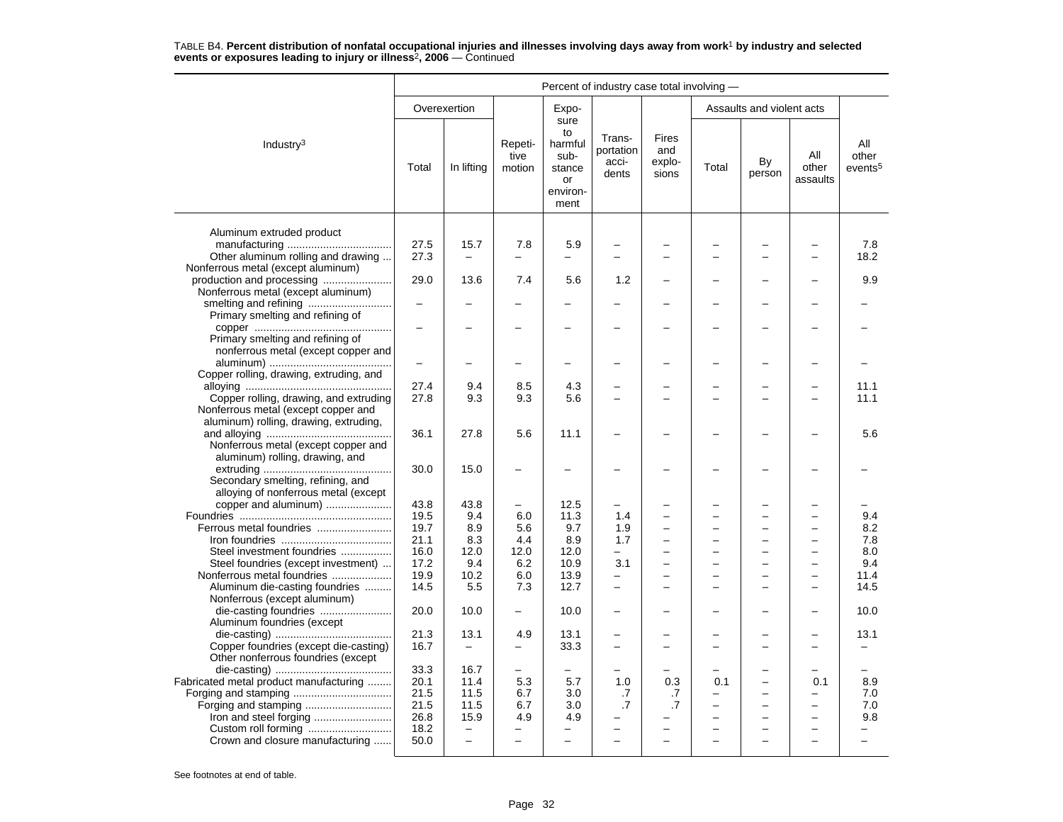TABLE B4. **Percent distribution of nonfatal occupational injuries and illnesses involving days away from work[1] by industry and selected events or exposures leading to injury or illness[2], 2006** — Continued

| Industry[3] | Percent of industry case total involving — | | | | | | | | | |
|---|---|---|---|---|---|---|---|---|---|---|
| | Overexertion | | Repetitive motion | Exposure to harmful substance or environment | Transportation accidents | Fires and explosions | Assaults and violent acts | | | All other events[5] |
| | Total | In lifting | | | | | Total | By person | All other assaults | |
| Aluminum extruded product manufacturing | 27.5 | 15.7 | 7.8 | 5.9 | – | – | – | – | – | 7.8 |
| Other aluminum rolling and drawing | 27.3 | – | – | – | – | – | – | – | – | 18.2 |
| Nonferrous metal (except aluminum) production and processing | 29.0 | 13.6 | 7.4 | 5.6 | 1.2 | – | – | – | – | 9.9 |
| Nonferrous metal (except aluminum) smelting and refining | – | – | – | – | – | – | – | – | – | – |
| Primary smelting and refining of copper | – | – | – | – | – | – | – | – | – | – |
| Primary smelting and refining of nonferrous metal (except copper and aluminum) | – | – | – | – | – | – | – | – | – | – |
| Copper rolling, drawing, extruding, and alloying | 27.4 | 9.4 | 8.5 | 4.3 | – | – | – | – | – | 11.1 |
| Copper rolling, drawing, and extruding | 27.8 | 9.3 | 9.3 | 5.6 | – | – | – | – | – | 11.1 |
| Nonferrous metal (except copper and aluminum) rolling, drawing, extruding, and alloying | 36.1 | 27.8 | 5.6 | 11.1 | – | – | – | – | – | 5.6 |
| Nonferrous metal (except copper and aluminum) rolling, drawing, and extruding | 30.0 | 15.0 | – | – | – | – | – | – | – | – |
| Secondary smelting, refining, and alloying of nonferrous metal (except copper and aluminum) | 43.8 | 43.8 | – | 12.5 | – | – | – | – | – | – |
| Foundries | 19.5 | 9.4 | 6.0 | 11.3 | 1.4 | – | – | – | – | 9.4 |
| Ferrous metal foundries | 19.7 | 8.9 | 5.6 | 9.7 | 1.9 | – | – | – | – | 8.2 |
| Iron foundries | 21.1 | 8.3 | 4.4 | 8.9 | 1.7 | – | – | – | – | 7.8 |
| Steel investment foundries | 16.0 | 12.0 | 12.0 | 12.0 | – | – | – | – | – | 8.0 |
| Steel foundries (except investment) | 17.2 | 9.4 | 6.2 | 10.9 | 3.1 | – | – | – | – | 9.4 |
| Nonferrous metal foundries | 19.9 | 10.2 | 6.0 | 13.9 | – | – | – | – | – | 11.4 |
| Aluminum die-casting foundries | 14.5 | 5.5 | 7.3 | 12.7 | – | – | – | – | – | 14.5 |
| Nonferrous (except aluminum) die-casting foundries | 20.0 | 10.0 | – | 10.0 | – | – | – | – | – | 10.0 |
| Aluminum foundries (except die-casting) | 21.3 | 13.1 | 4.9 | 13.1 | – | – | – | – | – | 13.1 |
| Copper foundries (except die-casting) | 16.7 | – | – | 33.3 | – | – | – | – | – | – |
| Other nonferrous foundries (except die-casting) | 33.3 | 16.7 | – | – | – | – | – | – | – | – |
| Fabricated metal product manufacturing | 20.1 | 11.4 | 5.3 | 5.7 | 1.0 | 0.3 | 0.1 | – | 0.1 | 8.9 |
| Forging and stamping | 21.5 | 11.5 | 6.7 | 3.0 | .7 | .7 | – | – | – | 7.0 |
| Forging and stamping | 21.5 | 11.5 | 6.7 | 3.0 | .7 | .7 | – | – | – | 7.0 |
| Iron and steel forging | 26.8 | 15.9 | 4.9 | 4.9 | – | – | – | – | – | 9.8 |
| Custom roll forming | 18.2 | – | – | – | – | – | – | – | – | – |
| Crown and closure manufacturing | 50.0 | – | – | – | – | – | – | – | – | – |

See footnotes at end of table.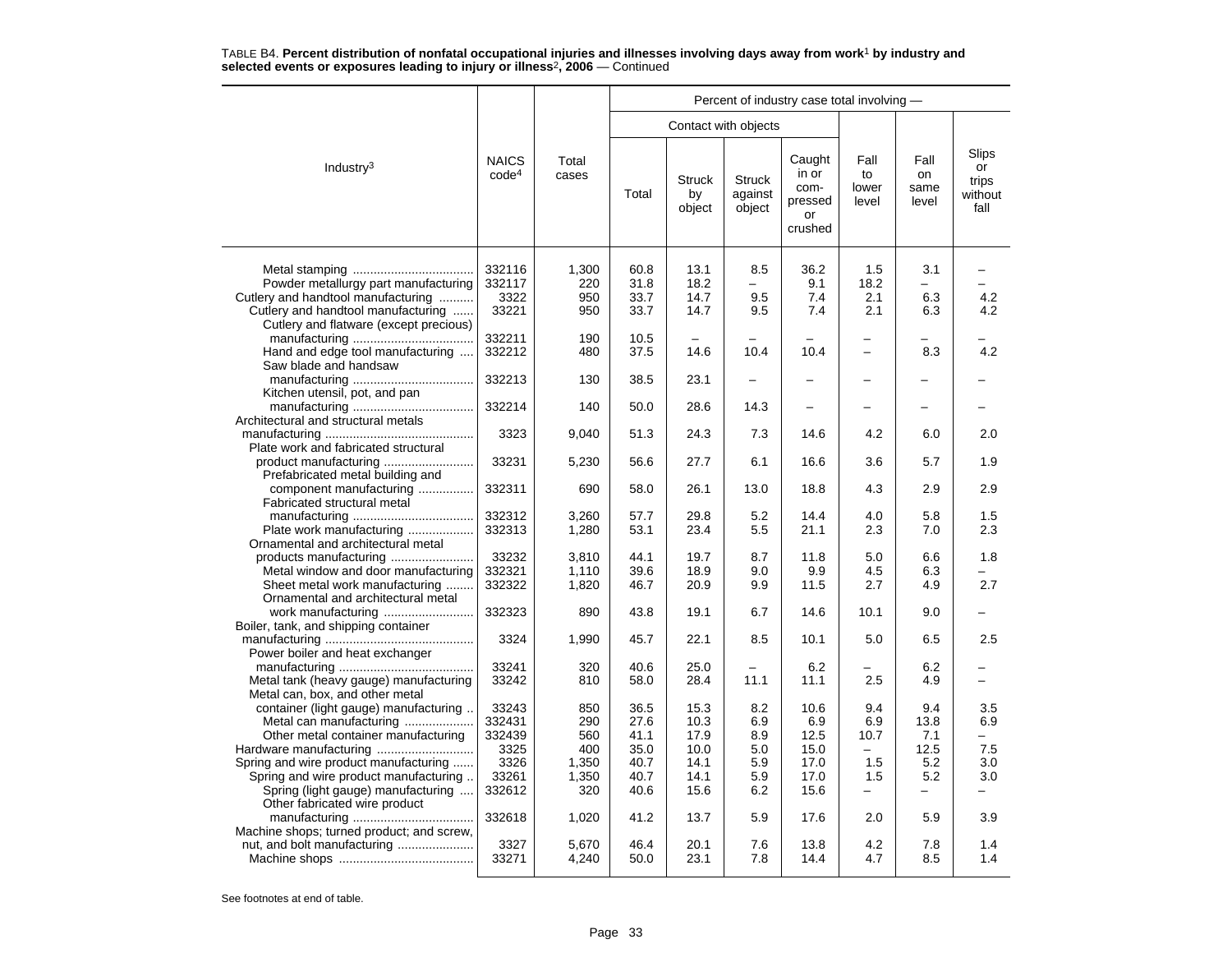TABLE B4. **Percent distribution of nonfatal occupational injuries and illnesses involving days away from work[1] by industry and selected events or exposures leading to injury or illness[2], 2006** — Continued

| Industry[3] | NAICS code[4] | Total cases | Percent of industry case total involving — Contact with objects: Total | Struck by object | Struck against object | Caught in or compressed or crushed | Fall to lower level | Fall on same level | Slips or trips without fall |
|---|---|---|---|---|---|---|---|---|---|
| Metal stamping | 332116 | 1,300 | 60.8 | 13.1 | 8.5 | 36.2 | 1.5 | 3.1 | – |
| Powder metallurgy part manufacturing | 332117 | 220 | 31.8 | 18.2 | – | 9.1 | 18.2 | – | – |
| Cutlery and handtool manufacturing | 3322 | 950 | 33.7 | 14.7 | 9.5 | 7.4 | 2.1 | 6.3 | 4.2 |
| Cutlery and handtool manufacturing | 33221 | 950 | 33.7 | 14.7 | 9.5 | 7.4 | 2.1 | 6.3 | 4.2 |
| Cutlery and flatware (except precious) manufacturing | 332211 | 190 | 10.5 | – | – | – | – | – | – |
| Hand and edge tool manufacturing | 332212 | 480 | 37.5 | 14.6 | 10.4 | 10.4 | – | 8.3 | 4.2 |
| Saw blade and handsaw manufacturing | 332213 | 130 | 38.5 | 23.1 | – | – | – | – | – |
| Kitchen utensil, pot, and pan manufacturing | 332214 | 140 | 50.0 | 28.6 | 14.3 | – | – | – | – |
| Architectural and structural metals manufacturing | 3323 | 9,040 | 51.3 | 24.3 | 7.3 | 14.6 | 4.2 | 6.0 | 2.0 |
| Plate work and fabricated structural product manufacturing | 33231 | 5,230 | 56.6 | 27.7 | 6.1 | 16.6 | 3.6 | 5.7 | 1.9 |
| Prefabricated metal building and component manufacturing | 332311 | 690 | 58.0 | 26.1 | 13.0 | 18.8 | 4.3 | 2.9 | 2.9 |
| Fabricated structural metal manufacturing | 332312 | 3,260 | 57.7 | 29.8 | 5.2 | 14.4 | 4.0 | 5.8 | 1.5 |
| Plate work manufacturing | 332313 | 1,280 | 53.1 | 23.4 | 5.5 | 21.1 | 2.3 | 7.0 | 2.3 |
| Ornamental and architectural metal products manufacturing | 33232 | 3,810 | 44.1 | 19.7 | 8.7 | 11.8 | 5.0 | 6.6 | 1.8 |
| Metal window and door manufacturing | 332321 | 1,110 | 39.6 | 18.9 | 9.0 | 9.9 | 4.5 | 6.3 | – |
| Sheet metal work manufacturing | 332322 | 1,820 | 46.7 | 20.9 | 9.9 | 11.5 | 2.7 | 4.9 | 2.7 |
| Ornamental and architectural metal work manufacturing | 332323 | 890 | 43.8 | 19.1 | 6.7 | 14.6 | 10.1 | 9.0 | – |
| Boiler, tank, and shipping container manufacturing | 3324 | 1,990 | 45.7 | 22.1 | 8.5 | 10.1 | 5.0 | 6.5 | 2.5 |
| Power boiler and heat exchanger manufacturing | 33241 | 320 | 40.6 | 25.0 | – | 6.2 | – | 6.2 | – |
| Metal tank (heavy gauge) manufacturing | 33242 | 810 | 58.0 | 28.4 | 11.1 | 11.1 | 2.5 | 4.9 | – |
| Metal can, box, and other metal container (light gauge) manufacturing | 33243 | 850 | 36.5 | 15.3 | 8.2 | 10.6 | 9.4 | 9.4 | 3.5 |
| Metal can manufacturing | 332431 | 290 | 27.6 | 10.3 | 6.9 | 6.9 | 6.9 | 13.8 | 6.9 |
| Other metal container manufacturing | 332439 | 560 | 41.1 | 17.9 | 8.9 | 12.5 | 10.7 | 7.1 | – |
| Hardware manufacturing | 3325 | 400 | 35.0 | 10.0 | 5.0 | 15.0 | – | 12.5 | 7.5 |
| Spring and wire product manufacturing | 3326 | 1,350 | 40.7 | 14.1 | 5.9 | 17.0 | 1.5 | 5.2 | 3.0 |
| Spring and wire product manufacturing | 33261 | 1,350 | 40.7 | 14.1 | 5.9 | 17.0 | 1.5 | 5.2 | 3.0 |
| Spring (light gauge) manufacturing | 332612 | 320 | 40.6 | 15.6 | 6.2 | 15.6 | – | – | – |
| Other fabricated wire product manufacturing | 332618 | 1,020 | 41.2 | 13.7 | 5.9 | 17.6 | 2.0 | 5.9 | 3.9 |
| Machine shops; turned product; and screw, nut, and bolt manufacturing | 3327 | 5,670 | 46.4 | 20.1 | 7.6 | 13.8 | 4.2 | 7.8 | 1.4 |
| Machine shops | 33271 | 4,240 | 50.0 | 23.1 | 7.8 | 14.4 | 4.7 | 8.5 | 1.4 |

See footnotes at end of table.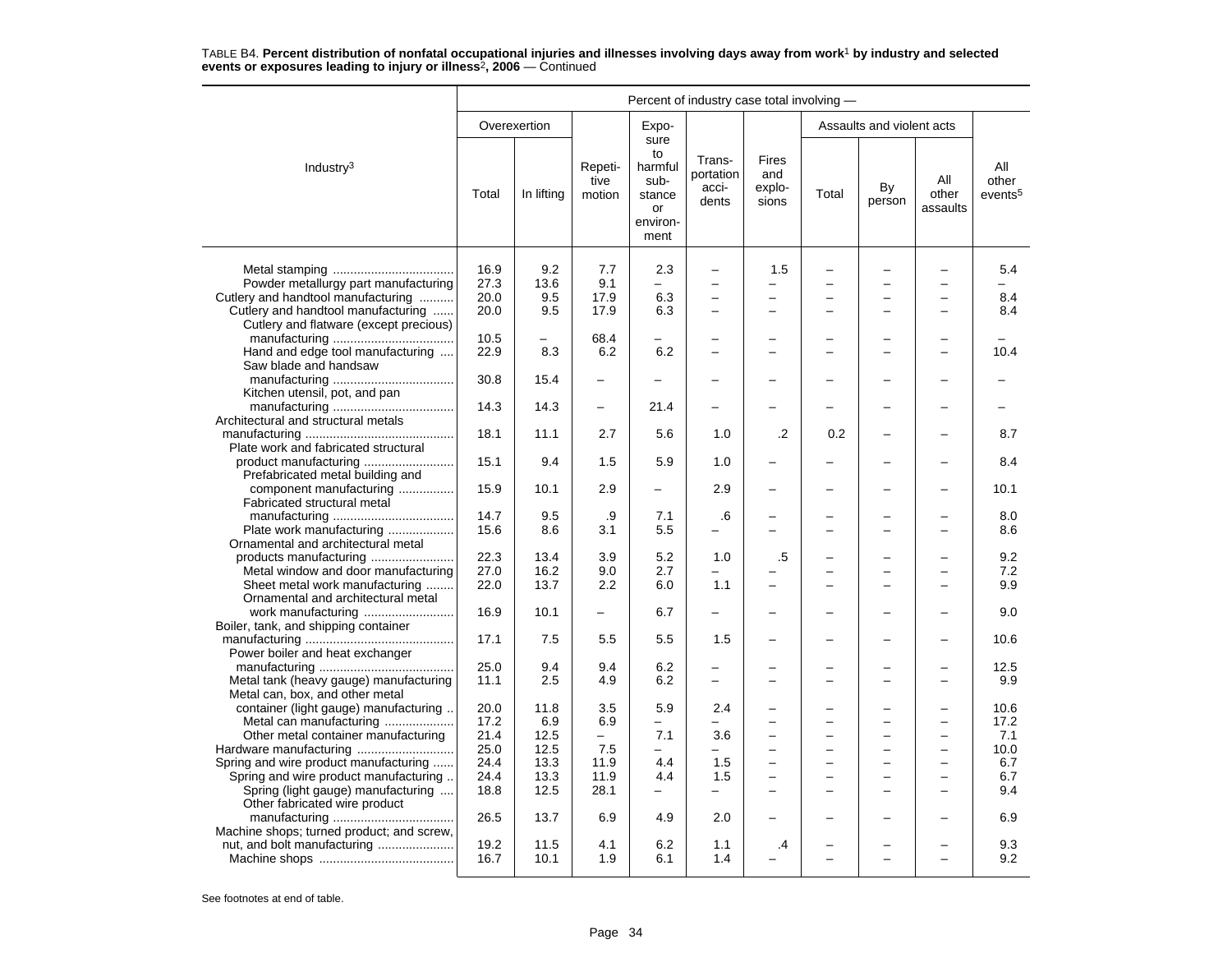TABLE B4. **Percent distribution of nonfatal occupational injuries and illnesses involving days away from work[1] by industry and selected events or exposures leading to injury or illness[2], 2006** — Continued

| Industry[3] | Percent of industry case total involving — | | | | | | | | | |
|---|---|---|---|---|---|---|---|---|---|---|
| | Overexertion | | Repetitive motion | Exposure to harmful substance or environment | Transportation accidents | Fires and explosions | Assaults and violent acts | | | All other events[5] |
| | Total | In lifting | | | | | Total | By person | All other assaults | |
| Metal stamping | 16.9 | 9.2 | 7.7 | 2.3 | – | 1.5 | – | – | – | 5.4 |
| Powder metallurgy part manufacturing | 27.3 | 13.6 | 9.1 | – | – | – | – | – | – | – |
| Cutlery and handtool manufacturing | 20.0 | 9.5 | 17.9 | 6.3 | – | – | – | – | – | 8.4 |
| Cutlery and handtool manufacturing | 20.0 | 9.5 | 17.9 | 6.3 | – | – | – | – | – | 8.4 |
| Cutlery and flatware (except precious) manufacturing | 10.5 | – | 68.4 | – | – | – | – | – | – | – |
| Hand and edge tool manufacturing | 22.9 | 8.3 | 6.2 | 6.2 | – | – | – | – | – | 10.4 |
| Saw blade and handsaw manufacturing | 30.8 | 15.4 | – | – | – | – | – | – | – | – |
| Kitchen utensil, pot, and pan manufacturing | 14.3 | 14.3 | – | 21.4 | – | – | – | – | – | – |
| Architectural and structural metals manufacturing | 18.1 | 11.1 | 2.7 | 5.6 | 1.0 | .2 | 0.2 | – | – | 8.7 |
| Plate work and fabricated structural product manufacturing | 15.1 | 9.4 | 1.5 | 5.9 | 1.0 | – | – | – | – | 8.4 |
| Prefabricated metal building and component manufacturing | 15.9 | 10.1 | 2.9 | – | 2.9 | – | – | – | – | 10.1 |
| Fabricated structural metal manufacturing | 14.7 | 9.5 | .9 | 7.1 | .6 | – | – | – | – | 8.0 |
| Plate work manufacturing | 15.6 | 8.6 | 3.1 | 5.5 | – | – | – | – | – | 8.6 |
| Ornamental and architectural metal products manufacturing | 22.3 | 13.4 | 3.9 | 5.2 | 1.0 | .5 | – | – | – | 9.2 |
| Metal window and door manufacturing | 27.0 | 16.2 | 9.0 | 2.7 | – | – | – | – | – | 7.2 |
| Sheet metal work manufacturing | 22.0 | 13.7 | 2.2 | 6.0 | 1.1 | – | – | – | – | 9.9 |
| Ornamental and architectural metal work manufacturing | 16.9 | 10.1 | – | 6.7 | – | – | – | – | – | 9.0 |
| Boiler, tank, and shipping container manufacturing | 17.1 | 7.5 | 5.5 | 5.5 | 1.5 | – | – | – | – | 10.6 |
| Power boiler and heat exchanger manufacturing | 25.0 | 9.4 | 9.4 | 6.2 | – | – | – | – | – | 12.5 |
| Metal tank (heavy gauge) manufacturing | 11.1 | 2.5 | 4.9 | 6.2 | – | – | – | – | – | 9.9 |
| Metal can, box, and other metal container (light gauge) manufacturing | 20.0 | 11.8 | 3.5 | 5.9 | 2.4 | – | – | – | – | 10.6 |
| Metal can manufacturing | 17.2 | 6.9 | 6.9 | – | – | – | – | – | – | 17.2 |
| Other metal container manufacturing | 21.4 | 12.5 | – | 7.1 | 3.6 | – | – | – | – | 7.1 |
| Hardware manufacturing | 25.0 | 12.5 | 7.5 | – | – | – | – | – | – | 10.0 |
| Spring and wire product manufacturing | 24.4 | 13.3 | 11.9 | 4.4 | 1.5 | – | – | – | – | 6.7 |
| Spring and wire product manufacturing | 24.4 | 13.3 | 11.9 | 4.4 | 1.5 | – | – | – | – | 6.7 |
| Spring (light gauge) manufacturing | 18.8 | 12.5 | 28.1 | – | – | – | – | – | – | 9.4 |
| Other fabricated wire product manufacturing | 26.5 | 13.7 | 6.9 | 4.9 | 2.0 | – | – | – | – | 6.9 |
| Machine shops; turned product; and screw, nut, and bolt manufacturing | 19.2 | 11.5 | 4.1 | 6.2 | 1.1 | .4 | – | – | – | 9.3 |
| Machine shops | 16.7 | 10.1 | 1.9 | 6.1 | 1.4 | – | – | – | – | 9.2 |

See footnotes at end of table.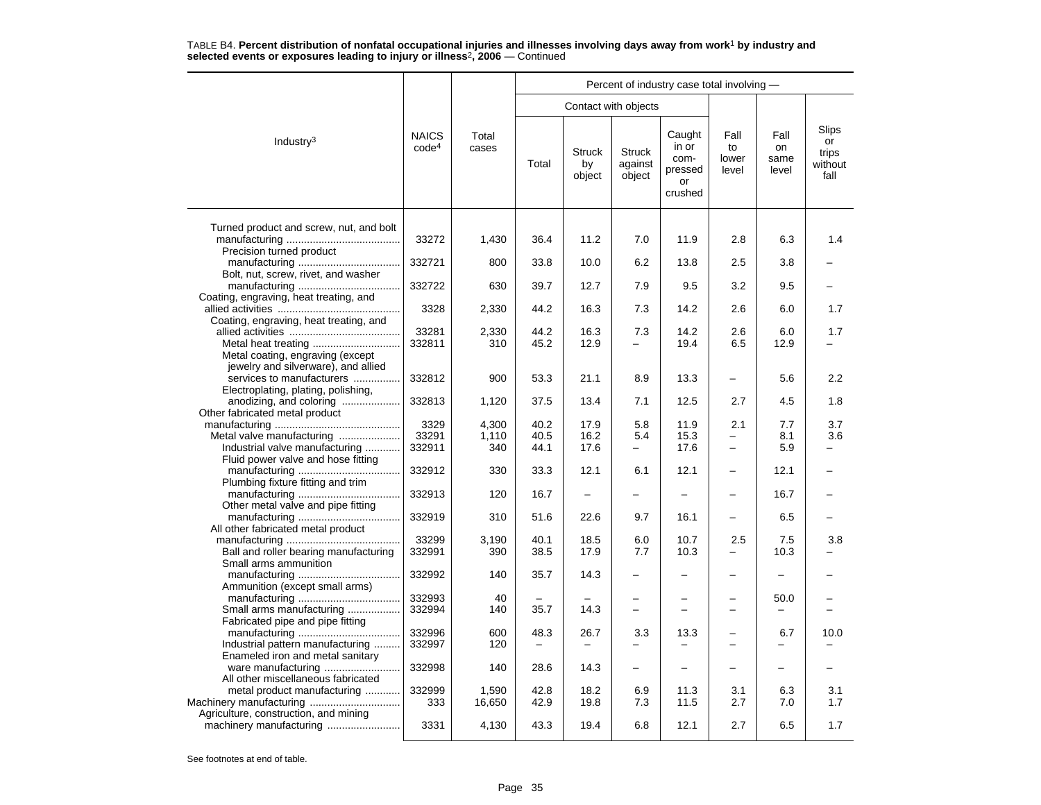TABLE B4. **Percent distribution of nonfatal occupational injuries and illnesses involving days away from work[1] by industry and selected events or exposures leading to injury or illness[2], 2006** — Continued

| Industry[3] | NAICS code[4] | Total cases | Percent of industry case total involving — | | | | | | |
|---|---|---|---|---|---|---|---|---|---|
| | | | Contact with objects | | | | | | |
| | | | Total | Struck by object | Struck against object | Caught in or compressed or crushed | Fall to lower level | Fall on same level | Slips or trips without fall |
| Turned product and screw, nut, and bolt manufacturing | 33272 | 1,430 | 36.4 | 11.2 | 7.0 | 11.9 | 2.8 | 6.3 | 1.4 |
| Precision turned product manufacturing | 332721 | 800 | 33.8 | 10.0 | 6.2 | 13.8 | 2.5 | 3.8 | – |
| Bolt, nut, screw, rivet, and washer manufacturing | 332722 | 630 | 39.7 | 12.7 | 7.9 | 9.5 | 3.2 | 9.5 | – |
| Coating, engraving, heat treating, and allied activities | 3328 | 2,330 | 44.2 | 16.3 | 7.3 | 14.2 | 2.6 | 6.0 | 1.7 |
| Coating, engraving, heat treating, and allied activities | 33281 | 2,330 | 44.2 | 16.3 | 7.3 | 14.2 | 2.6 | 6.0 | 1.7 |
| Metal heat treating | 332811 | 310 | 45.2 | 12.9 | – | 19.4 | 6.5 | 12.9 | – |
| Metal coating, engraving (except jewelry and silverware), and allied services to manufacturers | 332812 | 900 | 53.3 | 21.1 | 8.9 | 13.3 | – | 5.6 | 2.2 |
| Electroplating, plating, polishing, anodizing, and coloring | 332813 | 1,120 | 37.5 | 13.4 | 7.1 | 12.5 | 2.7 | 4.5 | 1.8 |
| Other fabricated metal product manufacturing | 3329 | 4,300 | 40.2 | 17.9 | 5.8 | 11.9 | 2.1 | 7.7 | 3.7 |
| Metal valve manufacturing | 33291 | 1,110 | 40.5 | 16.2 | 5.4 | 15.3 | – | 8.1 | 3.6 |
| Industrial valve manufacturing | 332911 | 340 | 44.1 | 17.6 | – | 17.6 | – | 5.9 | – |
| Fluid power valve and hose fitting manufacturing | 332912 | 330 | 33.3 | 12.1 | 6.1 | 12.1 | – | 12.1 | – |
| Plumbing fixture fitting and trim manufacturing | 332913 | 120 | 16.7 | – | – | – | – | 16.7 | – |
| Other metal valve and pipe fitting manufacturing | 332919 | 310 | 51.6 | 22.6 | 9.7 | 16.1 | – | 6.5 | – |
| All other fabricated metal product manufacturing | 33299 | 3,190 | 40.1 | 18.5 | 6.0 | 10.7 | 2.5 | 7.5 | 3.8 |
| Ball and roller bearing manufacturing | 332991 | 390 | 38.5 | 17.9 | 7.7 | 10.3 | – | 10.3 | – |
| Small arms ammunition manufacturing | 332992 | 140 | 35.7 | 14.3 | – | – | – | – | – |
| Ammunition (except small arms) manufacturing | 332993 | 40 | – | – | – | – | – | 50.0 | – |
| Small arms manufacturing | 332994 | 140 | 35.7 | 14.3 | – | – | – | – | – |
| Fabricated pipe and pipe fitting manufacturing | 332996 | 600 | 48.3 | 26.7 | 3.3 | 13.3 | – | 6.7 | 10.0 |
| Industrial pattern manufacturing | 332997 | 120 | – | – | – | – | – | – | – |
| Enameled iron and metal sanitary ware manufacturing | 332998 | 140 | 28.6 | 14.3 | – | – | – | – | – |
| All other miscellaneous fabricated metal product manufacturing | 332999 | 1,590 | 42.8 | 18.2 | 6.9 | 11.3 | 3.1 | 6.3 | 3.1 |
| Machinery manufacturing | 333 | 16,650 | 42.9 | 19.8 | 7.3 | 11.5 | 2.7 | 7.0 | 1.7 |
| Agriculture, construction, and mining machinery manufacturing | 3331 | 4,130 | 43.3 | 19.4 | 6.8 | 12.1 | 2.7 | 6.5 | 1.7 |

See footnotes at end of table.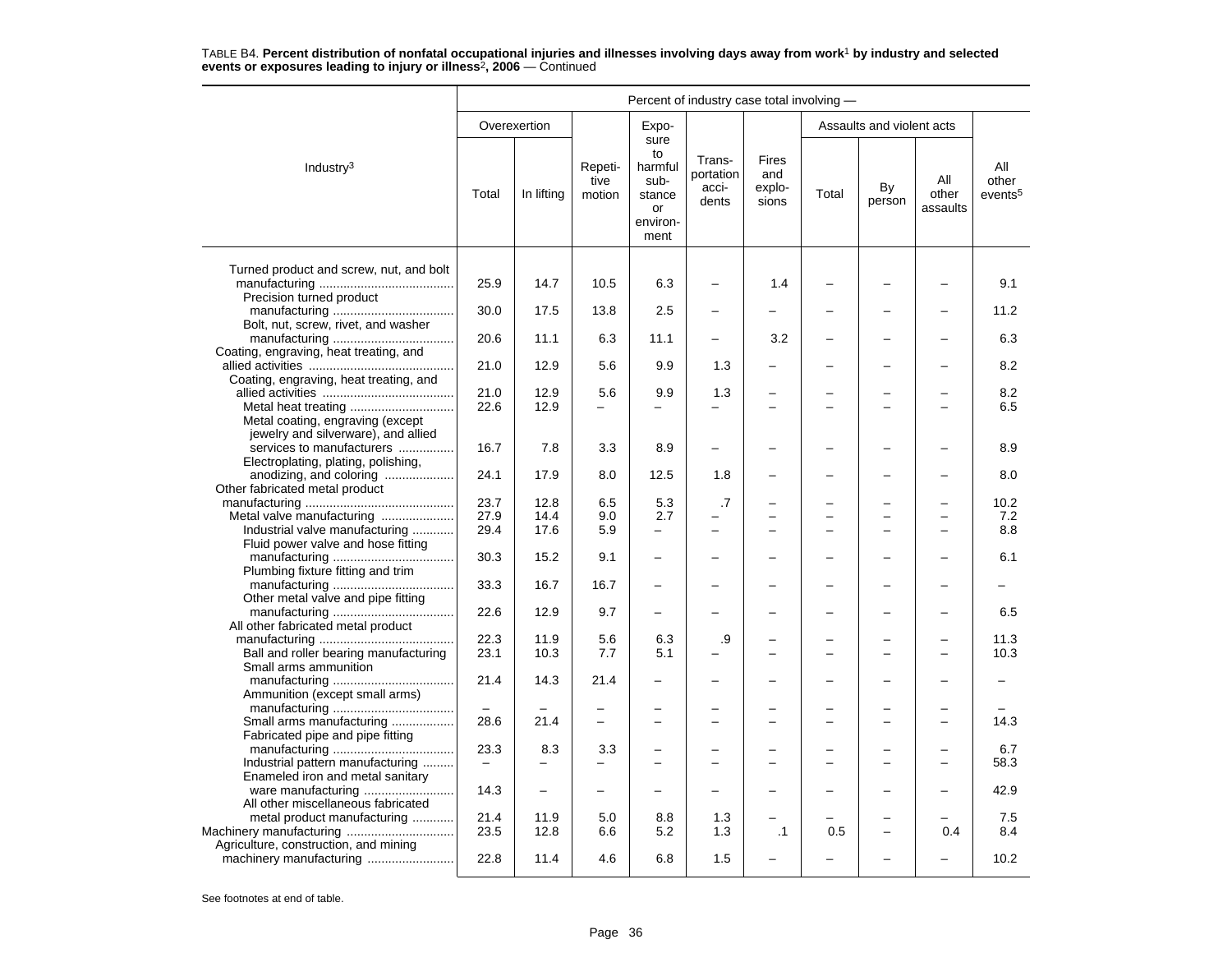TABLE B4. **Percent distribution of nonfatal occupational injuries and illnesses involving days away from work[1] by industry and selected events or exposures leading to injury or illness[2], 2006** — Continued

| Industry[3] | Percent of industry case total involving — | | | | | | | | | |
|---|---|---|---|---|---|---|---|---|---|---|
| | Overexertion | | Repetitive motion | Exposure to harmful substance or environment | Transportation accidents | Fires and explosions | Assaults and violent acts | | | All other events[5] |
| | Total | In lifting | | | | | Total | By person | All other assaults | |
| Turned product and screw, nut, and bolt manufacturing | 25.9 | 14.7 | 10.5 | 6.3 | – | 1.4 | – | – | – | 9.1 |
| Precision turned product manufacturing | 30.0 | 17.5 | 13.8 | 2.5 | – | – | – | – | – | 11.2 |
| Bolt, nut, screw, rivet, and washer manufacturing | 20.6 | 11.1 | 6.3 | 11.1 | – | 3.2 | – | – | – | 6.3 |
| Coating, engraving, heat treating, and allied activities | 21.0 | 12.9 | 5.6 | 9.9 | 1.3 | – | – | – | – | 8.2 |
| Coating, engraving, heat treating, and allied activities | 21.0 | 12.9 | 5.6 | 9.9 | 1.3 | – | – | – | – | 8.2 |
| Metal heat treating | 22.6 | 12.9 | – | – | – | – | – | – | – | 6.5 |
| Metal coating, engraving (except jewelry and silverware), and allied services to manufacturers | 16.7 | 7.8 | 3.3 | 8.9 | – | – | – | – | – | 8.9 |
| Electroplating, plating, polishing, anodizing, and coloring | 24.1 | 17.9 | 8.0 | 12.5 | 1.8 | – | – | – | – | 8.0 |
| Other fabricated metal product manufacturing | 23.7 | 12.8 | 6.5 | 5.3 | .7 | – | – | – | – | 10.2 |
| Metal valve manufacturing | 27.9 | 14.4 | 9.0 | 2.7 | – | – | – | – | – | 7.2 |
| Industrial valve manufacturing | 29.4 | 17.6 | 5.9 | – | – | – | – | – | – | 8.8 |
| Fluid power valve and hose fitting manufacturing | 30.3 | 15.2 | 9.1 | – | – | – | – | – | – | 6.1 |
| Plumbing fixture fitting and trim manufacturing | 33.3 | 16.7 | 16.7 | – | – | – | – | – | – | – |
| Other metal valve and pipe fitting manufacturing | 22.6 | 12.9 | 9.7 | – | – | – | – | – | – | 6.5 |
| All other fabricated metal product manufacturing | 22.3 | 11.9 | 5.6 | 6.3 | .9 | – | – | – | – | 11.3 |
| Ball and roller bearing manufacturing | 23.1 | 10.3 | 7.7 | 5.1 | – | – | – | – | – | 10.3 |
| Small arms ammunition manufacturing | 21.4 | 14.3 | 21.4 | – | – | – | – | – | – | – |
| Ammunition (except small arms) manufacturing | – | – | – | – | – | – | – | – | – | – |
| Small arms manufacturing | 28.6 | 21.4 | – | – | – | – | – | – | – | 14.3 |
| Fabricated pipe and pipe fitting manufacturing | 23.3 | 8.3 | 3.3 | – | – | – | – | – | – | 6.7 |
| Industrial pattern manufacturing | – | – | – | – | – | – | – | – | – | 58.3 |
| Enameled iron and metal sanitary ware manufacturing | 14.3 | – | – | – | – | – | – | – | – | 42.9 |
| All other miscellaneous fabricated metal product manufacturing | 21.4 | 11.9 | 5.0 | 8.8 | 1.3 | – | – | – | – | 7.5 |
| Machinery manufacturing | 23.5 | 12.8 | 6.6 | 5.2 | 1.3 | .1 | 0.5 | – | 0.4 | 8.4 |
| Agriculture, construction, and mining machinery manufacturing | 22.8 | 11.4 | 4.6 | 6.8 | 1.5 | – | – | – | – | 10.2 |

See footnotes at end of table.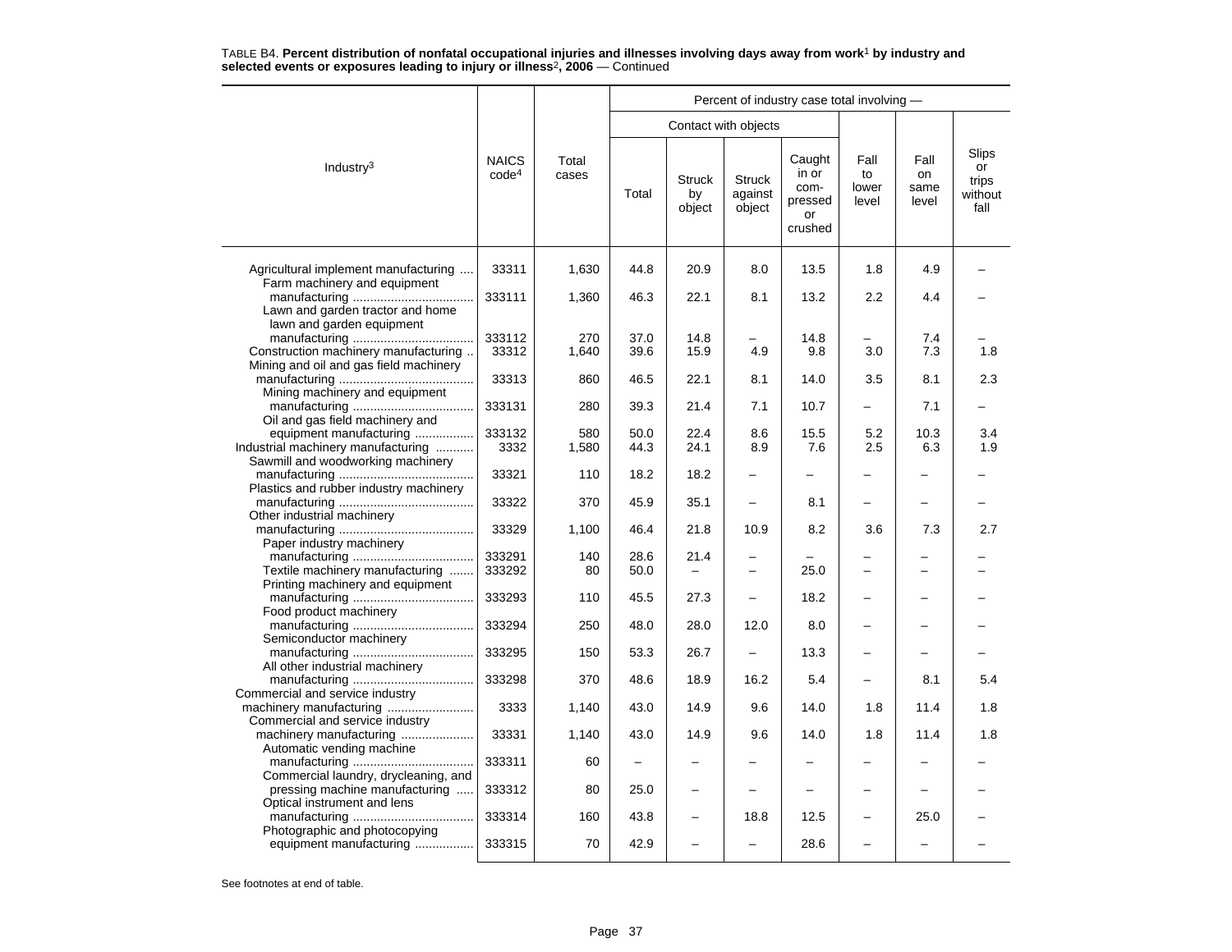TABLE B4. **Percent distribution of nonfatal occupational injuries and illnesses involving days away from work**[1] **by industry and selected events or exposures leading to injury or illness**[2]**, 2006** — Continued

| Industry[3] | NAICS code[4] | Total cases | Percent of industry case total involving — | | | | | | |
|---|---|---|---|---|---|---|---|---|---|
| | | | Contact with objects | | | | Fall to lower level | Fall on same level | Slips or trips without fall |
| | | | Total | Struck by object | Struck against object | Caught in or compressed or crushed | | | |
| Agricultural implement manufacturing | 33311 | 1,630 | 44.8 | 20.9 | 8.0 | 13.5 | 1.8 | 4.9 | – |
| Farm machinery and equipment manufacturing | 333111 | 1,360 | 46.3 | 22.1 | 8.1 | 13.2 | 2.2 | 4.4 | – |
| Lawn and garden tractor and home lawn and garden equipment manufacturing | 333112 | 270 | 37.0 | 14.8 | – | 14.8 | – | 7.4 | – |
| Construction machinery manufacturing | 33312 | 1,640 | 39.6 | 15.9 | 4.9 | 9.8 | 3.0 | 7.3 | 1.8 |
| Mining and oil and gas field machinery manufacturing | 33313 | 860 | 46.5 | 22.1 | 8.1 | 14.0 | 3.5 | 8.1 | 2.3 |
| Mining machinery and equipment manufacturing | 333131 | 280 | 39.3 | 21.4 | 7.1 | 10.7 | – | 7.1 | – |
| Oil and gas field machinery and equipment manufacturing | 333132 | 580 | 50.0 | 22.4 | 8.6 | 15.5 | 5.2 | 10.3 | 3.4 |
| Industrial machinery manufacturing | 3332 | 1,580 | 44.3 | 24.1 | 8.9 | 7.6 | 2.5 | 6.3 | 1.9 |
| Sawmill and woodworking machinery manufacturing | 33321 | 110 | 18.2 | 18.2 | – | – | – | – | – |
| Plastics and rubber industry machinery manufacturing | 33322 | 370 | 45.9 | 35.1 | – | 8.1 | – | – | – |
| Other industrial machinery manufacturing | 33329 | 1,100 | 46.4 | 21.8 | 10.9 | 8.2 | 3.6 | 7.3 | 2.7 |
| Paper industry machinery manufacturing | 333291 | 140 | 28.6 | 21.4 | – | – | – | – | – |
| Textile machinery manufacturing | 333292 | 80 | 50.0 | – | – | 25.0 | – | – | – |
| Printing machinery and equipment manufacturing | 333293 | 110 | 45.5 | 27.3 | – | 18.2 | – | – | – |
| Food product machinery manufacturing | 333294 | 250 | 48.0 | 28.0 | 12.0 | 8.0 | – | – | – |
| Semiconductor machinery manufacturing | 333295 | 150 | 53.3 | 26.7 | – | 13.3 | – | – | – |
| All other industrial machinery manufacturing | 333298 | 370 | 48.6 | 18.9 | 16.2 | 5.4 | – | 8.1 | 5.4 |
| Commercial and service industry machinery manufacturing | 3333 | 1,140 | 43.0 | 14.9 | 9.6 | 14.0 | 1.8 | 11.4 | 1.8 |
| Commercial and service industry machinery manufacturing | 33331 | 1,140 | 43.0 | 14.9 | 9.6 | 14.0 | 1.8 | 11.4 | 1.8 |
| Automatic vending machine manufacturing | 333311 | 60 | – | – | – | – | – | – | – |
| Commercial laundry, drycleaning, and pressing machine manufacturing | 333312 | 80 | 25.0 | – | – | – | – | – | – |
| Optical instrument and lens manufacturing | 333314 | 160 | 43.8 | – | 18.8 | 12.5 | – | 25.0 | – |
| Photographic and photocopying equipment manufacturing | 333315 | 70 | 42.9 | – | – | 28.6 | – | – | – |

See footnotes at end of table.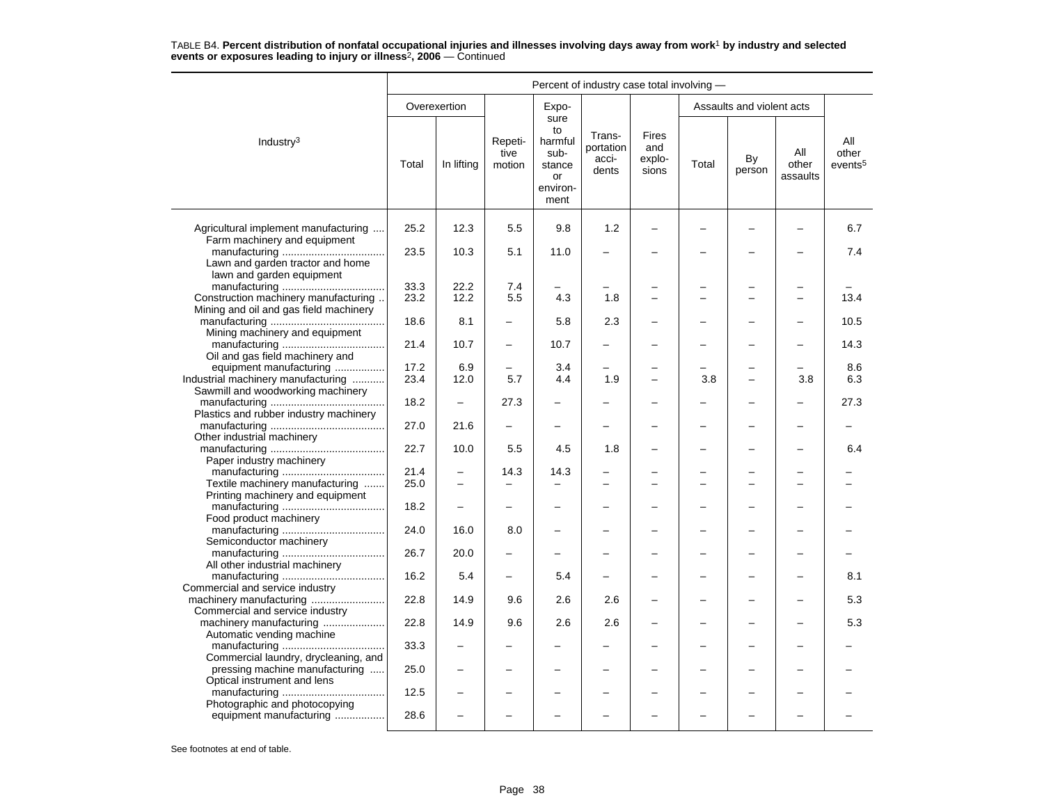TABLE B4. **Percent distribution of nonfatal occupational injuries and illnesses involving days away from work[1] by industry and selected events or exposures leading to injury or illness[2], 2006** — Continued

| Industry[3] | Percent of industry case total involving — | | | | | | | | | |
|---|---|---|---|---|---|---|---|---|---|---|
| | Overexertion | | Repetitive motion | Exposure to harmful substance or environment | Transportation accidents | Fires and explosions | Assaults and violent acts | | | All other events[5] |
| | Total | In lifting | | | | | Total | By person | All other assaults | |
| Agricultural implement manufacturing | 25.2 | 12.3 | 5.5 | 9.8 | 1.2 | – | – | – | – | 6.7 |
| Farm machinery and equipment manufacturing | 23.5 | 10.3 | 5.1 | 11.0 | – | – | – | – | – | 7.4 |
| Lawn and garden tractor and home lawn and garden equipment manufacturing | 33.3 | 22.2 | 7.4 | – | – | – | – | – | – | – |
| Construction machinery manufacturing | 23.2 | 12.2 | 5.5 | 4.3 | 1.8 | – | – | – | – | 13.4 |
| Mining and oil and gas field machinery manufacturing | 18.6 | 8.1 | – | 5.8 | 2.3 | – | – | – | – | 10.5 |
| Mining machinery and equipment manufacturing | 21.4 | 10.7 | – | 10.7 | – | – | – | – | – | 14.3 |
| Oil and gas field machinery and equipment manufacturing | 17.2 | 6.9 | – | 3.4 | – | – | – | – | – | 8.6 |
| Industrial machinery manufacturing | 23.4 | 12.0 | 5.7 | 4.4 | 1.9 | – | 3.8 | – | 3.8 | 6.3 |
| Sawmill and woodworking machinery manufacturing | 18.2 | – | 27.3 | – | – | – | – | – | – | 27.3 |
| Plastics and rubber industry machinery manufacturing | 27.0 | 21.6 | – | – | – | – | – | – | – | – |
| Other industrial machinery manufacturing | 22.7 | 10.0 | 5.5 | 4.5 | 1.8 | – | – | – | – | 6.4 |
| Paper industry machinery manufacturing | 21.4 | – | 14.3 | 14.3 | – | – | – | – | – | – |
| Textile machinery manufacturing | 25.0 | – | – | – | – | – | – | – | – | – |
| Printing machinery and equipment manufacturing | 18.2 | – | – | – | – | – | – | – | – | – |
| Food product machinery manufacturing | 24.0 | 16.0 | 8.0 | – | – | – | – | – | – | – |
| Semiconductor machinery manufacturing | 26.7 | 20.0 | – | – | – | – | – | – | – | – |
| All other industrial machinery manufacturing | 16.2 | 5.4 | – | 5.4 | – | – | – | – | – | 8.1 |
| Commercial and service industry machinery manufacturing | 22.8 | 14.9 | 9.6 | 2.6 | 2.6 | – | – | – | – | 5.3 |
| Commercial and service industry machinery manufacturing | 22.8 | 14.9 | 9.6 | 2.6 | 2.6 | – | – | – | – | 5.3 |
| Automatic vending machine manufacturing | 33.3 | – | – | – | – | – | – | – | – | – |
| Commercial laundry, drycleaning, and pressing machine manufacturing | 25.0 | – | – | – | – | – | – | – | – | – |
| Optical instrument and lens manufacturing | 12.5 | – | – | – | – | – | – | – | – | – |
| Photographic and photocopying equipment manufacturing | 28.6 | – | – | – | – | – | – | – | – | – |

See footnotes at end of table.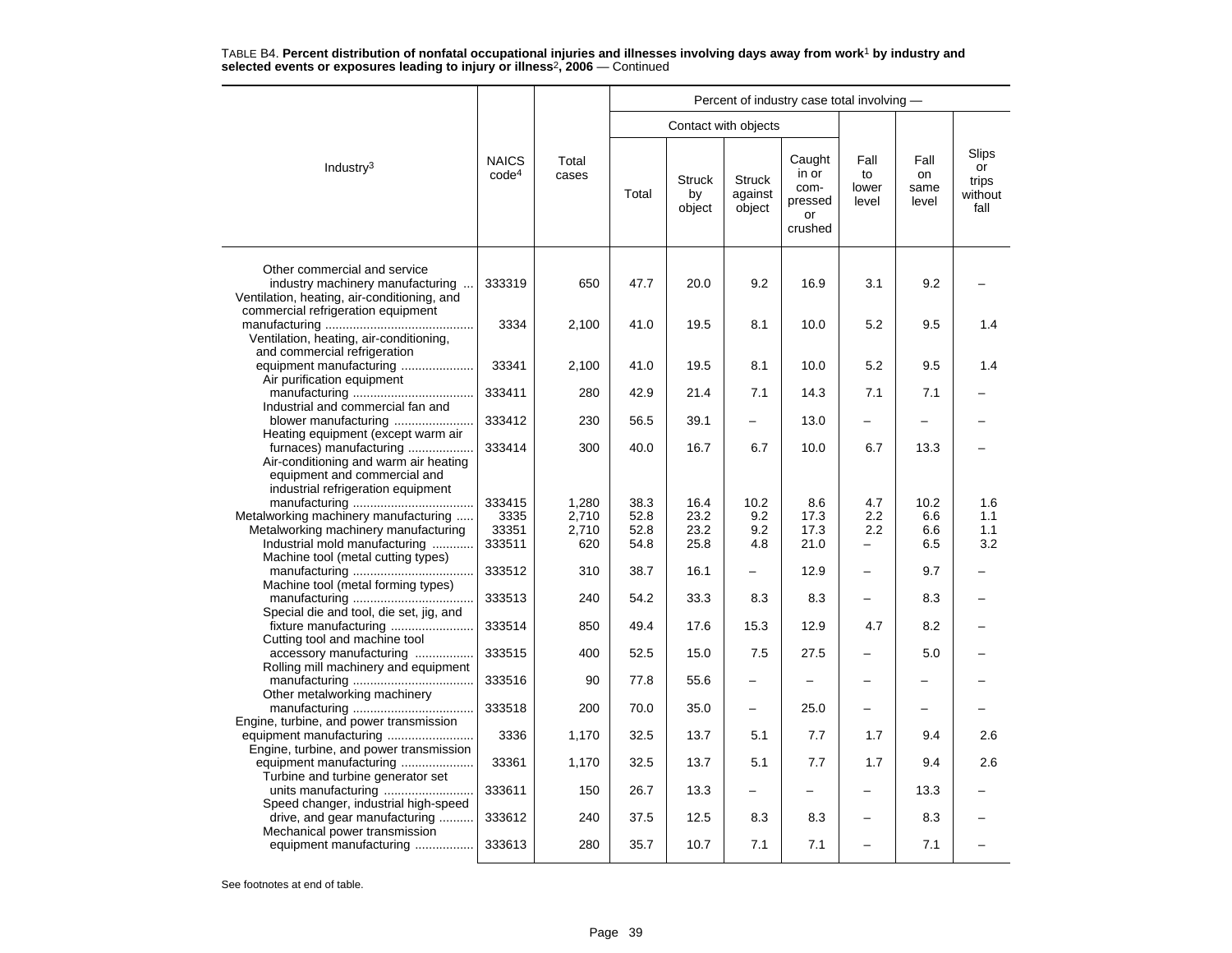TABLE B4. **Percent distribution of nonfatal occupational injuries and illnesses involving days away from work[1] by industry and selected events or exposures leading to injury or illness[2], 2006** — Continued

| Industry[3] | NAICS code[4] | Total cases | Percent of industry case total involving — | | | | | | |
|---|---|---|---|---|---|---|---|---|---|
| | | | Contact with objects | | | | | | |
| | | | Total | Struck by object | Struck against object | Caught in or compressed or crushed | Fall to lower level | Fall on same level | Slips or trips without fall |
| Other commercial and service industry machinery manufacturing | 333319 | 650 | 47.7 | 20.0 | 9.2 | 16.9 | 3.1 | 9.2 | – |
| Ventilation, heating, air-conditioning, and commercial refrigeration equipment manufacturing | 3334 | 2,100 | 41.0 | 19.5 | 8.1 | 10.0 | 5.2 | 9.5 | 1.4 |
| Ventilation, heating, air-conditioning, and commercial refrigeration equipment manufacturing | 33341 | 2,100 | 41.0 | 19.5 | 8.1 | 10.0 | 5.2 | 9.5 | 1.4 |
| Air purification equipment manufacturing | 333411 | 280 | 42.9 | 21.4 | 7.1 | 14.3 | 7.1 | 7.1 | – |
| Industrial and commercial fan and blower manufacturing | 333412 | 230 | 56.5 | 39.1 | – | 13.0 | – | – | – |
| Heating equipment (except warm air furnaces) manufacturing | 333414 | 300 | 40.0 | 16.7 | 6.7 | 10.0 | 6.7 | 13.3 | – |
| Air-conditioning and warm air heating equipment and commercial and industrial refrigeration equipment manufacturing | 333415 | 1,280 | 38.3 | 16.4 | 10.2 | 8.6 | 4.7 | 10.2 | 1.6 |
| Metalworking machinery manufacturing | 3335 | 2,710 | 52.8 | 23.2 | 9.2 | 17.3 | 2.2 | 6.6 | 1.1 |
| Metalworking machinery manufacturing | 33351 | 2,710 | 52.8 | 23.2 | 9.2 | 17.3 | 2.2 | 6.6 | 1.1 |
| Industrial mold manufacturing | 333511 | 620 | 54.8 | 25.8 | 4.8 | 21.0 | – | 6.5 | 3.2 |
| Machine tool (metal cutting types) manufacturing | 333512 | 310 | 38.7 | 16.1 | – | 12.9 | – | 9.7 | – |
| Machine tool (metal forming types) manufacturing | 333513 | 240 | 54.2 | 33.3 | 8.3 | 8.3 | – | 8.3 | – |
| Special die and tool, die set, jig, and fixture manufacturing | 333514 | 850 | 49.4 | 17.6 | 15.3 | 12.9 | 4.7 | 8.2 | – |
| Cutting tool and machine tool accessory manufacturing | 333515 | 400 | 52.5 | 15.0 | 7.5 | 27.5 | – | 5.0 | – |
| Rolling mill machinery and equipment manufacturing | 333516 | 90 | 77.8 | 55.6 | – | – | – | – | – |
| Other metalworking machinery manufacturing | 333518 | 200 | 70.0 | 35.0 | – | 25.0 | – | – | – |
| Engine, turbine, and power transmission equipment manufacturing | 3336 | 1,170 | 32.5 | 13.7 | 5.1 | 7.7 | 1.7 | 9.4 | 2.6 |
| Engine, turbine, and power transmission equipment manufacturing | 33361 | 1,170 | 32.5 | 13.7 | 5.1 | 7.7 | 1.7 | 9.4 | 2.6 |
| Turbine and turbine generator set units manufacturing | 333611 | 150 | 26.7 | 13.3 | – | – | – | 13.3 | – |
| Speed changer, industrial high-speed drive, and gear manufacturing | 333612 | 240 | 37.5 | 12.5 | 8.3 | 8.3 | – | 8.3 | – |
| Mechanical power transmission equipment manufacturing | 333613 | 280 | 35.7 | 10.7 | 7.1 | 7.1 | – | 7.1 | – |

See footnotes at end of table.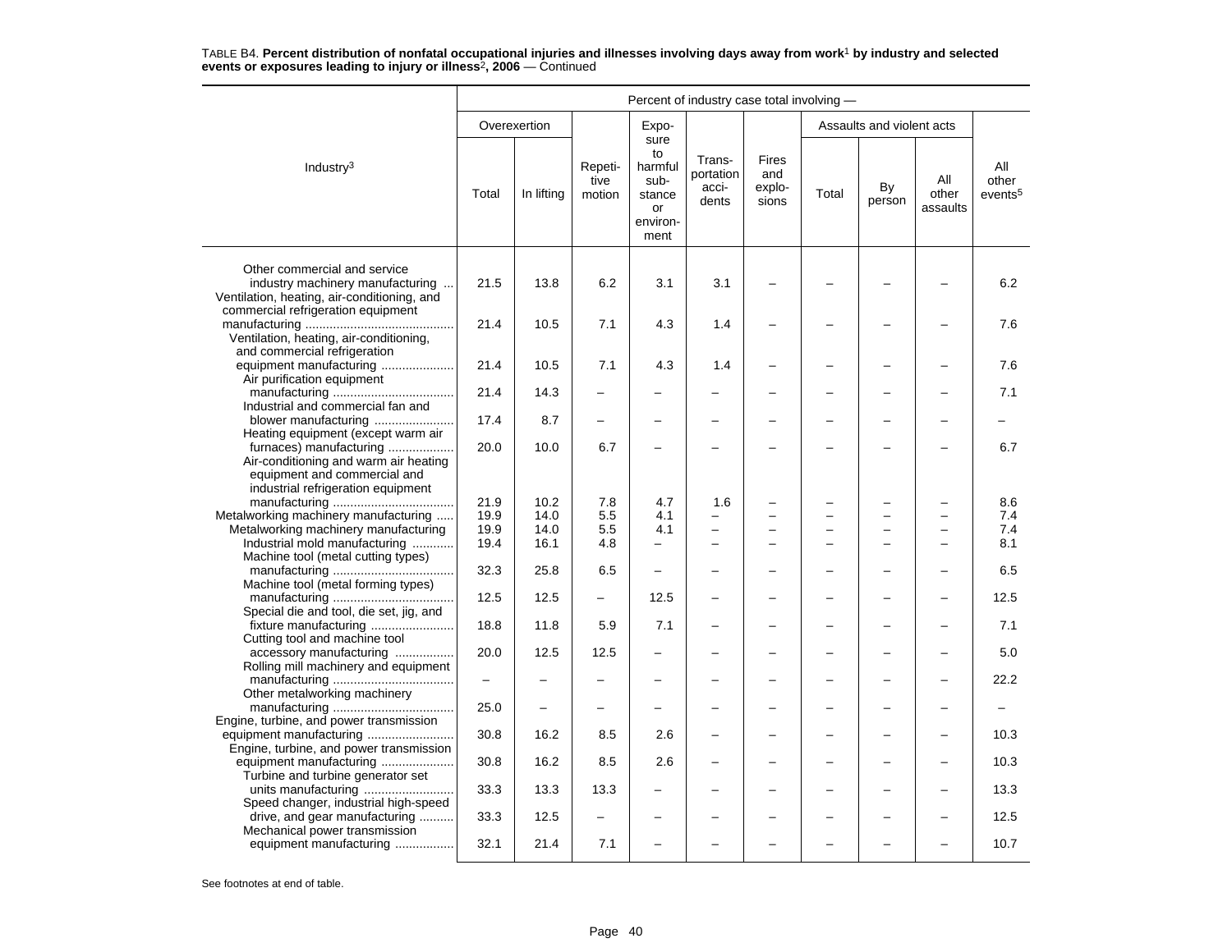TABLE B4. **Percent distribution of nonfatal occupational injuries and illnesses involving days away from work[1] by industry and selected events or exposures leading to injury or illness[2], 2006** — Continued

| Industry[3] | Percent of industry case total involving — | | | | | | | | | |
|---|---|---|---|---|---|---|---|---|---|---|
| | Overexertion | | Repetitive motion | Exposure to harmful substance or environment | Transportation accidents | Fires and explosions | Assaults and violent acts | | | All other events[5] |
| | Total | In lifting | | | | | Total | By person | All other assaults | |
| Other commercial and service industry machinery manufacturing | 21.5 | 13.8 | 6.2 | 3.1 | 3.1 | – | – | – | – | 6.2 |
| Ventilation, heating, air-conditioning, and commercial refrigeration equipment manufacturing | 21.4 | 10.5 | 7.1 | 4.3 | 1.4 | – | – | – | – | 7.6 |
| Ventilation, heating, air-conditioning, and commercial refrigeration equipment manufacturing | 21.4 | 10.5 | 7.1 | 4.3 | 1.4 | – | – | – | – | 7.6 |
| Air purification equipment manufacturing | 21.4 | 14.3 | – | – | – | – | – | – | – | 7.1 |
| Industrial and commercial fan and blower manufacturing | 17.4 | 8.7 | – | – | – | – | – | – | – | – |
| Heating equipment (except warm air furnaces) manufacturing | 20.0 | 10.0 | 6.7 | – | – | – | – | – | – | 6.7 |
| Air-conditioning and warm air heating equipment and commercial and industrial refrigeration equipment manufacturing | 21.9 | 10.2 | 7.8 | 4.7 | 1.6 | – | – | – | – | 8.6 |
| Metalworking machinery manufacturing | 19.9 | 14.0 | 5.5 | 4.1 | – | – | – | – | – | 7.4 |
| Metalworking machinery manufacturing | 19.9 | 14.0 | 5.5 | 4.1 | – | – | – | – | – | 7.4 |
| Industrial mold manufacturing | 19.4 | 16.1 | 4.8 | – | – | – | – | – | – | 8.1 |
| Machine tool (metal cutting types) manufacturing | 32.3 | 25.8 | 6.5 | – | – | – | – | – | – | 6.5 |
| Machine tool (metal forming types) manufacturing | 12.5 | 12.5 | – | 12.5 | – | – | – | – | – | 12.5 |
| Special die and tool, die set, jig, and fixture manufacturing | 18.8 | 11.8 | 5.9 | 7.1 | – | – | – | – | – | 7.1 |
| Cutting tool and machine tool accessory manufacturing | 20.0 | 12.5 | 12.5 | – | – | – | – | – | – | 5.0 |
| Rolling mill machinery and equipment manufacturing | – | – | – | – | – | – | – | – | – | 22.2 |
| Other metalworking machinery manufacturing | 25.0 | – | – | – | – | – | – | – | – | – |
| Engine, turbine, and power transmission equipment manufacturing | 30.8 | 16.2 | 8.5 | 2.6 | – | – | – | – | – | 10.3 |
| Engine, turbine, and power transmission equipment manufacturing | 30.8 | 16.2 | 8.5 | 2.6 | – | – | – | – | – | 10.3 |
| Turbine and turbine generator set units manufacturing | 33.3 | 13.3 | 13.3 | – | – | – | – | – | – | 13.3 |
| Speed changer, industrial high-speed drive, and gear manufacturing | 33.3 | 12.5 | – | – | – | – | – | – | – | 12.5 |
| Mechanical power transmission equipment manufacturing | 32.1 | 21.4 | 7.1 | – | – | – | – | – | – | 10.7 |

See footnotes at end of table.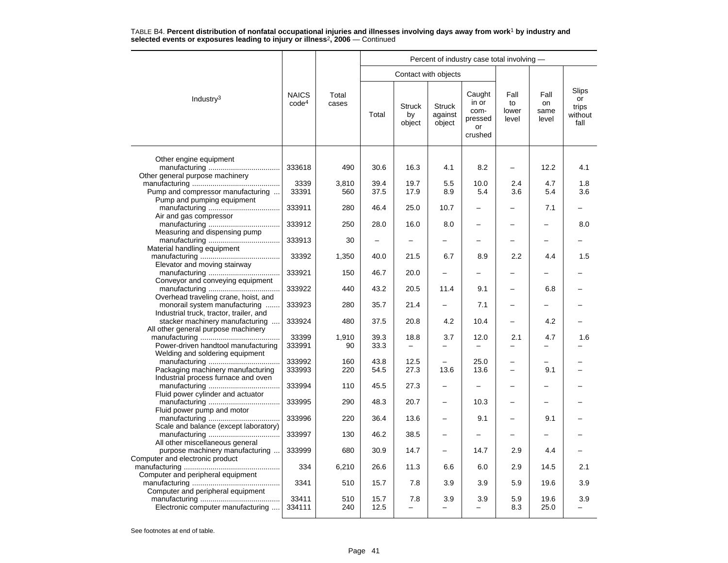TABLE B4. **Percent distribution of nonfatal occupational injuries and illnesses involving days away from work[1] by industry and selected events or exposures leading to injury or illness[2], 2006** — Continued

| Industry[3] | NAICS code[4] | Total cases | Percent of industry case total involving — | | | | | | |
|---|---|---|---|---|---|---|---|---|---|
| | | | Contact with objects | | | | Fall to lower level | Fall on same level | Slips or trips without fall |
| | | | Total | Struck by object | Struck against object | Caught in or compressed or crushed | | | |
| Other engine equipment manufacturing | 333618 | 490 | 30.6 | 16.3 | 4.1 | 8.2 | – | 12.2 | 4.1 |
| Other general purpose machinery manufacturing | 3339 | 3,810 | 39.4 | 19.7 | 5.5 | 10.0 | 2.4 | 4.7 | 1.8 |
| Pump and compressor manufacturing | 33391 | 560 | 37.5 | 17.9 | 8.9 | 5.4 | 3.6 | 5.4 | 3.6 |
| Pump and pumping equipment manufacturing | 333911 | 280 | 46.4 | 25.0 | 10.7 | – | – | 7.1 | – |
| Air and gas compressor manufacturing | 333912 | 250 | 28.0 | 16.0 | 8.0 | – | – | – | 8.0 |
| Measuring and dispensing pump manufacturing | 333913 | 30 | – | – | – | – | – | – | – |
| Material handling equipment manufacturing | 33392 | 1,350 | 40.0 | 21.5 | 6.7 | 8.9 | 2.2 | 4.4 | 1.5 |
| Elevator and moving stairway manufacturing | 333921 | 150 | 46.7 | 20.0 | – | – | – | – | – |
| Conveyor and conveying equipment manufacturing | 333922 | 440 | 43.2 | 20.5 | 11.4 | 9.1 | – | 6.8 | – |
| Overhead traveling crane, hoist, and monorail system manufacturing | 333923 | 280 | 35.7 | 21.4 | – | 7.1 | – | – | – |
| Industrial truck, tractor, trailer, and stacker machinery manufacturing | 333924 | 480 | 37.5 | 20.8 | 4.2 | 10.4 | – | 4.2 | – |
| All other general purpose machinery manufacturing | 33399 | 1,910 | 39.3 | 18.8 | 3.7 | 12.0 | 2.1 | 4.7 | 1.6 |
| Power-driven handtool manufacturing | 333991 | 90 | 33.3 | – | – | – | – | – | – |
| Welding and soldering equipment manufacturing | 333992 | 160 | 43.8 | 12.5 | – | 25.0 | – | – | – |
| Packaging machinery manufacturing | 333993 | 220 | 54.5 | 27.3 | 13.6 | 13.6 | – | 9.1 | – |
| Industrial process furnace and oven manufacturing | 333994 | 110 | 45.5 | 27.3 | – | – | – | – | – |
| Fluid power cylinder and actuator manufacturing | 333995 | 290 | 48.3 | 20.7 | – | 10.3 | – | – | – |
| Fluid power pump and motor manufacturing | 333996 | 220 | 36.4 | 13.6 | – | 9.1 | – | 9.1 | – |
| Scale and balance (except laboratory) manufacturing | 333997 | 130 | 46.2 | 38.5 | – | – | – | – | – |
| All other miscellaneous general purpose machinery manufacturing | 333999 | 680 | 30.9 | 14.7 | – | 14.7 | 2.9 | 4.4 | – |
| Computer and electronic product manufacturing | 334 | 6,210 | 26.6 | 11.3 | 6.6 | 6.0 | 2.9 | 14.5 | 2.1 |
| Computer and peripheral equipment manufacturing | 3341 | 510 | 15.7 | 7.8 | 3.9 | 3.9 | 5.9 | 19.6 | 3.9 |
| Computer and peripheral equipment manufacturing | 33411 | 510 | 15.7 | 7.8 | 3.9 | 3.9 | 5.9 | 19.6 | 3.9 |
| Electronic computer manufacturing | 334111 | 240 | 12.5 | – | – | – | 8.3 | 25.0 | – |

See footnotes at end of table.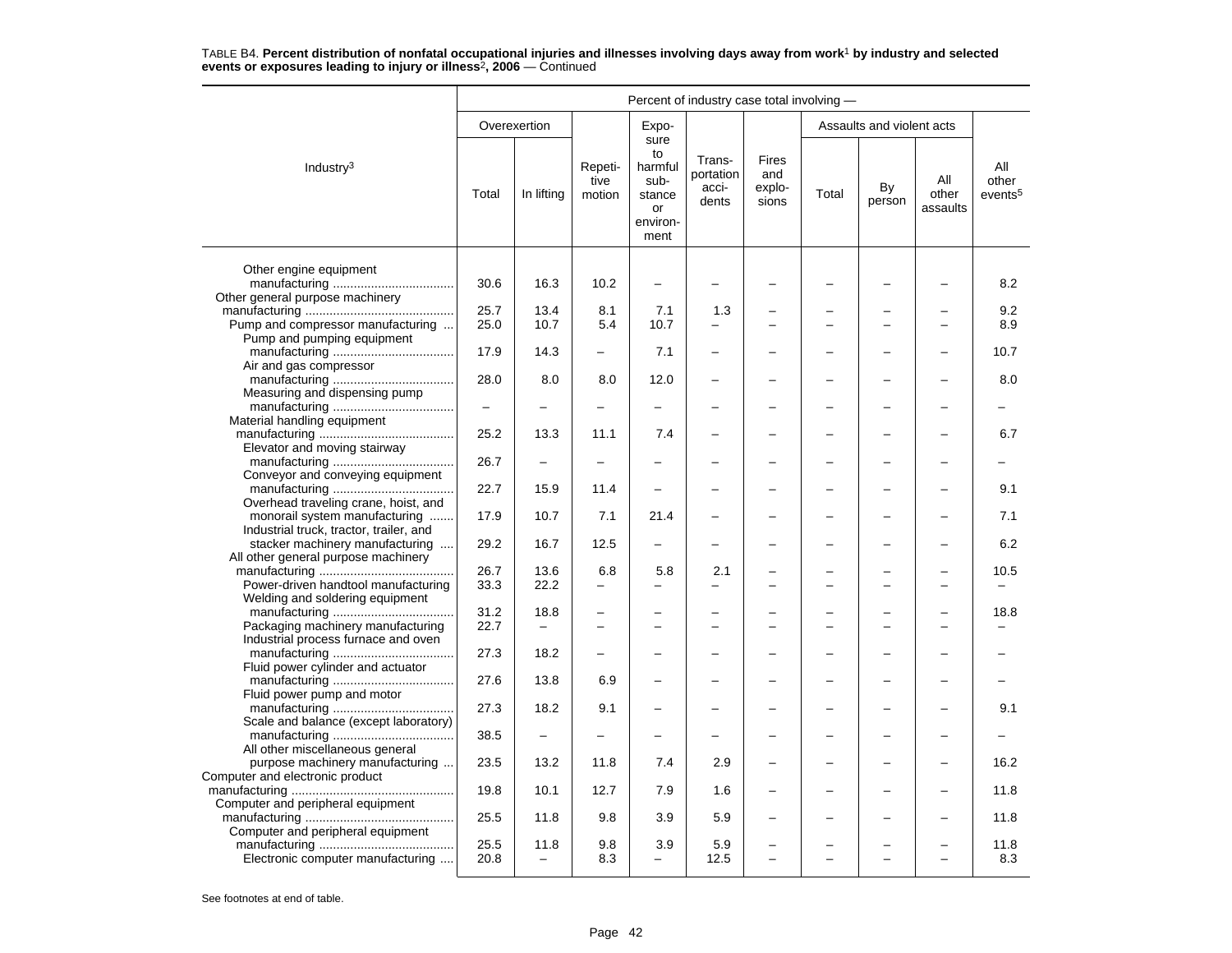TABLE B4. **Percent distribution of nonfatal occupational injuries and illnesses involving days away from work[1] by industry and selected events or exposures leading to injury or illness[2], 2006** — Continued

| Industry[3] | Percent of industry case total involving — | | | | | | | | | |
|---|---|---|---|---|---|---|---|---|---|---|
| | Overexertion | | Repetitive motion | Exposure to harmful substance or environment | Transportation accidents | Fires and explosions | Assaults and violent acts | | | All other events[5] |
| | Total | In lifting | | | | | Total | By person | All other assaults | |
| Other engine equipment manufacturing | 30.6 | 16.3 | 10.2 | – | – | – | – | – | – | 8.2 |
| Other general purpose machinery manufacturing | 25.7 | 13.4 | 8.1 | 7.1 | 1.3 | – | – | – | – | 9.2 |
| Pump and compressor manufacturing | 25.0 | 10.7 | 5.4 | 10.7 | – | – | – | – | – | 8.9 |
| Pump and pumping equipment manufacturing | 17.9 | 14.3 | – | 7.1 | – | – | – | – | – | 10.7 |
| Air and gas compressor manufacturing | 28.0 | 8.0 | 8.0 | 12.0 | – | – | – | – | – | 8.0 |
| Measuring and dispensing pump manufacturing | – | – | – | – | – | – | – | – | – | – |
| Material handling equipment manufacturing | 25.2 | 13.3 | 11.1 | 7.4 | – | – | – | – | – | 6.7 |
| Elevator and moving stairway manufacturing | 26.7 | – | – | – | – | – | – | – | – | – |
| Conveyor and conveying equipment manufacturing | 22.7 | 15.9 | 11.4 | – | – | – | – | – | – | 9.1 |
| Overhead traveling crane, hoist, and monorail system manufacturing | 17.9 | 10.7 | 7.1 | 21.4 | – | – | – | – | – | 7.1 |
| Industrial truck, tractor, trailer, and stacker machinery manufacturing | 29.2 | 16.7 | 12.5 | – | – | – | – | – | – | 6.2 |
| All other general purpose machinery manufacturing | 26.7 | 13.6 | 6.8 | 5.8 | 2.1 | – | – | – | – | 10.5 |
| Power-driven handtool manufacturing | 33.3 | 22.2 | – | – | – | – | – | – | – | – |
| Welding and soldering equipment manufacturing | 31.2 | 18.8 | – | – | – | – | – | – | – | 18.8 |
| Packaging machinery manufacturing | 22.7 | – | – | – | – | – | – | – | – | – |
| Industrial process furnace and oven manufacturing | 27.3 | 18.2 | – | – | – | – | – | – | – | – |
| Fluid power cylinder and actuator manufacturing | 27.6 | 13.8 | 6.9 | – | – | – | – | – | – | – |
| Fluid power pump and motor manufacturing | 27.3 | 18.2 | 9.1 | – | – | – | – | – | – | 9.1 |
| Scale and balance (except laboratory) manufacturing | 38.5 | – | – | – | – | – | – | – | – | – |
| All other miscellaneous general purpose machinery manufacturing | 23.5 | 13.2 | 11.8 | 7.4 | 2.9 | – | – | – | – | 16.2 |
| Computer and electronic product manufacturing | 19.8 | 10.1 | 12.7 | 7.9 | 1.6 | – | – | – | – | 11.8 |
| Computer and peripheral equipment manufacturing | 25.5 | 11.8 | 9.8 | 3.9 | 5.9 | – | – | – | – | 11.8 |
| Computer and peripheral equipment manufacturing | 25.5 | 11.8 | 9.8 | 3.9 | 5.9 | – | – | – | – | 11.8 |
| Electronic computer manufacturing | 20.8 | – | 8.3 | – | 12.5 | – | – | – | – | 8.3 |

See footnotes at end of table.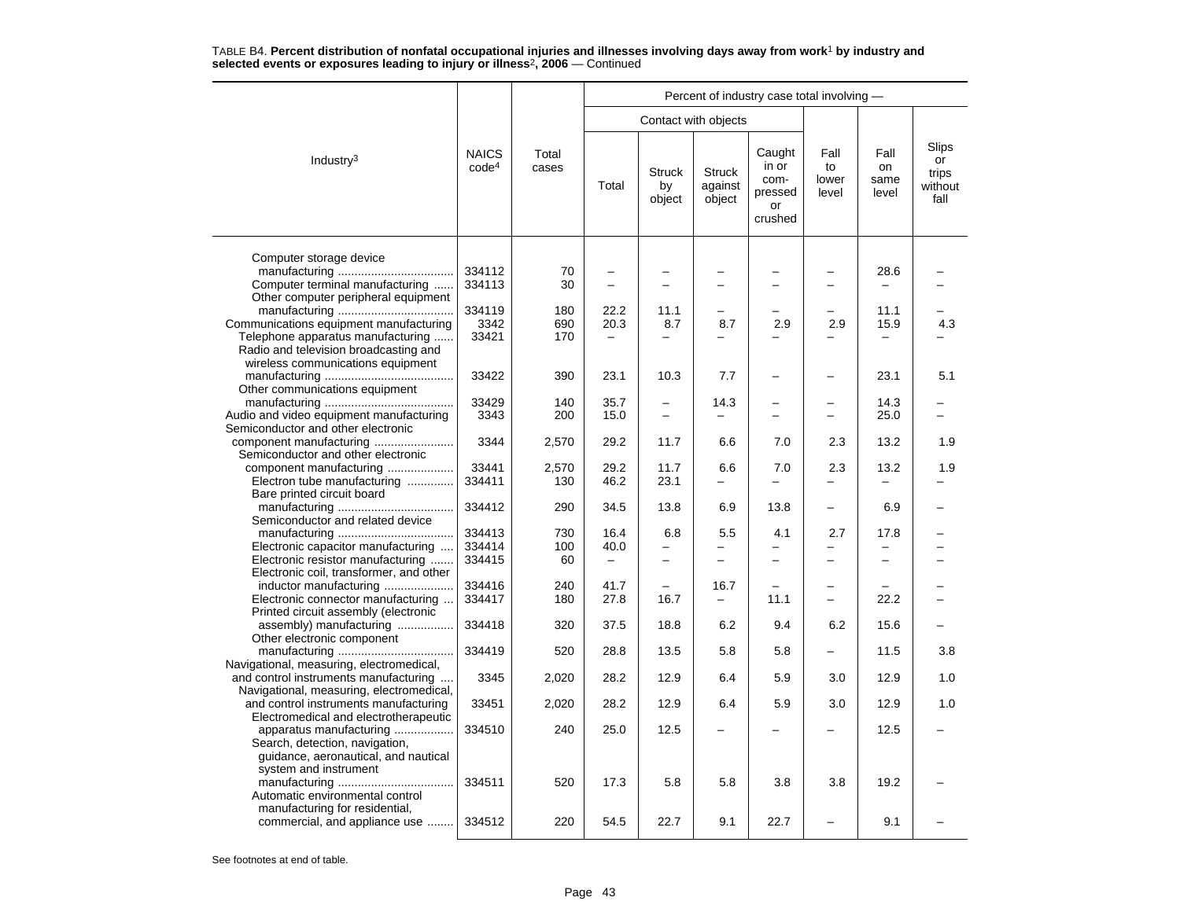TABLE B4. **Percent distribution of nonfatal occupational injuries and illnesses involving days away from work[1] by industry and selected events or exposures leading to injury or illness[2], 2006** — Continued

| Industry[3] | NAICS code[4] | Total cases | Percent of industry case total involving — | | | | | | |
|---|---|---|---|---|---|---|---|---|---|
| | | | Contact with objects | | | | | | |
| | | | Total | Struck by object | Struck against object | Caught in or compressed or crushed | Fall to lower level | Fall on same level | Slips or trips without fall |
| Computer storage device manufacturing | 334112 | 70 | – | – | – | – | – | 28.6 | – |
| Computer terminal manufacturing | 334113 | 30 | – | – | – | – | – | – | – |
| Other computer peripheral equipment manufacturing | 334119 | 180 | 22.2 | 11.1 | – | – | – | 11.1 | – |
| Communications equipment manufacturing | 3342 | 690 | 20.3 | 8.7 | 8.7 | 2.9 | 2.9 | 15.9 | 4.3 |
| Telephone apparatus manufacturing | 33421 | 170 | – | – | – | – | – | – | – |
| Radio and television broadcasting and wireless communications equipment manufacturing | 33422 | 390 | 23.1 | 10.3 | 7.7 | – | – | 23.1 | 5.1 |
| Other communications equipment manufacturing | 33429 | 140 | 35.7 | – | 14.3 | – | – | 14.3 | – |
| Audio and video equipment manufacturing | 3343 | 200 | 15.0 | – | – | – | – | 25.0 | – |
| Semiconductor and other electronic component manufacturing | 3344 | 2,570 | 29.2 | 11.7 | 6.6 | 7.0 | 2.3 | 13.2 | 1.9 |
| Semiconductor and other electronic component manufacturing | 33441 | 2,570 | 29.2 | 11.7 | 6.6 | 7.0 | 2.3 | 13.2 | 1.9 |
| Electron tube manufacturing | 334411 | 130 | 46.2 | 23.1 | – | – | – | – | – |
| Bare printed circuit board manufacturing | 334412 | 290 | 34.5 | 13.8 | 6.9 | 13.8 | – | 6.9 | – |
| Semiconductor and related device manufacturing | 334413 | 730 | 16.4 | 6.8 | 5.5 | 4.1 | 2.7 | 17.8 | – |
| Electronic capacitor manufacturing | 334414 | 100 | 40.0 | – | – | – | – | – | – |
| Electronic resistor manufacturing | 334415 | 60 | – | – | – | – | – | – | – |
| Electronic coil, transformer, and other inductor manufacturing | 334416 | 240 | 41.7 | – | 16.7 | – | – | – | – |
| Electronic connector manufacturing | 334417 | 180 | 27.8 | 16.7 | – | 11.1 | – | 22.2 | – |
| Printed circuit assembly (electronic assembly) manufacturing | 334418 | 320 | 37.5 | 18.8 | 6.2 | 9.4 | 6.2 | 15.6 | – |
| Other electronic component manufacturing | 334419 | 520 | 28.8 | 13.5 | 5.8 | 5.8 | – | 11.5 | 3.8 |
| Navigational, measuring, electromedical, and control instruments manufacturing | 3345 | 2,020 | 28.2 | 12.9 | 6.4 | 5.9 | 3.0 | 12.9 | 1.0 |
| Navigational, measuring, electromedical, and control instruments manufacturing | 33451 | 2,020 | 28.2 | 12.9 | 6.4 | 5.9 | 3.0 | 12.9 | 1.0 |
| Electromedical and electrotherapeutic apparatus manufacturing | 334510 | 240 | 25.0 | 12.5 | – | – | – | 12.5 | – |
| Search, detection, navigation, guidance, aeronautical, and nautical system and instrument manufacturing | 334511 | 520 | 17.3 | 5.8 | 5.8 | 3.8 | 3.8 | 19.2 | – |
| Automatic environmental control manufacturing for residential, commercial, and appliance use | 334512 | 220 | 54.5 | 22.7 | 9.1 | 22.7 | – | 9.1 | – |

See footnotes at end of table.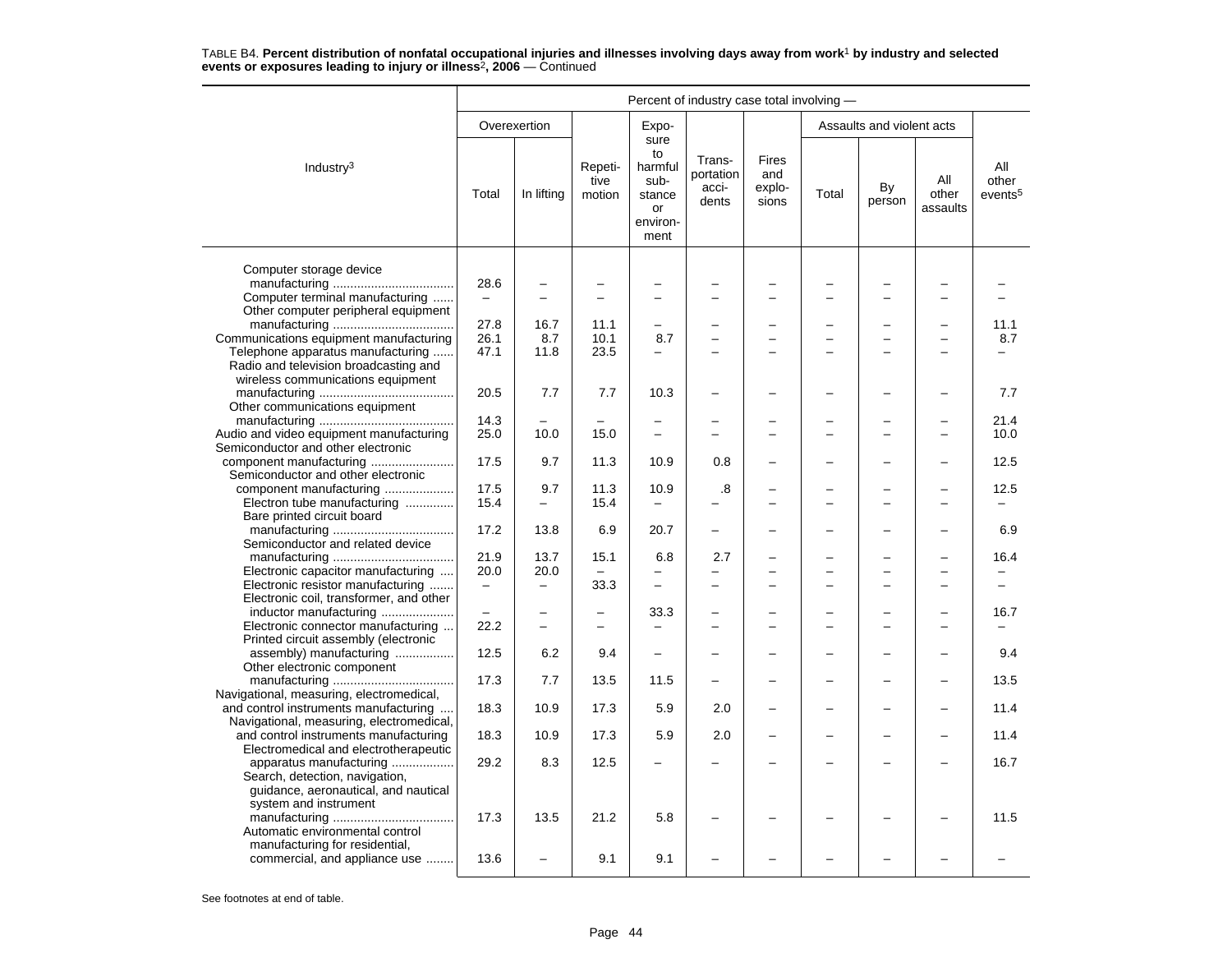TABLE B4. **Percent distribution of nonfatal occupational injuries and illnesses involving days away from work[1] by industry and selected events or exposures leading to injury or illness[2], 2006** — Continued

| Industry[3] | Percent of industry case total involving — | | | | | | | | | |
|---|---|---|---|---|---|---|---|---|---|---|
| | Overexertion | | Repetitive motion | Exposure to harmful substance or environment | Transportation accidents | Fires and explosions | Assaults and violent acts | | | All other events[5] |
| | Total | In lifting | | | | | Total | By person | All other assaults | |
| Computer storage device manufacturing | 28.6 | – | – | – | – | – | – | – | – | – |
| Computer terminal manufacturing | – | – | – | – | – | – | – | – | – | – |
| Other computer peripheral equipment manufacturing | 27.8 | 16.7 | 11.1 | – | – | – | – | – | – | 11.1 |
| Communications equipment manufacturing | 26.1 | 8.7 | 10.1 | 8.7 | – | – | – | – | – | 8.7 |
| Telephone apparatus manufacturing | 47.1 | 11.8 | 23.5 | – | – | – | – | – | – | – |
| Radio and television broadcasting and wireless communications equipment manufacturing | 20.5 | 7.7 | 7.7 | 10.3 | – | – | – | – | – | 7.7 |
| Other communications equipment manufacturing | 14.3 | – | – | – | – | – | – | – | – | 21.4 |
| Audio and video equipment manufacturing | 25.0 | 10.0 | 15.0 | – | – | – | – | – | – | 10.0 |
| Semiconductor and other electronic component manufacturing | 17.5 | 9.7 | 11.3 | 10.9 | 0.8 | – | – | – | – | 12.5 |
| Semiconductor and other electronic component manufacturing | 17.5 | 9.7 | 11.3 | 10.9 | .8 | – | – | – | – | 12.5 |
| Electron tube manufacturing | 15.4 | – | 15.4 | – | – | – | – | – | – | – |
| Bare printed circuit board manufacturing | 17.2 | 13.8 | 6.9 | 20.7 | – | – | – | – | – | 6.9 |
| Semiconductor and related device manufacturing | 21.9 | 13.7 | 15.1 | 6.8 | 2.7 | – | – | – | – | 16.4 |
| Electronic capacitor manufacturing | 20.0 | 20.0 | – | – | – | – | – | – | – | – |
| Electronic resistor manufacturing | – | – | 33.3 | – | – | – | – | – | – | – |
| Electronic coil, transformer, and other inductor manufacturing | – | – | – | 33.3 | – | – | – | – | – | 16.7 |
| Electronic connector manufacturing | 22.2 | – | – | – | – | – | – | – | – | – |
| Printed circuit assembly (electronic assembly) manufacturing | 12.5 | 6.2 | 9.4 | – | – | – | – | – | – | 9.4 |
| Other electronic component manufacturing | 17.3 | 7.7 | 13.5 | 11.5 | – | – | – | – | – | 13.5 |
| Navigational, measuring, electromedical, and control instruments manufacturing | 18.3 | 10.9 | 17.3 | 5.9 | 2.0 | – | – | – | – | 11.4 |
| Navigational, measuring, electromedical, and control instruments manufacturing | 18.3 | 10.9 | 17.3 | 5.9 | 2.0 | – | – | – | – | 11.4 |
| Electromedical and electrotherapeutic apparatus manufacturing | 29.2 | 8.3 | 12.5 | – | – | – | – | – | – | 16.7 |
| Search, detection, navigation, guidance, aeronautical, and nautical system and instrument manufacturing | 17.3 | 13.5 | 21.2 | 5.8 | – | – | – | – | – | 11.5 |
| Automatic environmental control manufacturing for residential, commercial, and appliance use | 13.6 | – | 9.1 | 9.1 | – | – | – | – | – | – |

See footnotes at end of table.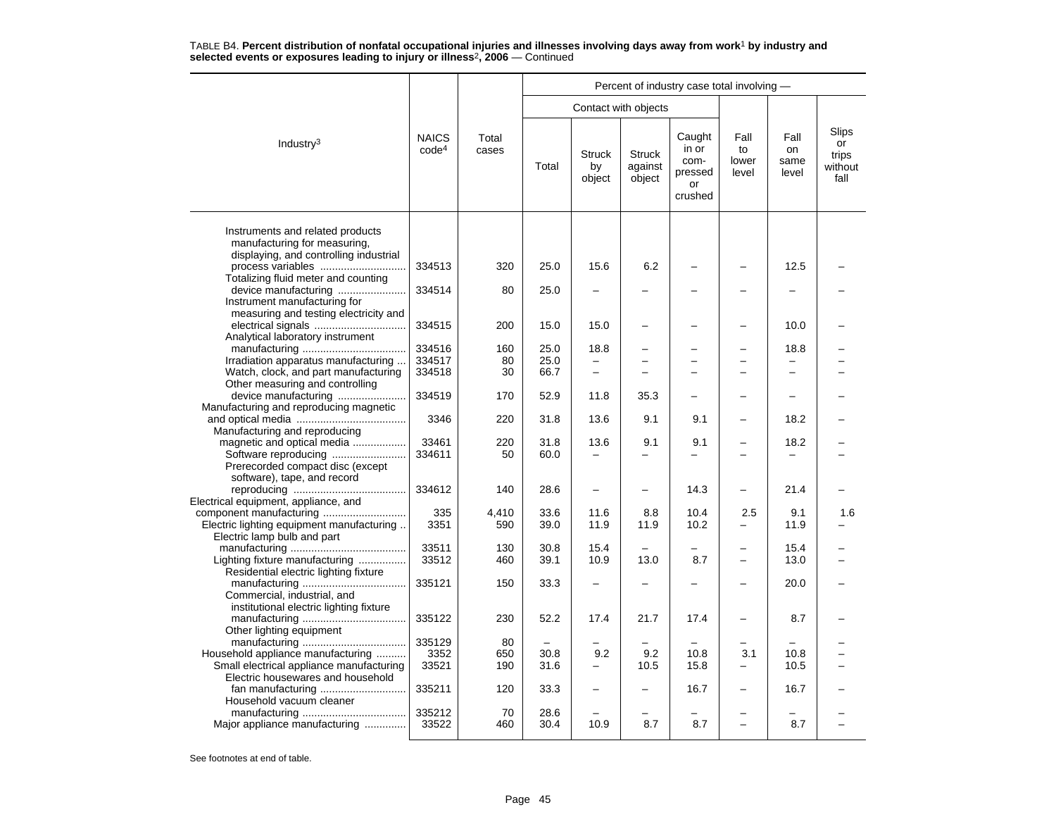TABLE B4. **Percent distribution of nonfatal occupational injuries and illnesses involving days away from work[1] by industry and selected events or exposures leading to injury or illness[2], 2006** — Continued

| Industry[3] | NAICS code[4] | Total cases | Percent of industry case total involving — | | | | | | |
|---|---|---|---|---|---|---|---|---|---|
| | | | Contact with objects | | | | | | |
| | | | Total | Struck by object | Struck against object | Caught in or compressed or crushed | Fall to lower level | Fall on same level | Slips or trips without fall |
| Instruments and related products manufacturing for measuring, displaying, and controlling industrial process variables | 334513 | 320 | 25.0 | 15.6 | 6.2 | – | – | 12.5 | – |
| Totalizing fluid meter and counting device manufacturing | 334514 | 80 | 25.0 | – | – | – | – | – | – |
| Instrument manufacturing for measuring and testing electricity and electrical signals | 334515 | 200 | 15.0 | 15.0 | – | – | – | 10.0 | – |
| Analytical laboratory instrument manufacturing | 334516 | 160 | 25.0 | 18.8 | – | – | – | 18.8 | – |
| Irradiation apparatus manufacturing | 334517 | 80 | 25.0 | – | – | – | – | – | – |
| Watch, clock, and part manufacturing | 334518 | 30 | 66.7 | – | – | – | – | – | – |
| Other measuring and controlling device manufacturing | 334519 | 170 | 52.9 | 11.8 | 35.3 | – | – | – | – |
| Manufacturing and reproducing magnetic and optical media | 3346 | 220 | 31.8 | 13.6 | 9.1 | 9.1 | – | 18.2 | – |
| Manufacturing and reproducing magnetic and optical media | 33461 | 220 | 31.8 | 13.6 | 9.1 | 9.1 | – | 18.2 | – |
| Software reproducing | 334611 | 50 | 60.0 | – | – | – | – | – | – |
| Prerecorded compact disc (except software), tape, and record reproducing | 334612 | 140 | 28.6 | – | – | 14.3 | – | 21.4 | – |
| Electrical equipment, appliance, and component manufacturing | 335 | 4,410 | 33.6 | 11.6 | 8.8 | 10.4 | 2.5 | 9.1 | 1.6 |
| Electric lighting equipment manufacturing | 3351 | 590 | 39.0 | 11.9 | 11.9 | 10.2 | – | 11.9 | – |
| Electric lamp bulb and part manufacturing | 33511 | 130 | 30.8 | 15.4 | – | – | – | 15.4 | – |
| Lighting fixture manufacturing | 33512 | 460 | 39.1 | 10.9 | 13.0 | 8.7 | – | 13.0 | – |
| Residential electric lighting fixture manufacturing | 335121 | 150 | 33.3 | – | – | – | – | 20.0 | – |
| Commercial, industrial, and institutional electric lighting fixture manufacturing | 335122 | 230 | 52.2 | 17.4 | 21.7 | 17.4 | – | 8.7 | – |
| Other lighting equipment manufacturing | 335129 | 80 | – | – | – | – | – | – | – |
| Household appliance manufacturing | 3352 | 650 | 30.8 | 9.2 | 9.2 | 10.8 | 3.1 | 10.8 | – |
| Small electrical appliance manufacturing | 33521 | 190 | 31.6 | – | 10.5 | 15.8 | – | 10.5 | – |
| Electric housewares and household fan manufacturing | 335211 | 120 | 33.3 | – | – | 16.7 | – | 16.7 | – |
| Household vacuum cleaner manufacturing | 335212 | 70 | 28.6 | – | – | – | – | – | – |
| Major appliance manufacturing | 33522 | 460 | 30.4 | 10.9 | 8.7 | 8.7 | – | 8.7 | – |

See footnotes at end of table.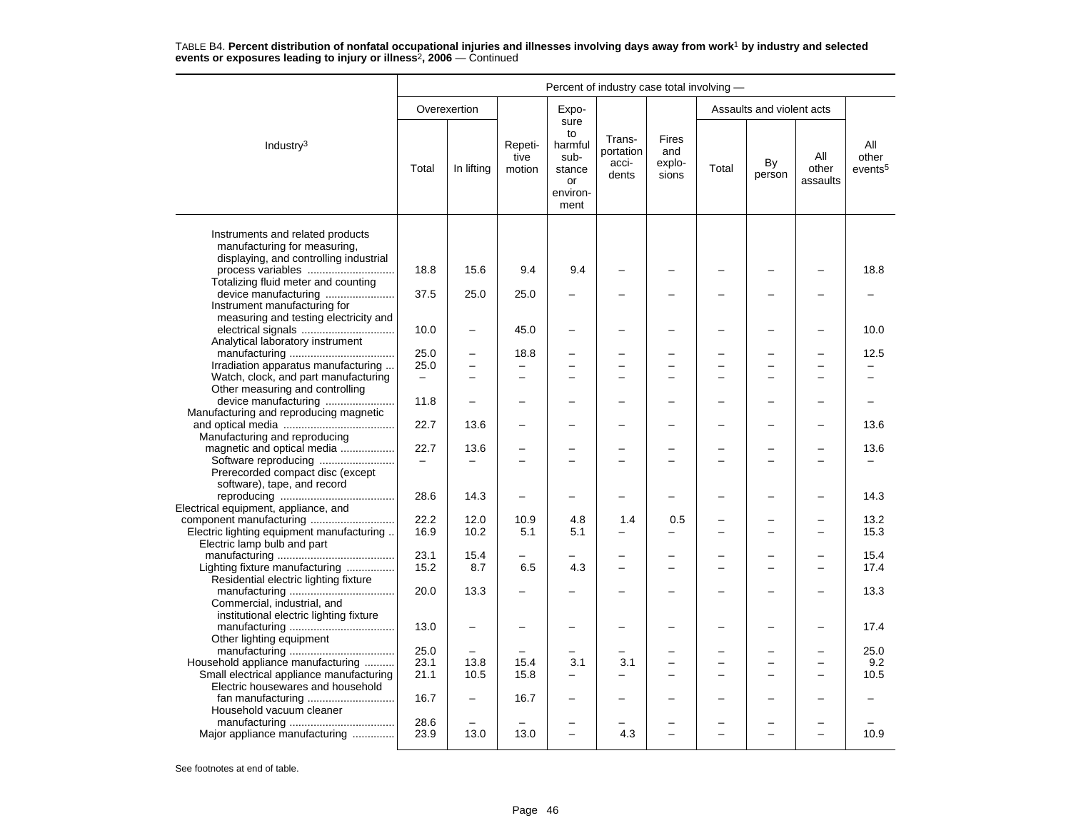TABLE B4. **Percent distribution of nonfatal occupational injuries and illnesses involving days away from work[1] by industry and selected events or exposures leading to injury or illness[2], 2006** — Continued

| Industry[3] | Percent of industry case total involving — | | | | | | | | | |
|---|---|---|---|---|---|---|---|---|---|---|
| | Overexertion | | Repetitive motion | Exposure to harmful substance or environment | Transportation accidents | Fires and explosions | Assaults and violent acts | | | All other events[5] |
| | Total | In lifting | | | | | Total | By person | All other assaults | |
| Instruments and related products manufacturing for measuring, displaying, and controlling industrial process variables | 18.8 | 15.6 | 9.4 | 9.4 | – | – | – | – | – | 18.8 |
| Totalizing fluid meter and counting device manufacturing | 37.5 | 25.0 | 25.0 | – | – | – | – | – | – | – |
| Instrument manufacturing for measuring and testing electricity and electrical signals | 10.0 | – | 45.0 | – | – | – | – | – | – | 10.0 |
| Analytical laboratory instrument manufacturing | 25.0 | – | 18.8 | – | – | – | – | – | – | 12.5 |
| Irradiation apparatus manufacturing | 25.0 | – | – | – | – | – | – | – | – | – |
| Watch, clock, and part manufacturing | – | – | – | – | – | – | – | – | – | – |
| Other measuring and controlling device manufacturing | 11.8 | – | – | – | – | – | – | – | – | – |
| Manufacturing and reproducing magnetic and optical media | 22.7 | 13.6 | – | – | – | – | – | – | – | 13.6 |
| Manufacturing and reproducing magnetic and optical media | 22.7 | 13.6 | – | – | – | – | – | – | – | 13.6 |
| Software reproducing | – | – | – | – | – | – | – | – | – | – |
| Prerecorded compact disc (except software), tape, and record reproducing | 28.6 | 14.3 | – | – | – | – | – | – | – | 14.3 |
| Electrical equipment, appliance, and component manufacturing | 22.2 | 12.0 | 10.9 | 4.8 | 1.4 | 0.5 | – | – | – | 13.2 |
| Electric lighting equipment manufacturing | 16.9 | 10.2 | 5.1 | 5.1 | – | – | – | – | – | 15.3 |
| Electric lamp bulb and part manufacturing | 23.1 | 15.4 | – | – | – | – | – | – | – | 15.4 |
| Lighting fixture manufacturing | 15.2 | 8.7 | 6.5 | 4.3 | – | – | – | – | – | 17.4 |
| Residential electric lighting fixture manufacturing | 20.0 | 13.3 | – | – | – | – | – | – | – | 13.3 |
| Commercial, industrial, and institutional electric lighting fixture manufacturing | 13.0 | – | – | – | – | – | – | – | – | 17.4 |
| Other lighting equipment manufacturing | 25.0 | – | – | – | – | – | – | – | – | 25.0 |
| Household appliance manufacturing | 23.1 | 13.8 | 15.4 | 3.1 | 3.1 | – | – | – | – | 9.2 |
| Small electrical appliance manufacturing | 21.1 | 10.5 | 15.8 | – | – | – | – | – | – | 10.5 |
| Electric housewares and household fan manufacturing | 16.7 | – | 16.7 | – | – | – | – | – | – | – |
| Household vacuum cleaner manufacturing | 28.6 | – | – | – | – | – | – | – | – | – |
| Major appliance manufacturing | 23.9 | 13.0 | 13.0 | – | 4.3 | – | – | – | – | 10.9 |

See footnotes at end of table.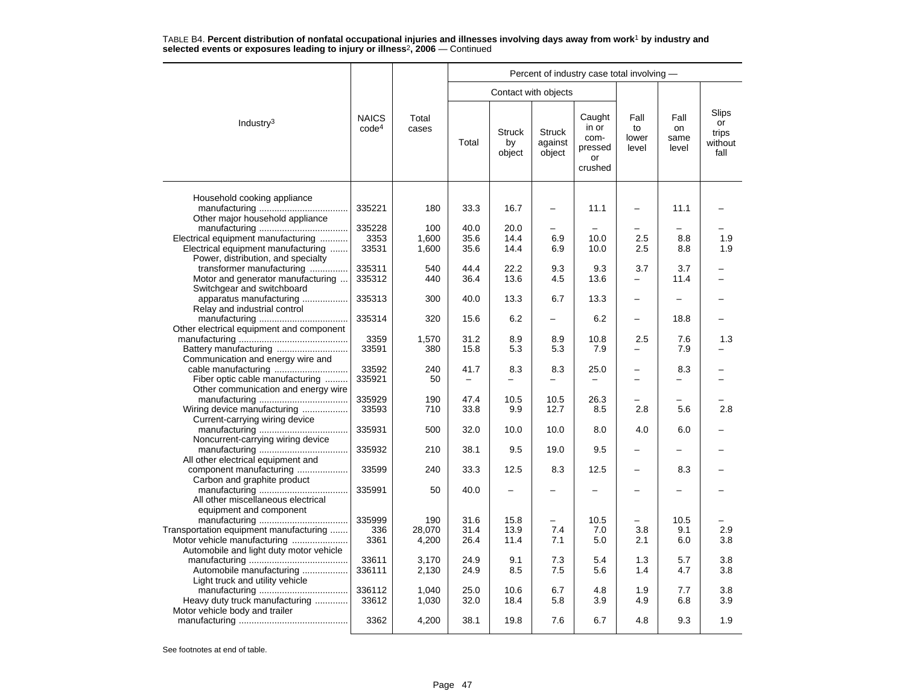TABLE B4. **Percent distribution of nonfatal occupational injuries and illnesses involving days away from work[1] by industry and selected events or exposures leading to injury or illness[2], 2006** — Continued

| Industry[3] | NAICS code[4] | Total cases | Percent of industry case total involving — | | | | | | |
|---|---|---|---|---|---|---|---|---|---|
| | | | Contact with objects | | | | Fall to lower level | Fall on same level | Slips or trips without fall |
| | | | Total | Struck by object | Struck against object | Caught in or compressed or crushed | | | |
| Household cooking appliance manufacturing | 335221 | 180 | 33.3 | 16.7 | – | 11.1 | – | 11.1 | – |
| Other major household appliance manufacturing | 335228 | 100 | 40.0 | 20.0 | – | – | – | – | – |
| Electrical equipment manufacturing | 3353 | 1,600 | 35.6 | 14.4 | 6.9 | 10.0 | 2.5 | 8.8 | 1.9 |
| Electrical equipment manufacturing | 33531 | 1,600 | 35.6 | 14.4 | 6.9 | 10.0 | 2.5 | 8.8 | 1.9 |
| Power, distribution, and specialty transformer manufacturing | 335311 | 540 | 44.4 | 22.2 | 9.3 | 9.3 | 3.7 | 3.7 | – |
| Motor and generator manufacturing | 335312 | 440 | 36.4 | 13.6 | 4.5 | 13.6 | – | 11.4 | – |
| Switchgear and switchboard apparatus manufacturing | 335313 | 300 | 40.0 | 13.3 | 6.7 | 13.3 | – | – | – |
| Relay and industrial control manufacturing | 335314 | 320 | 15.6 | 6.2 | – | 6.2 | – | 18.8 | – |
| Other electrical equipment and component manufacturing | 3359 | 1,570 | 31.2 | 8.9 | 8.9 | 10.8 | 2.5 | 7.6 | 1.3 |
| Battery manufacturing | 33591 | 380 | 15.8 | 5.3 | 5.3 | 7.9 | – | 7.9 | – |
| Communication and energy wire and cable manufacturing | 33592 | 240 | 41.7 | 8.3 | 8.3 | 25.0 | – | 8.3 | – |
| Fiber optic cable manufacturing | 335921 | 50 | – | – | – | – | – | – | – |
| Other communication and energy wire manufacturing | 335929 | 190 | 47.4 | 10.5 | 10.5 | 26.3 | – | – | – |
| Wiring device manufacturing | 33593 | 710 | 33.8 | 9.9 | 12.7 | 8.5 | 2.8 | 5.6 | 2.8 |
| Current-carrying wiring device manufacturing | 335931 | 500 | 32.0 | 10.0 | 10.0 | 8.0 | 4.0 | 6.0 | – |
| Noncurrent-carrying wiring device manufacturing | 335932 | 210 | 38.1 | 9.5 | 19.0 | 9.5 | – | – | – |
| All other electrical equipment and component manufacturing | 33599 | 240 | 33.3 | 12.5 | 8.3 | 12.5 | – | 8.3 | – |
| Carbon and graphite product manufacturing | 335991 | 50 | 40.0 | – | – | – | – | – | – |
| All other miscellaneous electrical equipment and component manufacturing | 335999 | 190 | 31.6 | 15.8 | – | 10.5 | – | 10.5 | – |
| Transportation equipment manufacturing | 336 | 28,070 | 31.4 | 13.9 | 7.4 | 7.0 | 3.8 | 9.1 | 2.9 |
| Motor vehicle manufacturing | 3361 | 4,200 | 26.4 | 11.4 | 7.1 | 5.0 | 2.1 | 6.0 | 3.8 |
| Automobile and light duty motor vehicle manufacturing | 33611 | 3,170 | 24.9 | 9.1 | 7.3 | 5.4 | 1.3 | 5.7 | 3.8 |
| Automobile manufacturing | 336111 | 2,130 | 24.9 | 8.5 | 7.5 | 5.6 | 1.4 | 4.7 | 3.8 |
| Light truck and utility vehicle manufacturing | 336112 | 1,040 | 25.0 | 10.6 | 6.7 | 4.8 | 1.9 | 7.7 | 3.8 |
| Heavy duty truck manufacturing | 33612 | 1,030 | 32.0 | 18.4 | 5.8 | 3.9 | 4.9 | 6.8 | 3.9 |
| Motor vehicle body and trailer manufacturing | 3362 | 4,200 | 38.1 | 19.8 | 7.6 | 6.7 | 4.8 | 9.3 | 1.9 |

See footnotes at end of table.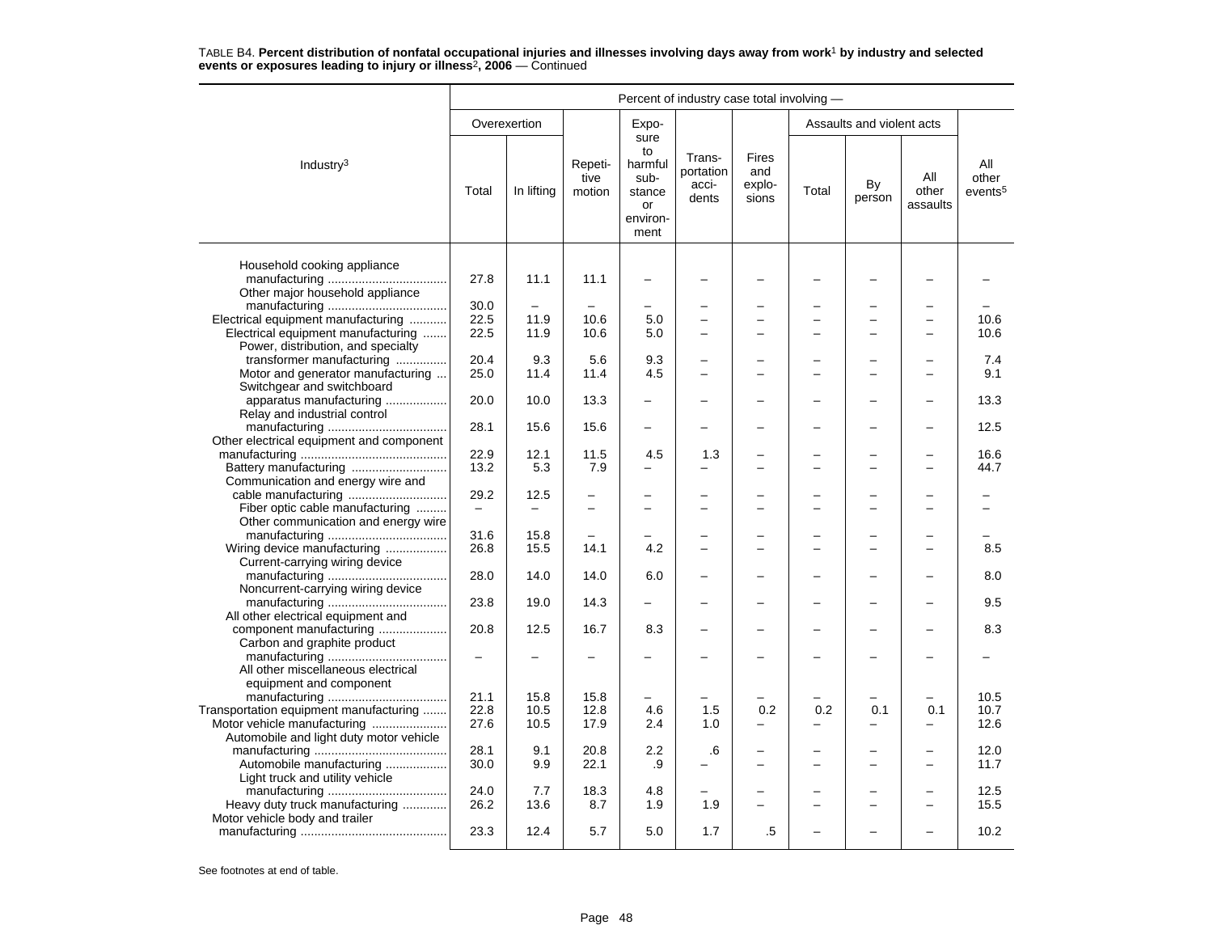TABLE B4. **Percent distribution of nonfatal occupational injuries and illnesses involving days away from work[1] by industry and selected events or exposures leading to injury or illness[2], 2006** — Continued

| Industry[3] | Percent of industry case total involving — | | | | | | | | | |
|---|---|---|---|---|---|---|---|---|---|---|
| | Overexertion | | Repetitive motion | Exposure to harmful substance or environment | Transportation accidents | Fires and explosions | Assaults and violent acts | | | All other events[5] |
| | Total | In lifting | | | | | Total | By person | All other assaults | |
| Household cooking appliance manufacturing | 27.8 | 11.1 | 11.1 | – | – | – | – | – | – | – |
| Other major household appliance manufacturing | 30.0 | – | – | – | – | – | – | – | – | – |
| Electrical equipment manufacturing | 22.5 | 11.9 | 10.6 | 5.0 | – | – | – | – | – | 10.6 |
| Electrical equipment manufacturing | 22.5 | 11.9 | 10.6 | 5.0 | – | – | – | – | – | 10.6 |
| Power, distribution, and specialty transformer manufacturing | 20.4 | 9.3 | 5.6 | 9.3 | – | – | – | – | – | 7.4 |
| Motor and generator manufacturing | 25.0 | 11.4 | 11.4 | 4.5 | – | – | – | – | – | 9.1 |
| Switchgear and switchboard apparatus manufacturing | 20.0 | 10.0 | 13.3 | – | – | – | – | – | – | 13.3 |
| Relay and industrial control manufacturing | 28.1 | 15.6 | 15.6 | – | – | – | – | – | – | 12.5 |
| Other electrical equipment and component manufacturing | 22.9 | 12.1 | 11.5 | 4.5 | 1.3 | – | – | – | – | 16.6 |
| Battery manufacturing | 13.2 | 5.3 | 7.9 | – | – | – | – | – | – | 44.7 |
| Communication and energy wire and cable manufacturing | 29.2 | 12.5 | – | – | – | – | – | – | – | – |
| Fiber optic cable manufacturing | – | – | – | – | – | – | – | – | – | – |
| Other communication and energy wire manufacturing | 31.6 | 15.8 | – | – | – | – | – | – | – | – |
| Wiring device manufacturing | 26.8 | 15.5 | 14.1 | 4.2 | – | – | – | – | – | 8.5 |
| Current-carrying wiring device manufacturing | 28.0 | 14.0 | 14.0 | 6.0 | – | – | – | – | – | 8.0 |
| Noncurrent-carrying wiring device manufacturing | 23.8 | 19.0 | 14.3 | – | – | – | – | – | – | 9.5 |
| All other electrical equipment and component manufacturing | 20.8 | 12.5 | 16.7 | 8.3 | – | – | – | – | – | 8.3 |
| Carbon and graphite product manufacturing | – | – | – | – | – | – | – | – | – | – |
| All other miscellaneous electrical equipment and component manufacturing | 21.1 | 15.8 | 15.8 | – | – | – | – | – | – | 10.5 |
| Transportation equipment manufacturing | 22.8 | 10.5 | 12.8 | 4.6 | 1.5 | 0.2 | 0.2 | 0.1 | 0.1 | 10.7 |
| Motor vehicle manufacturing | 27.6 | 10.5 | 17.9 | 2.4 | 1.0 | – | – | – | – | 12.6 |
| Automobile and light duty motor vehicle manufacturing | 28.1 | 9.1 | 20.8 | 2.2 | .6 | – | – | – | – | 12.0 |
| Automobile manufacturing | 30.0 | 9.9 | 22.1 | .9 | – | – | – | – | – | 11.7 |
| Light truck and utility vehicle manufacturing | 24.0 | 7.7 | 18.3 | 4.8 | – | – | – | – | – | 12.5 |
| Heavy duty truck manufacturing | 26.2 | 13.6 | 8.7 | 1.9 | 1.9 | – | – | – | – | 15.5 |
| Motor vehicle body and trailer manufacturing | 23.3 | 12.4 | 5.7 | 5.0 | 1.7 | .5 | – | – | – | 10.2 |

See footnotes at end of table.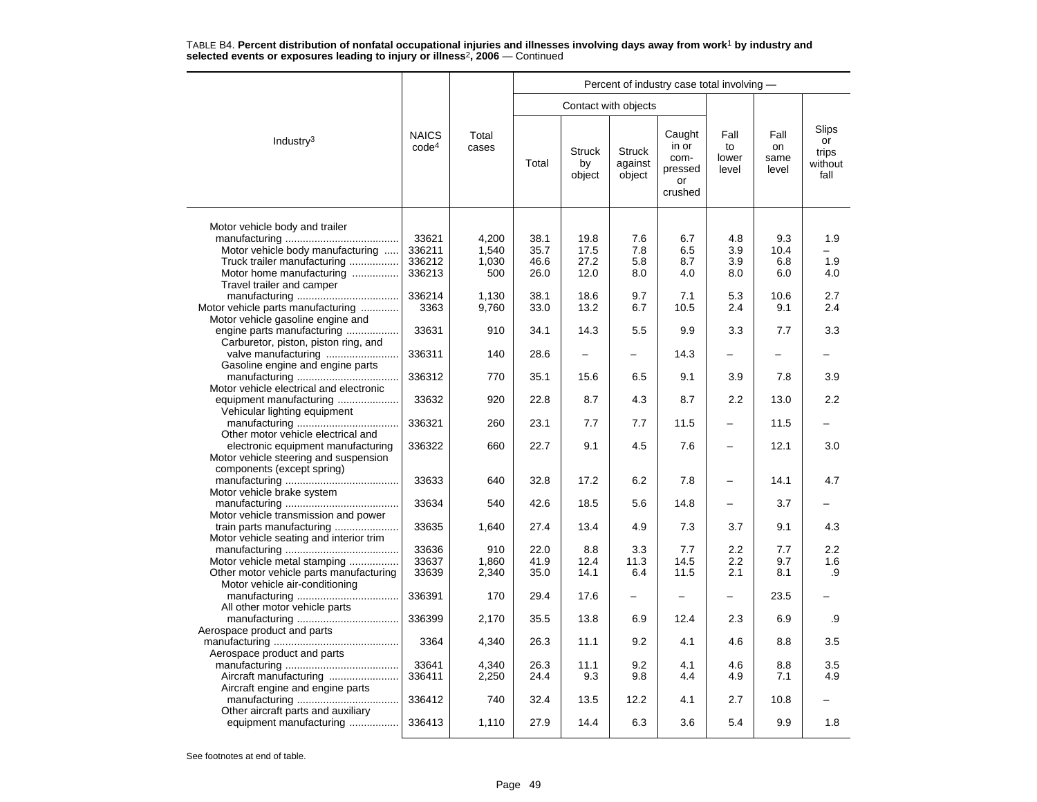TABLE B4. **Percent distribution of nonfatal occupational injuries and illnesses involving days away from work[1] by industry and selected events or exposures leading to injury or illness[2], 2006** — Continued

| Industry[3] | NAICS code[4] | Total cases | Percent of industry case total involving — | | | | | | |
|---|---|---|---|---|---|---|---|---|---|
| | | | Contact with objects | | | | | | |
| | | | Total | Struck by object | Struck against object | Caught in or com-pressed or crushed | Fall to lower level | Fall on same level | Slips or trips without fall |
| Motor vehicle body and trailer manufacturing | 33621 | 4,200 | 38.1 | 19.8 | 7.6 | 6.7 | 4.8 | 9.3 | 1.9 |
| Motor vehicle body manufacturing | 336211 | 1,540 | 35.7 | 17.5 | 7.8 | 6.5 | 3.9 | 10.4 | – |
| Truck trailer manufacturing | 336212 | 1,030 | 46.6 | 27.2 | 5.8 | 8.7 | 3.9 | 6.8 | 1.9 |
| Motor home manufacturing | 336213 | 500 | 26.0 | 12.0 | 8.0 | 4.0 | 8.0 | 6.0 | 4.0 |
| Travel trailer and camper manufacturing | 336214 | 1,130 | 38.1 | 18.6 | 9.7 | 7.1 | 5.3 | 10.6 | 2.7 |
| Motor vehicle parts manufacturing | 3363 | 9,760 | 33.0 | 13.2 | 6.7 | 10.5 | 2.4 | 9.1 | 2.4 |
| Motor vehicle gasoline engine and engine parts manufacturing | 33631 | 910 | 34.1 | 14.3 | 5.5 | 9.9 | 3.3 | 7.7 | 3.3 |
| Carburetor, piston, piston ring, and valve manufacturing | 336311 | 140 | 28.6 | – | – | 14.3 | – | – | – |
| Gasoline engine and engine parts manufacturing | 336312 | 770 | 35.1 | 15.6 | 6.5 | 9.1 | 3.9 | 7.8 | 3.9 |
| Motor vehicle electrical and electronic equipment manufacturing | 33632 | 920 | 22.8 | 8.7 | 4.3 | 8.7 | 2.2 | 13.0 | 2.2 |
| Vehicular lighting equipment manufacturing | 336321 | 260 | 23.1 | 7.7 | 7.7 | 11.5 | – | 11.5 | – |
| Other motor vehicle electrical and electronic equipment manufacturing | 336322 | 660 | 22.7 | 9.1 | 4.5 | 7.6 | – | 12.1 | 3.0 |
| Motor vehicle steering and suspension components (except spring) manufacturing | 33633 | 640 | 32.8 | 17.2 | 6.2 | 7.8 | – | 14.1 | 4.7 |
| Motor vehicle brake system manufacturing | 33634 | 540 | 42.6 | 18.5 | 5.6 | 14.8 | – | 3.7 | – |
| Motor vehicle transmission and power train parts manufacturing | 33635 | 1,640 | 27.4 | 13.4 | 4.9 | 7.3 | 3.7 | 9.1 | 4.3 |
| Motor vehicle seating and interior trim manufacturing | 33636 | 910 | 22.0 | 8.8 | 3.3 | 7.7 | 2.2 | 7.7 | 2.2 |
| Motor vehicle metal stamping | 33637 | 1,860 | 41.9 | 12.4 | 11.3 | 14.5 | 2.2 | 9.7 | 1.6 |
| Other motor vehicle parts manufacturing | 33639 | 2,340 | 35.0 | 14.1 | 6.4 | 11.5 | 2.1 | 8.1 | .9 |
| Motor vehicle air-conditioning manufacturing | 336391 | 170 | 29.4 | 17.6 | – | – | – | 23.5 | – |
| All other motor vehicle parts manufacturing | 336399 | 2,170 | 35.5 | 13.8 | 6.9 | 12.4 | 2.3 | 6.9 | .9 |
| Aerospace product and parts manufacturing | 3364 | 4,340 | 26.3 | 11.1 | 9.2 | 4.1 | 4.6 | 8.8 | 3.5 |
| Aerospace product and parts manufacturing | 33641 | 4,340 | 26.3 | 11.1 | 9.2 | 4.1 | 4.6 | 8.8 | 3.5 |
| Aircraft manufacturing | 336411 | 2,250 | 24.4 | 9.3 | 9.8 | 4.4 | 4.9 | 7.1 | 4.9 |
| Aircraft engine and engine parts manufacturing | 336412 | 740 | 32.4 | 13.5 | 12.2 | 4.1 | 2.7 | 10.8 | – |
| Other aircraft parts and auxiliary equipment manufacturing | 336413 | 1,110 | 27.9 | 14.4 | 6.3 | 3.6 | 5.4 | 9.9 | 1.8 |

See footnotes at end of table.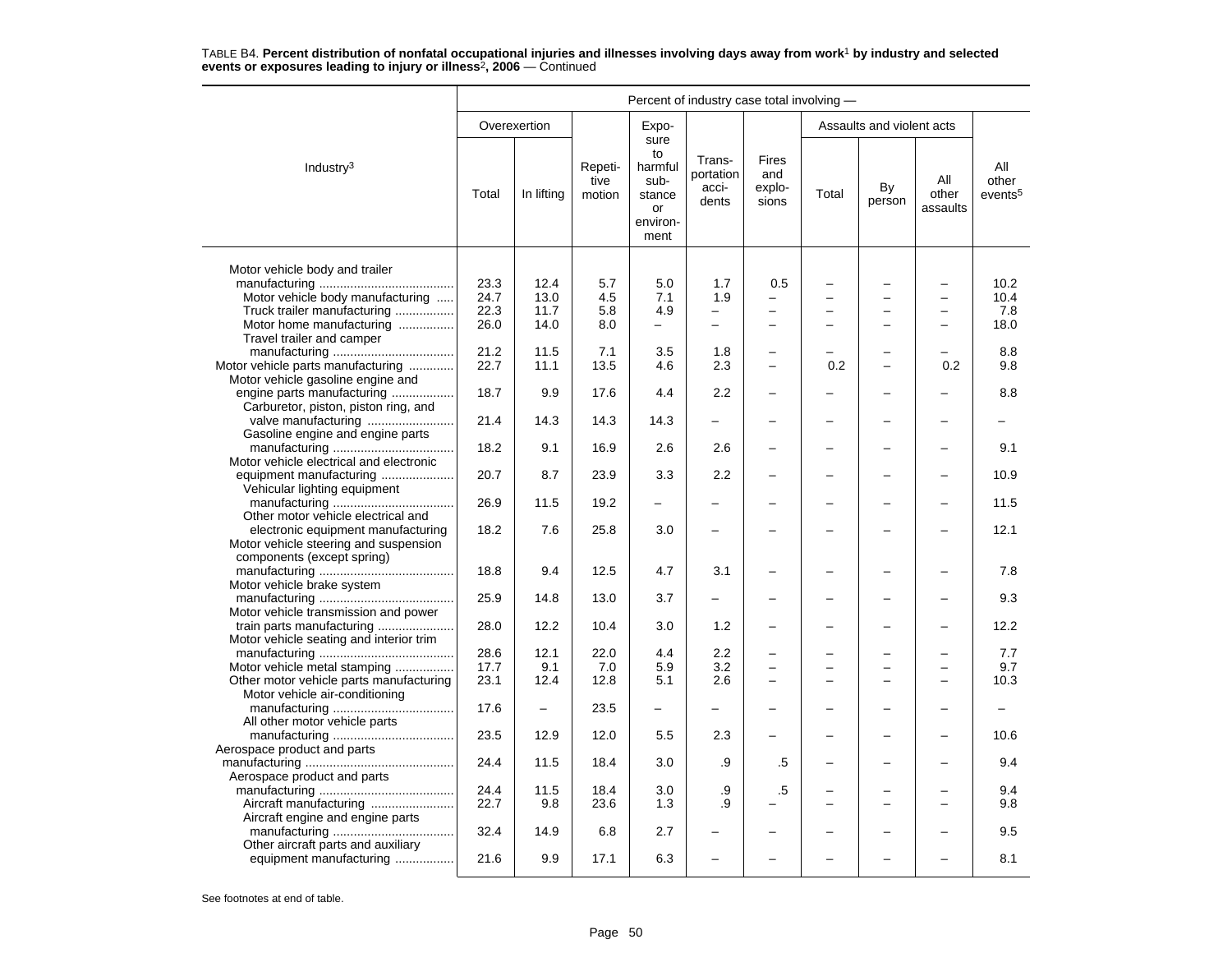TABLE B4. **Percent distribution of nonfatal occupational injuries and illnesses involving days away from work[1] by industry and selected events or exposures leading to injury or illness[2], 2006** — Continued

| Industry[3] | Percent of industry case total involving — | | | | | | | | | |
|---|---|---|---|---|---|---|---|---|---|---|
| | Overexertion | | Repetitive motion | Exposure to harmful substance or environment | Transportation accidents | Fires and explosions | Assaults and violent acts | | | All other events[5] |
| | Total | In lifting | | | | | Total | By person | All other assaults | |
| Motor vehicle body and trailer manufacturing | 23.3 | 12.4 | 5.7 | 5.0 | 1.7 | 0.5 | – | – | – | 10.2 |
| Motor vehicle body manufacturing | 24.7 | 13.0 | 4.5 | 7.1 | 1.9 | – | – | – | – | 10.4 |
| Truck trailer manufacturing | 22.3 | 11.7 | 5.8 | 4.9 | – | – | – | – | – | 7.8 |
| Motor home manufacturing | 26.0 | 14.0 | 8.0 | – | – | – | – | – | – | 18.0 |
| Travel trailer and camper manufacturing | 21.2 | 11.5 | 7.1 | 3.5 | 1.8 | – | – | – | – | 8.8 |
| Motor vehicle parts manufacturing | 22.7 | 11.1 | 13.5 | 4.6 | 2.3 | – | 0.2 | – | 0.2 | 9.8 |
| Motor vehicle gasoline engine and engine parts manufacturing | 18.7 | 9.9 | 17.6 | 4.4 | 2.2 | – | – | – | – | 8.8 |
| Carburetor, piston, piston ring, and valve manufacturing | 21.4 | 14.3 | 14.3 | 14.3 | – | – | – | – | – | – |
| Gasoline engine and engine parts manufacturing | 18.2 | 9.1 | 16.9 | 2.6 | 2.6 | – | – | – | – | 9.1 |
| Motor vehicle electrical and electronic equipment manufacturing | 20.7 | 8.7 | 23.9 | 3.3 | 2.2 | – | – | – | – | 10.9 |
| Vehicular lighting equipment manufacturing | 26.9 | 11.5 | 19.2 | – | – | – | – | – | – | 11.5 |
| Other motor vehicle electrical and electronic equipment manufacturing | 18.2 | 7.6 | 25.8 | 3.0 | – | – | – | – | – | 12.1 |
| Motor vehicle steering and suspension components (except spring) manufacturing | 18.8 | 9.4 | 12.5 | 4.7 | 3.1 | – | – | – | – | 7.8 |
| Motor vehicle brake system manufacturing | 25.9 | 14.8 | 13.0 | 3.7 | – | – | – | – | – | 9.3 |
| Motor vehicle transmission and power train parts manufacturing | 28.0 | 12.2 | 10.4 | 3.0 | 1.2 | – | – | – | – | 12.2 |
| Motor vehicle seating and interior trim manufacturing | 28.6 | 12.1 | 22.0 | 4.4 | 2.2 | – | – | – | – | 7.7 |
| Motor vehicle metal stamping | 17.7 | 9.1 | 7.0 | 5.9 | 3.2 | – | – | – | – | 9.7 |
| Other motor vehicle parts manufacturing | 23.1 | 12.4 | 12.8 | 5.1 | 2.6 | – | – | – | – | 10.3 |
| Motor vehicle air-conditioning manufacturing | 17.6 | – | 23.5 | – | – | – | – | – | – | – |
| All other motor vehicle parts manufacturing | 23.5 | 12.9 | 12.0 | 5.5 | 2.3 | – | – | – | – | 10.6 |
| Aerospace product and parts manufacturing | 24.4 | 11.5 | 18.4 | 3.0 | .9 | .5 | – | – | – | 9.4 |
| Aerospace product and parts manufacturing | 24.4 | 11.5 | 18.4 | 3.0 | .9 | .5 | – | – | – | 9.4 |
| Aircraft manufacturing | 22.7 | 9.8 | 23.6 | 1.3 | .9 | – | – | – | – | 9.8 |
| Aircraft engine and engine parts manufacturing | 32.4 | 14.9 | 6.8 | 2.7 | – | – | – | – | – | 9.5 |
| Other aircraft parts and auxiliary equipment manufacturing | 21.6 | 9.9 | 17.1 | 6.3 | – | – | – | – | – | 8.1 |

See footnotes at end of table.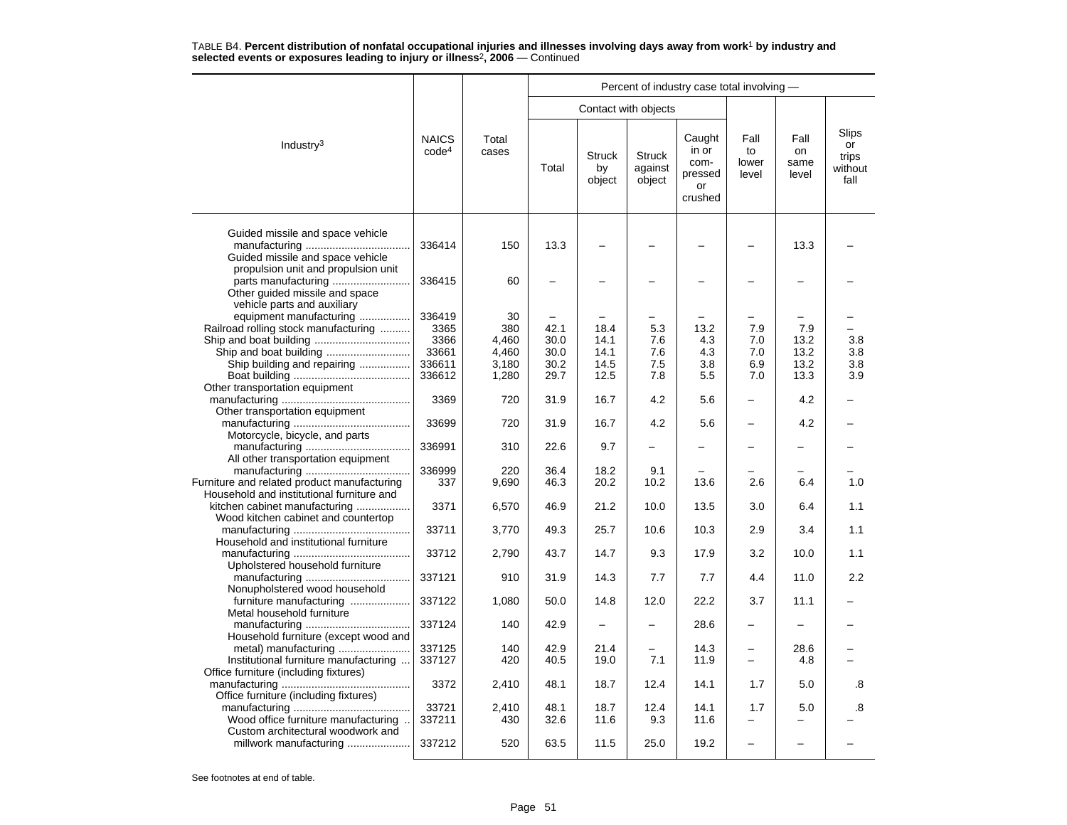TABLE B4. **Percent distribution of nonfatal occupational injuries and illnesses involving days away from work[1] by industry and selected events or exposures leading to injury or illness[2], 2006** — Continued

| Industry[3] | NAICS code[4] | Total cases | Percent of industry case total involving — Contact with objects: Total | Contact with objects: Struck by object | Contact with objects: Struck against object | Contact with objects: Caught in or compressed or crushed | Fall to lower level | Fall on same level | Slips or trips without fall |
|---|---|---|---|---|---|---|---|---|---|
| Guided missile and space vehicle manufacturing | 336414 | 150 | 13.3 | – | – | – | – | 13.3 | – |
| Guided missile and space vehicle propulsion unit and propulsion unit parts manufacturing | 336415 | 60 | – | – | – | – | – | – | – |
| Other guided missile and space vehicle parts and auxiliary equipment manufacturing | 336419 | 30 | – | – | – | – | – | – | – |
| Railroad rolling stock manufacturing | 3365 | 380 | 42.1 | 18.4 | 5.3 | 13.2 | 7.9 | 7.9 | – |
| Ship and boat building | 3366 | 4,460 | 30.0 | 14.1 | 7.6 | 4.3 | 7.0 | 13.2 | 3.8 |
| Ship and boat building | 33661 | 4,460 | 30.0 | 14.1 | 7.6 | 4.3 | 7.0 | 13.2 | 3.8 |
| Ship building and repairing | 336611 | 3,180 | 30.2 | 14.5 | 7.5 | 3.8 | 6.9 | 13.2 | 3.8 |
| Boat building | 336612 | 1,280 | 29.7 | 12.5 | 7.8 | 5.5 | 7.0 | 13.3 | 3.9 |
| Other transportation equipment manufacturing | 3369 | 720 | 31.9 | 16.7 | 4.2 | 5.6 | – | 4.2 | – |
| Other transportation equipment manufacturing | 33699 | 720 | 31.9 | 16.7 | 4.2 | 5.6 | – | 4.2 | – |
| Motorcycle, bicycle, and parts manufacturing | 336991 | 310 | 22.6 | 9.7 | – | – | – | – | – |
| All other transportation equipment manufacturing | 336999 | 220 | 36.4 | 18.2 | 9.1 | – | – | – | – |
| Furniture and related product manufacturing | 337 | 9,690 | 46.3 | 20.2 | 10.2 | 13.6 | 2.6 | 6.4 | 1.0 |
| Household and institutional furniture and kitchen cabinet manufacturing | 3371 | 6,570 | 46.9 | 21.2 | 10.0 | 13.5 | 3.0 | 6.4 | 1.1 |
| Wood kitchen cabinet and countertop manufacturing | 33711 | 3,770 | 49.3 | 25.7 | 10.6 | 10.3 | 2.9 | 3.4 | 1.1 |
| Household and institutional furniture manufacturing | 33712 | 2,790 | 43.7 | 14.7 | 9.3 | 17.9 | 3.2 | 10.0 | 1.1 |
| Upholstered household furniture manufacturing | 337121 | 910 | 31.9 | 14.3 | 7.7 | 7.7 | 4.4 | 11.0 | 2.2 |
| Nonupholstered wood household furniture manufacturing | 337122 | 1,080 | 50.0 | 14.8 | 12.0 | 22.2 | 3.7 | 11.1 | – |
| Metal household furniture manufacturing | 337124 | 140 | 42.9 | – | – | 28.6 | – | – | – |
| Household furniture (except wood and metal) manufacturing | 337125 | 140 | 42.9 | 21.4 | – | 14.3 | – | 28.6 | – |
| Institutional furniture manufacturing | 337127 | 420 | 40.5 | 19.0 | 7.1 | 11.9 | – | 4.8 | – |
| Office furniture (including fixtures) manufacturing | 3372 | 2,410 | 48.1 | 18.7 | 12.4 | 14.1 | 1.7 | 5.0 | .8 |
| Office furniture (including fixtures) manufacturing | 33721 | 2,410 | 48.1 | 18.7 | 12.4 | 14.1 | 1.7 | 5.0 | .8 |
| Wood office furniture manufacturing | 337211 | 430 | 32.6 | 11.6 | 9.3 | 11.6 | – | – | – |
| Custom architectural woodwork and millwork manufacturing | 337212 | 520 | 63.5 | 11.5 | 25.0 | 19.2 | – | – | – |

See footnotes at end of table.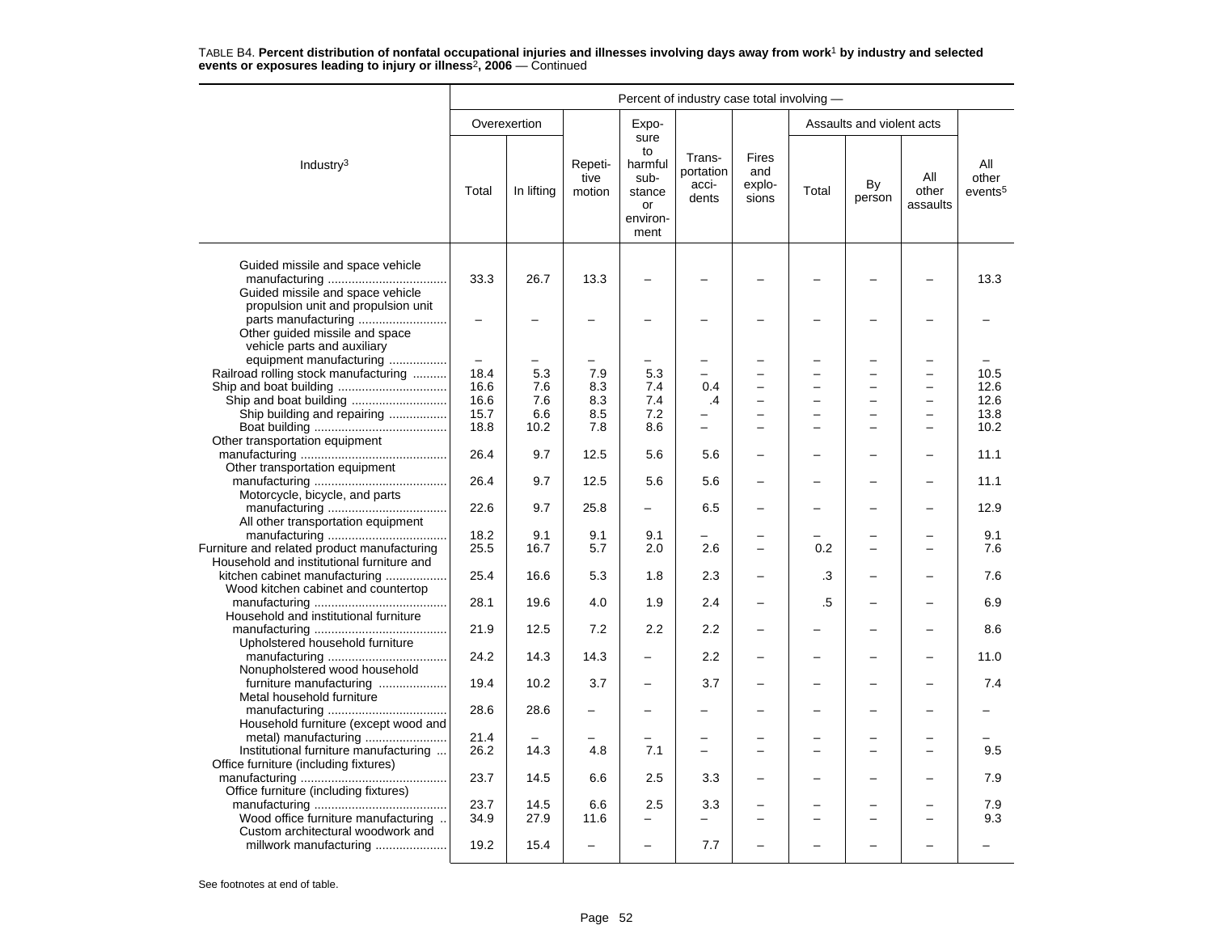TABLE B4. **Percent distribution of nonfatal occupational injuries and illnesses involving days away from work[1] by industry and selected events or exposures leading to injury or illness[2], 2006** — Continued

| Industry[3] | Percent of industry case total involving — | | | | | | | | | |
|---|---|---|---|---|---|---|---|---|---|---|
| | Overexertion | | Repetitive motion | Exposure to harmful substance or environment | Transportation accidents | Fires and explosions | Assaults and violent acts | | | All other events[5] |
| | Total | In lifting | | | | | Total | By person | All other assaults | |
| Guided missile and space vehicle manufacturing | 33.3 | 26.7 | 13.3 | – | – | – | – | – | – | 13.3 |
| Guided missile and space vehicle propulsion unit and propulsion unit parts manufacturing | – | – | – | – | – | – | – | – | – | – |
| Other guided missile and space vehicle parts and auxiliary equipment manufacturing | – | – | – | – | – | – | – | – | – | – |
| Railroad rolling stock manufacturing | 18.4 | 5.3 | 7.9 | 5.3 | – | – | – | – | – | 10.5 |
| Ship and boat building | 16.6 | 7.6 | 8.3 | 7.4 | 0.4 | – | – | – | – | 12.6 |
| Ship and boat building | 16.6 | 7.6 | 8.3 | 7.4 | .4 | – | – | – | – | 12.6 |
| Ship building and repairing | 15.7 | 6.6 | 8.5 | 7.2 | – | – | – | – | – | 13.8 |
| Boat building | 18.8 | 10.2 | 7.8 | 8.6 | – | – | – | – | – | 10.2 |
| Other transportation equipment manufacturing | 26.4 | 9.7 | 12.5 | 5.6 | 5.6 | – | – | – | – | 11.1 |
| Other transportation equipment manufacturing | 26.4 | 9.7 | 12.5 | 5.6 | 5.6 | – | – | – | – | 11.1 |
| Motorcycle, bicycle, and parts manufacturing | 22.6 | 9.7 | 25.8 | – | 6.5 | – | – | – | – | 12.9 |
| All other transportation equipment manufacturing | 18.2 | 9.1 | 9.1 | 9.1 | – | – | – | – | – | 9.1 |
| Furniture and related product manufacturing | 25.5 | 16.7 | 5.7 | 2.0 | 2.6 | – | 0.2 | – | – | 7.6 |
| Household and institutional furniture and kitchen cabinet manufacturing | 25.4 | 16.6 | 5.3 | 1.8 | 2.3 | – | .3 | – | – | 7.6 |
| Wood kitchen cabinet and countertop manufacturing | 28.1 | 19.6 | 4.0 | 1.9 | 2.4 | – | .5 | – | – | 6.9 |
| Household and institutional furniture manufacturing | 21.9 | 12.5 | 7.2 | 2.2 | 2.2 | – | – | – | – | 8.6 |
| Upholstered household furniture manufacturing | 24.2 | 14.3 | 14.3 | – | 2.2 | – | – | – | – | 11.0 |
| Nonupholstered wood household furniture manufacturing | 19.4 | 10.2 | 3.7 | – | 3.7 | – | – | – | – | 7.4 |
| Metal household furniture manufacturing | 28.6 | 28.6 | – | – | – | – | – | – | – | – |
| Household furniture (except wood and metal) manufacturing | 21.4 | – | – | – | – | – | – | – | – | – |
| Institutional furniture manufacturing | 26.2 | 14.3 | 4.8 | 7.1 | – | – | – | – | – | 9.5 |
| Office furniture (including fixtures) manufacturing | 23.7 | 14.5 | 6.6 | 2.5 | 3.3 | – | – | – | – | 7.9 |
| Office furniture (including fixtures) manufacturing | 23.7 | 14.5 | 6.6 | 2.5 | 3.3 | – | – | – | – | 7.9 |
| Wood office furniture manufacturing | 34.9 | 27.9 | 11.6 | – | – | – | – | – | – | 9.3 |
| Custom architectural woodwork and millwork manufacturing | 19.2 | 15.4 | – | – | 7.7 | – | – | – | – | – |

See footnotes at end of table.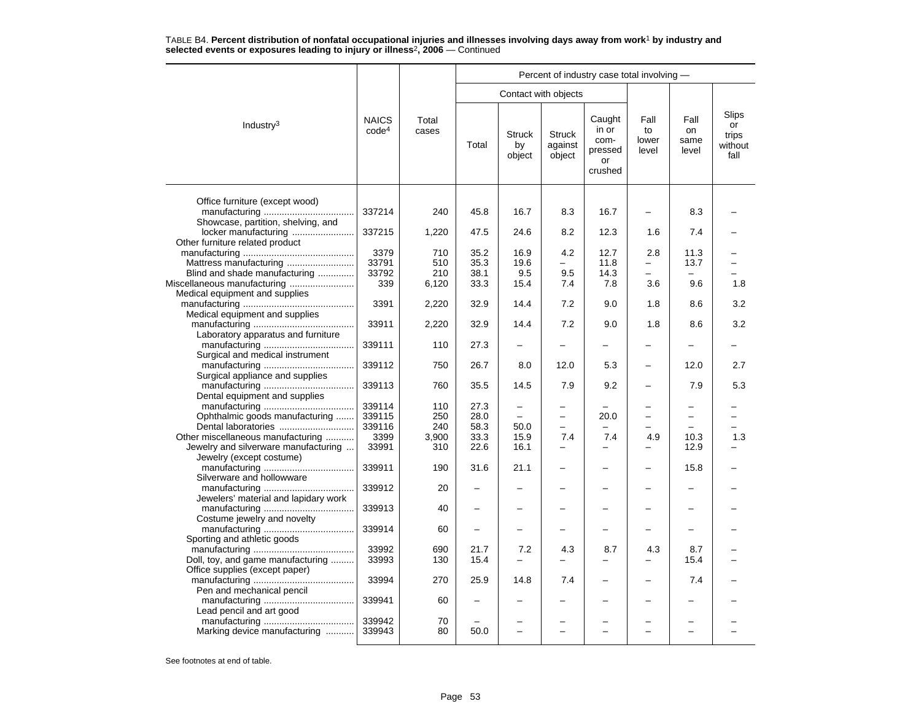TABLE B4. **Percent distribution of nonfatal occupational injuries and illnesses involving days away from work[1] by industry and selected events or exposures leading to injury or illness[2], 2006** — Continued

| Industry[3] | NAICS code[4] | Total cases | Percent of industry case total involving — | | | | | | |
|---|---|---|---|---|---|---|---|---|---|
| | | | Contact with objects | | | | Fall to lower level | Fall on same level | Slips or trips without fall |
| | | | Total | Struck by object | Struck against object | Caught in or com-pressed or crushed | | | |
| Office furniture (except wood) manufacturing | 337214 | 240 | 45.8 | 16.7 | 8.3 | 16.7 | – | 8.3 | – |
| Showcase, partition, shelving, and locker manufacturing | 337215 | 1,220 | 47.5 | 24.6 | 8.2 | 12.3 | 1.6 | 7.4 | – |
| Other furniture related product manufacturing | 3379 | 710 | 35.2 | 16.9 | 4.2 | 12.7 | 2.8 | 11.3 | – |
| Mattress manufacturing | 33791 | 510 | 35.3 | 19.6 | – | 11.8 | – | 13.7 | – |
| Blind and shade manufacturing | 33792 | 210 | 38.1 | 9.5 | 9.5 | 14.3 | – | – | – |
| Miscellaneous manufacturing | 339 | 6,120 | 33.3 | 15.4 | 7.4 | 7.8 | 3.6 | 9.6 | 1.8 |
| Medical equipment and supplies manufacturing | 3391 | 2,220 | 32.9 | 14.4 | 7.2 | 9.0 | 1.8 | 8.6 | 3.2 |
| Medical equipment and supplies manufacturing | 33911 | 2,220 | 32.9 | 14.4 | 7.2 | 9.0 | 1.8 | 8.6 | 3.2 |
| Laboratory apparatus and furniture manufacturing | 339111 | 110 | 27.3 | – | – | – | – | – | – |
| Surgical and medical instrument manufacturing | 339112 | 750 | 26.7 | 8.0 | 12.0 | 5.3 | – | 12.0 | 2.7 |
| Surgical appliance and supplies manufacturing | 339113 | 760 | 35.5 | 14.5 | 7.9 | 9.2 | – | 7.9 | 5.3 |
| Dental equipment and supplies manufacturing | 339114 | 110 | 27.3 | – | – | – | – | – | – |
| Ophthalmic goods manufacturing | 339115 | 250 | 28.0 | – | – | 20.0 | – | – | – |
| Dental laboratories | 339116 | 240 | 58.3 | 50.0 | – | – | – | – | – |
| Other miscellaneous manufacturing | 3399 | 3,900 | 33.3 | 15.9 | 7.4 | 7.4 | 4.9 | 10.3 | 1.3 |
| Jewelry and silverware manufacturing | 33991 | 310 | 22.6 | 16.1 | – | – | – | 12.9 | – |
| Jewelry (except costume) manufacturing | 339911 | 190 | 31.6 | 21.1 | – | – | – | 15.8 | – |
| Silverware and hollowware manufacturing | 339912 | 20 | – | – | – | – | – | – | – |
| Jewelers' material and lapidary work manufacturing | 339913 | 40 | – | – | – | – | – | – | – |
| Costume jewelry and novelty manufacturing | 339914 | 60 | – | – | – | – | – | – | – |
| Sporting and athletic goods manufacturing | 33992 | 690 | 21.7 | 7.2 | 4.3 | 8.7 | 4.3 | 8.7 | – |
| Doll, toy, and game manufacturing | 33993 | 130 | 15.4 | – | – | – | – | 15.4 | – |
| Office supplies (except paper) manufacturing | 33994 | 270 | 25.9 | 14.8 | 7.4 | – | – | 7.4 | – |
| Pen and mechanical pencil manufacturing | 339941 | 60 | – | – | – | – | – | – | – |
| Lead pencil and art good manufacturing | 339942 | 70 | – | – | – | – | – | – | – |
| Marking device manufacturing | 339943 | 80 | 50.0 | – | – | – | – | – | – |

See footnotes at end of table.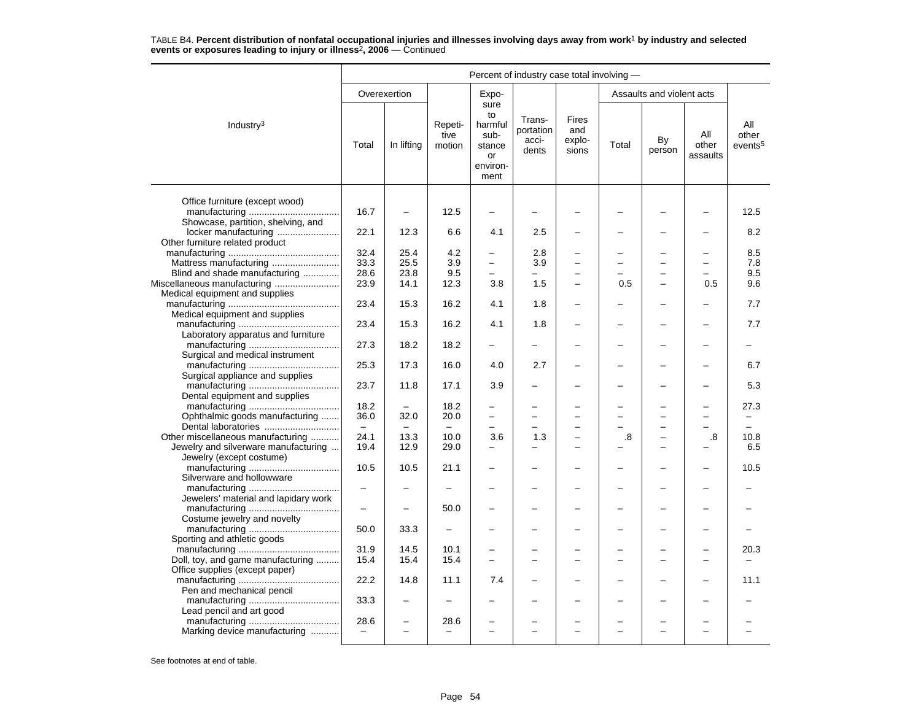TABLE B4. **Percent distribution of nonfatal occupational injuries and illnesses involving days away from work[1] by industry and selected events or exposures leading to injury or illness[2], 2006** — Continued

| Industry[3] | Percent of industry case total involving — | | | | | | | | | |
|---|---|---|---|---|---|---|---|---|---|---|
| | Overexertion | | Repetitive motion | Exposure to harmful substance or environment | Transportation accidents | Fires and explosions | Assaults and violent acts | | | All other events[5] |
| | Total | In lifting | | | | | Total | By person | All other assaults | |
| Office furniture (except wood) manufacturing | 16.7 | – | 12.5 | – | – | – | – | – | – | 12.5 |
| Showcase, partition, shelving, and locker manufacturing | 22.1 | 12.3 | 6.6 | 4.1 | 2.5 | – | – | – | – | 8.2 |
| Other furniture related product manufacturing | 32.4 | 25.4 | 4.2 | – | 2.8 | – | – | – | – | 8.5 |
| Mattress manufacturing | 33.3 | 25.5 | 3.9 | – | 3.9 | – | – | – | – | 7.8 |
| Blind and shade manufacturing | 28.6 | 23.8 | 9.5 | – | – | – | – | – | – | 9.5 |
| Miscellaneous manufacturing | 23.9 | 14.1 | 12.3 | 3.8 | 1.5 | – | 0.5 | – | 0.5 | 9.6 |
| Medical equipment and supplies manufacturing | 23.4 | 15.3 | 16.2 | 4.1 | 1.8 | – | – | – | – | 7.7 |
| Medical equipment and supplies manufacturing | 23.4 | 15.3 | 16.2 | 4.1 | 1.8 | – | – | – | – | 7.7 |
| Laboratory apparatus and furniture manufacturing | 27.3 | 18.2 | 18.2 | – | – | – | – | – | – | – |
| Surgical and medical instrument manufacturing | 25.3 | 17.3 | 16.0 | 4.0 | 2.7 | – | – | – | – | 6.7 |
| Surgical appliance and supplies manufacturing | 23.7 | 11.8 | 17.1 | 3.9 | – | – | – | – | – | 5.3 |
| Dental equipment and supplies manufacturing | 18.2 | – | 18.2 | – | – | – | – | – | – | 27.3 |
| Ophthalmic goods manufacturing | 36.0 | 32.0 | 20.0 | – | – | – | – | – | – | – |
| Dental laboratories | – | – | – | – | – | – | – | – | – | – |
| Other miscellaneous manufacturing | 24.1 | 13.3 | 10.0 | 3.6 | 1.3 | – | .8 | – | .8 | 10.8 |
| Jewelry and silverware manufacturing | 19.4 | 12.9 | 29.0 | – | – | – | – | – | – | 6.5 |
| Jewelry (except costume) manufacturing | 10.5 | 10.5 | 21.1 | – | – | – | – | – | – | 10.5 |
| Silverware and hollowware manufacturing | – | – | – | – | – | – | – | – | – | – |
| Jewelers' material and lapidary work manufacturing | – | – | 50.0 | – | – | – | – | – | – | – |
| Costume jewelry and novelty manufacturing | 50.0 | 33.3 | – | – | – | – | – | – | – | – |
| Sporting and athletic goods manufacturing | 31.9 | 14.5 | 10.1 | – | – | – | – | – | – | 20.3 |
| Doll, toy, and game manufacturing | 15.4 | 15.4 | 15.4 | – | – | – | – | – | – | – |
| Office supplies (except paper) manufacturing | 22.2 | 14.8 | 11.1 | 7.4 | – | – | – | – | – | 11.1 |
| Pen and mechanical pencil manufacturing | 33.3 | – | – | – | – | – | – | – | – | – |
| Lead pencil and art good manufacturing | 28.6 | – | 28.6 | – | – | – | – | – | – | – |
| Marking device manufacturing | – | – | – | – | – | – | – | – | – | – |

See footnotes at end of table.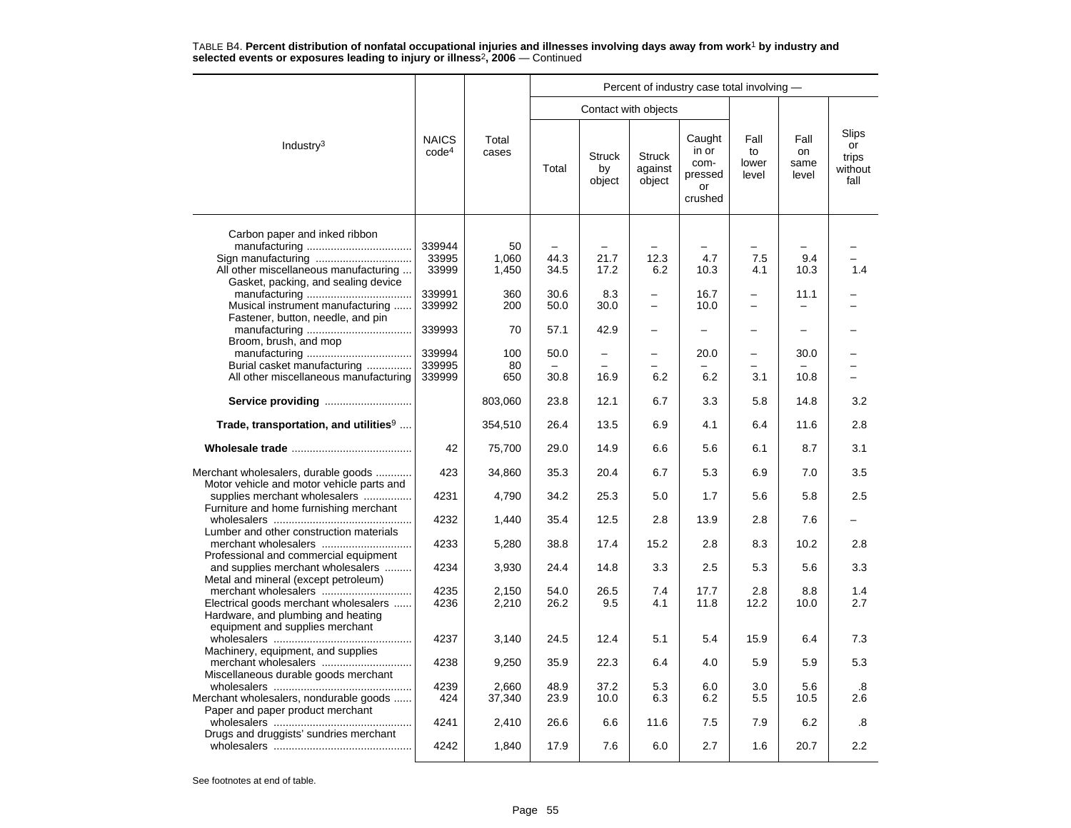TABLE B4. **Percent distribution of nonfatal occupational injuries and illnesses involving days away from work[1] by industry and selected events or exposures leading to injury or illness[2], 2006** — Continued

| Industry[3] | NAICS code[4] | Total cases | Percent of industry case total involving — | | | | | | |
|---|---|---|---|---|---|---|---|---|---|
| | | | Contact with objects | | | | | | |
| | | | Total | Struck by object | Struck against object | Caught in or compressed or crushed | Fall to lower level | Fall on same level | Slips or trips without fall |
| Carbon paper and inked ribbon manufacturing | 339944 | 50 | – | – | – | – | – | – | – |
| Sign manufacturing | 33995 | 1,060 | 44.3 | 21.7 | 12.3 | 4.7 | 7.5 | 9.4 | – |
| All other miscellaneous manufacturing | 33999 | 1,450 | 34.5 | 17.2 | 6.2 | 10.3 | 4.1 | 10.3 | 1.4 |
| Gasket, packing, and sealing device manufacturing | 339991 | 360 | 30.6 | 8.3 | – | 16.7 | – | 11.1 | – |
| Musical instrument manufacturing | 339992 | 200 | 50.0 | 30.0 | – | 10.0 | – | – | – |
| Fastener, button, needle, and pin manufacturing | 339993 | 70 | 57.1 | 42.9 | – | – | – | – | – |
| Broom, brush, and mop manufacturing | 339994 | 100 | 50.0 | – | – | 20.0 | – | 30.0 | – |
| Burial casket manufacturing | 339995 | 80 | – | – | – | – | – | – | – |
| All other miscellaneous manufacturing | 339999 | 650 | 30.8 | 16.9 | 6.2 | 6.2 | 3.1 | 10.8 | – |
| **Service providing** | | 803,060 | 23.8 | 12.1 | 6.7 | 3.3 | 5.8 | 14.8 | 3.2 |
| **Trade, transportation, and utilities[9]** | | 354,510 | 26.4 | 13.5 | 6.9 | 4.1 | 6.4 | 11.6 | 2.8 |
| **Wholesale trade** | 42 | 75,700 | 29.0 | 14.9 | 6.6 | 5.6 | 6.1 | 8.7 | 3.1 |
| Merchant wholesalers, durable goods | 423 | 34,860 | 35.3 | 20.4 | 6.7 | 5.3 | 6.9 | 7.0 | 3.5 |
| Motor vehicle and motor vehicle parts and supplies merchant wholesalers | 4231 | 4,790 | 34.2 | 25.3 | 5.0 | 1.7 | 5.6 | 5.8 | 2.5 |
| Furniture and home furnishing merchant wholesalers | 4232 | 1,440 | 35.4 | 12.5 | 2.8 | 13.9 | 2.8 | 7.6 | – |
| Lumber and other construction materials merchant wholesalers | 4233 | 5,280 | 38.8 | 17.4 | 15.2 | 2.8 | 8.3 | 10.2 | 2.8 |
| Professional and commercial equipment and supplies merchant wholesalers | 4234 | 3,930 | 24.4 | 14.8 | 3.3 | 2.5 | 5.3 | 5.6 | 3.3 |
| Metal and mineral (except petroleum) merchant wholesalers | 4235 | 2,150 | 54.0 | 26.5 | 7.4 | 17.7 | 2.8 | 8.8 | 1.4 |
| Electrical goods merchant wholesalers | 4236 | 2,210 | 26.2 | 9.5 | 4.1 | 11.8 | 12.2 | 10.0 | 2.7 |
| Hardware, and plumbing and heating equipment and supplies merchant wholesalers | 4237 | 3,140 | 24.5 | 12.4 | 5.1 | 5.4 | 15.9 | 6.4 | 7.3 |
| Machinery, equipment, and supplies merchant wholesalers | 4238 | 9,250 | 35.9 | 22.3 | 6.4 | 4.0 | 5.9 | 5.9 | 5.3 |
| Miscellaneous durable goods merchant wholesalers | 4239 | 2,660 | 48.9 | 37.2 | 5.3 | 6.0 | 3.0 | 5.6 | .8 |
| Merchant wholesalers, nondurable goods | 424 | 37,340 | 23.9 | 10.0 | 6.3 | 6.2 | 5.5 | 10.5 | 2.6 |
| Paper and paper product merchant wholesalers | 4241 | 2,410 | 26.6 | 6.6 | 11.6 | 7.5 | 7.9 | 6.2 | .8 |
| Drugs and druggists' sundries merchant wholesalers | 4242 | 1,840 | 17.9 | 7.6 | 6.0 | 2.7 | 1.6 | 20.7 | 2.2 |

See footnotes at end of table.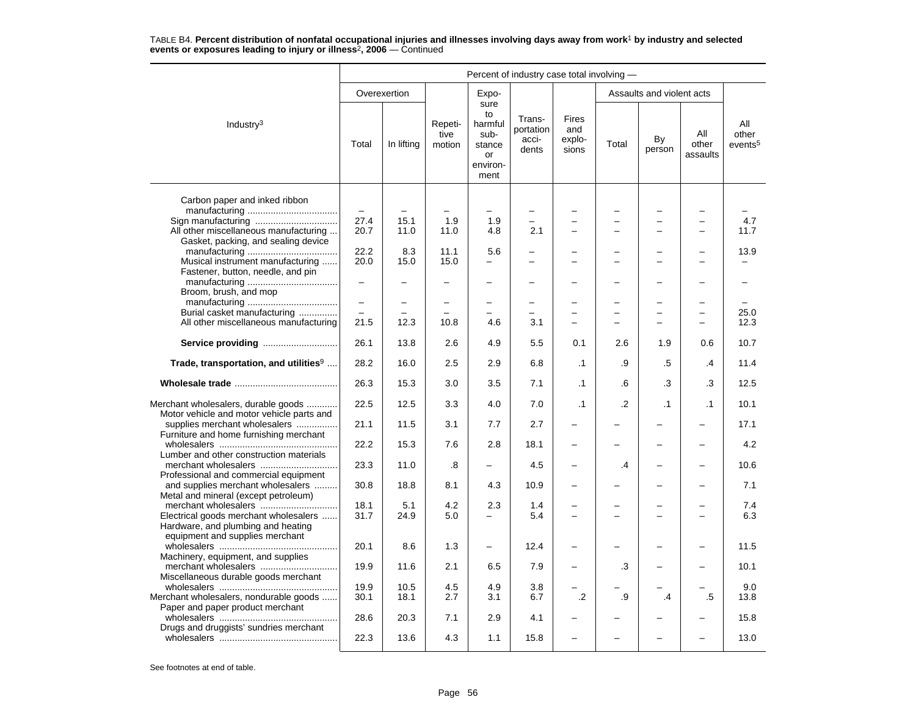TABLE B4. **Percent distribution of nonfatal occupational injuries and illnesses involving days away from work[1] by industry and selected events or exposures leading to injury or illness[2], 2006** — Continued

| Industry[3] | Percent of industry case total involving — | | | | | | | | | |
|---|---|---|---|---|---|---|---|---|---|---|
| | Overexertion | | Repetitive motion | Exposure to harmful substance or environment | Transportation accidents | Fires and explosions | Assaults and violent acts | | | All other events[5] |
| | Total | In lifting | | | | | Total | By person | All other assaults | |
| Carbon paper and inked ribbon manufacturing | – | – | – | – | – | – | – | – | – | – |
| Sign manufacturing | 27.4 | 15.1 | 1.9 | 1.9 | – | – | – | – | – | 4.7 |
| All other miscellaneous manufacturing | 20.7 | 11.0 | 11.0 | 4.8 | 2.1 | – | – | – | – | 11.7 |
| Gasket, packing, and sealing device manufacturing | 22.2 | 8.3 | 11.1 | 5.6 | – | – | – | – | – | 13.9 |
| Musical instrument manufacturing | 20.0 | 15.0 | 15.0 | – | – | – | – | – | – | – |
| Fastener, button, needle, and pin manufacturing | – | – | – | – | – | – | – | – | – | – |
| Broom, brush, and mop manufacturing | – | – | – | – | – | – | – | – | – | – |
| Burial casket manufacturing | – | – | – | – | – | – | – | – | – | 25.0 |
| All other miscellaneous manufacturing | 21.5 | 12.3 | 10.8 | 4.6 | 3.1 | – | – | – | – | 12.3 |
| **Service providing** | 26.1 | 13.8 | 2.6 | 4.9 | 5.5 | 0.1 | 2.6 | 1.9 | 0.6 | 10.7 |
| **Trade, transportation, and utilities[9]** | 28.2 | 16.0 | 2.5 | 2.9 | 6.8 | .1 | .9 | .5 | .4 | 11.4 |
| **Wholesale trade** | 26.3 | 15.3 | 3.0 | 3.5 | 7.1 | .1 | .6 | .3 | .3 | 12.5 |
| Merchant wholesalers, durable goods | 22.5 | 12.5 | 3.3 | 4.0 | 7.0 | .1 | .2 | .1 | .1 | 10.1 |
| Motor vehicle and motor vehicle parts and supplies merchant wholesalers | 21.1 | 11.5 | 3.1 | 7.7 | 2.7 | – | – | – | – | 17.1 |
| Furniture and home furnishing merchant wholesalers | 22.2 | 15.3 | 7.6 | 2.8 | 18.1 | – | – | – | – | 4.2 |
| Lumber and other construction materials merchant wholesalers | 23.3 | 11.0 | .8 | – | 4.5 | – | .4 | – | – | 10.6 |
| Professional and commercial equipment and supplies merchant wholesalers | 30.8 | 18.8 | 8.1 | 4.3 | 10.9 | – | – | – | – | 7.1 |
| Metal and mineral (except petroleum) merchant wholesalers | 18.1 | 5.1 | 4.2 | 2.3 | 1.4 | – | – | – | – | 7.4 |
| Electrical goods merchant wholesalers | 31.7 | 24.9 | 5.0 | – | 5.4 | – | – | – | – | 6.3 |
| Hardware, and plumbing and heating equipment and supplies merchant wholesalers | 20.1 | 8.6 | 1.3 | – | 12.4 | – | – | – | – | 11.5 |
| Machinery, equipment, and supplies merchant wholesalers | 19.9 | 11.6 | 2.1 | 6.5 | 7.9 | – | .3 | – | – | 10.1 |
| Miscellaneous durable goods merchant wholesalers | 19.9 | 10.5 | 4.5 | 4.9 | 3.8 | – | – | – | – | 9.0 |
| Merchant wholesalers, nondurable goods | 30.1 | 18.1 | 2.7 | 3.1 | 6.7 | .2 | .9 | .4 | .5 | 13.8 |
| Paper and paper product merchant wholesalers | 28.6 | 20.3 | 7.1 | 2.9 | 4.1 | – | – | – | – | 15.8 |
| Drugs and druggists' sundries merchant wholesalers | 22.3 | 13.6 | 4.3 | 1.1 | 15.8 | – | – | – | – | 13.0 |

See footnotes at end of table.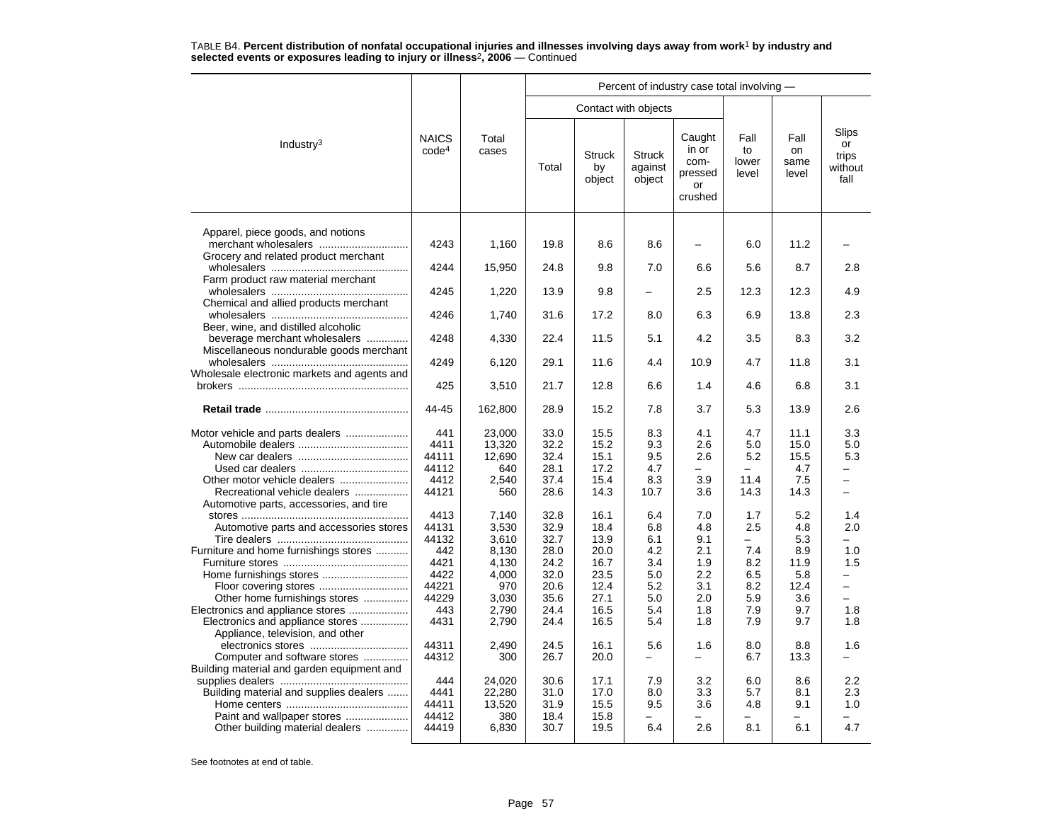TABLE B4. **Percent distribution of nonfatal occupational injuries and illnesses involving days away from work[1] by industry and selected events or exposures leading to injury or illness[2], 2006** — Continued

| Industry[3] | NAICS code[4] | Total cases | Percent of industry case total involving — | | | | | | |
|---|---|---|---|---|---|---|---|---|---|
| | | | Contact with objects | | | | | | |
| | | | Total | Struck by object | Struck against object | Caught in or compressed or crushed | Fall to lower level | Fall on same level | Slips or trips without fall |
| Apparel, piece goods, and notions merchant wholesalers | 4243 | 1,160 | 19.8 | 8.6 | 8.6 | – | 6.0 | 11.2 | – |
| Grocery and related product merchant wholesalers | 4244 | 15,950 | 24.8 | 9.8 | 7.0 | 6.6 | 5.6 | 8.7 | 2.8 |
| Farm product raw material merchant wholesalers | 4245 | 1,220 | 13.9 | 9.8 | – | 2.5 | 12.3 | 12.3 | 4.9 |
| Chemical and allied products merchant wholesalers | 4246 | 1,740 | 31.6 | 17.2 | 8.0 | 6.3 | 6.9 | 13.8 | 2.3 |
| Beer, wine, and distilled alcoholic beverage merchant wholesalers | 4248 | 4,330 | 22.4 | 11.5 | 5.1 | 4.2 | 3.5 | 8.3 | 3.2 |
| Miscellaneous nondurable goods merchant wholesalers | 4249 | 6,120 | 29.1 | 11.6 | 4.4 | 10.9 | 4.7 | 11.8 | 3.1 |
| Wholesale electronic markets and agents and brokers | 425 | 3,510 | 21.7 | 12.8 | 6.6 | 1.4 | 4.6 | 6.8 | 3.1 |
| **Retail trade** | 44-45 | 162,800 | 28.9 | 15.2 | 7.8 | 3.7 | 5.3 | 13.9 | 2.6 |
| Motor vehicle and parts dealers | 441 | 23,000 | 33.0 | 15.5 | 8.3 | 4.1 | 4.7 | 11.1 | 3.3 |
| Automobile dealers | 4411 | 13,320 | 32.2 | 15.2 | 9.3 | 2.6 | 5.0 | 15.0 | 5.0 |
| New car dealers | 44111 | 12,690 | 32.4 | 15.1 | 9.5 | 2.6 | 5.2 | 15.5 | 5.3 |
| Used car dealers | 44112 | 640 | 28.1 | 17.2 | 4.7 | – | – | 4.7 | – |
| Other motor vehicle dealers | 4412 | 2,540 | 37.4 | 15.4 | 8.3 | 3.9 | 11.4 | 7.5 | – |
| Recreational vehicle dealers | 44121 | 560 | 28.6 | 14.3 | 10.7 | 3.6 | 14.3 | 14.3 | – |
| Automotive parts, accessories, and tire stores | 4413 | 7,140 | 32.8 | 16.1 | 6.4 | 7.0 | 1.7 | 5.2 | 1.4 |
| Automotive parts and accessories stores | 44131 | 3,530 | 32.9 | 18.4 | 6.8 | 4.8 | 2.5 | 4.8 | 2.0 |
| Tire dealers | 44132 | 3,610 | 32.7 | 13.9 | 6.1 | 9.1 | – | 5.3 | – |
| Furniture and home furnishings stores | 442 | 8,130 | 28.0 | 20.0 | 4.2 | 2.1 | 7.4 | 8.9 | 1.0 |
| Furniture stores | 4421 | 4,130 | 24.2 | 16.7 | 3.4 | 1.9 | 8.2 | 11.9 | 1.5 |
| Home furnishings stores | 4422 | 4,000 | 32.0 | 23.5 | 5.0 | 2.2 | 6.5 | 5.8 | – |
| Floor covering stores | 44221 | 970 | 20.6 | 12.4 | 5.2 | 3.1 | 8.2 | 12.4 | – |
| Other home furnishings stores | 44229 | 3,030 | 35.6 | 27.1 | 5.0 | 2.0 | 5.9 | 3.6 | – |
| Electronics and appliance stores | 443 | 2,790 | 24.4 | 16.5 | 5.4 | 1.8 | 7.9 | 9.7 | 1.8 |
| Electronics and appliance stores | 4431 | 2,790 | 24.4 | 16.5 | 5.4 | 1.8 | 7.9 | 9.7 | 1.8 |
| Appliance, television, and other electronics stores | 44311 | 2,490 | 24.5 | 16.1 | 5.6 | 1.6 | 8.0 | 8.8 | 1.6 |
| Computer and software stores | 44312 | 300 | 26.7 | 20.0 | – | – | 6.7 | 13.3 | – |
| Building material and garden equipment and supplies dealers | 444 | 24,020 | 30.6 | 17.1 | 7.9 | 3.2 | 6.0 | 8.6 | 2.2 |
| Building material and supplies dealers | 4441 | 22,280 | 31.0 | 17.0 | 8.0 | 3.3 | 5.7 | 8.1 | 2.3 |
| Home centers | 44411 | 13,520 | 31.9 | 15.5 | 9.5 | 3.6 | 4.8 | 9.1 | 1.0 |
| Paint and wallpaper stores | 44412 | 380 | 18.4 | 15.8 | – | – | – | – | – |
| Other building material dealers | 44419 | 6,830 | 30.7 | 19.5 | 6.4 | 2.6 | 8.1 | 6.1 | 4.7 |

See footnotes at end of table.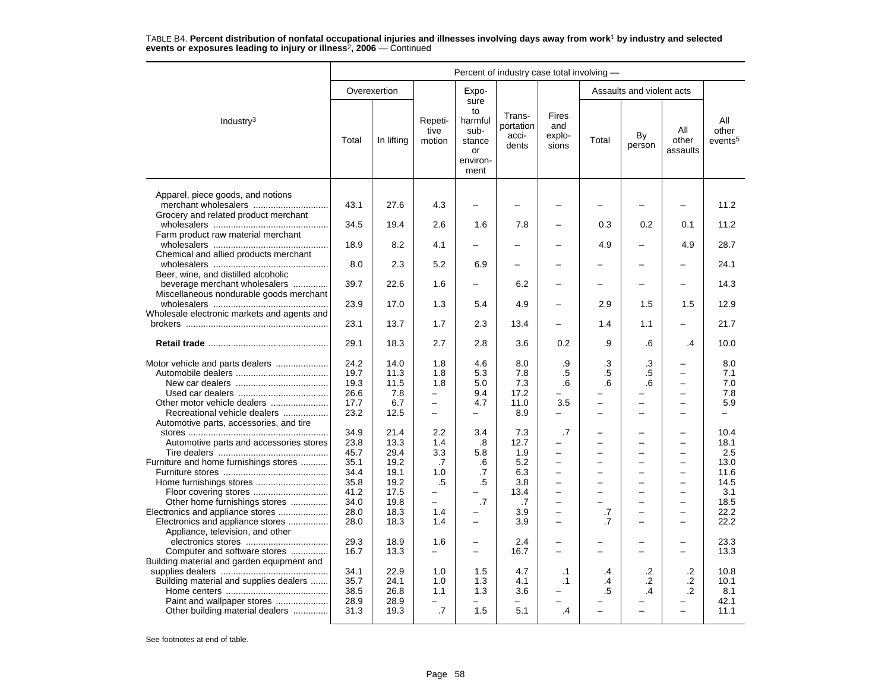TABLE B4. **Percent distribution of nonfatal occupational injuries and illnesses involving days away from work[1] by industry and selected events or exposures leading to injury or illness[2], 2006** — Continued

| Industry[3] | Overexertion: Total | Overexertion: In lifting | Repetitive motion | Exposure to harmful substance or environment | Transportation accidents | Fires and explosions | Assaults and violent acts: Total | Assaults and violent acts: By person | Assaults and violent acts: All other assaults | All other events[5] |
|---|---|---|---|---|---|---|---|---|---|---|
| Apparel, piece goods, and notions merchant wholesalers | 43.1 | 27.6 | 4.3 | – | – | – | – | – | – | 11.2 |
| Grocery and related product merchant wholesalers | 34.5 | 19.4 | 2.6 | 1.6 | 7.8 | – | 0.3 | 0.2 | 0.1 | 11.2 |
| Farm product raw material merchant wholesalers | 18.9 | 8.2 | 4.1 | – | – | – | 4.9 | – | 4.9 | 28.7 |
| Chemical and allied products merchant wholesalers | 8.0 | 2.3 | 5.2 | 6.9 | – | – | – | – | – | 24.1 |
| Beer, wine, and distilled alcoholic beverage merchant wholesalers | 39.7 | 22.6 | 1.6 | – | 6.2 | – | – | – | – | 14.3 |
| Miscellaneous nondurable goods merchant wholesalers | 23.9 | 17.0 | 1.3 | 5.4 | 4.9 | – | 2.9 | 1.5 | 1.5 | 12.9 |
| Wholesale electronic markets and agents and brokers | 23.1 | 13.7 | 1.7 | 2.3 | 13.4 | – | 1.4 | 1.1 | – | 21.7 |
| **Retail trade** | 29.1 | 18.3 | 2.7 | 2.8 | 3.6 | 0.2 | .9 | .6 | .4 | 10.0 |
| Motor vehicle and parts dealers | 24.2 | 14.0 | 1.8 | 4.6 | 8.0 | .9 | .3 | .3 | – | 8.0 |
| Automobile dealers | 19.7 | 11.3 | 1.8 | 5.3 | 7.8 | .5 | .5 | .5 | – | 7.1 |
| New car dealers | 19.3 | 11.5 | 1.8 | 5.0 | 7.3 | .6 | .6 | .6 | – | 7.0 |
| Used car dealers | 26.6 | 7.8 | – | 9.4 | 17.2 | – | – | – | – | 7.8 |
| Other motor vehicle dealers | 17.7 | 6.7 | – | 4.7 | 11.0 | 3.5 | – | – | – | 5.9 |
| Recreational vehicle dealers | 23.2 | 12.5 | – | – | 8.9 | – | – | – | – | – |
| Automotive parts, accessories, and tire stores | 34.9 | 21.4 | 2.2 | 3.4 | 7.3 | .7 | – | – | – | 10.4 |
| Automotive parts and accessories stores | 23.8 | 13.3 | 1.4 | .8 | 12.7 | – | – | – | – | 18.1 |
| Tire dealers | 45.7 | 29.4 | 3.3 | 5.8 | 1.9 | – | – | – | – | 2.5 |
| Furniture and home furnishings stores | 35.1 | 19.2 | .7 | .6 | 5.2 | – | – | – | – | 13.0 |
| Furniture stores | 34.4 | 19.1 | 1.0 | .7 | 6.3 | – | – | – | – | 11.6 |
| Home furnishings stores | 35.8 | 19.2 | .5 | .5 | 3.8 | – | – | – | – | 14.5 |
| Floor covering stores | 41.2 | 17.5 | – | – | 13.4 | – | – | – | – | 3.1 |
| Other home furnishings stores | 34.0 | 19.8 | – | .7 | .7 | – | – | – | – | 18.5 |
| Electronics and appliance stores | 28.0 | 18.3 | 1.4 | – | 3.9 | – | .7 | – | – | 22.2 |
| Electronics and appliance stores | 28.0 | 18.3 | 1.4 | – | 3.9 | – | .7 | – | – | 22.2 |
| Appliance, television, and other electronics stores | 29.3 | 18.9 | 1.6 | – | 2.4 | – | – | – | – | 23.3 |
| Computer and software stores | 16.7 | 13.3 | – | – | 16.7 | – | – | – | – | 13.3 |
| Building material and garden equipment and supplies dealers | 34.1 | 22.9 | 1.0 | 1.5 | 4.7 | .1 | .4 | .2 | .2 | 10.8 |
| Building material and supplies dealers | 35.7 | 24.1 | 1.0 | 1.3 | 4.1 | .1 | .4 | .2 | .2 | 10.1 |
| Home centers | 38.5 | 26.8 | 1.1 | 1.3 | 3.6 | – | .5 | .4 | .2 | 8.1 |
| Paint and wallpaper stores | 28.9 | 28.9 | – | – | – | – | – | – | – | 42.1 |
| Other building material dealers | 31.3 | 19.3 | .7 | 1.5 | 5.1 | .4 | – | – | – | 11.1 |

See footnotes at end of table.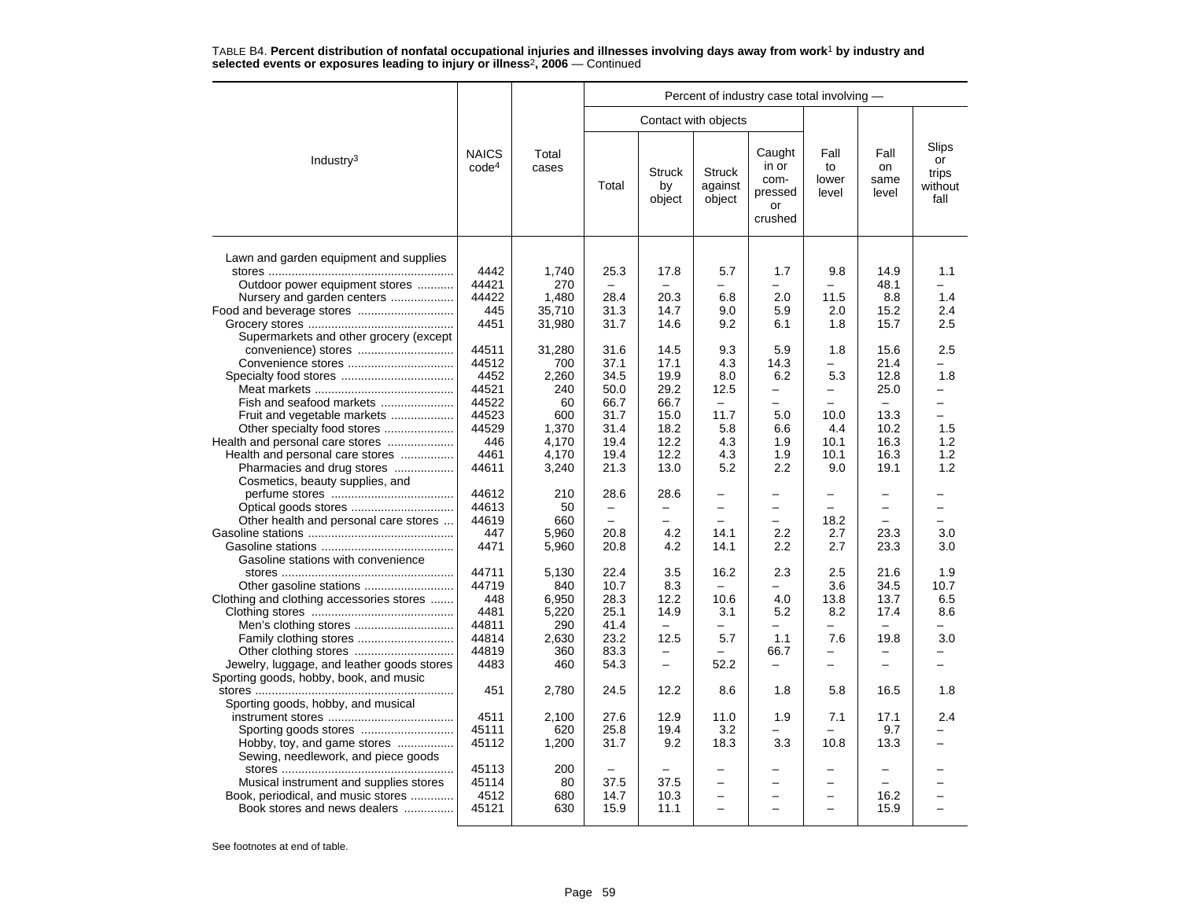TABLE B4. **Percent distribution of nonfatal occupational injuries and illnesses involving days away from work**[1] **by industry and selected events or exposures leading to injury or illness**[2]**, 2006** — Continued

| Industry[3] | NAICS code[4] | Total cases | Percent of industry case total involving — | | | | | | |
|---|---|---|---|---|---|---|---|---|---|
| | | | Contact with objects | | | | | | |
| | | | Total | Struck by object | Struck against object | Caught in or com-pressed or crushed | Fall to lower level | Fall on same level | Slips or trips without fall |
| Lawn and garden equipment and supplies stores | 4442 | 1,740 | 25.3 | 17.8 | 5.7 | 1.7 | 9.8 | 14.9 | 1.1 |
| Outdoor power equipment stores | 44421 | 270 | – | – | – | – | – | 48.1 | – |
| Nursery and garden centers | 44422 | 1,480 | 28.4 | 20.3 | 6.8 | 2.0 | 11.5 | 8.8 | 1.4 |
| Food and beverage stores | 445 | 35,710 | 31.3 | 14.7 | 9.0 | 5.9 | 2.0 | 15.2 | 2.4 |
| Grocery stores | 4451 | 31,980 | 31.7 | 14.6 | 9.2 | 6.1 | 1.8 | 15.7 | 2.5 |
| Supermarkets and other grocery (except convenience) stores | 44511 | 31,280 | 31.6 | 14.5 | 9.3 | 5.9 | 1.8 | 15.6 | 2.5 |
| Convenience stores | 44512 | 700 | 37.1 | 17.1 | 4.3 | 14.3 | – | 21.4 | – |
| Specialty food stores | 4452 | 2,260 | 34.5 | 19.9 | 8.0 | 6.2 | 5.3 | 12.8 | 1.8 |
| Meat markets | 44521 | 240 | 50.0 | 29.2 | 12.5 | – | – | 25.0 | – |
| Fish and seafood markets | 44522 | 60 | 66.7 | 66.7 | – | – | – | – | – |
| Fruit and vegetable markets | 44523 | 600 | 31.7 | 15.0 | 11.7 | 5.0 | 10.0 | 13.3 | – |
| Other specialty food stores | 44529 | 1,370 | 31.4 | 18.2 | 5.8 | 6.6 | 4.4 | 10.2 | 1.5 |
| Health and personal care stores | 446 | 4,170 | 19.4 | 12.2 | 4.3 | 1.9 | 10.1 | 16.3 | 1.2 |
| Health and personal care stores | 4461 | 4,170 | 19.4 | 12.2 | 4.3 | 1.9 | 10.1 | 16.3 | 1.2 |
| Pharmacies and drug stores | 44611 | 3,240 | 21.3 | 13.0 | 5.2 | 2.2 | 9.0 | 19.1 | 1.2 |
| Cosmetics, beauty supplies, and perfume stores | 44612 | 210 | 28.6 | 28.6 | – | – | – | – | – |
| Optical goods stores | 44613 | 50 | – | – | – | – | – | – | – |
| Other health and personal care stores | 44619 | 660 | – | – | – | – | 18.2 | – | – |
| Gasoline stations | 447 | 5,960 | 20.8 | 4.2 | 14.1 | 2.2 | 2.7 | 23.3 | 3.0 |
| Gasoline stations | 4471 | 5,960 | 20.8 | 4.2 | 14.1 | 2.2 | 2.7 | 23.3 | 3.0 |
| Gasoline stations with convenience stores | 44711 | 5,130 | 22.4 | 3.5 | 16.2 | 2.3 | 2.5 | 21.6 | 1.9 |
| Other gasoline stations | 44719 | 840 | 10.7 | 8.3 | – | – | 3.6 | 34.5 | 10.7 |
| Clothing and clothing accessories stores | 448 | 6,950 | 28.3 | 12.2 | 10.6 | 4.0 | 13.8 | 13.7 | 6.5 |
| Clothing stores | 4481 | 5,220 | 25.1 | 14.9 | 3.1 | 5.2 | 8.2 | 17.4 | 8.6 |
| Men's clothing stores | 44811 | 290 | 41.4 | – | – | – | – | – | – |
| Family clothing stores | 44814 | 2,630 | 23.2 | 12.5 | 5.7 | 1.1 | 7.6 | 19.8 | 3.0 |
| Other clothing stores | 44819 | 360 | 83.3 | – | – | 66.7 | – | – | – |
| Jewelry, luggage, and leather goods stores | 4483 | 460 | 54.3 | – | 52.2 | – | – | – | – |
| Sporting goods, hobby, book, and music stores | 451 | 2,780 | 24.5 | 12.2 | 8.6 | 1.8 | 5.8 | 16.5 | 1.8 |
| Sporting goods, hobby, and musical instrument stores | 4511 | 2,100 | 27.6 | 12.9 | 11.0 | 1.9 | 7.1 | 17.1 | 2.4 |
| Sporting goods stores | 45111 | 620 | 25.8 | 19.4 | 3.2 | – | – | 9.7 | – |
| Hobby, toy, and game stores | 45112 | 1,200 | 31.7 | 9.2 | 18.3 | 3.3 | 10.8 | 13.3 | – |
| Sewing, needlework, and piece goods stores | 45113 | 200 | – | – | – | – | – | – | – |
| Musical instrument and supplies stores | 45114 | 80 | 37.5 | 37.5 | – | – | – | – | – |
| Book, periodical, and music stores | 4512 | 680 | 14.7 | 10.3 | – | – | – | 16.2 | – |
| Book stores and news dealers | 45121 | 630 | 15.9 | 11.1 | – | – | – | 15.9 | – |

See footnotes at end of table.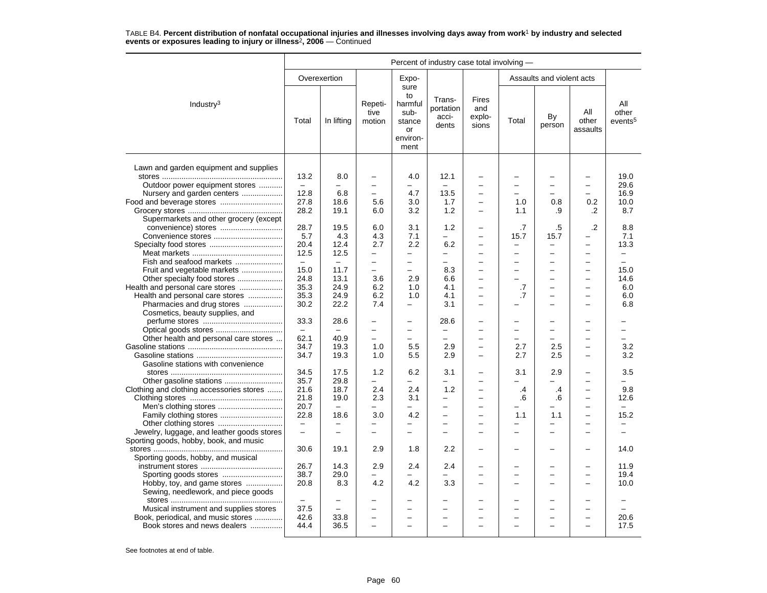TABLE B4. **Percent distribution of nonfatal occupational injuries and illnesses involving days away from work[1] by industry and selected events or exposures leading to injury or illness[2], 2006** — Continued

| Industry[3] | Percent of industry case total involving — | | | | | | | | | |
|---|---|---|---|---|---|---|---|---|---|---|
| | Overexertion | | Repetitive motion | Exposure to harmful substance or environment | Transportation accidents | Fires and explosions | Assaults and violent acts | | | All other events[5] |
| | Total | In lifting | | | | | Total | By person | All other assaults | |
| Lawn and garden equipment and supplies stores | 13.2 | 8.0 | – | 4.0 | 12.1 | – | – | – | – | 19.0 |
| Outdoor power equipment stores | – | – | – | – | – | – | – | – | – | 29.6 |
| Nursery and garden centers | 12.8 | 6.8 | – | 4.7 | 13.5 | – | – | – | – | 16.9 |
| Food and beverage stores | 27.8 | 18.6 | 5.6 | 3.0 | 1.7 | – | 1.0 | 0.8 | 0.2 | 10.0 |
| Grocery stores | 28.2 | 19.1 | 6.0 | 3.2 | 1.2 | – | 1.1 | .9 | .2 | 8.7 |
| Supermarkets and other grocery (except convenience) stores | 28.7 | 19.5 | 6.0 | 3.1 | 1.2 | – | .7 | .5 | .2 | 8.8 |
| Convenience stores | 5.7 | 4.3 | 4.3 | 7.1 | – | – | 15.7 | 15.7 | – | 7.1 |
| Specialty food stores | 20.4 | 12.4 | 2.7 | 2.2 | 6.2 | – | – | – | – | 13.3 |
| Meat markets | 12.5 | 12.5 | – | – | – | – | – | – | – | – |
| Fish and seafood markets | – | – | – | – | – | – | – | – | – | – |
| Fruit and vegetable markets | 15.0 | 11.7 | – | – | 8.3 | – | – | – | – | 15.0 |
| Other specialty food stores | 24.8 | 13.1 | 3.6 | 2.9 | 6.6 | – | – | – | – | 14.6 |
| Health and personal care stores | 35.3 | 24.9 | 6.2 | 1.0 | 4.1 | – | .7 | – | – | 6.0 |
| Health and personal care stores | 35.3 | 24.9 | 6.2 | 1.0 | 4.1 | – | .7 | – | – | 6.0 |
| Pharmacies and drug stores | 30.2 | 22.2 | 7.4 | – | 3.1 | – | – | – | – | 6.8 |
| Cosmetics, beauty supplies, and perfume stores | 33.3 | 28.6 | – | – | 28.6 | – | – | – | – | – |
| Optical goods stores | – | – | – | – | – | – | – | – | – | – |
| Other health and personal care stores | 62.1 | 40.9 | – | – | – | – | – | – | – | – |
| Gasoline stations | 34.7 | 19.3 | 1.0 | 5.5 | 2.9 | – | 2.7 | 2.5 | – | 3.2 |
| Gasoline stations | 34.7 | 19.3 | 1.0 | 5.5 | 2.9 | – | 2.7 | 2.5 | – | 3.2 |
| Gasoline stations with convenience stores | 34.5 | 17.5 | 1.2 | 6.2 | 3.1 | – | 3.1 | 2.9 | – | 3.5 |
| Other gasoline stations | 35.7 | 29.8 | – | – | – | – | – | – | – | – |
| Clothing and clothing accessories stores | 21.6 | 18.7 | 2.4 | 2.4 | 1.2 | – | .4 | .4 | – | 9.8 |
| Clothing stores | 21.8 | 19.0 | 2.3 | 3.1 | – | – | .6 | .6 | – | 12.6 |
| Men's clothing stores | 20.7 | – | – | – | – | – | – | – | – | – |
| Family clothing stores | 22.8 | 18.6 | 3.0 | 4.2 | – | – | 1.1 | 1.1 | – | 15.2 |
| Other clothing stores | – | – | – | – | – | – | – | – | – | – |
| Jewelry, luggage, and leather goods stores | – | – | – | – | – | – | – | – | – | – |
| Sporting goods, hobby, book, and music stores | 30.6 | 19.1 | 2.9 | 1.8 | 2.2 | – | – | – | – | 14.0 |
| Sporting goods, hobby, and musical instrument stores | 26.7 | 14.3 | 2.9 | 2.4 | 2.4 | – | – | – | – | 11.9 |
| Sporting goods stores | 38.7 | 29.0 | – | – | – | – | – | – | – | 19.4 |
| Hobby, toy, and game stores | 20.8 | 8.3 | 4.2 | 4.2 | 3.3 | – | – | – | – | 10.0 |
| Sewing, needlework, and piece goods stores | – | – | – | – | – | – | – | – | – | – |
| Musical instrument and supplies stores | 37.5 | – | – | – | – | – | – | – | – | – |
| Book, periodical, and music stores | 42.6 | 33.8 | – | – | – | – | – | – | – | 20.6 |
| Book stores and news dealers | 44.4 | 36.5 | – | – | – | – | – | – | – | 17.5 |

See footnotes at end of table.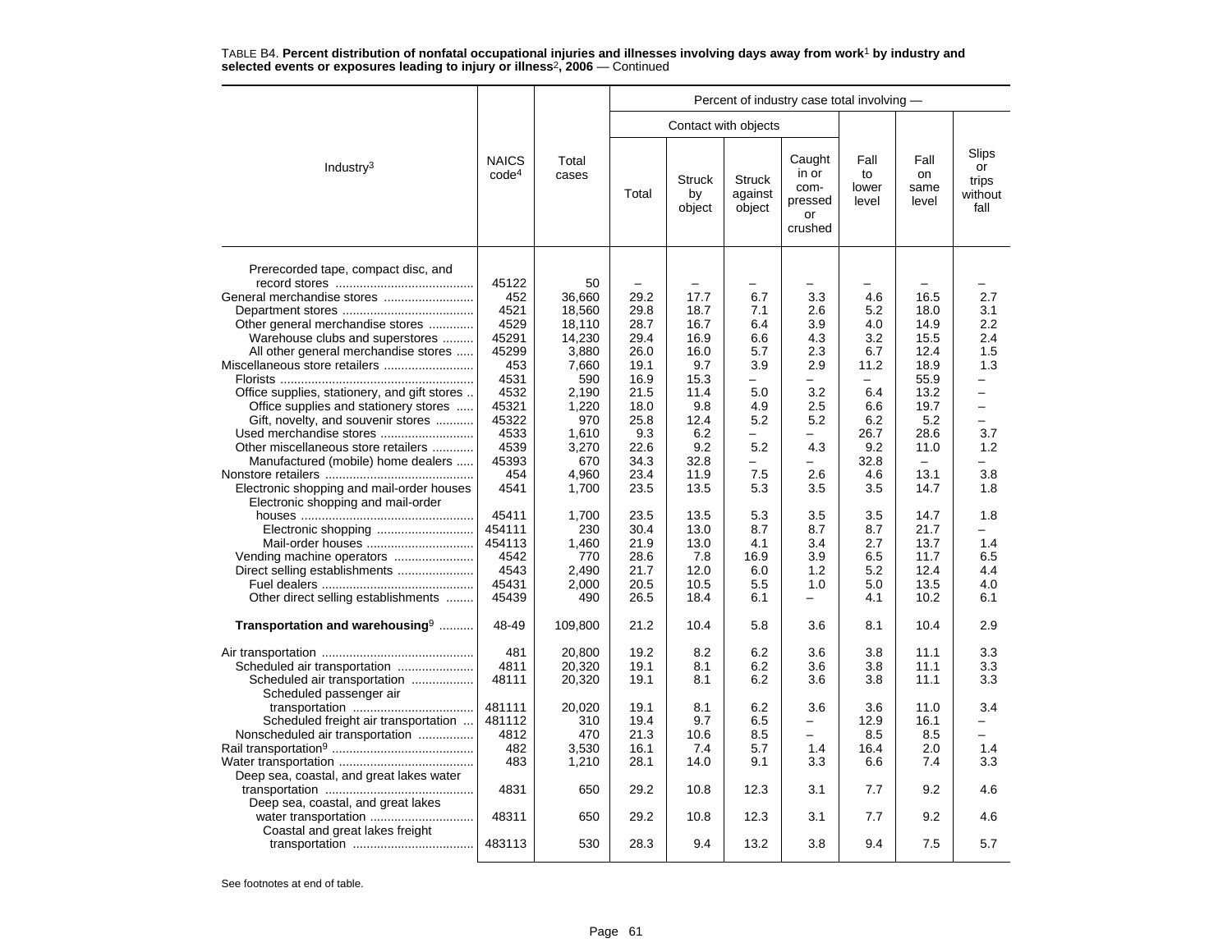TABLE B4. **Percent distribution of nonfatal occupational injuries and illnesses involving days away from work[1] by industry and selected events or exposures leading to injury or illness[2], 2006** — Continued

| Industry[3] | NAICS code[4] | Total cases | Percent of industry case total involving — | | | | | | |
|---|---|---|---|---|---|---|---|---|---|
| | | | Contact with objects | | | | | | |
| | | | Total | Struck by object | Struck against object | Caught in or compressed or crushed | Fall to lower level | Fall on same level | Slips or trips without fall |
| Prerecorded tape, compact disc, and record stores | 45122 | 50 | – | – | – | – | – | – | – |
| General merchandise stores | 452 | 36,660 | 29.2 | 17.7 | 6.7 | 3.3 | 4.6 | 16.5 | 2.7 |
| Department stores | 4521 | 18,560 | 29.8 | 18.7 | 7.1 | 2.6 | 5.2 | 18.0 | 3.1 |
| Other general merchandise stores | 4529 | 18,110 | 28.7 | 16.7 | 6.4 | 3.9 | 4.0 | 14.9 | 2.2 |
| Warehouse clubs and superstores | 45291 | 14,230 | 29.4 | 16.9 | 6.6 | 4.3 | 3.2 | 15.5 | 2.4 |
| All other general merchandise stores | 45299 | 3,880 | 26.0 | 16.0 | 5.7 | 2.3 | 6.7 | 12.4 | 1.5 |
| Miscellaneous store retailers | 453 | 7,660 | 19.1 | 9.7 | 3.9 | 2.9 | 11.2 | 18.9 | 1.3 |
| Florists | 4531 | 590 | 16.9 | 15.3 | – | – | – | 55.9 | – |
| Office supplies, stationery, and gift stores | 4532 | 2,190 | 21.5 | 11.4 | 5.0 | 3.2 | 6.4 | 13.2 | – |
| Office supplies and stationery stores | 45321 | 1,220 | 18.0 | 9.8 | 4.9 | 2.5 | 6.6 | 19.7 | – |
| Gift, novelty, and souvenir stores | 45322 | 970 | 25.8 | 12.4 | 5.2 | 5.2 | 6.2 | 5.2 | – |
| Used merchandise stores | 4533 | 1,610 | 9.3 | 6.2 | – | – | 26.7 | 28.6 | 3.7 |
| Other miscellaneous store retailers | 4539 | 3,270 | 22.6 | 9.2 | 5.2 | 4.3 | 9.2 | 11.0 | 1.2 |
| Manufactured (mobile) home dealers | 45393 | 670 | 34.3 | 32.8 | – | – | 32.8 | – | – |
| Nonstore retailers | 454 | 4,960 | 23.4 | 11.9 | 7.5 | 2.6 | 4.6 | 13.1 | 3.8 |
| Electronic shopping and mail-order houses | 4541 | 1,700 | 23.5 | 13.5 | 5.3 | 3.5 | 3.5 | 14.7 | 1.8 |
| Electronic shopping and mail-order houses | 45411 | 1,700 | 23.5 | 13.5 | 5.3 | 3.5 | 3.5 | 14.7 | 1.8 |
| Electronic shopping | 454111 | 230 | 30.4 | 13.0 | 8.7 | 8.7 | 8.7 | 21.7 | – |
| Mail-order houses | 454113 | 1,460 | 21.9 | 13.0 | 4.1 | 3.4 | 2.7 | 13.7 | 1.4 |
| Vending machine operators | 4542 | 770 | 28.6 | 7.8 | 16.9 | 3.9 | 6.5 | 11.7 | 6.5 |
| Direct selling establishments | 4543 | 2,490 | 21.7 | 12.0 | 6.0 | 1.2 | 5.2 | 12.4 | 4.4 |
| Fuel dealers | 45431 | 2,000 | 20.5 | 10.5 | 5.5 | 1.0 | 5.0 | 13.5 | 4.0 |
| Other direct selling establishments | 45439 | 490 | 26.5 | 18.4 | 6.1 | – | 4.1 | 10.2 | 6.1 |
| **Transportation and warehousing[9]** | 48-49 | 109,800 | 21.2 | 10.4 | 5.8 | 3.6 | 8.1 | 10.4 | 2.9 |
| Air transportation | 481 | 20,800 | 19.2 | 8.2 | 6.2 | 3.6 | 3.8 | 11.1 | 3.3 |
| Scheduled air transportation | 4811 | 20,320 | 19.1 | 8.1 | 6.2 | 3.6 | 3.8 | 11.1 | 3.3 |
| Scheduled air transportation | 48111 | 20,320 | 19.1 | 8.1 | 6.2 | 3.6 | 3.8 | 11.1 | 3.3 |
| Scheduled passenger air transportation | 481111 | 20,020 | 19.1 | 8.1 | 6.2 | 3.6 | 3.6 | 11.0 | 3.4 |
| Scheduled freight air transportation | 481112 | 310 | 19.4 | 9.7 | 6.5 | – | 12.9 | 16.1 | – |
| Nonscheduled air transportation | 4812 | 470 | 21.3 | 10.6 | 8.5 | – | 8.5 | 8.5 | – |
| Rail transportation[9] | 482 | 3,530 | 16.1 | 7.4 | 5.7 | 1.4 | 16.4 | 2.0 | 1.4 |
| Water transportation | 483 | 1,210 | 28.1 | 14.0 | 9.1 | 3.3 | 6.6 | 7.4 | 3.3 |
| Deep sea, coastal, and great lakes water transportation | 4831 | 650 | 29.2 | 10.8 | 12.3 | 3.1 | 7.7 | 9.2 | 4.6 |
| Deep sea, coastal, and great lakes water transportation | 48311 | 650 | 29.2 | 10.8 | 12.3 | 3.1 | 7.7 | 9.2 | 4.6 |
| Coastal and great lakes freight transportation | 483113 | 530 | 28.3 | 9.4 | 13.2 | 3.8 | 9.4 | 7.5 | 5.7 |

See footnotes at end of table.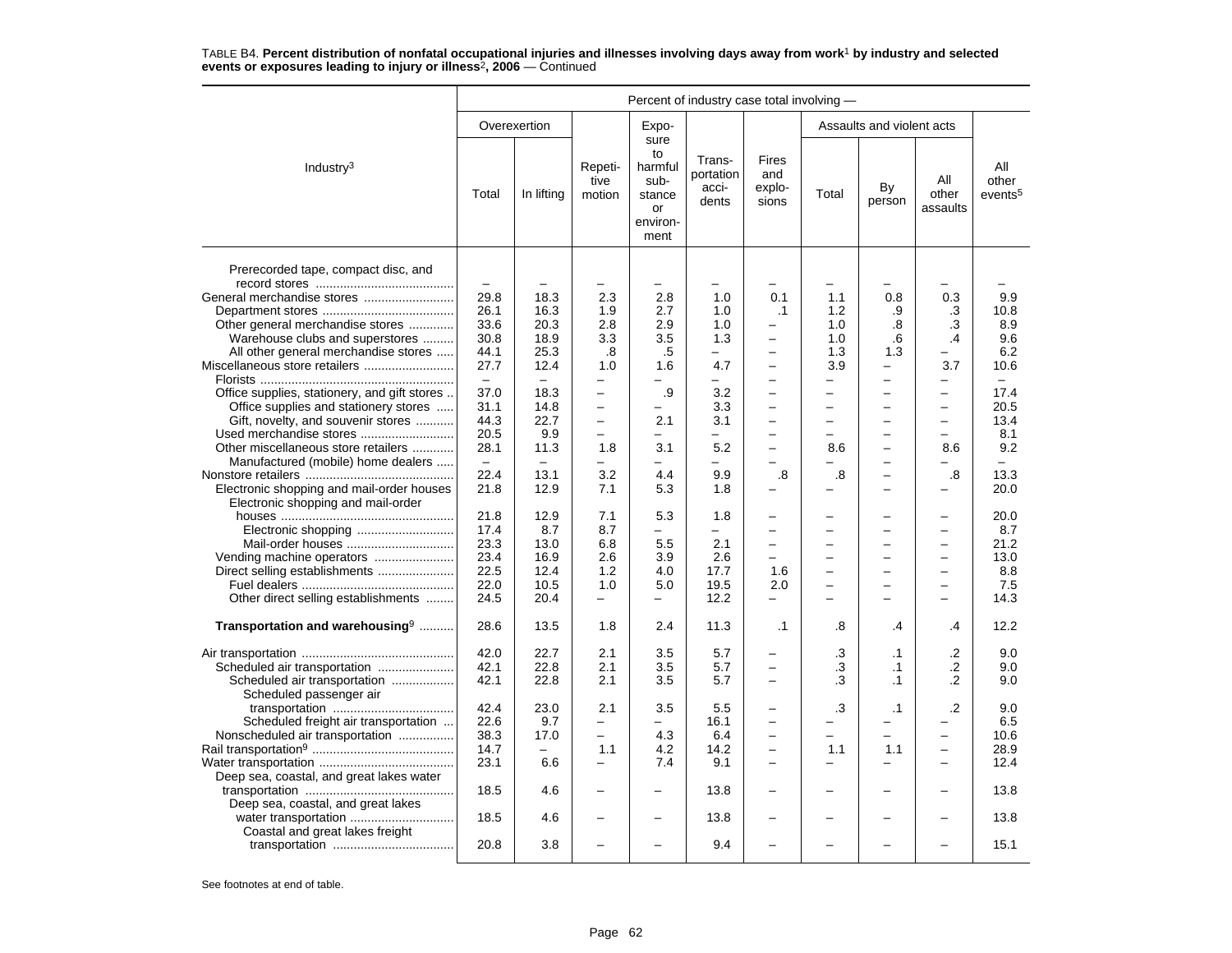TABLE B4. **Percent distribution of nonfatal occupational injuries and illnesses involving days away from work[1] by industry and selected events or exposures leading to injury or illness[2], 2006** — Continued

| Industry[3] | Percent of industry case total involving — | | | | | | | | | |
|---|---|---|---|---|---|---|---|---|---|---|
| | Overexertion | | Repetitive motion | Exposure to harmful substance or environment | Transportation accidents | Fires and explosions | Assaults and violent acts | | | All other events[5] |
| | Total | In lifting | | | | | Total | By person | All other assaults | |
| Prerecorded tape, compact disc, and record stores | – | – | – | – | – | – | – | – | – | – |
| General merchandise stores | 29.8 | 18.3 | 2.3 | 2.8 | 1.0 | 0.1 | 1.1 | 0.8 | 0.3 | 9.9 |
| Department stores | 26.1 | 16.3 | 1.9 | 2.7 | 1.0 | .1 | 1.2 | .9 | .3 | 10.8 |
| Other general merchandise stores | 33.6 | 20.3 | 2.8 | 2.9 | 1.0 | – | 1.0 | .8 | .3 | 8.9 |
| Warehouse clubs and superstores | 30.8 | 18.9 | 3.3 | 3.5 | 1.3 | – | 1.0 | .6 | .4 | 9.6 |
| All other general merchandise stores | 44.1 | 25.3 | .8 | .5 | – | – | 1.3 | 1.3 | – | 6.2 |
| Miscellaneous store retailers | 27.7 | 12.4 | 1.0 | 1.6 | 4.7 | – | 3.9 | – | 3.7 | 10.6 |
| Florists | – | – | – | – | – | – | – | – | – | – |
| Office supplies, stationery, and gift stores | 37.0 | 18.3 | – | .9 | 3.2 | – | – | – | – | 17.4 |
| Office supplies and stationery stores | 31.1 | 14.8 | – | – | 3.3 | – | – | – | – | 20.5 |
| Gift, novelty, and souvenir stores | 44.3 | 22.7 | – | 2.1 | 3.1 | – | – | – | – | 13.4 |
| Used merchandise stores | 20.5 | 9.9 | – | – | – | – | – | – | – | 8.1 |
| Other miscellaneous store retailers | 28.1 | 11.3 | 1.8 | 3.1 | 5.2 | – | 8.6 | – | 8.6 | 9.2 |
| Manufactured (mobile) home dealers | – | – | – | – | – | – | – | – | – | – |
| Nonstore retailers | 22.4 | 13.1 | 3.2 | 4.4 | 9.9 | .8 | .8 | – | .8 | 13.3 |
| Electronic shopping and mail-order houses | 21.8 | 12.9 | 7.1 | 5.3 | 1.8 | – | – | – | – | 20.0 |
| Electronic shopping and mail-order houses | 21.8 | 12.9 | 7.1 | 5.3 | 1.8 | – | – | – | – | 20.0 |
| Electronic shopping | 17.4 | 8.7 | 8.7 | – | – | – | – | – | – | 8.7 |
| Mail-order houses | 23.3 | 13.0 | 6.8 | 5.5 | 2.1 | – | – | – | – | 21.2 |
| Vending machine operators | 23.4 | 16.9 | 2.6 | 3.9 | 2.6 | – | – | – | – | 13.0 |
| Direct selling establishments | 22.5 | 12.4 | 1.2 | 4.0 | 17.7 | 1.6 | – | – | – | 8.8 |
| Fuel dealers | 22.0 | 10.5 | 1.0 | 5.0 | 19.5 | 2.0 | – | – | – | 7.5 |
| Other direct selling establishments | 24.5 | 20.4 | – | – | 12.2 | – | – | – | – | 14.3 |
| **Transportation and warehousing[9]** | 28.6 | 13.5 | 1.8 | 2.4 | 11.3 | .1 | .8 | .4 | .4 | 12.2 |
| Air transportation | 42.0 | 22.7 | 2.1 | 3.5 | 5.7 | – | .3 | .1 | .2 | 9.0 |
| Scheduled air transportation | 42.1 | 22.8 | 2.1 | 3.5 | 5.7 | – | .3 | .1 | .2 | 9.0 |
| Scheduled air transportation | 42.1 | 22.8 | 2.1 | 3.5 | 5.7 | – | .3 | .1 | .2 | 9.0 |
| Scheduled passenger air transportation | 42.4 | 23.0 | 2.1 | 3.5 | 5.5 | – | .3 | .1 | .2 | 9.0 |
| Scheduled freight air transportation | 22.6 | 9.7 | – | – | 16.1 | – | – | – | – | 6.5 |
| Nonscheduled air transportation | 38.3 | 17.0 | – | 4.3 | 6.4 | – | – | – | – | 10.6 |
| Rail transportation[9] | 14.7 | – | 1.1 | 4.2 | 14.2 | – | 1.1 | 1.1 | – | 28.9 |
| Water transportation | 23.1 | 6.6 | – | 7.4 | 9.1 | – | – | – | – | 12.4 |
| Deep sea, coastal, and great lakes water transportation | 18.5 | 4.6 | – | – | 13.8 | – | – | – | – | 13.8 |
| Deep sea, coastal, and great lakes water transportation | 18.5 | 4.6 | – | – | 13.8 | – | – | – | – | 13.8 |
| Coastal and great lakes freight transportation | 20.8 | 3.8 | – | – | 9.4 | – | – | – | – | 15.1 |

See footnotes at end of table.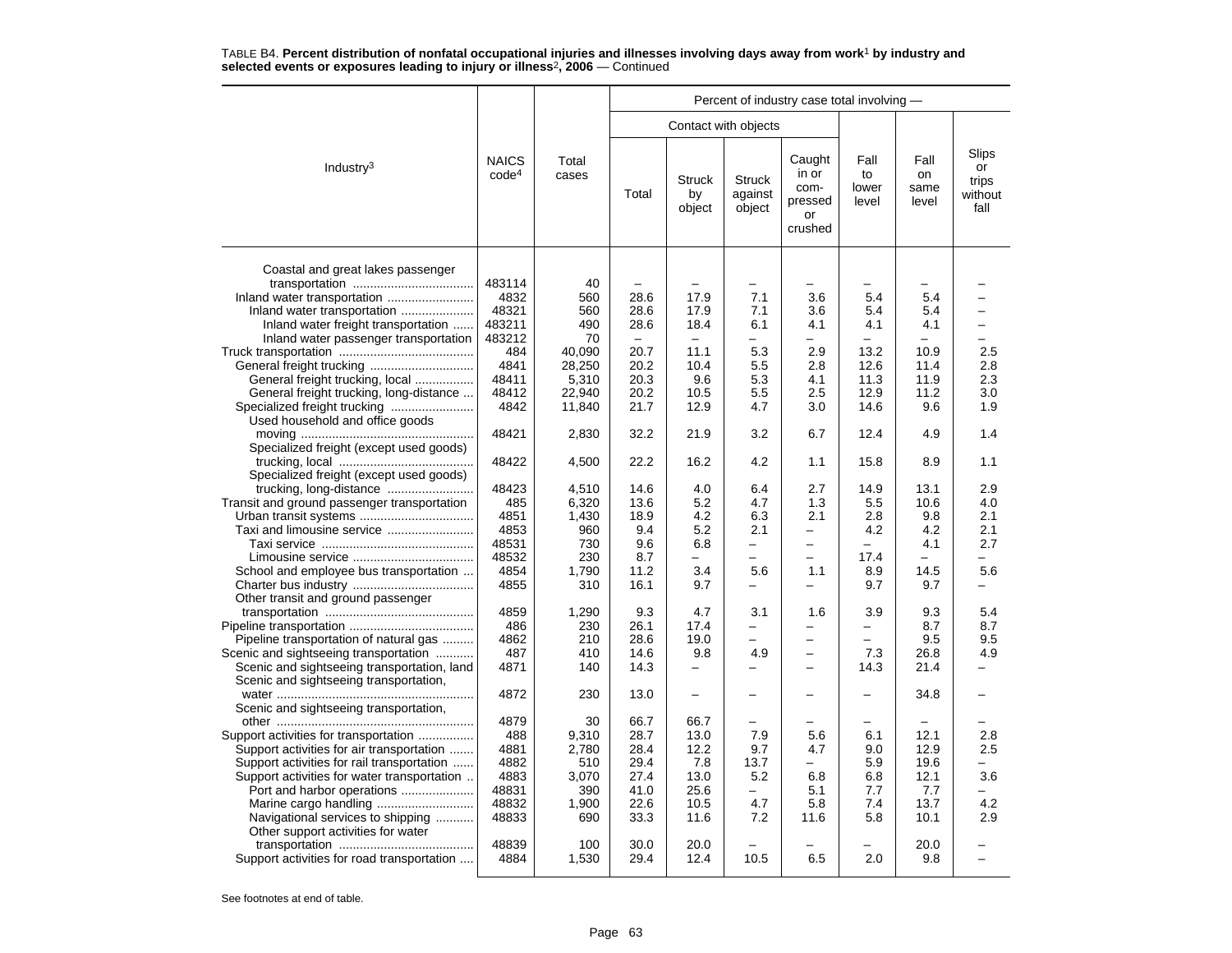TABLE B4. **Percent distribution of nonfatal occupational injuries and illnesses involving days away from work[1] by industry and selected events or exposures leading to injury or illness[2], 2006** — Continued

| Industry[3] | NAICS code[4] | Total cases | Percent of industry case total involving — | | | | | | |
|---|---|---|---|---|---|---|---|---|---|
| | | | Contact with objects | | | | | | |
| | | | Total | Struck by object | Struck against object | Caught in or compressed or crushed | Fall to lower level | Fall on same level | Slips or trips without fall |
| Coastal and great lakes passenger transportation | 483114 | 40 | – | – | – | – | – | – | – |
| Inland water transportation | 4832 | 560 | 28.6 | 17.9 | 7.1 | 3.6 | 5.4 | 5.4 | – |
| Inland water transportation | 48321 | 560 | 28.6 | 17.9 | 7.1 | 3.6 | 5.4 | 5.4 | – |
| Inland water freight transportation | 483211 | 490 | 28.6 | 18.4 | 6.1 | 4.1 | 4.1 | 4.1 | – |
| Inland water passenger transportation | 483212 | 70 | – | – | – | – | – | – | – |
| Truck transportation | 484 | 40,090 | 20.7 | 11.1 | 5.3 | 2.9 | 13.2 | 10.9 | 2.5 |
| General freight trucking | 4841 | 28,250 | 20.2 | 10.4 | 5.5 | 2.8 | 12.6 | 11.4 | 2.8 |
| General freight trucking, local | 48411 | 5,310 | 20.3 | 9.6 | 5.3 | 4.1 | 11.3 | 11.9 | 2.3 |
| General freight trucking, long-distance | 48412 | 22,940 | 20.2 | 10.5 | 5.5 | 2.5 | 12.9 | 11.2 | 3.0 |
| Specialized freight trucking | 4842 | 11,840 | 21.7 | 12.9 | 4.7 | 3.0 | 14.6 | 9.6 | 1.9 |
| Used household and office goods moving | 48421 | 2,830 | 32.2 | 21.9 | 3.2 | 6.7 | 12.4 | 4.9 | 1.4 |
| Specialized freight (except used goods) trucking, local | 48422 | 4,500 | 22.2 | 16.2 | 4.2 | 1.1 | 15.8 | 8.9 | 1.1 |
| Specialized freight (except used goods) trucking, long-distance | 48423 | 4,510 | 14.6 | 4.0 | 6.4 | 2.7 | 14.9 | 13.1 | 2.9 |
| Transit and ground passenger transportation | 485 | 6,320 | 13.6 | 5.2 | 4.7 | 1.3 | 5.5 | 10.6 | 4.0 |
| Urban transit systems | 4851 | 1,430 | 18.9 | 4.2 | 6.3 | 2.1 | 2.8 | 9.8 | 2.1 |
| Taxi and limousine service | 4853 | 960 | 9.4 | 5.2 | 2.1 | – | 4.2 | 4.2 | 2.1 |
| Taxi service | 48531 | 730 | 9.6 | 6.8 | – | – | – | 4.1 | 2.7 |
| Limousine service | 48532 | 230 | 8.7 | – | – | – | 17.4 | – | – |
| School and employee bus transportation | 4854 | 1,790 | 11.2 | 3.4 | 5.6 | 1.1 | 8.9 | 14.5 | 5.6 |
| Charter bus industry | 4855 | 310 | 16.1 | 9.7 | – | – | 9.7 | 9.7 | – |
| Other transit and ground passenger transportation | 4859 | 1,290 | 9.3 | 4.7 | 3.1 | 1.6 | 3.9 | 9.3 | 5.4 |
| Pipeline transportation | 486 | 230 | 26.1 | 17.4 | – | – | – | 8.7 | 8.7 |
| Pipeline transportation of natural gas | 4862 | 210 | 28.6 | 19.0 | – | – | – | 9.5 | 9.5 |
| Scenic and sightseeing transportation | 487 | 410 | 14.6 | 9.8 | 4.9 | – | 7.3 | 26.8 | 4.9 |
| Scenic and sightseeing transportation, land | 4871 | 140 | 14.3 | – | – | – | 14.3 | 21.4 | – |
| Scenic and sightseeing transportation, water | 4872 | 230 | 13.0 | – | – | – | – | 34.8 | – |
| Scenic and sightseeing transportation, other | 4879 | 30 | 66.7 | 66.7 | – | – | – | – | – |
| Support activities for transportation | 488 | 9,310 | 28.7 | 13.0 | 7.9 | 5.6 | 6.1 | 12.1 | 2.8 |
| Support activities for air transportation | 4881 | 2,780 | 28.4 | 12.2 | 9.7 | 4.7 | 9.0 | 12.9 | 2.5 |
| Support activities for rail transportation | 4882 | 510 | 29.4 | 7.8 | 13.7 | – | 5.9 | 19.6 | – |
| Support activities for water transportation | 4883 | 3,070 | 27.4 | 13.0 | 5.2 | 6.8 | 6.8 | 12.1 | 3.6 |
| Port and harbor operations | 48831 | 390 | 41.0 | 25.6 | – | 5.1 | 7.7 | 7.7 | – |
| Marine cargo handling | 48832 | 1,900 | 22.6 | 10.5 | 4.7 | 5.8 | 7.4 | 13.7 | 4.2 |
| Navigational services to shipping | 48833 | 690 | 33.3 | 11.6 | 7.2 | 11.6 | 5.8 | 10.1 | 2.9 |
| Other support activities for water transportation | 48839 | 100 | 30.0 | 20.0 | – | – | – | 20.0 | – |
| Support activities for road transportation | 4884 | 1,530 | 29.4 | 12.4 | 10.5 | 6.5 | 2.0 | 9.8 | – |

See footnotes at end of table.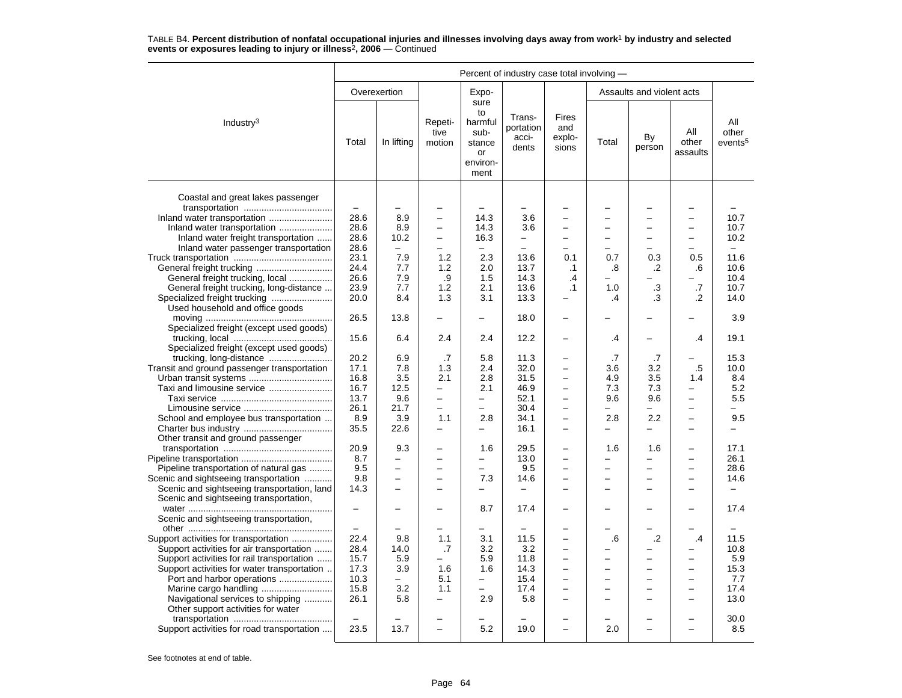TABLE B4. **Percent distribution of nonfatal occupational injuries and illnesses involving days away from work[1] by industry and selected events or exposures leading to injury or illness[2], 2006** — Continued

| Industry[3] | Percent of industry case total involving — | | | | | | | | | |
|---|---|---|---|---|---|---|---|---|---|---|
| | Overexertion | | Repetitive motion | Exposure to harmful substance or environment | Transportation accidents | Fires and explosions | Assaults and violent acts | | | All other events[5] |
| | Total | In lifting | | | | | Total | By person | All other assaults | |
| Coastal and great lakes passenger transportation | – | – | – | – | – | – | – | – | – | – |
| Inland water transportation | 28.6 | 8.9 | – | 14.3 | 3.6 | – | – | – | – | 10.7 |
| Inland water transportation | 28.6 | 8.9 | – | 14.3 | 3.6 | – | – | – | – | 10.7 |
| Inland water freight transportation | 28.6 | 10.2 | – | 16.3 | – | – | – | – | – | 10.2 |
| Inland water passenger transportation | 28.6 | – | – | – | – | – | – | – | – | – |
| Truck transportation | 23.1 | 7.9 | 1.2 | 2.3 | 13.6 | 0.1 | 0.7 | 0.3 | 0.5 | 11.6 |
| General freight trucking | 24.4 | 7.7 | 1.2 | 2.0 | 13.7 | .1 | .8 | .2 | .6 | 10.6 |
| General freight trucking, local | 26.6 | 7.9 | .9 | 1.5 | 14.3 | .4 | – | – | – | 10.4 |
| General freight trucking, long-distance | 23.9 | 7.7 | 1.2 | 2.1 | 13.6 | .1 | 1.0 | .3 | .7 | 10.7 |
| Specialized freight trucking | 20.0 | 8.4 | 1.3 | 3.1 | 13.3 | – | .4 | .3 | .2 | 14.0 |
| Used household and office goods moving | 26.5 | 13.8 | – | – | 18.0 | – | – | – | – | 3.9 |
| Specialized freight (except used goods) trucking, local | 15.6 | 6.4 | 2.4 | 2.4 | 12.2 | – | .4 | – | .4 | 19.1 |
| Specialized freight (except used goods) trucking, long-distance | 20.2 | 6.9 | .7 | 5.8 | 11.3 | – | .7 | .7 | – | 15.3 |
| Transit and ground passenger transportation | 17.1 | 7.8 | 1.3 | 2.4 | 32.0 | – | 3.6 | 3.2 | .5 | 10.0 |
| Urban transit systems | 16.8 | 3.5 | 2.1 | 2.8 | 31.5 | – | 4.9 | 3.5 | 1.4 | 8.4 |
| Taxi and limousine service | 16.7 | 12.5 | – | 2.1 | 46.9 | – | 7.3 | 7.3 | – | 5.2 |
| Taxi service | 13.7 | 9.6 | – | – | 52.1 | – | 9.6 | 9.6 | – | 5.5 |
| Limousine service | 26.1 | 21.7 | – | – | 30.4 | – | – | – | – | – |
| School and employee bus transportation | 8.9 | 3.9 | 1.1 | 2.8 | 34.1 | – | 2.8 | 2.2 | – | 9.5 |
| Charter bus industry | 35.5 | 22.6 | – | – | 16.1 | – | – | – | – | – |
| Other transit and ground passenger transportation | 20.9 | 9.3 | – | 1.6 | 29.5 | – | 1.6 | 1.6 | – | 17.1 |
| Pipeline transportation | 8.7 | – | – | – | 13.0 | – | – | – | – | 26.1 |
| Pipeline transportation of natural gas | 9.5 | – | – | – | 9.5 | – | – | – | – | 28.6 |
| Scenic and sightseeing transportation | 9.8 | – | – | 7.3 | 14.6 | – | – | – | – | 14.6 |
| Scenic and sightseeing transportation, land | 14.3 | – | – | – | – | – | – | – | – | – |
| Scenic and sightseeing transportation, water | – | – | – | 8.7 | 17.4 | – | – | – | – | 17.4 |
| Scenic and sightseeing transportation, other | – | – | – | – | – | – | – | – | – | – |
| Support activities for transportation | 22.4 | 9.8 | 1.1 | 3.1 | 11.5 | – | .6 | .2 | .4 | 11.5 |
| Support activities for air transportation | 28.4 | 14.0 | .7 | 3.2 | 3.2 | – | – | – | – | 10.8 |
| Support activities for rail transportation | 15.7 | 5.9 | – | 5.9 | 11.8 | – | – | – | – | 5.9 |
| Support activities for water transportation | 17.3 | 3.9 | 1.6 | 1.6 | 14.3 | – | – | – | – | 15.3 |
| Port and harbor operations | 10.3 | – | 5.1 | – | 15.4 | – | – | – | – | 7.7 |
| Marine cargo handling | 15.8 | 3.2 | 1.1 | – | 17.4 | – | – | – | – | 17.4 |
| Navigational services to shipping | 26.1 | 5.8 | – | 2.9 | 5.8 | – | – | – | – | 13.0 |
| Other support activities for water transportation | – | – | – | – | – | – | – | – | – | 30.0 |
| Support activities for road transportation | 23.5 | 13.7 | – | 5.2 | 19.0 | – | 2.0 | – | – | 8.5 |

See footnotes at end of table.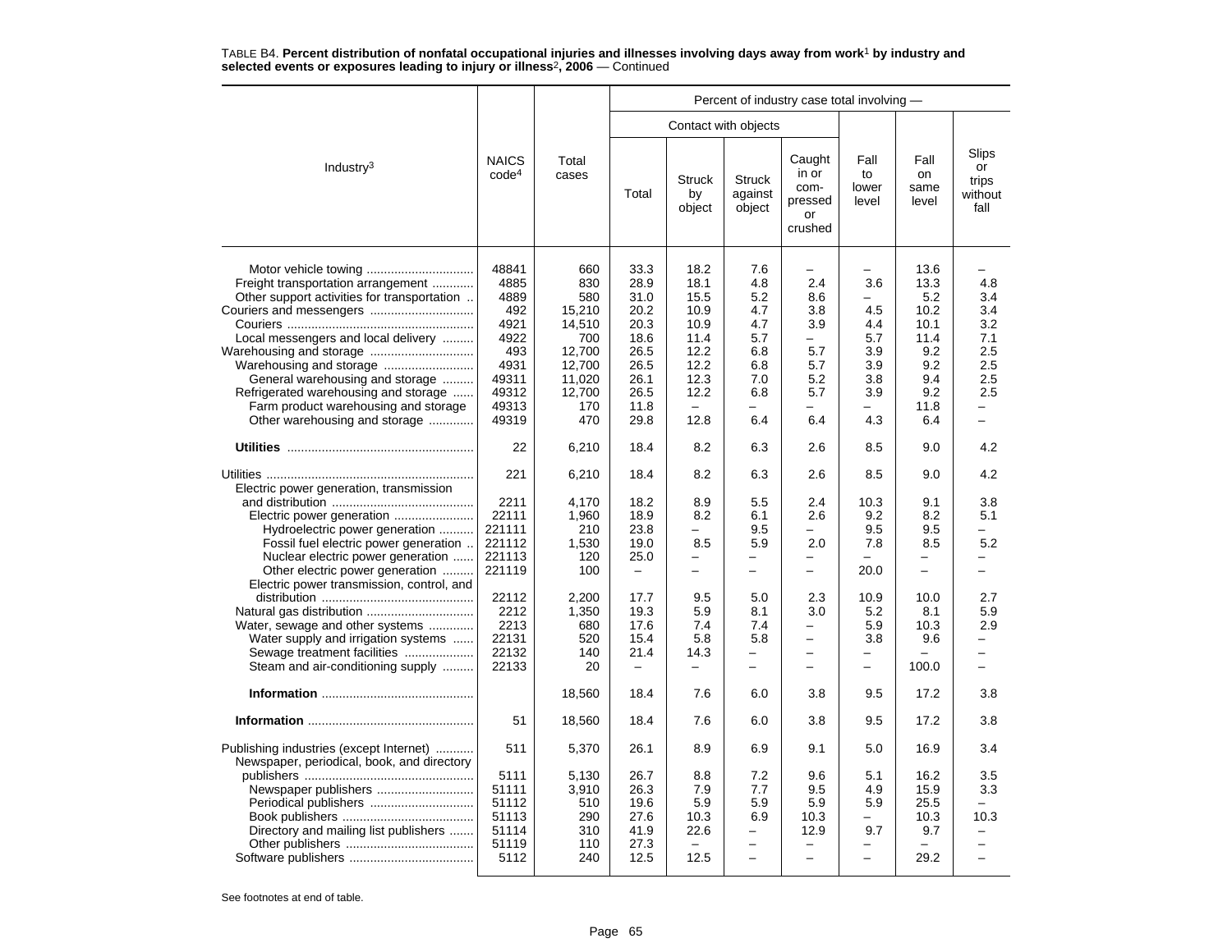TABLE B4. **Percent distribution of nonfatal occupational injuries and illnesses involving days away from work[1] by industry and selected events or exposures leading to injury or illness[2], 2006** — Continued

| Industry[3] | NAICS code[4] | Total cases | Percent of industry case total involving — | | | | | | |
|---|---|---|---|---|---|---|---|---|---|
| | | | Contact with objects | | | | | | |
| | | | Total | Struck by object | Struck against object | Caught in or com-pressed or crushed | Fall to lower level | Fall on same level | Slips or trips without fall |
| Motor vehicle towing | 48841 | 660 | 33.3 | 18.2 | 7.6 | – | – | 13.6 | – |
| Freight transportation arrangement | 4885 | 830 | 28.9 | 18.1 | 4.8 | 2.4 | 3.6 | 13.3 | 4.8 |
| Other support activities for transportation | 4889 | 580 | 31.0 | 15.5 | 5.2 | 8.6 | – | 5.2 | 3.4 |
| Couriers and messengers | 492 | 15,210 | 20.2 | 10.9 | 4.7 | 3.8 | 4.5 | 10.2 | 3.4 |
| Couriers | 4921 | 14,510 | 20.3 | 10.9 | 4.7 | 3.9 | 4.4 | 10.1 | 3.2 |
| Local messengers and local delivery | 4922 | 700 | 18.6 | 11.4 | 5.7 | – | 5.7 | 11.4 | 7.1 |
| Warehousing and storage | 493 | 12,700 | 26.5 | 12.2 | 6.8 | 5.7 | 3.9 | 9.2 | 2.5 |
| Warehousing and storage | 4931 | 12,700 | 26.5 | 12.2 | 6.8 | 5.7 | 3.9 | 9.2 | 2.5 |
| General warehousing and storage | 49311 | 11,020 | 26.1 | 12.3 | 7.0 | 5.2 | 3.8 | 9.4 | 2.5 |
| Refrigerated warehousing and storage | 49312 | 12,700 | 26.5 | 12.2 | 6.8 | 5.7 | 3.9 | 9.2 | 2.5 |
| Farm product warehousing and storage | 49313 | 170 | 11.8 | – | – | – | – | 11.8 | – |
| Other warehousing and storage | 49319 | 470 | 29.8 | 12.8 | 6.4 | 6.4 | 4.3 | 6.4 | – |
| **Utilities** | 22 | 6,210 | 18.4 | 8.2 | 6.3 | 2.6 | 8.5 | 9.0 | 4.2 |
| Utilities | 221 | 6,210 | 18.4 | 8.2 | 6.3 | 2.6 | 8.5 | 9.0 | 4.2 |
| Electric power generation, transmission and distribution | 2211 | 4,170 | 18.2 | 8.9 | 5.5 | 2.4 | 10.3 | 9.1 | 3.8 |
| Electric power generation | 22111 | 1,960 | 18.9 | 8.2 | 6.1 | 2.6 | 9.2 | 8.2 | 5.1 |
| Hydroelectric power generation | 221111 | 210 | 23.8 | – | 9.5 | – | 9.5 | 9.5 | – |
| Fossil fuel electric power generation | 221112 | 1,530 | 19.0 | 8.5 | 5.9 | 2.0 | 7.8 | 8.5 | 5.2 |
| Nuclear electric power generation | 221113 | 120 | 25.0 | – | – | – | – | – | – |
| Other electric power generation | 221119 | 100 | – | – | – | – | 20.0 | – | – |
| Electric power transmission, control, and distribution | 22112 | 2,200 | 17.7 | 9.5 | 5.0 | 2.3 | 10.9 | 10.0 | 2.7 |
| Natural gas distribution | 2212 | 1,350 | 19.3 | 5.9 | 8.1 | 3.0 | 5.2 | 8.1 | 5.9 |
| Water, sewage and other systems | 2213 | 680 | 17.6 | 7.4 | 7.4 | – | 5.9 | 10.3 | 2.9 |
| Water supply and irrigation systems | 22131 | 520 | 15.4 | 5.8 | 5.8 | – | 3.8 | 9.6 | – |
| Sewage treatment facilities | 22132 | 140 | 21.4 | 14.3 | – | – | – | – | – |
| Steam and air-conditioning supply | 22133 | 20 | – | – | – | – | – | 100.0 | – |
| **Information** | | 18,560 | 18.4 | 7.6 | 6.0 | 3.8 | 9.5 | 17.2 | 3.8 |
| **Information** | 51 | 18,560 | 18.4 | 7.6 | 6.0 | 3.8 | 9.5 | 17.2 | 3.8 |
| Publishing industries (except Internet) | 511 | 5,370 | 26.1 | 8.9 | 6.9 | 9.1 | 5.0 | 16.9 | 3.4 |
| Newspaper, periodical, book, and directory publishers | 5111 | 5,130 | 26.7 | 8.8 | 7.2 | 9.6 | 5.1 | 16.2 | 3.5 |
| Newspaper publishers | 51111 | 3,910 | 26.3 | 7.9 | 7.7 | 9.5 | 4.9 | 15.9 | 3.3 |
| Periodical publishers | 51112 | 510 | 19.6 | 5.9 | 5.9 | 5.9 | 5.9 | 25.5 | – |
| Book publishers | 51113 | 290 | 27.6 | 10.3 | 6.9 | 10.3 | – | 10.3 | 10.3 |
| Directory and mailing list publishers | 51114 | 310 | 41.9 | 22.6 | – | 12.9 | 9.7 | 9.7 | – |
| Other publishers | 51119 | 110 | 27.3 | – | – | – | – | – | – |
| Software publishers | 5112 | 240 | 12.5 | 12.5 | – | – | – | 29.2 | – |

See footnotes at end of table.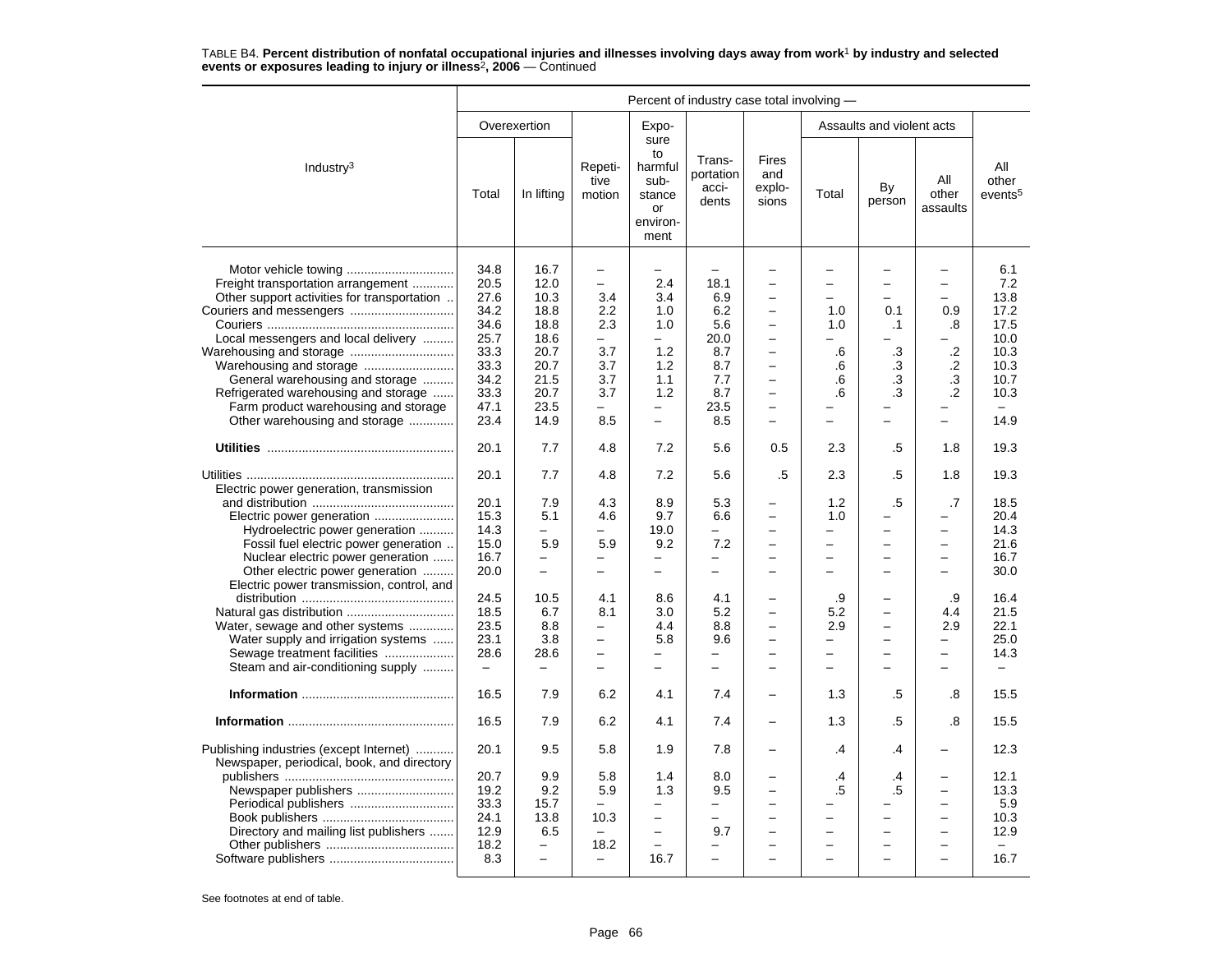TABLE B4. **Percent distribution of nonfatal occupational injuries and illnesses involving days away from work[1] by industry and selected events or exposures leading to injury or illness[2], 2006** — Continued

| Industry[3] | Overexertion: Total | Overexertion: In lifting | Repetitive motion | Exposure to harmful substance or environment | Transportation accidents | Fires and explosions | Assaults and violent acts: Total | Assaults and violent acts: By person | Assaults and violent acts: All other assaults | All other events[5] |
|---|---|---|---|---|---|---|---|---|---|---|
| Motor vehicle towing | 34.8 | 16.7 | – | – | – | – | – | – | – | 6.1 |
| Freight transportation arrangement | 20.5 | 12.0 | – | 2.4 | 18.1 | – | – | – | – | 7.2 |
| Other support activities for transportation | 27.6 | 10.3 | 3.4 | 3.4 | 6.9 | – | – | – | – | 13.8 |
| Couriers and messengers | 34.2 | 18.8 | 2.2 | 1.0 | 6.2 | – | 1.0 | 0.1 | 0.9 | 17.2 |
| Couriers | 34.6 | 18.8 | 2.3 | 1.0 | 5.6 | – | 1.0 | .1 | .8 | 17.5 |
| Local messengers and local delivery | 25.7 | 18.6 | – | – | 20.0 | – | – | – | – | 10.0 |
| Warehousing and storage | 33.3 | 20.7 | 3.7 | 1.2 | 8.7 | – | .6 | .3 | .2 | 10.3 |
| Warehousing and storage | 33.3 | 20.7 | 3.7 | 1.2 | 8.7 | – | .6 | .3 | .2 | 10.3 |
| General warehousing and storage | 34.2 | 21.5 | 3.7 | 1.1 | 7.7 | – | .6 | .3 | .3 | 10.7 |
| Refrigerated warehousing and storage | 33.3 | 20.7 | 3.7 | 1.2 | 8.7 | – | .6 | .3 | .2 | 10.3 |
| Farm product warehousing and storage | 47.1 | 23.5 | – | – | 23.5 | – | – | – | – | – |
| Other warehousing and storage | 23.4 | 14.9 | 8.5 | – | 8.5 | – | – | – | – | 14.9 |
| **Utilities** | 20.1 | 7.7 | 4.8 | 7.2 | 5.6 | 0.5 | 2.3 | .5 | 1.8 | 19.3 |
| Utilities | 20.1 | 7.7 | 4.8 | 7.2 | 5.6 | .5 | 2.3 | .5 | 1.8 | 19.3 |
| Electric power generation, transmission and distribution | 20.1 | 7.9 | 4.3 | 8.9 | 5.3 | – | 1.2 | .5 | .7 | 18.5 |
| Electric power generation | 15.3 | 5.1 | 4.6 | 9.7 | 6.6 | – | 1.0 | – | – | 20.4 |
| Hydroelectric power generation | 14.3 | – | – | 19.0 | – | – | – | – | – | 14.3 |
| Fossil fuel electric power generation | 15.0 | 5.9 | 5.9 | 9.2 | 7.2 | – | – | – | – | 21.6 |
| Nuclear electric power generation | 16.7 | – | – | – | – | – | – | – | – | 16.7 |
| Other electric power generation | 20.0 | – | – | – | – | – | – | – | – | 30.0 |
| Electric power transmission, control, and distribution | 24.5 | 10.5 | 4.1 | 8.6 | 4.1 | – | .9 | – | .9 | 16.4 |
| Natural gas distribution | 18.5 | 6.7 | 8.1 | 3.0 | 5.2 | – | 5.2 | – | 4.4 | 21.5 |
| Water, sewage and other systems | 23.5 | 8.8 | – | 4.4 | 8.8 | – | 2.9 | – | 2.9 | 22.1 |
| Water supply and irrigation systems | 23.1 | 3.8 | – | 5.8 | 9.6 | – | – | – | – | 25.0 |
| Sewage treatment facilities | 28.6 | 28.6 | – | – | – | – | – | – | – | 14.3 |
| Steam and air-conditioning supply | – | – | – | – | – | – | – | – | – | – |
| **Information** | 16.5 | 7.9 | 6.2 | 4.1 | 7.4 | – | 1.3 | .5 | .8 | 15.5 |
| **Information** | 16.5 | 7.9 | 6.2 | 4.1 | 7.4 | – | 1.3 | .5 | .8 | 15.5 |
| Publishing industries (except Internet) | 20.1 | 9.5 | 5.8 | 1.9 | 7.8 | – | .4 | .4 | – | 12.3 |
| Newspaper, periodical, book, and directory publishers | 20.7 | 9.9 | 5.8 | 1.4 | 8.0 | – | .4 | .4 | – | 12.1 |
| Newspaper publishers | 19.2 | 9.2 | 5.9 | 1.3 | 9.5 | – | .5 | .5 | – | 13.3 |
| Periodical publishers | 33.3 | 15.7 | – | – | – | – | – | – | – | 5.9 |
| Book publishers | 24.1 | 13.8 | 10.3 | – | – | – | – | – | – | 10.3 |
| Directory and mailing list publishers | 12.9 | 6.5 | – | – | 9.7 | – | – | – | – | 12.9 |
| Other publishers | 18.2 | – | 18.2 | – | – | – | – | – | – | – |
| Software publishers | 8.3 | – | – | 16.7 | – | – | – | – | – | 16.7 |

See footnotes at end of table.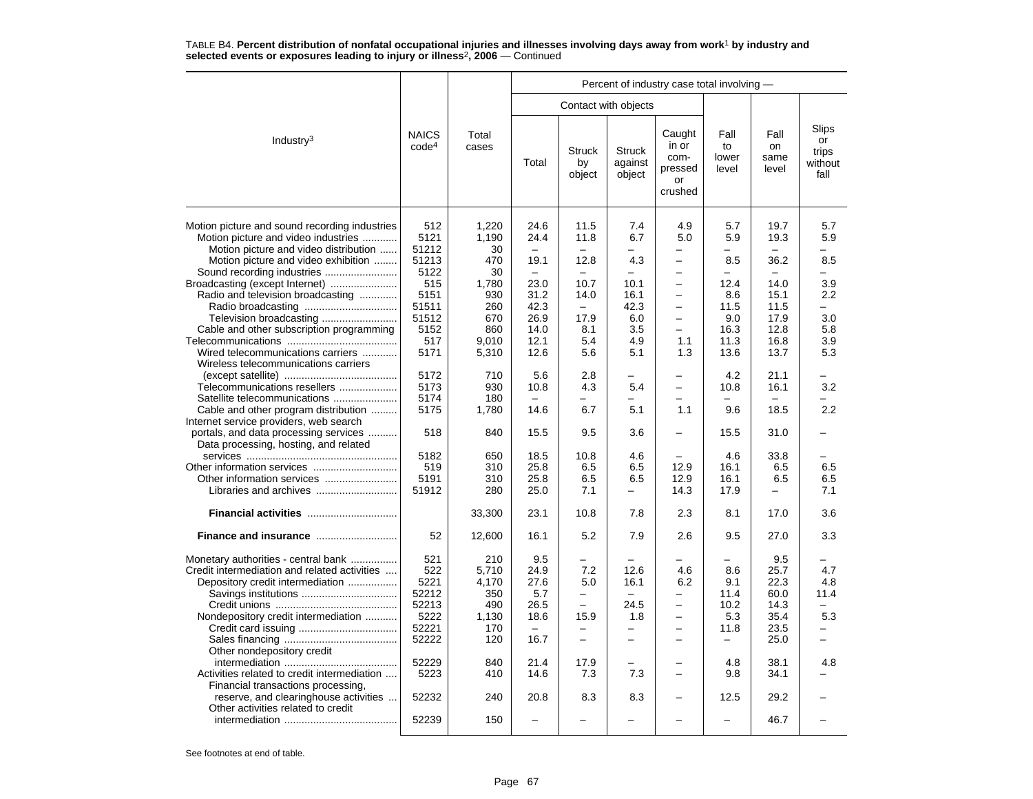TABLE B4. **Percent distribution of nonfatal occupational injuries and illnesses involving days away from work[1] by industry and selected events or exposures leading to injury or illness[2], 2006** — Continued

| Industry[3] | NAICS code[4] | Total cases | Percent of industry case total involving — | | | | | | |
|---|---|---|---|---|---|---|---|---|---|
| | | | Contact with objects | | | | | | |
| | | | Total | Struck by object | Struck against object | Caught in or compressed or crushed | Fall to lower level | Fall on same level | Slips or trips without fall |
| Motion picture and sound recording industries | 512 | 1,220 | 24.6 | 11.5 | 7.4 | 4.9 | 5.7 | 19.7 | 5.7 |
| Motion picture and video industries | 5121 | 1,190 | 24.4 | 11.8 | 6.7 | 5.0 | 5.9 | 19.3 | 5.9 |
| Motion picture and video distribution | 51212 | 30 | – | – | – | – | – | – | – |
| Motion picture and video exhibition | 51213 | 470 | 19.1 | 12.8 | 4.3 | – | 8.5 | 36.2 | 8.5 |
| Sound recording industries | 5122 | 30 | – | – | – | – | – | – | – |
| Broadcasting (except Internet) | 515 | 1,780 | 23.0 | 10.7 | 10.1 | – | 12.4 | 14.0 | 3.9 |
| Radio and television broadcasting | 5151 | 930 | 31.2 | 14.0 | 16.1 | – | 8.6 | 15.1 | 2.2 |
| Radio broadcasting | 51511 | 260 | 42.3 | – | 42.3 | – | 11.5 | 11.5 | – |
| Television broadcasting | 51512 | 670 | 26.9 | 17.9 | 6.0 | – | 9.0 | 17.9 | 3.0 |
| Cable and other subscription programming | 5152 | 860 | 14.0 | 8.1 | 3.5 | – | 16.3 | 12.8 | 5.8 |
| Telecommunications | 517 | 9,010 | 12.1 | 5.4 | 4.9 | 1.1 | 11.3 | 16.8 | 3.9 |
| Wired telecommunications carriers | 5171 | 5,310 | 12.6 | 5.6 | 5.1 | 1.3 | 13.6 | 13.7 | 5.3 |
| Wireless telecommunications carriers (except satellite) | 5172 | 710 | 5.6 | 2.8 | – | – | 4.2 | 21.1 | – |
| Telecommunications resellers | 5173 | 930 | 10.8 | 4.3 | 5.4 | – | 10.8 | 16.1 | 3.2 |
| Satellite telecommunications | 5174 | 180 | – | – | – | – | – | – | – |
| Cable and other program distribution | 5175 | 1,780 | 14.6 | 6.7 | 5.1 | 1.1 | 9.6 | 18.5 | 2.2 |
| Internet service providers, web search portals, and data processing services | 518 | 840 | 15.5 | 9.5 | 3.6 | – | 15.5 | 31.0 | – |
| Data processing, hosting, and related services | 5182 | 650 | 18.5 | 10.8 | 4.6 | – | 4.6 | 33.8 | – |
| Other information services | 519 | 310 | 25.8 | 6.5 | 6.5 | 12.9 | 16.1 | 6.5 | 6.5 |
| Other information services | 5191 | 310 | 25.8 | 6.5 | 6.5 | 12.9 | 16.1 | 6.5 | 6.5 |
| Libraries and archives | 51912 | 280 | 25.0 | 7.1 | – | 14.3 | 17.9 | – | 7.1 |
| **Financial activities** | | 33,300 | 23.1 | 10.8 | 7.8 | 2.3 | 8.1 | 17.0 | 3.6 |
| **Finance and insurance** | 52 | 12,600 | 16.1 | 5.2 | 7.9 | 2.6 | 9.5 | 27.0 | 3.3 |
| Monetary authorities - central bank | 521 | 210 | 9.5 | – | – | – | – | 9.5 | – |
| Credit intermediation and related activities | 522 | 5,710 | 24.9 | 7.2 | 12.6 | 4.6 | 8.6 | 25.7 | 4.7 |
| Depository credit intermediation | 5221 | 4,170 | 27.6 | 5.0 | 16.1 | 6.2 | 9.1 | 22.3 | 4.8 |
| Savings institutions | 52212 | 350 | 5.7 | – | – | – | 11.4 | 60.0 | 11.4 |
| Credit unions | 52213 | 490 | 26.5 | – | 24.5 | – | 10.2 | 14.3 | – |
| Nondepository credit intermediation | 5222 | 1,130 | 18.6 | 15.9 | 1.8 | – | 5.3 | 35.4 | 5.3 |
| Credit card issuing | 52221 | 170 | – | – | – | – | 11.8 | 23.5 | – |
| Sales financing | 52222 | 120 | 16.7 | – | – | – | – | 25.0 | – |
| Other nondepository credit intermediation | 52229 | 840 | 21.4 | 17.9 | – | – | 4.8 | 38.1 | 4.8 |
| Activities related to credit intermediation | 5223 | 410 | 14.6 | 7.3 | 7.3 | – | 9.8 | 34.1 | – |
| Financial transactions processing, reserve, and clearinghouse activities | 52232 | 240 | 20.8 | 8.3 | 8.3 | – | 12.5 | 29.2 | – |
| Other activities related to credit intermediation | 52239 | 150 | – | – | – | – | – | 46.7 | – |

See footnotes at end of table.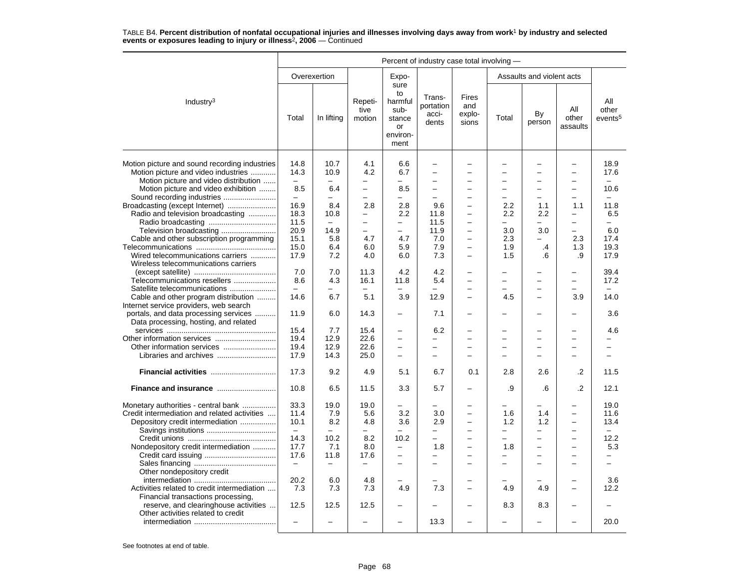TABLE B4. **Percent distribution of nonfatal occupational injuries and illnesses involving days away from work[1] by industry and selected events or exposures leading to injury or illness[2], 2006** — Continued

| Industry[3] | Percent of industry case total involving — | | | | | | | | | |
|---|---|---|---|---|---|---|---|---|---|---|
| | Overexertion | | Repetitive motion | Exposure to harmful substance or environment | Transportation accidents | Fires and explosions | Assaults and violent acts | | | All other events[5] |
| | Total | In lifting | | | | | Total | By person | All other assaults | |
| Motion picture and sound recording industries | 14.8 | 10.7 | 4.1 | 6.6 | – | – | – | – | – | 18.9 |
| Motion picture and video industries | 14.3 | 10.9 | 4.2 | 6.7 | – | – | – | – | – | 17.6 |
| Motion picture and video distribution | – | – | – | – | – | – | – | – | – | – |
| Motion picture and video exhibition | 8.5 | 6.4 | – | 8.5 | – | – | – | – | – | 10.6 |
| Sound recording industries | – | – | – | – | – | – | – | – | – | – |
| Broadcasting (except Internet) | 16.9 | 8.4 | 2.8 | 2.8 | 9.6 | – | 2.2 | 1.1 | 1.1 | 11.8 |
| Radio and television broadcasting | 18.3 | 10.8 | – | 2.2 | 11.8 | – | 2.2 | 2.2 | – | 6.5 |
| Radio broadcasting | 11.5 | – | – | – | 11.5 | – | – | – | – | – |
| Television broadcasting | 20.9 | 14.9 | – | – | 11.9 | – | 3.0 | 3.0 | – | 6.0 |
| Cable and other subscription programming | 15.1 | 5.8 | 4.7 | 4.7 | 7.0 | – | 2.3 | – | 2.3 | 17.4 |
| Telecommunications | 15.0 | 6.4 | 6.0 | 5.9 | 7.9 | – | 1.9 | .4 | 1.3 | 19.3 |
| Wired telecommunications carriers | 17.9 | 7.2 | 4.0 | 6.0 | 7.3 | – | 1.5 | .6 | .9 | 17.9 |
| Wireless telecommunications carriers (except satellite) | 7.0 | 7.0 | 11.3 | 4.2 | 4.2 | – | – | – | – | 39.4 |
| Telecommunications resellers | 8.6 | 4.3 | 16.1 | 11.8 | 5.4 | – | – | – | – | 17.2 |
| Satellite telecommunications | – | – | – | – | – | – | – | – | – | – |
| Cable and other program distribution | 14.6 | 6.7 | 5.1 | 3.9 | 12.9 | – | 4.5 | – | 3.9 | 14.0 |
| Internet service providers, web search portals, and data processing services | 11.9 | 6.0 | 14.3 | – | 7.1 | – | – | – | – | 3.6 |
| Data processing, hosting, and related services | 15.4 | 7.7 | 15.4 | – | 6.2 | – | – | – | – | 4.6 |
| Other information services | 19.4 | 12.9 | 22.6 | – | – | – | – | – | – | – |
| Other information services | 19.4 | 12.9 | 22.6 | – | – | – | – | – | – | – |
| Libraries and archives | 17.9 | 14.3 | 25.0 | – | – | – | – | – | – | – |
| **Financial activities** | 17.3 | 9.2 | 4.9 | 5.1 | 6.7 | 0.1 | 2.8 | 2.6 | .2 | 11.5 |
| **Finance and insurance** | 10.8 | 6.5 | 11.5 | 3.3 | 5.7 | – | .9 | .6 | .2 | 12.1 |
| Monetary authorities - central bank | 33.3 | 19.0 | 19.0 | – | – | – | – | – | – | 19.0 |
| Credit intermediation and related activities | 11.4 | 7.9 | 5.6 | 3.2 | 3.0 | – | 1.6 | 1.4 | – | 11.6 |
| Depository credit intermediation | 10.1 | 8.2 | 4.8 | 3.6 | 2.9 | – | 1.2 | 1.2 | – | 13.4 |
| Savings institutions | – | – | – | – | – | – | – | – | – | – |
| Credit unions | 14.3 | 10.2 | 8.2 | 10.2 | – | – | – | – | – | 12.2 |
| Nondepository credit intermediation | 17.7 | 7.1 | 8.0 | – | 1.8 | – | 1.8 | – | – | 5.3 |
| Credit card issuing | 17.6 | 11.8 | 17.6 | – | – | – | – | – | – | – |
| Sales financing | – | – | – | – | – | – | – | – | – | – |
| Other nondepository credit intermediation | 20.2 | 6.0 | 4.8 | – | – | – | – | – | – | 3.6 |
| Activities related to credit intermediation | 7.3 | 7.3 | 7.3 | 4.9 | 7.3 | – | 4.9 | 4.9 | – | 12.2 |
| Financial transactions processing, reserve, and clearinghouse activities | 12.5 | 12.5 | 12.5 | – | – | – | 8.3 | 8.3 | – | – |
| Other activities related to credit intermediation | – | – | – | – | 13.3 | – | – | – | – | 20.0 |

See footnotes at end of table.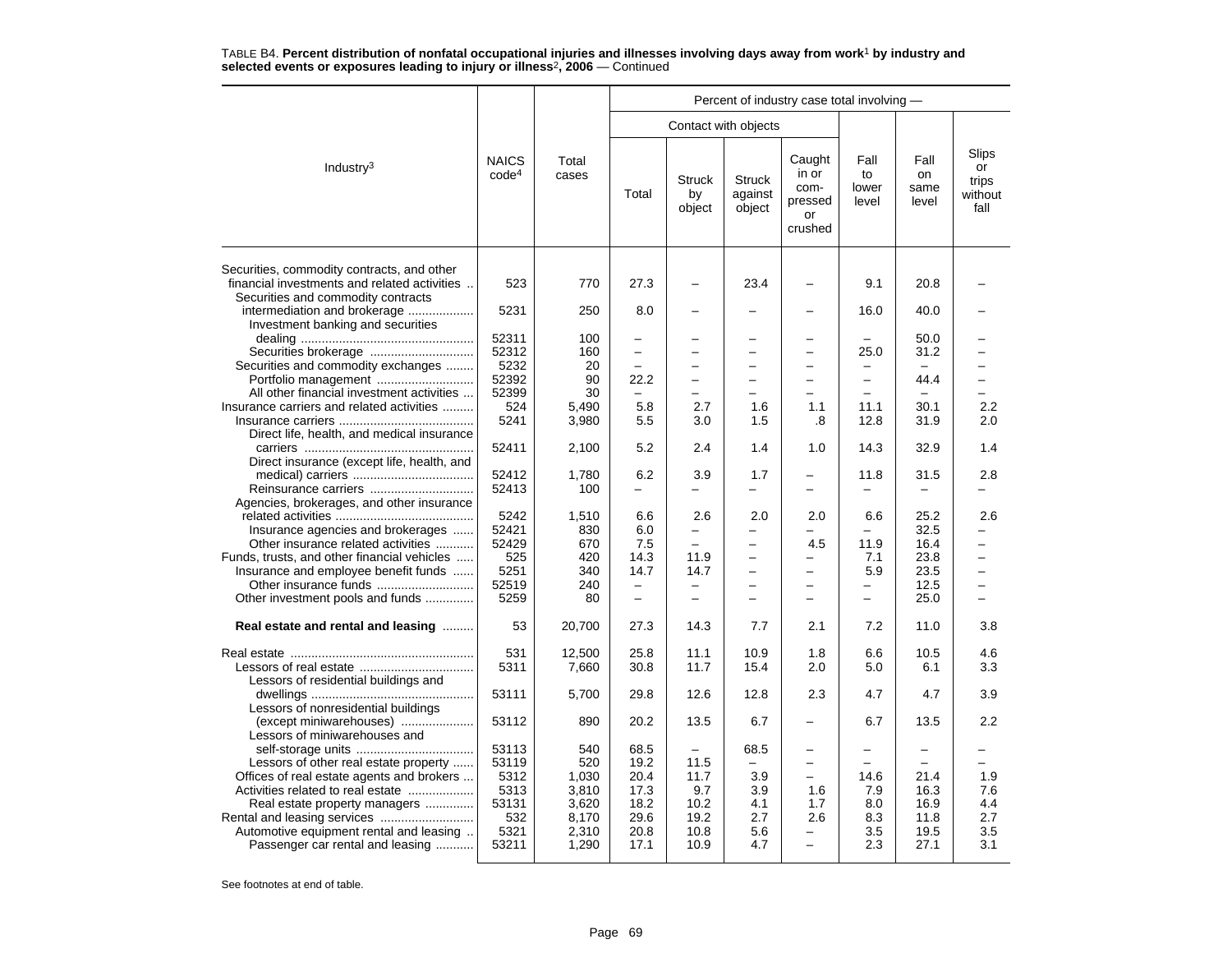TABLE B4. **Percent distribution of nonfatal occupational injuries and illnesses involving days away from work[1] by industry and selected events or exposures leading to injury or illness[2], 2006** — Continued

| Industry[3] | NAICS code[4] | Total cases | Percent of industry case total involving — | | | | | | |
|---|---|---|---|---|---|---|---|---|---|
| | | | Contact with objects | | | | | | |
| | | | Total | Struck by object | Struck against object | Caught in or compressed or crushed | Fall to lower level | Fall on same level | Slips or trips without fall |
| Securities, commodity contracts, and other financial investments and related activities | 523 | 770 | 27.3 | – | 23.4 | – | 9.1 | 20.8 | – |
| Securities and commodity contracts intermediation and brokerage | 5231 | 250 | 8.0 | – | – | – | 16.0 | 40.0 | – |
| Investment banking and securities dealing | 52311 | 100 | – | – | – | – | – | 50.0 | – |
| Securities brokerage | 52312 | 160 | – | – | – | – | 25.0 | 31.2 | – |
| Securities and commodity exchanges | 5232 | 20 | – | – | – | – | – | – | – |
| Portfolio management | 52392 | 90 | 22.2 | – | – | – | – | 44.4 | – |
| All other financial investment activities | 52399 | 30 | – | – | – | – | – | – | – |
| Insurance carriers and related activities | 524 | 5,490 | 5.8 | 2.7 | 1.6 | 1.1 | 11.1 | 30.1 | 2.2 |
| Insurance carriers | 5241 | 3,980 | 5.5 | 3.0 | 1.5 | .8 | 12.8 | 31.9 | 2.0 |
| Direct life, health, and medical insurance carriers | 52411 | 2,100 | 5.2 | 2.4 | 1.4 | 1.0 | 14.3 | 32.9 | 1.4 |
| Direct insurance (except life, health, and medical) carriers | 52412 | 1,780 | 6.2 | 3.9 | 1.7 | – | 11.8 | 31.5 | 2.8 |
| Reinsurance carriers | 52413 | 100 | – | – | – | – | – | – | – |
| Agencies, brokerages, and other insurance related activities | 5242 | 1,510 | 6.6 | 2.6 | 2.0 | 2.0 | 6.6 | 25.2 | 2.6 |
| Insurance agencies and brokerages | 52421 | 830 | 6.0 | – | – | – | – | 32.5 | – |
| Other insurance related activities | 52429 | 670 | 7.5 | – | – | 4.5 | 11.9 | 16.4 | – |
| Funds, trusts, and other financial vehicles | 525 | 420 | 14.3 | 11.9 | – | – | 7.1 | 23.8 | – |
| Insurance and employee benefit funds | 5251 | 340 | 14.7 | 14.7 | – | – | 5.9 | 23.5 | – |
| Other insurance funds | 52519 | 240 | – | – | – | – | – | 12.5 | – |
| Other investment pools and funds | 5259 | 80 | – | – | – | – | – | 25.0 | – |
| **Real estate and rental and leasing** | 53 | 20,700 | 27.3 | 14.3 | 7.7 | 2.1 | 7.2 | 11.0 | 3.8 |
| Real estate | 531 | 12,500 | 25.8 | 11.1 | 10.9 | 1.8 | 6.6 | 10.5 | 4.6 |
| Lessors of real estate | 5311 | 7,660 | 30.8 | 11.7 | 15.4 | 2.0 | 5.0 | 6.1 | 3.3 |
| Lessors of residential buildings and dwellings | 53111 | 5,700 | 29.8 | 12.6 | 12.8 | 2.3 | 4.7 | 4.7 | 3.9 |
| Lessors of nonresidential buildings (except miniwarehouses) | 53112 | 890 | 20.2 | 13.5 | 6.7 | – | 6.7 | 13.5 | 2.2 |
| Lessors of miniwarehouses and self-storage units | 53113 | 540 | 68.5 | – | 68.5 | – | – | – | – |
| Lessors of other real estate property | 53119 | 520 | 19.2 | 11.5 | – | – | – | – | – |
| Offices of real estate agents and brokers | 5312 | 1,030 | 20.4 | 11.7 | 3.9 | – | 14.6 | 21.4 | 1.9 |
| Activities related to real estate | 5313 | 3,810 | 17.3 | 9.7 | 3.9 | 1.6 | 7.9 | 16.3 | 7.6 |
| Real estate property managers | 53131 | 3,620 | 18.2 | 10.2 | 4.1 | 1.7 | 8.0 | 16.9 | 4.4 |
| Rental and leasing services | 532 | 8,170 | 29.6 | 19.2 | 2.7 | 2.6 | 8.3 | 11.8 | 2.7 |
| Automotive equipment rental and leasing | 5321 | 2,310 | 20.8 | 10.8 | 5.6 | – | 3.5 | 19.5 | 3.5 |
| Passenger car rental and leasing | 53211 | 1,290 | 17.1 | 10.9 | 4.7 | – | 2.3 | 27.1 | 3.1 |

See footnotes at end of table.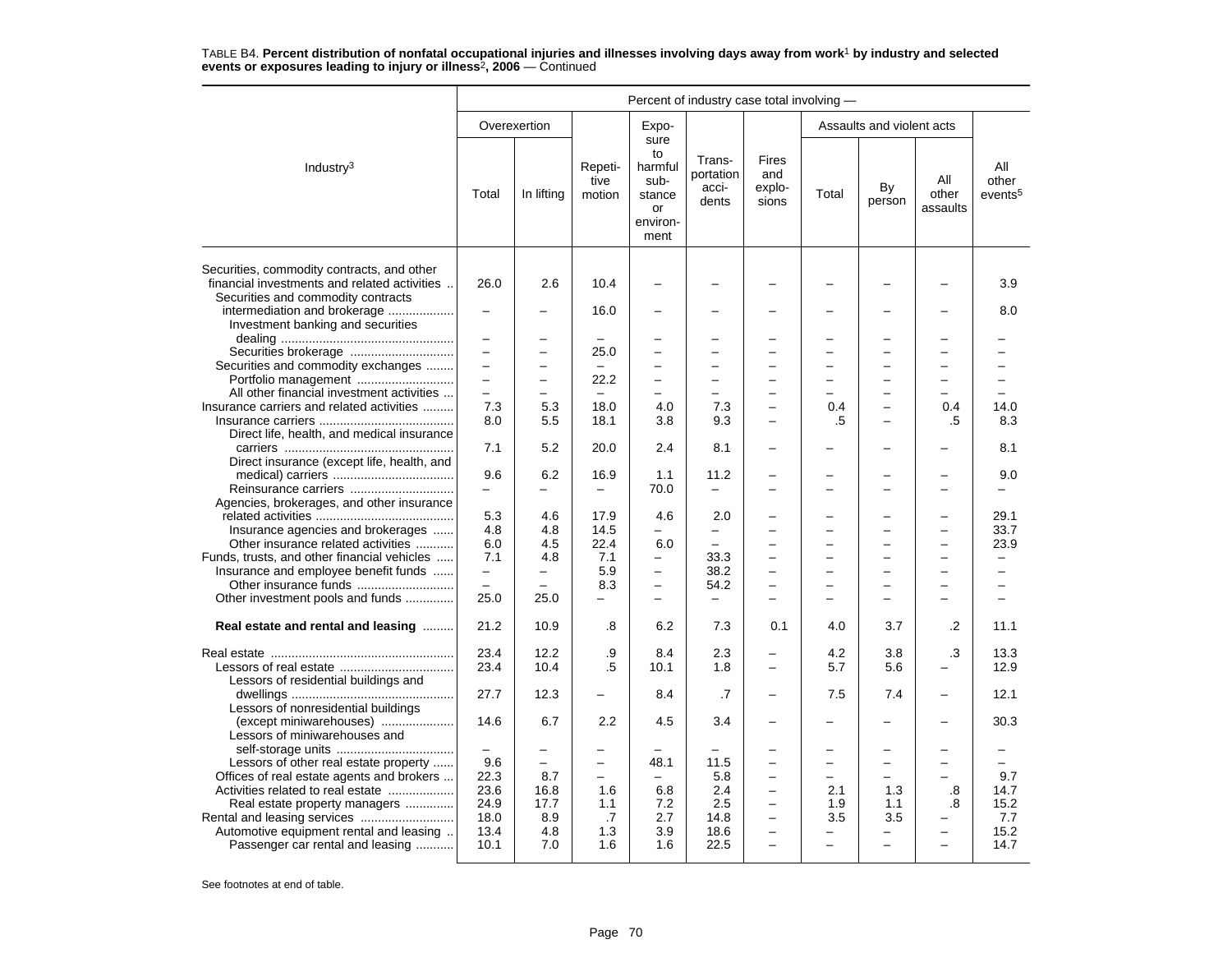TABLE B4. **Percent distribution of nonfatal occupational injuries and illnesses involving days away from work[1] by industry and selected events or exposures leading to injury or illness[2], 2006** — Continued

| Industry[3] | Percent of industry case total involving — | | | | | | | | | |
|---|---|---|---|---|---|---|---|---|---|---|
| | Overexertion | | Repetitive motion | Exposure to harmful substance or environment | Transportation accidents | Fires and explosions | Assaults and violent acts | | | All other events[5] |
| | Total | In lifting | | | | | Total | By person | All other assaults | |
| Securities, commodity contracts, and other financial investments and related activities | 26.0 | 2.6 | 10.4 | – | – | – | – | – | – | 3.9 |
| Securities and commodity contracts intermediation and brokerage | – | – | 16.0 | – | – | – | – | – | – | 8.0 |
| Investment banking and securities dealing | – | – | – | – | – | – | – | – | – | – |
| Securities brokerage | – | – | 25.0 | – | – | – | – | – | – | – |
| Securities and commodity exchanges | – | – | – | – | – | – | – | – | – | – |
| Portfolio management | – | – | 22.2 | – | – | – | – | – | – | – |
| All other financial investment activities | – | – | – | – | – | – | – | – | – | – |
| Insurance carriers and related activities | 7.3 | 5.3 | 18.0 | 4.0 | 7.3 | – | 0.4 | – | 0.4 | 14.0 |
| Insurance carriers | 8.0 | 5.5 | 18.1 | 3.8 | 9.3 | – | .5 | – | .5 | 8.3 |
| Direct life, health, and medical insurance carriers | 7.1 | 5.2 | 20.0 | 2.4 | 8.1 | – | – | – | – | 8.1 |
| Direct insurance (except life, health, and medical) carriers | 9.6 | 6.2 | 16.9 | 1.1 | 11.2 | – | – | – | – | 9.0 |
| Reinsurance carriers | – | – | – | 70.0 | – | – | – | – | – | – |
| Agencies, brokerages, and other insurance related activities | 5.3 | 4.6 | 17.9 | 4.6 | 2.0 | – | – | – | – | 29.1 |
| Insurance agencies and brokerages | 4.8 | 4.8 | 14.5 | – | – | – | – | – | – | 33.7 |
| Other insurance related activities | 6.0 | 4.5 | 22.4 | 6.0 | – | – | – | – | – | 23.9 |
| Funds, trusts, and other financial vehicles | 7.1 | 4.8 | 7.1 | – | 33.3 | – | – | – | – | – |
| Insurance and employee benefit funds | – | – | 5.9 | – | 38.2 | – | – | – | – | – |
| Other insurance funds | – | – | 8.3 | – | 54.2 | – | – | – | – | – |
| Other investment pools and funds | 25.0 | 25.0 | – | – | – | – | – | – | – | – |
| **Real estate and rental and leasing** | 21.2 | 10.9 | .8 | 6.2 | 7.3 | 0.1 | 4.0 | 3.7 | .2 | 11.1 |
| Real estate | 23.4 | 12.2 | .9 | 8.4 | 2.3 | – | 4.2 | 3.8 | .3 | 13.3 |
| Lessors of real estate | 23.4 | 10.4 | .5 | 10.1 | 1.8 | – | 5.7 | 5.6 | – | 12.9 |
| Lessors of residential buildings and dwellings | 27.7 | 12.3 | – | 8.4 | .7 | – | 7.5 | 7.4 | – | 12.1 |
| Lessors of nonresidential buildings (except miniwarehouses) | 14.6 | 6.7 | 2.2 | 4.5 | 3.4 | – | – | – | – | 30.3 |
| Lessors of miniwarehouses and self-storage units | – | – | – | – | – | – | – | – | – | – |
| Lessors of other real estate property | 9.6 | – | – | 48.1 | 11.5 | – | – | – | – | – |
| Offices of real estate agents and brokers | 22.3 | 8.7 | – | – | 5.8 | – | – | – | – | 9.7 |
| Activities related to real estate | 23.6 | 16.8 | 1.6 | 6.8 | 2.4 | – | 2.1 | 1.3 | .8 | 14.7 |
| Real estate property managers | 24.9 | 17.7 | 1.1 | 7.2 | 2.5 | – | 1.9 | 1.1 | .8 | 15.2 |
| Rental and leasing services | 18.0 | 8.9 | .7 | 2.7 | 14.8 | – | 3.5 | 3.5 | – | 7.7 |
| Automotive equipment rental and leasing | 13.4 | 4.8 | 1.3 | 3.9 | 18.6 | – | – | – | – | 15.2 |
| Passenger car rental and leasing | 10.1 | 7.0 | 1.6 | 1.6 | 22.5 | – | – | – | – | 14.7 |

See footnotes at end of table.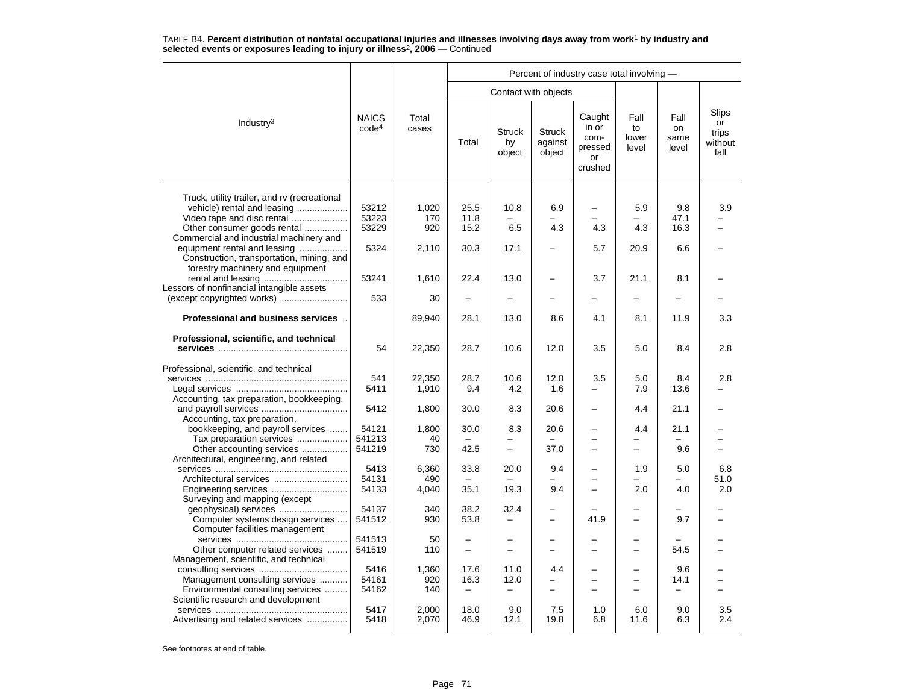TABLE B4. **Percent distribution of nonfatal occupational injuries and illnesses involving days away from work[1] by industry and selected events or exposures leading to injury or illness[2], 2006** — Continued

| Industry[3] | NAICS code[4] | Total cases | Percent of industry case total involving — Contact with objects: Total | Struck by object | Struck against object | Caught in or compressed or crushed | Fall to lower level | Fall on same level | Slips or trips without fall |
|---|---|---|---|---|---|---|---|---|---|
| Truck, utility trailer, and rv (recreational vehicle) rental and leasing | 53212 | 1,020 | 25.5 | 10.8 | 6.9 | – | 5.9 | 9.8 | 3.9 |
| Video tape and disc rental | 53223 | 170 | 11.8 | – | – | – | – | 47.1 | – |
| Other consumer goods rental | 53229 | 920 | 15.2 | 6.5 | 4.3 | 4.3 | 4.3 | 16.3 | – |
| Commercial and industrial machinery and equipment rental and leasing | 5324 | 2,110 | 30.3 | 17.1 | – | 5.7 | 20.9 | 6.6 | – |
| Construction, transportation, mining, and forestry machinery and equipment rental and leasing | 53241 | 1,610 | 22.4 | 13.0 | – | 3.7 | 21.1 | 8.1 | – |
| Lessors of nonfinancial intangible assets (except copyrighted works) | 533 | 30 | – | – | – | – | – | – | – |
| **Professional and business services** | | 89,940 | 28.1 | 13.0 | 8.6 | 4.1 | 8.1 | 11.9 | 3.3 |
| **Professional, scientific, and technical services** | 54 | 22,350 | 28.7 | 10.6 | 12.0 | 3.5 | 5.0 | 8.4 | 2.8 |
| Professional, scientific, and technical services | 541 | 22,350 | 28.7 | 10.6 | 12.0 | 3.5 | 5.0 | 8.4 | 2.8 |
| Legal services | 5411 | 1,910 | 9.4 | 4.2 | 1.6 | – | 7.9 | 13.6 | – |
| Accounting, tax preparation, bookkeeping, and payroll services | 5412 | 1,800 | 30.0 | 8.3 | 20.6 | – | 4.4 | 21.1 | – |
| Accounting, tax preparation, bookkeeping, and payroll services | 54121 | 1,800 | 30.0 | 8.3 | 20.6 | – | 4.4 | 21.1 | – |
| Tax preparation services | 541213 | 40 | – | – | – | – | – | – | – |
| Other accounting services | 541219 | 730 | 42.5 | – | 37.0 | – | – | 9.6 | – |
| Architectural, engineering, and related services | 5413 | 6,360 | 33.8 | 20.0 | 9.4 | – | 1.9 | 5.0 | 6.8 |
| Architectural services | 54131 | 490 | – | – | – | – | – | – | 51.0 |
| Engineering services | 54133 | 4,040 | 35.1 | 19.3 | 9.4 | – | 2.0 | 4.0 | 2.0 |
| Surveying and mapping (except geophysical) services | 54137 | 340 | 38.2 | 32.4 | – | – | – | – | – |
| Computer systems design services | 541512 | 930 | 53.8 | – | – | 41.9 | – | 9.7 | – |
| Computer facilities management services | 541513 | 50 | – | – | – | – | – | – | – |
| Other computer related services | 541519 | 110 | – | – | – | – | – | 54.5 | – |
| Management, scientific, and technical consulting services | 5416 | 1,360 | 17.6 | 11.0 | 4.4 | – | – | 9.6 | – |
| Management consulting services | 54161 | 920 | 16.3 | 12.0 | – | – | – | 14.1 | – |
| Environmental consulting services | 54162 | 140 | – | – | – | – | – | – | – |
| Scientific research and development services | 5417 | 2,000 | 18.0 | 9.0 | 7.5 | 1.0 | 6.0 | 9.0 | 3.5 |
| Advertising and related services | 5418 | 2,070 | 46.9 | 12.1 | 19.8 | 6.8 | 11.6 | 6.3 | 2.4 |

See footnotes at end of table.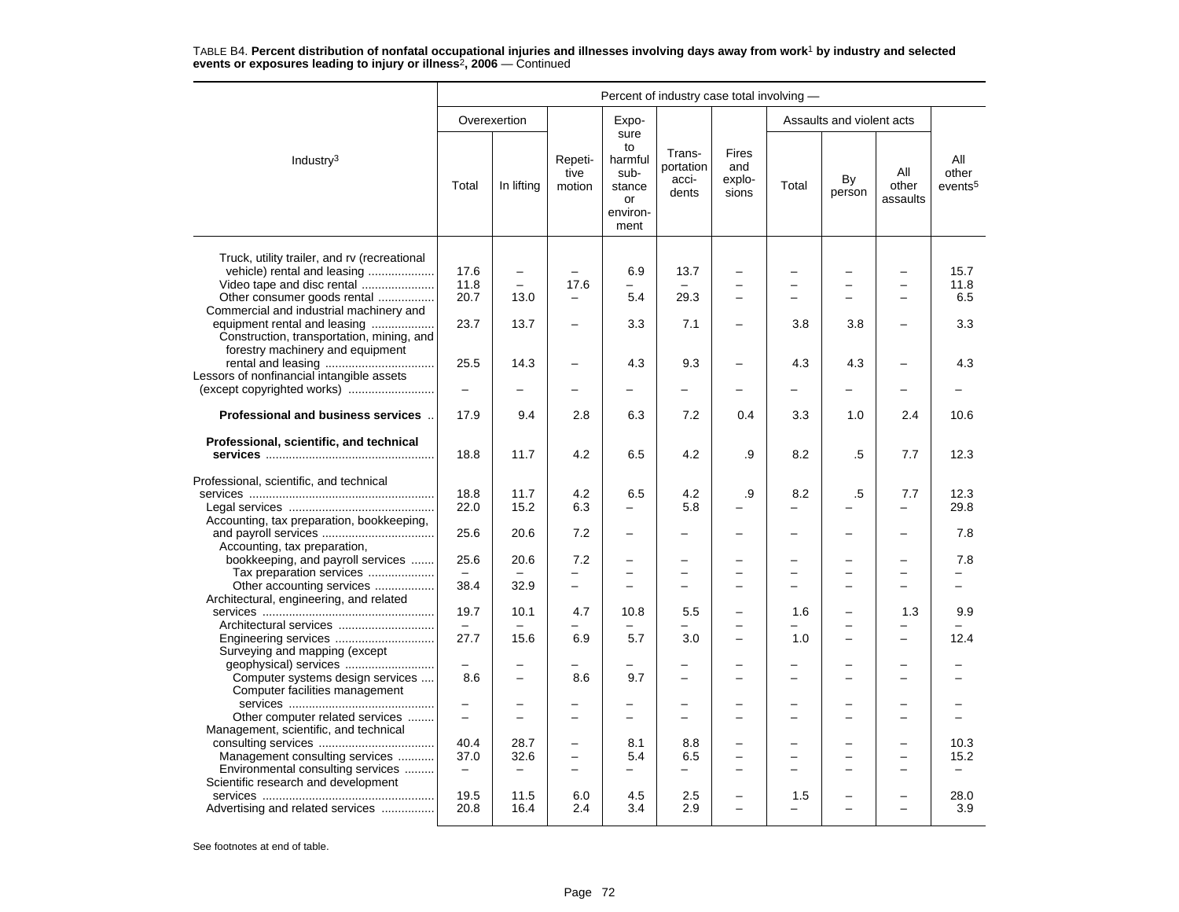TABLE B4. **Percent distribution of nonfatal occupational injuries and illnesses involving days away from work[1] by industry and selected events or exposures leading to injury or illness[2], 2006** — Continued

| Industry[3] | Percent of industry case total involving — | | | | | | | | | |
|---|---|---|---|---|---|---|---|---|---|---|
| | Overexertion | | Repetitive motion | Exposure to harmful substance or environment | Transportation accidents | Fires and explosions | Assaults and violent acts | | | All other events[5] |
| | Total | In lifting | | | | | Total | By person | All other assaults | |
| Truck, utility trailer, and rv (recreational vehicle) rental and leasing | 17.6 | – | – | 6.9 | 13.7 | – | – | – | – | 15.7 |
| Video tape and disc rental | 11.8 | – | 17.6 | – | – | – | – | – | – | 11.8 |
| Other consumer goods rental | 20.7 | 13.0 | – | 5.4 | 29.3 | – | – | – | – | 6.5 |
| Commercial and industrial machinery and equipment rental and leasing | 23.7 | 13.7 | – | 3.3 | 7.1 | – | 3.8 | 3.8 | – | 3.3 |
| Construction, transportation, mining, and forestry machinery and equipment rental and leasing | 25.5 | 14.3 | – | 4.3 | 9.3 | – | 4.3 | 4.3 | – | 4.3 |
| Lessors of nonfinancial intangible assets (except copyrighted works) | – | – | – | – | – | – | – | – | – | – |
| **Professional and business services** | 17.9 | 9.4 | 2.8 | 6.3 | 7.2 | 0.4 | 3.3 | 1.0 | 2.4 | 10.6 |
| **Professional, scientific, and technical services** | 18.8 | 11.7 | 4.2 | 6.5 | 4.2 | .9 | 8.2 | .5 | 7.7 | 12.3 |
| Professional, scientific, and technical services | 18.8 | 11.7 | 4.2 | 6.5 | 4.2 | .9 | 8.2 | .5 | 7.7 | 12.3 |
| Legal services | 22.0 | 15.2 | 6.3 | – | 5.8 | – | – | – | – | 29.8 |
| Accounting, tax preparation, bookkeeping, and payroll services | 25.6 | 20.6 | 7.2 | – | – | – | – | – | – | 7.8 |
| Accounting, tax preparation, bookkeeping, and payroll services | 25.6 | 20.6 | 7.2 | – | – | – | – | – | – | 7.8 |
| Tax preparation services | – | – | – | – | – | – | – | – | – | – |
| Other accounting services | 38.4 | 32.9 | – | – | – | – | – | – | – | – |
| Architectural, engineering, and related services | 19.7 | 10.1 | 4.7 | 10.8 | 5.5 | – | 1.6 | – | 1.3 | 9.9 |
| Architectural services | – | – | – | – | – | – | – | – | – | – |
| Engineering services | 27.7 | 15.6 | 6.9 | 5.7 | 3.0 | – | 1.0 | – | – | 12.4 |
| Surveying and mapping (except geophysical) services | – | – | – | – | – | – | – | – | – | – |
| Computer systems design services | 8.6 | – | 8.6 | 9.7 | – | – | – | – | – | – |
| Computer facilities management services | – | – | – | – | – | – | – | – | – | – |
| Other computer related services | – | – | – | – | – | – | – | – | – | – |
| Management, scientific, and technical consulting services | 40.4 | 28.7 | – | 8.1 | 8.8 | – | – | – | – | 10.3 |
| Management consulting services | 37.0 | 32.6 | – | 5.4 | 6.5 | – | – | – | – | 15.2 |
| Environmental consulting services | – | – | – | – | – | – | – | – | – | – |
| Scientific research and development services | 19.5 | 11.5 | 6.0 | 4.5 | 2.5 | – | 1.5 | – | – | 28.0 |
| Advertising and related services | 20.8 | 16.4 | 2.4 | 3.4 | 2.9 | – | – | – | – | 3.9 |

See footnotes at end of table.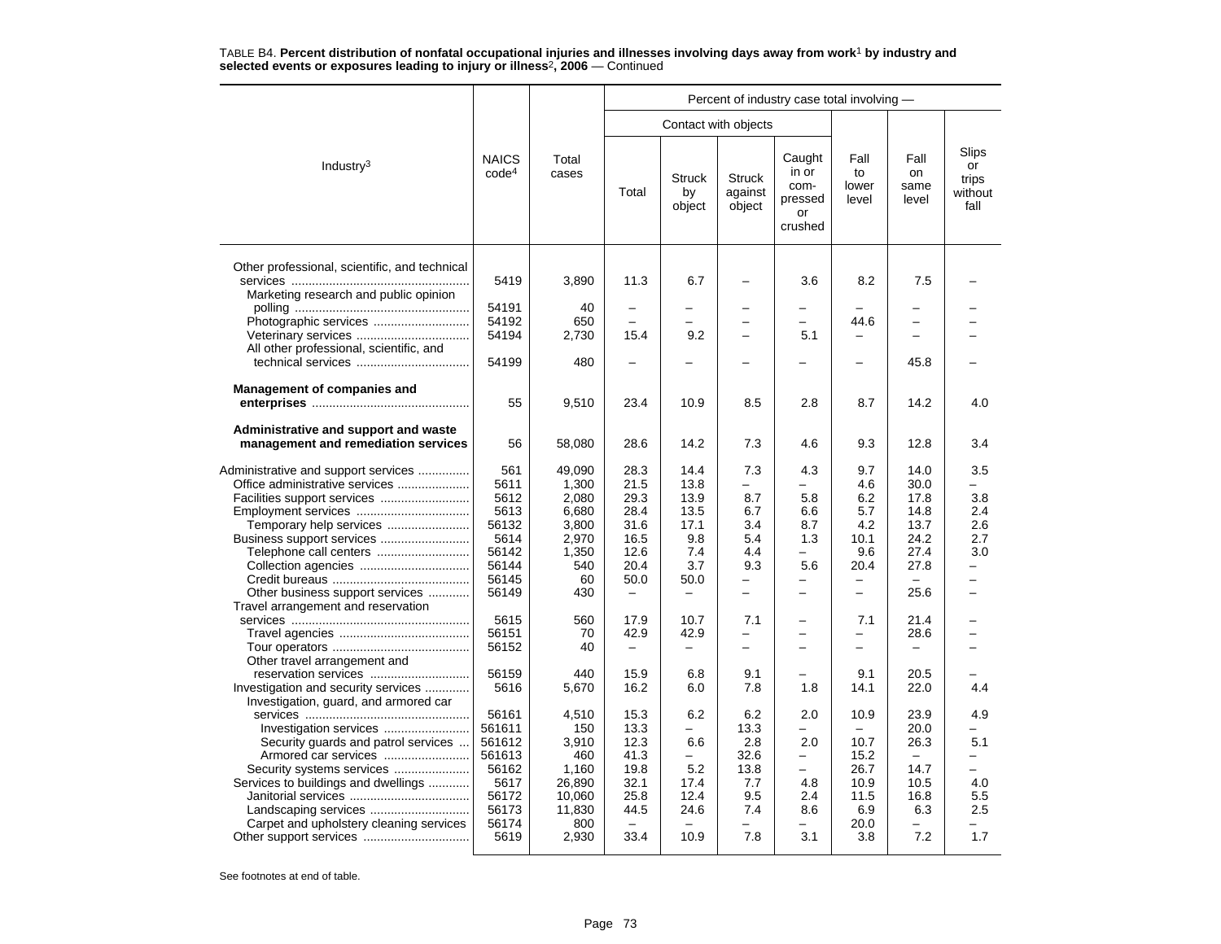TABLE B4. **Percent distribution of nonfatal occupational injuries and illnesses involving days away from work[1] by industry and selected events or exposures leading to injury or illness[2], 2006** — Continued

| Industry[3] | NAICS code[4] | Total cases | Percent of industry case total involving — | | | | | | |
|---|---|---|---|---|---|---|---|---|---|
| | | | Contact with objects | | | | | | |
| | | | Total | Struck by object | Struck against object | Caught in or com-pressed or crushed | Fall to lower level | Fall on same level | Slips or trips without fall |
| Other professional, scientific, and technical services | 5419 | 3,890 | 11.3 | 6.7 | – | 3.6 | 8.2 | 7.5 | – |
| Marketing research and public opinion polling | 54191 | 40 | – | – | – | – | – | – | – |
| Photographic services | 54192 | 650 | – | – | – | – | 44.6 | – | – |
| Veterinary services | 54194 | 2,730 | 15.4 | 9.2 | – | 5.1 | – | – | – |
| All other professional, scientific, and technical services | 54199 | 480 | – | – | – | – | – | 45.8 | – |
| **Management of companies and enterprises** | 55 | 9,510 | 23.4 | 10.9 | 8.5 | 2.8 | 8.7 | 14.2 | 4.0 |
| **Administrative and support and waste management and remediation services** | 56 | 58,080 | 28.6 | 14.2 | 7.3 | 4.6 | 9.3 | 12.8 | 3.4 |
| Administrative and support services | 561 | 49,090 | 28.3 | 14.4 | 7.3 | 4.3 | 9.7 | 14.0 | 3.5 |
| Office administrative services | 5611 | 1,300 | 21.5 | 13.8 | – | – | 4.6 | 30.0 | – |
| Facilities support services | 5612 | 2,080 | 29.3 | 13.9 | 8.7 | 5.8 | 6.2 | 17.8 | 3.8 |
| Employment services | 5613 | 6,680 | 28.4 | 13.5 | 6.7 | 6.6 | 5.7 | 14.8 | 2.4 |
| Temporary help services | 56132 | 3,800 | 31.6 | 17.1 | 3.4 | 8.7 | 4.2 | 13.7 | 2.6 |
| Business support services | 5614 | 2,970 | 16.5 | 9.8 | 5.4 | 1.3 | 10.1 | 24.2 | 2.7 |
| Telephone call centers | 56142 | 1,350 | 12.6 | 7.4 | 4.4 | – | 9.6 | 27.4 | 3.0 |
| Collection agencies | 56144 | 540 | 20.4 | 3.7 | 9.3 | 5.6 | 20.4 | 27.8 | – |
| Credit bureaus | 56145 | 60 | 50.0 | 50.0 | – | – | – | – | – |
| Other business support services | 56149 | 430 | – | – | – | – | – | 25.6 | – |
| Travel arrangement and reservation services | 5615 | 560 | 17.9 | 10.7 | 7.1 | – | 7.1 | 21.4 | – |
| Travel agencies | 56151 | 70 | 42.9 | 42.9 | – | – | – | 28.6 | – |
| Tour operators | 56152 | 40 | – | – | – | – | – | – | – |
| Other travel arrangement and reservation services | 56159 | 440 | 15.9 | 6.8 | 9.1 | – | 9.1 | 20.5 | – |
| Investigation and security services | 5616 | 5,670 | 16.2 | 6.0 | 7.8 | 1.8 | 14.1 | 22.0 | 4.4 |
| Investigation, guard, and armored car services | 56161 | 4,510 | 15.3 | 6.2 | 6.2 | 2.0 | 10.9 | 23.9 | 4.9 |
| Investigation services | 561611 | 150 | 13.3 | – | 13.3 | – | – | 20.0 | – |
| Security guards and patrol services | 561612 | 3,910 | 12.3 | 6.6 | 2.8 | 2.0 | 10.7 | 26.3 | 5.1 |
| Armored car services | 561613 | 460 | 41.3 | – | 32.6 | – | 15.2 | – | – |
| Security systems services | 56162 | 1,160 | 19.8 | 5.2 | 13.8 | – | 26.7 | 14.7 | – |
| Services to buildings and dwellings | 5617 | 26,890 | 32.1 | 17.4 | 7.7 | 4.8 | 10.9 | 10.5 | 4.0 |
| Janitorial services | 56172 | 10,060 | 25.8 | 12.4 | 9.5 | 2.4 | 11.5 | 16.8 | 5.5 |
| Landscaping services | 56173 | 11,830 | 44.5 | 24.6 | 7.4 | 8.6 | 6.9 | 6.3 | 2.5 |
| Carpet and upholstery cleaning services | 56174 | 800 | – | – | – | – | 20.0 | – | – |
| Other support services | 5619 | 2,930 | 33.4 | 10.9 | 7.8 | 3.1 | 3.8 | 7.2 | 1.7 |

See footnotes at end of table.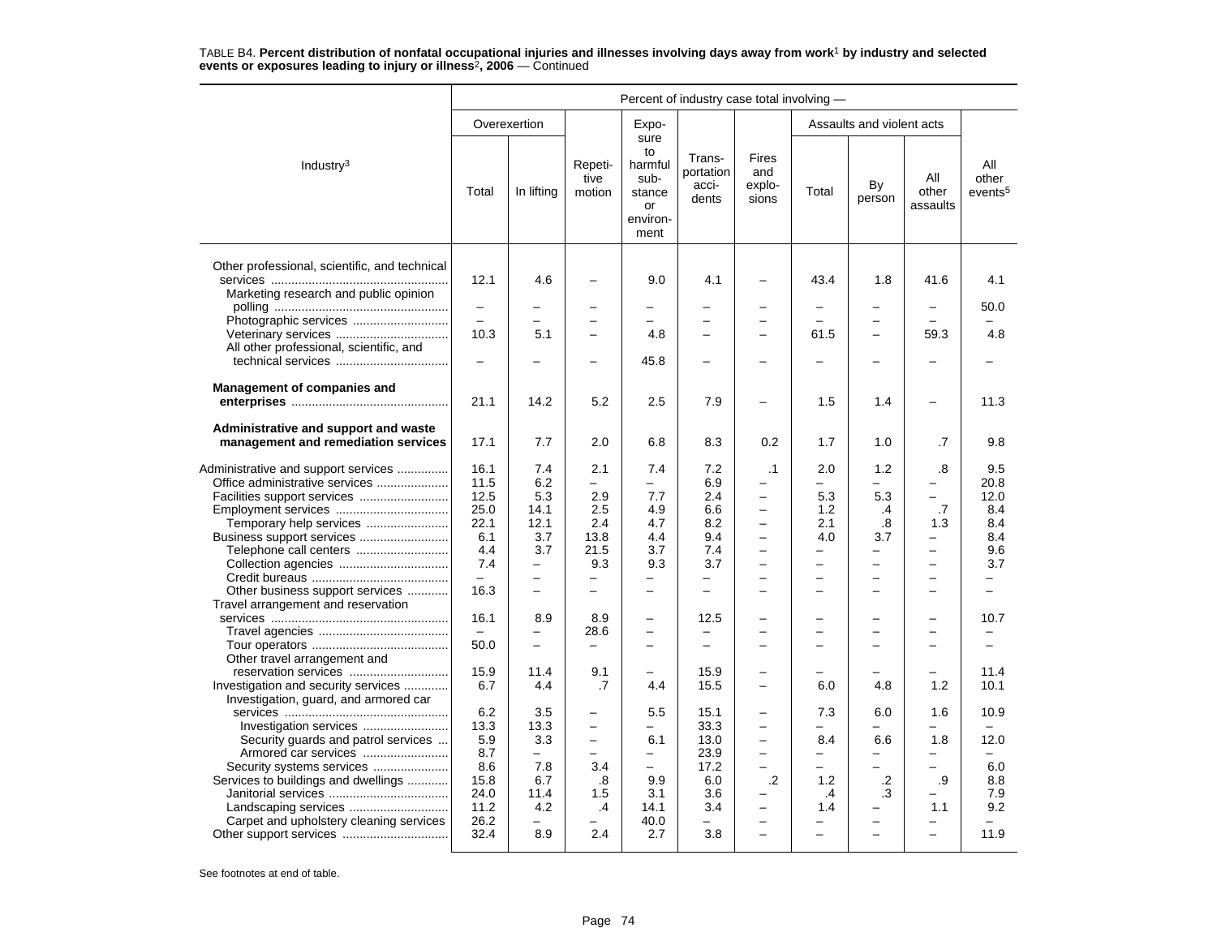TABLE B4. **Percent distribution of nonfatal occupational injuries and illnesses involving days away from work[1] by industry and selected events or exposures leading to injury or illness[2], 2006** — Continued

| Industry[3] | Percent of industry case total involving — | | | | | | | | | |
|---|---|---|---|---|---|---|---|---|---|---|
| | Overexertion | | Repetitive motion | Exposure to harmful substance or environment | Transportation accidents | Fires and explosions | Assaults and violent acts | | | All other events[5] |
| | Total | In lifting | | | | | Total | By person | All other assaults | |
| Other professional, scientific, and technical services | 12.1 | 4.6 | – | 9.0 | 4.1 | – | 43.4 | 1.8 | 41.6 | 4.1 |
| Marketing research and public opinion polling | – | – | – | – | – | – | – | – | – | 50.0 |
| Photographic services | – | – | – | – | – | – | – | – | – | – |
| Veterinary services | 10.3 | 5.1 | – | 4.8 | – | – | 61.5 | – | 59.3 | 4.8 |
| All other professional, scientific, and technical services | – | – | – | 45.8 | – | – | – | – | – | – |
| **Management of companies and enterprises** | 21.1 | 14.2 | 5.2 | 2.5 | 7.9 | – | 1.5 | 1.4 | – | 11.3 |
| **Administrative and support and waste management and remediation services** | 17.1 | 7.7 | 2.0 | 6.8 | 8.3 | 0.2 | 1.7 | 1.0 | .7 | 9.8 |
| Administrative and support services | 16.1 | 7.4 | 2.1 | 7.4 | 7.2 | .1 | 2.0 | 1.2 | .8 | 9.5 |
| Office administrative services | 11.5 | 6.2 | – | – | 6.9 | – | – | – | – | 20.8 |
| Facilities support services | 12.5 | 5.3 | 2.9 | 7.7 | 2.4 | – | 5.3 | 5.3 | – | 12.0 |
| Employment services | 25.0 | 14.1 | 2.5 | 4.9 | 6.6 | – | 1.2 | .4 | .7 | 8.4 |
| Temporary help services | 22.1 | 12.1 | 2.4 | 4.7 | 8.2 | – | 2.1 | .8 | 1.3 | 8.4 |
| Business support services | 6.1 | 3.7 | 13.8 | 4.4 | 9.4 | – | 4.0 | 3.7 | – | 8.4 |
| Telephone call centers | 4.4 | 3.7 | 21.5 | 3.7 | 7.4 | – | – | – | – | 9.6 |
| Collection agencies | 7.4 | – | 9.3 | 9.3 | 3.7 | – | – | – | – | 3.7 |
| Credit bureaus | – | – | – | – | – | – | – | – | – | – |
| Other business support services | 16.3 | – | – | – | – | – | – | – | – | – |
| Travel arrangement and reservation services | 16.1 | 8.9 | 8.9 | – | 12.5 | – | – | – | – | 10.7 |
| Travel agencies | – | – | 28.6 | – | – | – | – | – | – | – |
| Tour operators | 50.0 | – | – | – | – | – | – | – | – | – |
| Other travel arrangement and reservation services | 15.9 | 11.4 | 9.1 | – | 15.9 | – | – | – | – | 11.4 |
| Investigation and security services | 6.7 | 4.4 | .7 | 4.4 | 15.5 | – | 6.0 | 4.8 | 1.2 | 10.1 |
| Investigation, guard, and armored car services | 6.2 | 3.5 | – | 5.5 | 15.1 | – | 7.3 | 6.0 | 1.6 | 10.9 |
| Investigation services | 13.3 | 13.3 | – | – | 33.3 | – | – | – | – | – |
| Security guards and patrol services | 5.9 | 3.3 | – | 6.1 | 13.0 | – | 8.4 | 6.6 | 1.8 | 12.0 |
| Armored car services | 8.7 | – | – | – | 23.9 | – | – | – | – | – |
| Security systems services | 8.6 | 7.8 | 3.4 | – | 17.2 | – | – | – | – | 6.0 |
| Services to buildings and dwellings | 15.8 | 6.7 | .8 | 9.9 | 6.0 | .2 | 1.2 | .2 | .9 | 8.8 |
| Janitorial services | 24.0 | 11.4 | 1.5 | 3.1 | 3.6 | – | .4 | .3 | – | 7.9 |
| Landscaping services | 11.2 | 4.2 | .4 | 14.1 | 3.4 | – | 1.4 | – | 1.1 | 9.2 |
| Carpet and upholstery cleaning services | 26.2 | – | – | 40.0 | – | – | – | – | – | – |
| Other support services | 32.4 | 8.9 | 2.4 | 2.7 | 3.8 | – | – | – | – | 11.9 |

See footnotes at end of table.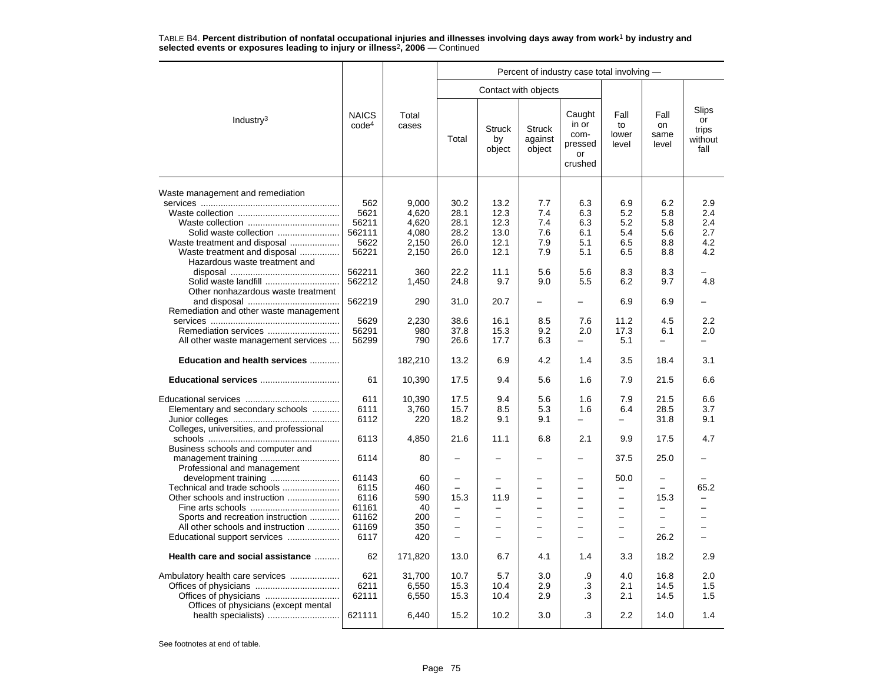TABLE B4. **Percent distribution of nonfatal occupational injuries and illnesses involving days away from work[1] by industry and selected events or exposures leading to injury or illness[2], 2006** — Continued

| Industry[3] | NAICS code[4] | Total cases | Percent of industry case total involving — | | | | | | |
|---|---|---|---|---|---|---|---|---|---|
| | | | Contact with objects | | | | | | |
| | | | Total | Struck by object | Struck against object | Caught in or com-pressed or crushed | Fall to lower level | Fall on same level | Slips or trips without fall |
| Waste management and remediation services | 562 | 9,000 | 30.2 | 13.2 | 7.7 | 6.3 | 6.9 | 6.2 | 2.9 |
| Waste collection | 5621 | 4,620 | 28.1 | 12.3 | 7.4 | 6.3 | 5.2 | 5.8 | 2.4 |
| Waste collection | 56211 | 4,620 | 28.1 | 12.3 | 7.4 | 6.3 | 5.2 | 5.8 | 2.4 |
| Solid waste collection | 562111 | 4,080 | 28.2 | 13.0 | 7.6 | 6.1 | 5.4 | 5.6 | 2.7 |
| Waste treatment and disposal | 5622 | 2,150 | 26.0 | 12.1 | 7.9 | 5.1 | 6.5 | 8.8 | 4.2 |
| Waste treatment and disposal | 56221 | 2,150 | 26.0 | 12.1 | 7.9 | 5.1 | 6.5 | 8.8 | 4.2 |
| Hazardous waste treatment and disposal | 562211 | 360 | 22.2 | 11.1 | 5.6 | 5.6 | 8.3 | 8.3 | – |
| Solid waste landfill | 562212 | 1,450 | 24.8 | 9.7 | 9.0 | 5.5 | 6.2 | 9.7 | 4.8 |
| Other nonhazardous waste treatment and disposal | 562219 | 290 | 31.0 | 20.7 | – | – | 6.9 | 6.9 | – |
| Remediation and other waste management services | 5629 | 2,230 | 38.6 | 16.1 | 8.5 | 7.6 | 11.2 | 4.5 | 2.2 |
| Remediation services | 56291 | 980 | 37.8 | 15.3 | 9.2 | 2.0 | 17.3 | 6.1 | 2.0 |
| All other waste management services | 56299 | 790 | 26.6 | 17.7 | 6.3 | – | 5.1 | – | – |
| **Education and health services** | | 182,210 | 13.2 | 6.9 | 4.2 | 1.4 | 3.5 | 18.4 | 3.1 |
| **Educational services** | 61 | 10,390 | 17.5 | 9.4 | 5.6 | 1.6 | 7.9 | 21.5 | 6.6 |
| Educational services | 611 | 10,390 | 17.5 | 9.4 | 5.6 | 1.6 | 7.9 | 21.5 | 6.6 |
| Elementary and secondary schools | 6111 | 3,760 | 15.7 | 8.5 | 5.3 | 1.6 | 6.4 | 28.5 | 3.7 |
| Junior colleges | 6112 | 220 | 18.2 | 9.1 | 9.1 | – | – | 31.8 | 9.1 |
| Colleges, universities, and professional schools | 6113 | 4,850 | 21.6 | 11.1 | 6.8 | 2.1 | 9.9 | 17.5 | 4.7 |
| Business schools and computer and management training | 6114 | 80 | – | – | – | – | 37.5 | 25.0 | – |
| Professional and management development training | 61143 | 60 | – | – | – | – | 50.0 | – | – |
| Technical and trade schools | 6115 | 460 | – | – | – | – | – | – | 65.2 |
| Other schools and instruction | 6116 | 590 | 15.3 | 11.9 | – | – | – | 15.3 | – |
| Fine arts schools | 61161 | 40 | – | – | – | – | – | – | – |
| Sports and recreation instruction | 61162 | 200 | – | – | – | – | – | – | – |
| All other schools and instruction | 61169 | 350 | – | – | – | – | – | – | – |
| Educational support services | 6117 | 420 | – | – | – | – | – | 26.2 | – |
| **Health care and social assistance** | 62 | 171,820 | 13.0 | 6.7 | 4.1 | 1.4 | 3.3 | 18.2 | 2.9 |
| Ambulatory health care services | 621 | 31,700 | 10.7 | 5.7 | 3.0 | .9 | 4.0 | 16.8 | 2.0 |
| Offices of physicians | 6211 | 6,550 | 15.3 | 10.4 | 2.9 | .3 | 2.1 | 14.5 | 1.5 |
| Offices of physicians | 62111 | 6,550 | 15.3 | 10.4 | 2.9 | .3 | 2.1 | 14.5 | 1.5 |
| Offices of physicians (except mental health specialists) | 621111 | 6,440 | 15.2 | 10.2 | 3.0 | .3 | 2.2 | 14.0 | 1.4 |

See footnotes at end of table.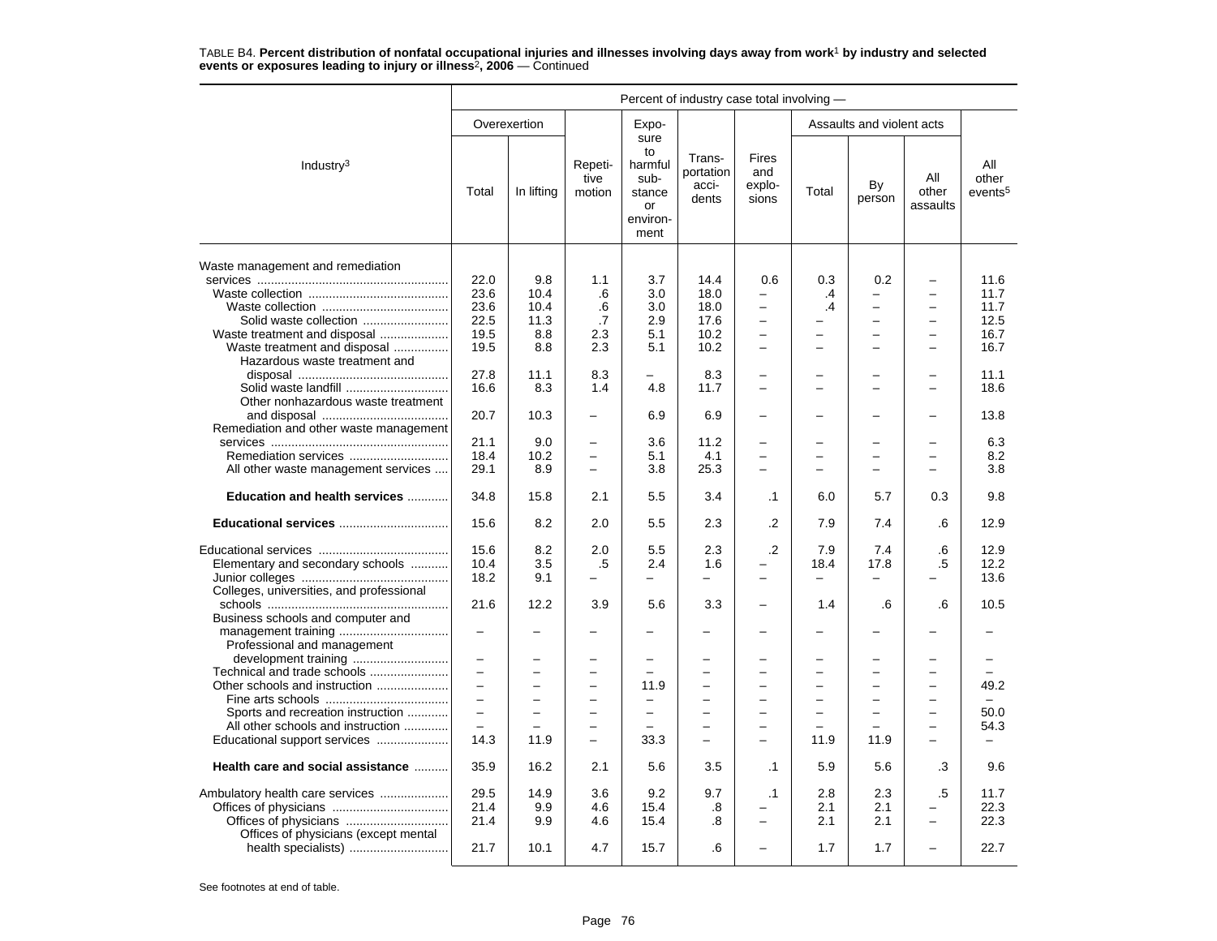TABLE B4. **Percent distribution of nonfatal occupational injuries and illnesses involving days away from work[1] by industry and selected events or exposures leading to injury or illness[2], 2006** — Continued

| Industry[3] | Percent of industry case total involving — | | | | | | | | | |
|---|---|---|---|---|---|---|---|---|---|---|
| | Overexertion | | Repetitive motion | Exposure to harmful substance or environment | Transportation accidents | Fires and explosions | Assaults and violent acts | | | All other events[5] |
| | Total | In lifting | | | | | Total | By person | All other assaults | |
| Waste management and remediation services | 22.0 | 9.8 | 1.1 | 3.7 | 14.4 | 0.6 | 0.3 | 0.2 | – | 11.6 |
| Waste collection | 23.6 | 10.4 | .6 | 3.0 | 18.0 | – | .4 | – | – | 11.7 |
| Waste collection | 23.6 | 10.4 | .6 | 3.0 | 18.0 | – | .4 | – | – | 11.7 |
| Solid waste collection | 22.5 | 11.3 | .7 | 2.9 | 17.6 | – | – | – | – | 12.5 |
| Waste treatment and disposal | 19.5 | 8.8 | 2.3 | 5.1 | 10.2 | – | – | – | – | 16.7 |
| Waste treatment and disposal | 19.5 | 8.8 | 2.3 | 5.1 | 10.2 | – | – | – | – | 16.7 |
| Hazardous waste treatment and disposal | 27.8 | 11.1 | 8.3 | – | 8.3 | – | – | – | – | 11.1 |
| Solid waste landfill | 16.6 | 8.3 | 1.4 | 4.8 | 11.7 | – | – | – | – | 18.6 |
| Other nonhazardous waste treatment and disposal | 20.7 | 10.3 | – | 6.9 | 6.9 | – | – | – | – | 13.8 |
| Remediation and other waste management services | 21.1 | 9.0 | – | 3.6 | 11.2 | – | – | – | – | 6.3 |
| Remediation services | 18.4 | 10.2 | – | 5.1 | 4.1 | – | – | – | – | 8.2 |
| All other waste management services | 29.1 | 8.9 | – | 3.8 | 25.3 | – | – | – | – | 3.8 |
| **Education and health services** | 34.8 | 15.8 | 2.1 | 5.5 | 3.4 | .1 | 6.0 | 5.7 | 0.3 | 9.8 |
| **Educational services** | 15.6 | 8.2 | 2.0 | 5.5 | 2.3 | .2 | 7.9 | 7.4 | .6 | 12.9 |
| Educational services | 15.6 | 8.2 | 2.0 | 5.5 | 2.3 | .2 | 7.9 | 7.4 | .6 | 12.9 |
| Elementary and secondary schools | 10.4 | 3.5 | .5 | 2.4 | 1.6 | – | 18.4 | 17.8 | .5 | 12.2 |
| Junior colleges | 18.2 | 9.1 | – | – | – | – | – | – | – | 13.6 |
| Colleges, universities, and professional schools | 21.6 | 12.2 | 3.9 | 5.6 | 3.3 | – | 1.4 | .6 | .6 | 10.5 |
| Business schools and computer and management training | – | – | – | – | – | – | – | – | – | – |
| Professional and management development training | – | – | – | – | – | – | – | – | – | – |
| Technical and trade schools | – | – | – | – | – | – | – | – | – | – |
| Other schools and instruction | – | – | – | 11.9 | – | – | – | – | – | 49.2 |
| Fine arts schools | – | – | – | – | – | – | – | – | – | – |
| Sports and recreation instruction | – | – | – | – | – | – | – | – | – | 50.0 |
| All other schools and instruction | – | – | – | – | – | – | – | – | – | 54.3 |
| Educational support services | 14.3 | 11.9 | – | 33.3 | – | – | 11.9 | 11.9 | – | – |
| **Health care and social assistance** | 35.9 | 16.2 | 2.1 | 5.6 | 3.5 | .1 | 5.9 | 5.6 | .3 | 9.6 |
| Ambulatory health care services | 29.5 | 14.9 | 3.6 | 9.2 | 9.7 | .1 | 2.8 | 2.3 | .5 | 11.7 |
| Offices of physicians | 21.4 | 9.9 | 4.6 | 15.4 | .8 | – | 2.1 | 2.1 | – | 22.3 |
| Offices of physicians | 21.4 | 9.9 | 4.6 | 15.4 | .8 | – | 2.1 | 2.1 | – | 22.3 |
| Offices of physicians (except mental health specialists) | 21.7 | 10.1 | 4.7 | 15.7 | .6 | – | 1.7 | 1.7 | – | 22.7 |

See footnotes at end of table.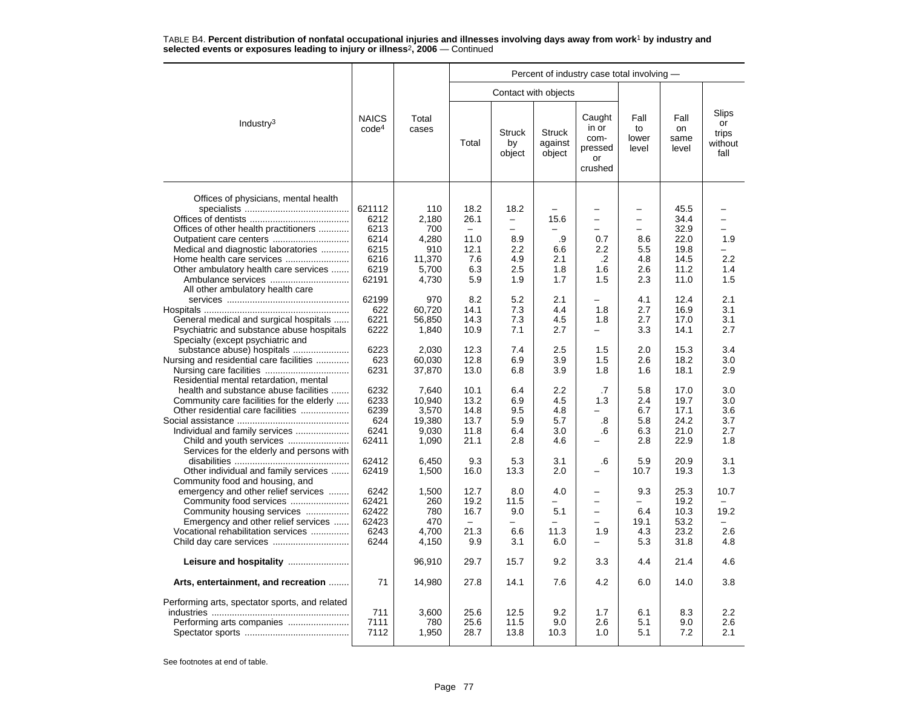TABLE B4. **Percent distribution of nonfatal occupational injuries and illnesses involving days away from work**[1] **by industry and selected events or exposures leading to injury or illness**[2]**, 2006** — Continued

| Industry[3] | NAICS code[4] | Total cases | Percent of industry case total involving — | | | | | | |
|---|---|---|---|---|---|---|---|---|---|
| | | | Contact with objects | | | | | | |
| | | | Total | Struck by object | Struck against object | Caught in or com-pressed or crushed | Fall to lower level | Fall on same level | Slips or trips without fall |
| Offices of physicians, mental health specialists | 621112 | 110 | 18.2 | 18.2 | – | – | – | 45.5 | – |
| Offices of dentists | 6212 | 2,180 | 26.1 | – | 15.6 | – | – | 34.4 | – |
| Offices of other health practitioners | 6213 | 700 | – | – | – | – | – | 32.9 | – |
| Outpatient care centers | 6214 | 4,280 | 11.0 | 8.9 | .9 | 0.7 | 8.6 | 22.0 | 1.9 |
| Medical and diagnostic laboratories | 6215 | 910 | 12.1 | 2.2 | 6.6 | 2.2 | 5.5 | 19.8 | – |
| Home health care services | 6216 | 11,370 | 7.6 | 4.9 | 2.1 | .2 | 4.8 | 14.5 | 2.2 |
| Other ambulatory health care services | 6219 | 5,700 | 6.3 | 2.5 | 1.8 | 1.6 | 2.6 | 11.2 | 1.4 |
| Ambulance services | 62191 | 4,730 | 5.9 | 1.9 | 1.7 | 1.5 | 2.3 | 11.0 | 1.5 |
| All other ambulatory health care services | 62199 | 970 | 8.2 | 5.2 | 2.1 | – | 4.1 | 12.4 | 2.1 |
| Hospitals | 622 | 60,720 | 14.1 | 7.3 | 4.4 | 1.8 | 2.7 | 16.9 | 3.1 |
| General medical and surgical hospitals | 6221 | 56,850 | 14.3 | 7.3 | 4.5 | 1.8 | 2.7 | 17.0 | 3.1 |
| Psychiatric and substance abuse hospitals | 6222 | 1,840 | 10.9 | 7.1 | 2.7 | – | 3.3 | 14.1 | 2.7 |
| Specialty (except psychiatric and substance abuse) hospitals | 6223 | 2,030 | 12.3 | 7.4 | 2.5 | 1.5 | 2.0 | 15.3 | 3.4 |
| Nursing and residential care facilities | 623 | 60,030 | 12.8 | 6.9 | 3.9 | 1.5 | 2.6 | 18.2 | 3.0 |
| Nursing care facilities | 6231 | 37,870 | 13.0 | 6.8 | 3.9 | 1.8 | 1.6 | 18.1 | 2.9 |
| Residential mental retardation, mental health and substance abuse facilities | 6232 | 7,640 | 10.1 | 6.4 | 2.2 | .7 | 5.8 | 17.0 | 3.0 |
| Community care facilities for the elderly | 6233 | 10,940 | 13.2 | 6.9 | 4.5 | 1.3 | 2.4 | 19.7 | 3.0 |
| Other residential care facilities | 6239 | 3,570 | 14.8 | 9.5 | 4.8 | – | 6.7 | 17.1 | 3.6 |
| Social assistance | 624 | 19,380 | 13.7 | 5.9 | 5.7 | .8 | 5.8 | 24.2 | 3.7 |
| Individual and family services | 6241 | 9,030 | 11.8 | 6.4 | 3.0 | .6 | 6.3 | 21.0 | 2.7 |
| Child and youth services | 62411 | 1,090 | 21.1 | 2.8 | 4.6 | – | 2.8 | 22.9 | 1.8 |
| Services for the elderly and persons with disabilities | 62412 | 6,450 | 9.3 | 5.3 | 3.1 | .6 | 5.9 | 20.9 | 3.1 |
| Other individual and family services | 62419 | 1,500 | 16.0 | 13.3 | 2.0 | – | 10.7 | 19.3 | 1.3 |
| Community food and housing, and emergency and other relief services | 6242 | 1,500 | 12.7 | 8.0 | 4.0 | – | 9.3 | 25.3 | 10.7 |
| Community food services | 62421 | 260 | 19.2 | 11.5 | – | – | – | 19.2 | – |
| Community housing services | 62422 | 780 | 16.7 | 9.0 | 5.1 | – | 6.4 | 10.3 | 19.2 |
| Emergency and other relief services | 62423 | 470 | – | – | – | – | 19.1 | 53.2 | – |
| Vocational rehabilitation services | 6243 | 4,700 | 21.3 | 6.6 | 11.3 | 1.9 | 4.3 | 23.2 | 2.6 |
| Child day care services | 6244 | 4,150 | 9.9 | 3.1 | 6.0 | – | 5.3 | 31.8 | 4.8 |
| **Leisure and hospitality** | | 96,910 | 29.7 | 15.7 | 9.2 | 3.3 | 4.4 | 21.4 | 4.6 |
| **Arts, entertainment, and recreation** | 71 | 14,980 | 27.8 | 14.1 | 7.6 | 4.2 | 6.0 | 14.0 | 3.8 |
| Performing arts, spectator sports, and related industries | 711 | 3,600 | 25.6 | 12.5 | 9.2 | 1.7 | 6.1 | 8.3 | 2.2 |
| Performing arts companies | 7111 | 780 | 25.6 | 11.5 | 9.0 | 2.6 | 5.1 | 9.0 | 2.6 |
| Spectator sports | 7112 | 1,950 | 28.7 | 13.8 | 10.3 | 1.0 | 5.1 | 7.2 | 2.1 |

See footnotes at end of table.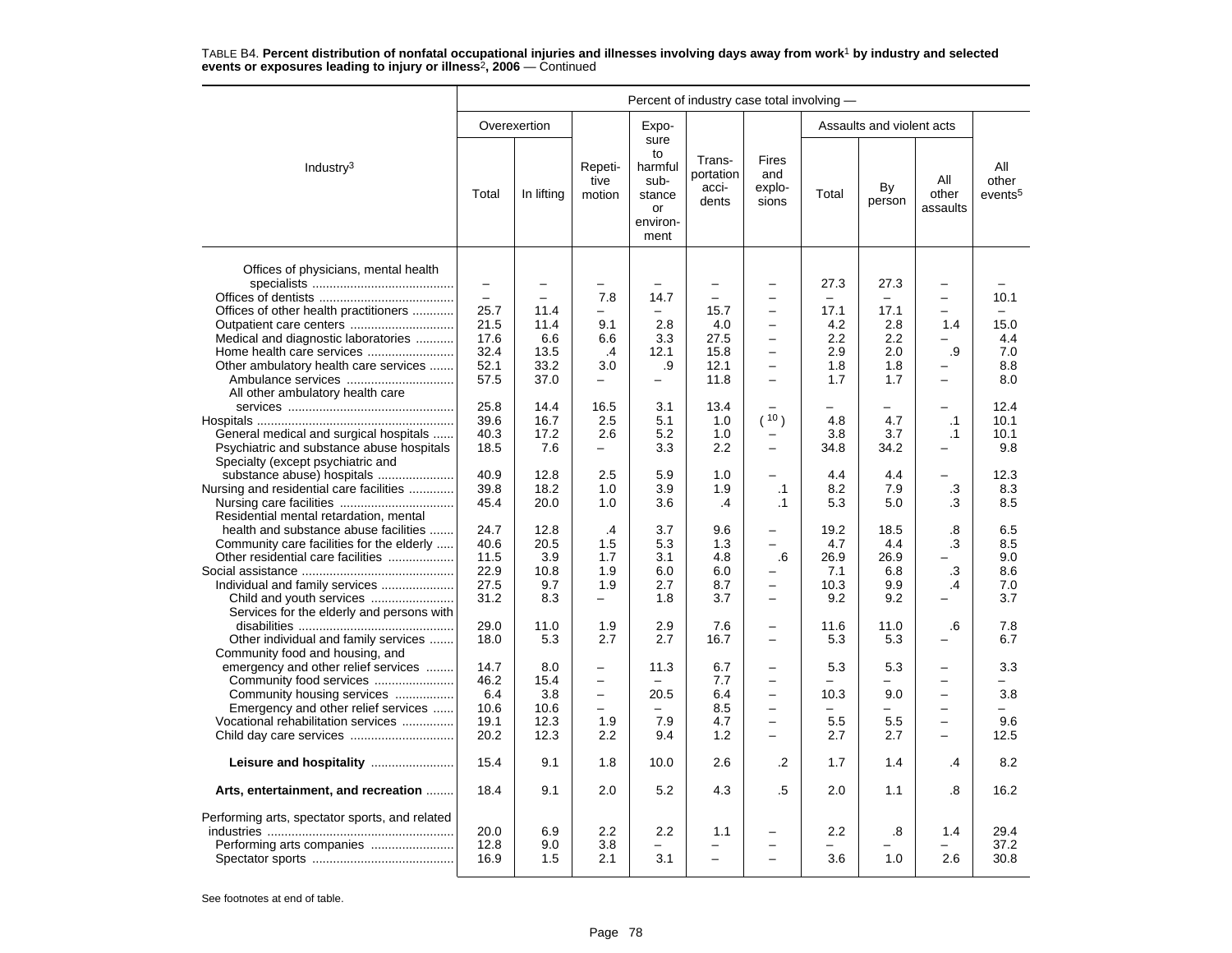TABLE B4. **Percent distribution of nonfatal occupational injuries and illnesses involving days away from work[1] by industry and selected events or exposures leading to injury or illness[2], 2006** — Continued

| Industry[3] | Overexertion | | Repetitive motion | Exposure to harmful substance or environment | Transportation accidents | Fires and explosions | Assaults and violent acts | | | All other events[5] |
|---|---|---|---|---|---|---|---|---|---|---|
| | Total | In lifting | | | | | Total | By person | All other assaults | |
| Offices of physicians, mental health specialists | – | – | – | – | – | – | 27.3 | 27.3 | – | – |
| Offices of dentists | – | – | 7.8 | 14.7 | – | – | – | – | – | 10.1 |
| Offices of other health practitioners | 25.7 | 11.4 | – | – | 15.7 | – | 17.1 | 17.1 | – | – |
| Outpatient care centers | 21.5 | 11.4 | 9.1 | 2.8 | 4.0 | – | 4.2 | 2.8 | 1.4 | 15.0 |
| Medical and diagnostic laboratories | 17.6 | 6.6 | 6.6 | 3.3 | 27.5 | – | 2.2 | 2.2 | – | 4.4 |
| Home health care services | 32.4 | 13.5 | .4 | 12.1 | 15.8 | – | 2.9 | 2.0 | .9 | 7.0 |
| Other ambulatory health care services | 52.1 | 33.2 | 3.0 | .9 | 12.1 | – | 1.8 | 1.8 | – | 8.8 |
| Ambulance services | 57.5 | 37.0 | – | – | 11.8 | – | 1.7 | 1.7 | – | 8.0 |
| All other ambulatory health care services | 25.8 | 14.4 | 16.5 | 3.1 | 13.4 | – | – | – | – | 12.4 |
| Hospitals | 39.6 | 16.7 | 2.5 | 5.1 | 1.0 | ([10]) | 4.8 | 4.7 | .1 | 10.1 |
| General medical and surgical hospitals | 40.3 | 17.2 | 2.6 | 5.2 | 1.0 | – | 3.8 | 3.7 | .1 | 10.1 |
| Psychiatric and substance abuse hospitals | 18.5 | 7.6 | – | 3.3 | 2.2 | – | 34.8 | 34.2 | – | 9.8 |
| Specialty (except psychiatric and substance abuse) hospitals | 40.9 | 12.8 | 2.5 | 5.9 | 1.0 | – | 4.4 | 4.4 | – | 12.3 |
| Nursing and residential care facilities | 39.8 | 18.2 | 1.0 | 3.9 | 1.9 | .1 | 8.2 | 7.9 | .3 | 8.3 |
| Nursing care facilities | 45.4 | 20.0 | 1.0 | 3.6 | .4 | .1 | 5.3 | 5.0 | .3 | 8.5 |
| Residential mental retardation, mental health and substance abuse facilities | 24.7 | 12.8 | .4 | 3.7 | 9.6 | – | 19.2 | 18.5 | .8 | 6.5 |
| Community care facilities for the elderly | 40.6 | 20.5 | 1.5 | 5.3 | 1.3 | – | 4.7 | 4.4 | .3 | 8.5 |
| Other residential care facilities | 11.5 | 3.9 | 1.7 | 3.1 | 4.8 | .6 | 26.9 | 26.9 | – | 9.0 |
| Social assistance | 22.9 | 10.8 | 1.9 | 6.0 | 6.0 | – | 7.1 | 6.8 | .3 | 8.6 |
| Individual and family services | 27.5 | 9.7 | 1.9 | 2.7 | 8.7 | – | 10.3 | 9.9 | .4 | 7.0 |
| Child and youth services | 31.2 | 8.3 | – | 1.8 | 3.7 | – | 9.2 | 9.2 | – | 3.7 |
| Services for the elderly and persons with disabilities | 29.0 | 11.0 | 1.9 | 2.9 | 7.6 | – | 11.6 | 11.0 | .6 | 7.8 |
| Other individual and family services | 18.0 | 5.3 | 2.7 | 2.7 | 16.7 | – | 5.3 | 5.3 | – | 6.7 |
| Community food and housing, and emergency and other relief services | 14.7 | 8.0 | – | 11.3 | 6.7 | – | 5.3 | 5.3 | – | 3.3 |
| Community food services | 46.2 | 15.4 | – | – | 7.7 | – | – | – | – | – |
| Community housing services | 6.4 | 3.8 | – | 20.5 | 6.4 | – | 10.3 | 9.0 | – | 3.8 |
| Emergency and other relief services | 10.6 | 10.6 | – | – | 8.5 | – | – | – | – | – |
| Vocational rehabilitation services | 19.1 | 12.3 | 1.9 | 7.9 | 4.7 | – | 5.5 | 5.5 | – | 9.6 |
| Child day care services | 20.2 | 12.3 | 2.2 | 9.4 | 1.2 | – | 2.7 | 2.7 | – | 12.5 |
| **Leisure and hospitality** | 15.4 | 9.1 | 1.8 | 10.0 | 2.6 | .2 | 1.7 | 1.4 | .4 | 8.2 |
| **Arts, entertainment, and recreation** | 18.4 | 9.1 | 2.0 | 5.2 | 4.3 | .5 | 2.0 | 1.1 | .8 | 16.2 |
| Performing arts, spectator sports, and related industries | 20.0 | 6.9 | 2.2 | 2.2 | 1.1 | – | 2.2 | .8 | 1.4 | 29.4 |
| Performing arts companies | 12.8 | 9.0 | 3.8 | – | – | – | – | – | – | 37.2 |
| Spectator sports | 16.9 | 1.5 | 2.1 | 3.1 | – | – | 3.6 | 1.0 | 2.6 | 30.8 |

See footnotes at end of table.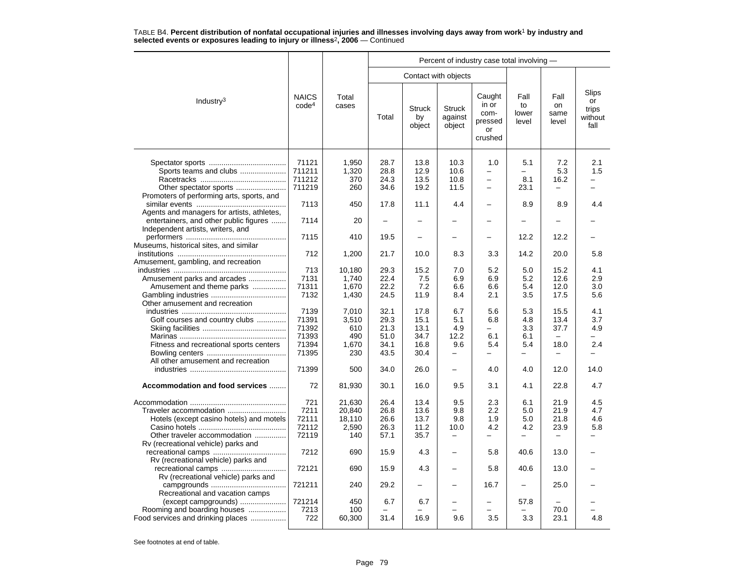TABLE B4. **Percent distribution of nonfatal occupational injuries and illnesses involving days away from work[1] by industry and selected events or exposures leading to injury or illness[2], 2006** — Continued

| Industry[3] | NAICS code[4] | Total cases | Percent of industry case total involving — | | | | | | |
|---|---|---|---|---|---|---|---|---|---|
| | | | Contact with objects | | | | | | |
| | | | Total | Struck by object | Struck against object | Caught in or compressed or crushed | Fall to lower level | Fall on same level | Slips or trips without fall |
| Spectator sports | 71121 | 1,950 | 28.7 | 13.8 | 10.3 | 1.0 | 5.1 | 7.2 | 2.1 |
| Sports teams and clubs | 711211 | 1,320 | 28.8 | 12.9 | 10.6 | – | – | 5.3 | 1.5 |
| Racetracks | 711212 | 370 | 24.3 | 13.5 | 10.8 | – | 8.1 | 16.2 | – |
| Other spectator sports | 711219 | 260 | 34.6 | 19.2 | 11.5 | – | 23.1 | – | – |
| Promoters of performing arts, sports, and similar events | 7113 | 450 | 17.8 | 11.1 | 4.4 | – | 8.9 | 8.9 | 4.4 |
| Agents and managers for artists, athletes, entertainers, and other public figures | 7114 | 20 | – | – | – | – | – | – | – |
| Independent artists, writers, and performers | 7115 | 410 | 19.5 | – | – | – | 12.2 | 12.2 | – |
| Museums, historical sites, and similar institutions | 712 | 1,200 | 21.7 | 10.0 | 8.3 | 3.3 | 14.2 | 20.0 | 5.8 |
| Amusement, gambling, and recreation industries | 713 | 10,180 | 29.3 | 15.2 | 7.0 | 5.2 | 5.0 | 15.2 | 4.1 |
| Amusement parks and arcades | 7131 | 1,740 | 22.4 | 7.5 | 6.9 | 6.9 | 5.2 | 12.6 | 2.9 |
| Amusement and theme parks | 71311 | 1,670 | 22.2 | 7.2 | 6.6 | 6.6 | 5.4 | 12.0 | 3.0 |
| Gambling industries | 7132 | 1,430 | 24.5 | 11.9 | 8.4 | 2.1 | 3.5 | 17.5 | 5.6 |
| Other amusement and recreation industries | 7139 | 7,010 | 32.1 | 17.8 | 6.7 | 5.6 | 5.3 | 15.5 | 4.1 |
| Golf courses and country clubs | 71391 | 3,510 | 29.3 | 15.1 | 5.1 | 6.8 | 4.8 | 13.4 | 3.7 |
| Skiing facilities | 71392 | 610 | 21.3 | 13.1 | 4.9 | – | 3.3 | 37.7 | 4.9 |
| Marinas | 71393 | 490 | 51.0 | 34.7 | 12.2 | 6.1 | 6.1 | – | – |
| Fitness and recreational sports centers | 71394 | 1,670 | 34.1 | 16.8 | 9.6 | 5.4 | 5.4 | 18.0 | 2.4 |
| Bowling centers | 71395 | 230 | 43.5 | 30.4 | – | – | – | – | – |
| All other amusement and recreation industries | 71399 | 500 | 34.0 | 26.0 | – | 4.0 | 4.0 | 12.0 | 14.0 |
| **Accommodation and food services** | 72 | 81,930 | 30.1 | 16.0 | 9.5 | 3.1 | 4.1 | 22.8 | 4.7 |
| Accommodation | 721 | 21,630 | 26.4 | 13.4 | 9.5 | 2.3 | 6.1 | 21.9 | 4.5 |
| Traveler accommodation | 7211 | 20,840 | 26.8 | 13.6 | 9.8 | 2.2 | 5.0 | 21.9 | 4.7 |
| Hotels (except casino hotels) and motels | 72111 | 18,110 | 26.6 | 13.7 | 9.8 | 1.9 | 5.0 | 21.8 | 4.6 |
| Casino hotels | 72112 | 2,590 | 26.3 | 11.2 | 10.0 | 4.2 | 4.2 | 23.9 | 5.8 |
| Other traveler accommodation | 72119 | 140 | 57.1 | 35.7 | – | – | – | – | – |
| Rv (recreational vehicle) parks and recreational camps | 7212 | 690 | 15.9 | 4.3 | – | 5.8 | 40.6 | 13.0 | – |
| Rv (recreational vehicle) parks and recreational camps | 72121 | 690 | 15.9 | 4.3 | – | 5.8 | 40.6 | 13.0 | – |
| Rv (recreational vehicle) parks and campgrounds | 721211 | 240 | 29.2 | – | – | 16.7 | – | 25.0 | – |
| Recreational and vacation camps (except campgrounds) | 721214 | 450 | 6.7 | 6.7 | – | – | 57.8 | – | – |
| Rooming and boarding houses | 7213 | 100 | – | – | – | – | – | 70.0 | – |
| Food services and drinking places | 722 | 60,300 | 31.4 | 16.9 | 9.6 | 3.5 | 3.3 | 23.1 | 4.8 |

See footnotes at end of table.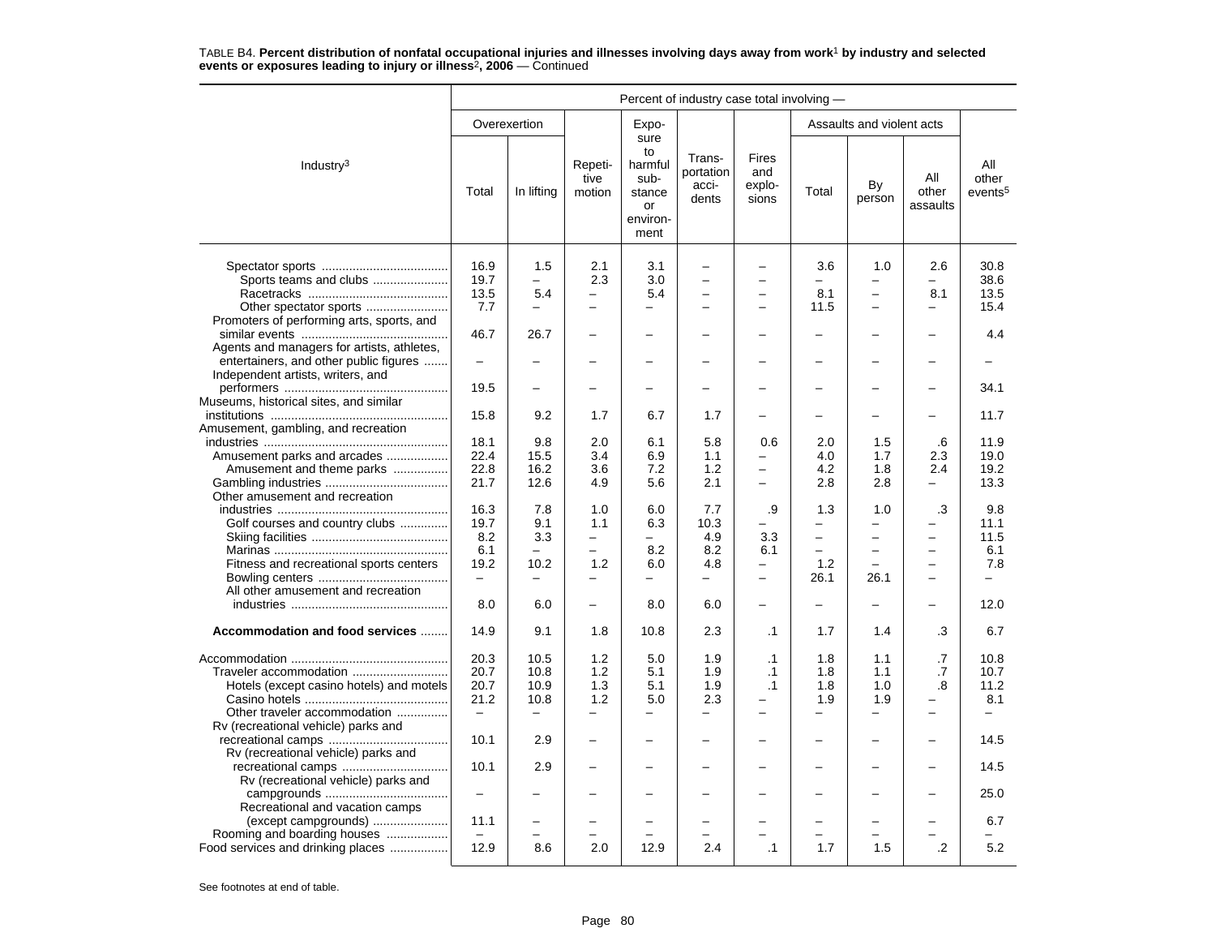TABLE B4. **Percent distribution of nonfatal occupational injuries and illnesses involving days away from work[1] by industry and selected events or exposures leading to injury or illness[2], 2006** — Continued

| Industry[3] | Percent of industry case total involving — | | | | | | | | | |
|---|---|---|---|---|---|---|---|---|---|---|
| | Overexertion | | Repetitive motion | Exposure to harmful substance or environment | Transportation accidents | Fires and explosions | Assaults and violent acts | | | All other events[5] |
| | Total | In lifting | | | | | Total | By person | All other assaults | |
| Spectator sports | 16.9 | 1.5 | 2.1 | 3.1 | – | – | 3.6 | 1.0 | 2.6 | 30.8 |
| Sports teams and clubs | 19.7 | – | 2.3 | 3.0 | – | – | – | – | – | 38.6 |
| Racetracks | 13.5 | 5.4 | – | 5.4 | – | – | 8.1 | – | 8.1 | 13.5 |
| Other spectator sports | 7.7 | – | – | – | – | – | 11.5 | – | – | 15.4 |
| Promoters of performing arts, sports, and similar events | 46.7 | 26.7 | – | – | – | – | – | – | – | 4.4 |
| Agents and managers for artists, athletes, entertainers, and other public figures | – | – | – | – | – | – | – | – | – | – |
| Independent artists, writers, and performers | 19.5 | – | – | – | – | – | – | – | – | 34.1 |
| Museums, historical sites, and similar institutions | 15.8 | 9.2 | 1.7 | 6.7 | 1.7 | – | – | – | – | 11.7 |
| Amusement, gambling, and recreation industries | 18.1 | 9.8 | 2.0 | 6.1 | 5.8 | 0.6 | 2.0 | 1.5 | .6 | 11.9 |
| Amusement parks and arcades | 22.4 | 15.5 | 3.4 | 6.9 | 1.1 | – | 4.0 | 1.7 | 2.3 | 19.0 |
| Amusement and theme parks | 22.8 | 16.2 | 3.6 | 7.2 | 1.2 | – | 4.2 | 1.8 | 2.4 | 19.2 |
| Gambling industries | 21.7 | 12.6 | 4.9 | 5.6 | 2.1 | – | 2.8 | 2.8 | – | 13.3 |
| Other amusement and recreation industries | 16.3 | 7.8 | 1.0 | 6.0 | 7.7 | .9 | 1.3 | 1.0 | .3 | 9.8 |
| Golf courses and country clubs | 19.7 | 9.1 | 1.1 | 6.3 | 10.3 | – | – | – | – | 11.1 |
| Skiing facilities | 8.2 | 3.3 | – | – | 4.9 | 3.3 | – | – | – | 11.5 |
| Marinas | 6.1 | – | – | 8.2 | 8.2 | 6.1 | – | – | – | 6.1 |
| Fitness and recreational sports centers | 19.2 | 10.2 | 1.2 | 6.0 | 4.8 | – | 1.2 | – | – | 7.8 |
| Bowling centers | – | – | – | – | – | – | 26.1 | 26.1 | – | – |
| All other amusement and recreation industries | 8.0 | 6.0 | – | 8.0 | 6.0 | – | – | – | – | 12.0 |
| **Accommodation and food services** | 14.9 | 9.1 | 1.8 | 10.8 | 2.3 | .1 | 1.7 | 1.4 | .3 | 6.7 |
| Accommodation | 20.3 | 10.5 | 1.2 | 5.0 | 1.9 | .1 | 1.8 | 1.1 | .7 | 10.8 |
| Traveler accommodation | 20.7 | 10.8 | 1.2 | 5.1 | 1.9 | .1 | 1.8 | 1.1 | .7 | 10.7 |
| Hotels (except casino hotels) and motels | 20.7 | 10.9 | 1.3 | 5.1 | 1.9 | .1 | 1.8 | 1.0 | .8 | 11.2 |
| Casino hotels | 21.2 | 10.8 | 1.2 | 5.0 | 2.3 | – | 1.9 | 1.9 | – | 8.1 |
| Other traveler accommodation | – | – | – | – | – | – | – | – | – | – |
| Rv (recreational vehicle) parks and recreational camps | 10.1 | 2.9 | – | – | – | – | – | – | – | 14.5 |
| Rv (recreational vehicle) parks and recreational camps | 10.1 | 2.9 | – | – | – | – | – | – | – | 14.5 |
| Rv (recreational vehicle) parks and campgrounds | – | – | – | – | – | – | – | – | – | 25.0 |
| Recreational and vacation camps (except campgrounds) | 11.1 | – | – | – | – | – | – | – | – | 6.7 |
| Rooming and boarding houses | – | – | – | – | – | – | – | – | – | – |
| Food services and drinking places | 12.9 | 8.6 | 2.0 | 12.9 | 2.4 | .1 | 1.7 | 1.5 | .2 | 5.2 |

See footnotes at end of table.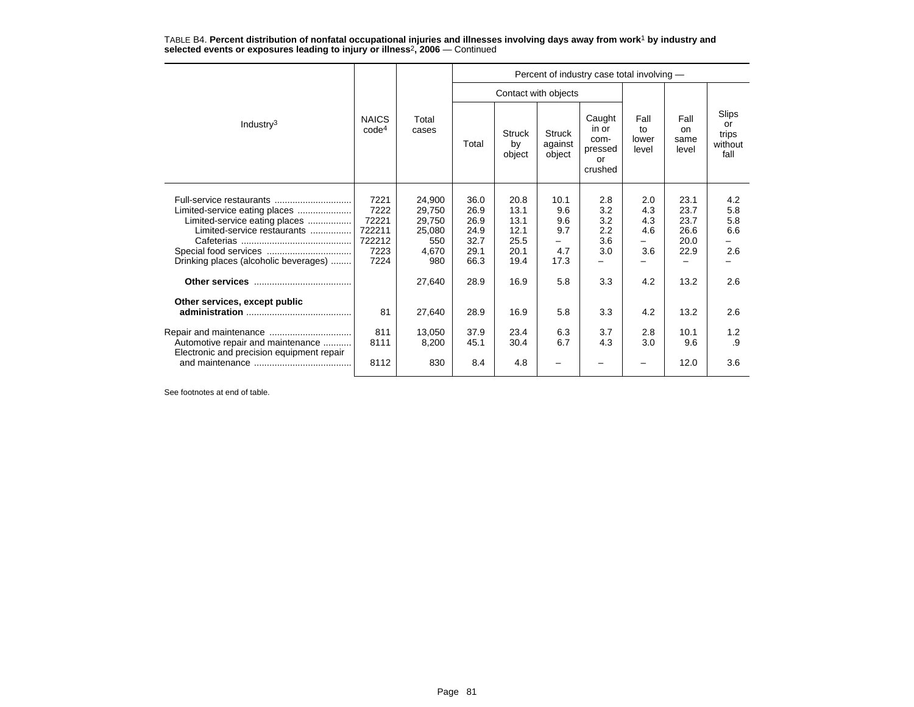TABLE B4. **Percent distribution of nonfatal occupational injuries and illnesses involving days away from work[1] by industry and selected events or exposures leading to injury or illness[2], 2006** — Continued

| Industry[3] | NAICS code[4] | Total cases | Percent of industry case total involving — | | | | | | |
|---|---|---|---|---|---|---|---|---|---|
| | | | Contact with objects | | | | | | |
| | | | Total | Struck by object | Struck against object | Caught in or compressed or crushed | Fall to lower level | Fall on same level | Slips or trips without fall |
| Full-service restaurants | 7221 | 24,900 | 36.0 | 20.8 | 10.1 | 2.8 | 2.0 | 23.1 | 4.2 |
| Limited-service eating places | 7222 | 29,750 | 26.9 | 13.1 | 9.6 | 3.2 | 4.3 | 23.7 | 5.8 |
| Limited-service eating places | 72221 | 29,750 | 26.9 | 13.1 | 9.6 | 3.2 | 4.3 | 23.7 | 5.8 |
| Limited-service restaurants | 722211 | 25,080 | 24.9 | 12.1 | 9.7 | 2.2 | 4.6 | 26.6 | 6.6 |
| Cafeterias | 722212 | 550 | 32.7 | 25.5 | – | 3.6 | – | 20.0 | – |
| Special food services | 7223 | 4,670 | 29.1 | 20.1 | 4.7 | 3.0 | 3.6 | 22.9 | 2.6 |
| Drinking places (alcoholic beverages) | 7224 | 980 | 66.3 | 19.4 | 17.3 | – | – | – | – |
| **Other services** | | 27,640 | 28.9 | 16.9 | 5.8 | 3.3 | 4.2 | 13.2 | 2.6 |
| **Other services, except public administration** | 81 | 27,640 | 28.9 | 16.9 | 5.8 | 3.3 | 4.2 | 13.2 | 2.6 |
| Repair and maintenance | 811 | 13,050 | 37.9 | 23.4 | 6.3 | 3.7 | 2.8 | 10.1 | 1.2 |
| Automotive repair and maintenance | 8111 | 8,200 | 45.1 | 30.4 | 6.7 | 4.3 | 3.0 | 9.6 | .9 |
| Electronic and precision equipment repair and maintenance | 8112 | 830 | 8.4 | 4.8 | – | – | – | 12.0 | 3.6 |

See footnotes at end of table.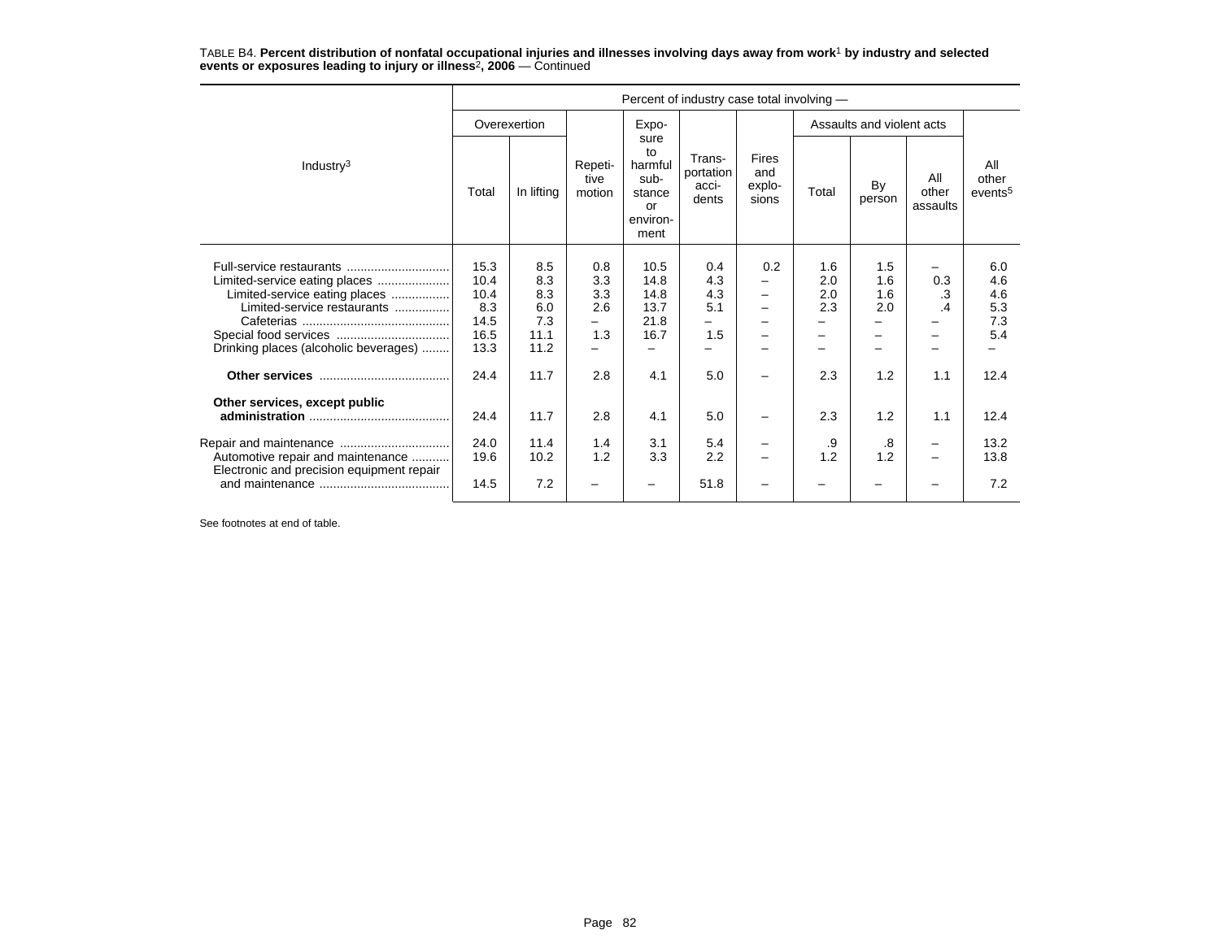TABLE B4. **Percent distribution of nonfatal occupational injuries and illnesses involving days away from work[1] by industry and selected events or exposures leading to injury or illness[2], 2006** — Continued

| Industry[3] | Percent of industry case total involving — | | | | | | | | | |
|---|---|---|---|---|---|---|---|---|---|---|
| | Overexertion | | Repetitive motion | Exposure to harmful substance or environment | Transportation accidents | Fires and explosions | Assaults and violent acts | | | All other events[5] |
| | Total | In lifting | | | | | Total | By person | All other assaults | |
| Full-service restaurants | 15.3 | 8.5 | 0.8 | 10.5 | 0.4 | 0.2 | 1.6 | 1.5 | – | 6.0 |
| Limited-service eating places | 10.4 | 8.3 | 3.3 | 14.8 | 4.3 | – | 2.0 | 1.6 | 0.3 | 4.6 |
| Limited-service eating places | 10.4 | 8.3 | 3.3 | 14.8 | 4.3 | – | 2.0 | 1.6 | .3 | 4.6 |
| Limited-service restaurants | 8.3 | 6.0 | 2.6 | 13.7 | 5.1 | – | 2.3 | 2.0 | .4 | 5.3 |
| Cafeterias | 14.5 | 7.3 | – | 21.8 | – | – | – | – | – | 7.3 |
| Special food services | 16.5 | 11.1 | 1.3 | 16.7 | 1.5 | – | – | – | – | 5.4 |
| Drinking places (alcoholic beverages) | 13.3 | 11.2 | – | – | – | – | – | – | – | – |
| **Other services** | 24.4 | 11.7 | 2.8 | 4.1 | 5.0 | – | 2.3 | 1.2 | 1.1 | 12.4 |
| **Other services, except public administration** | 24.4 | 11.7 | 2.8 | 4.1 | 5.0 | – | 2.3 | 1.2 | 1.1 | 12.4 |
| Repair and maintenance | 24.0 | 11.4 | 1.4 | 3.1 | 5.4 | – | .9 | .8 | – | 13.2 |
| Automotive repair and maintenance | 19.6 | 10.2 | 1.2 | 3.3 | 2.2 | – | 1.2 | 1.2 | – | 13.8 |
| Electronic and precision equipment repair and maintenance | 14.5 | 7.2 | – | – | 51.8 | – | – | – | – | 7.2 |

See footnotes at end of table.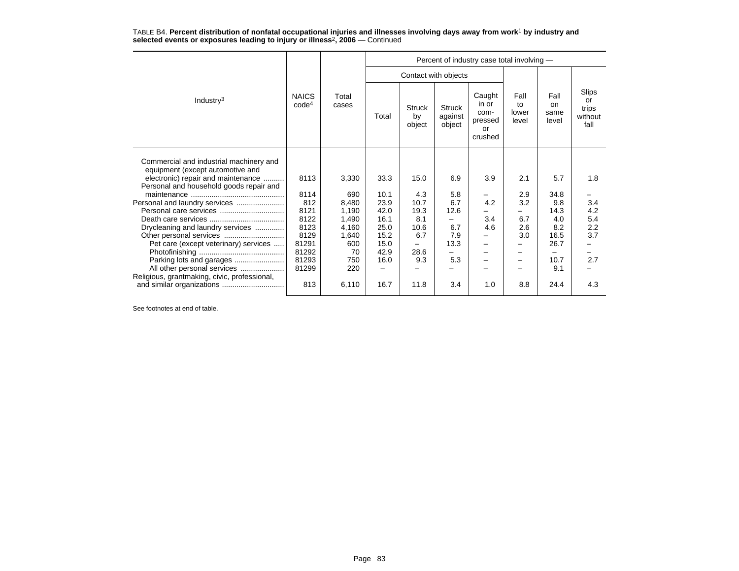TABLE B4. **Percent distribution of nonfatal occupational injuries and illnesses involving days away from work[1] by industry and selected events or exposures leading to injury or illness[2], 2006** — Continued

| Industry[3] | NAICS code[4] | Total cases | Percent of industry case total involving — | | | | | | |
|---|---|---|---|---|---|---|---|---|---|
| | | | Contact with objects | | | | Fall to lower level | Fall on same level | Slips or trips without fall |
| | | | Total | Struck by object | Struck against object | Caught in or com-pressed or crushed | | | |
| Commercial and industrial machinery and equipment (except automotive and electronic) repair and maintenance | 8113 | 3,330 | 33.3 | 15.0 | 6.9 | 3.9 | 2.1 | 5.7 | 1.8 |
| Personal and household goods repair and maintenance | 8114 | 690 | 10.1 | 4.3 | 5.8 | – | 2.9 | 34.8 | – |
| Personal and laundry services | 812 | 8,480 | 23.9 | 10.7 | 6.7 | 4.2 | 3.2 | 9.8 | 3.4 |
| Personal care services | 8121 | 1,190 | 42.0 | 19.3 | 12.6 | – | – | 14.3 | 4.2 |
| Death care services | 8122 | 1,490 | 16.1 | 8.1 | – | 3.4 | 6.7 | 4.0 | 5.4 |
| Drycleaning and laundry services | 8123 | 4,160 | 25.0 | 10.6 | 6.7 | 4.6 | 2.6 | 8.2 | 2.2 |
| Other personal services | 8129 | 1,640 | 15.2 | 6.7 | 7.9 | – | 3.0 | 16.5 | 3.7 |
| Pet care (except veterinary) services | 81291 | 600 | 15.0 | – | 13.3 | – | – | 26.7 | – |
| Photofinishing | 81292 | 70 | 42.9 | 28.6 | – | – | – | – | – |
| Parking lots and garages | 81293 | 750 | 16.0 | 9.3 | 5.3 | – | – | 10.7 | 2.7 |
| All other personal services | 81299 | 220 | – | – | – | – | – | 9.1 | – |
| Religious, grantmaking, civic, professional, and similar organizations | 813 | 6,110 | 16.7 | 11.8 | 3.4 | 1.0 | 8.8 | 24.4 | 4.3 |

See footnotes at end of table.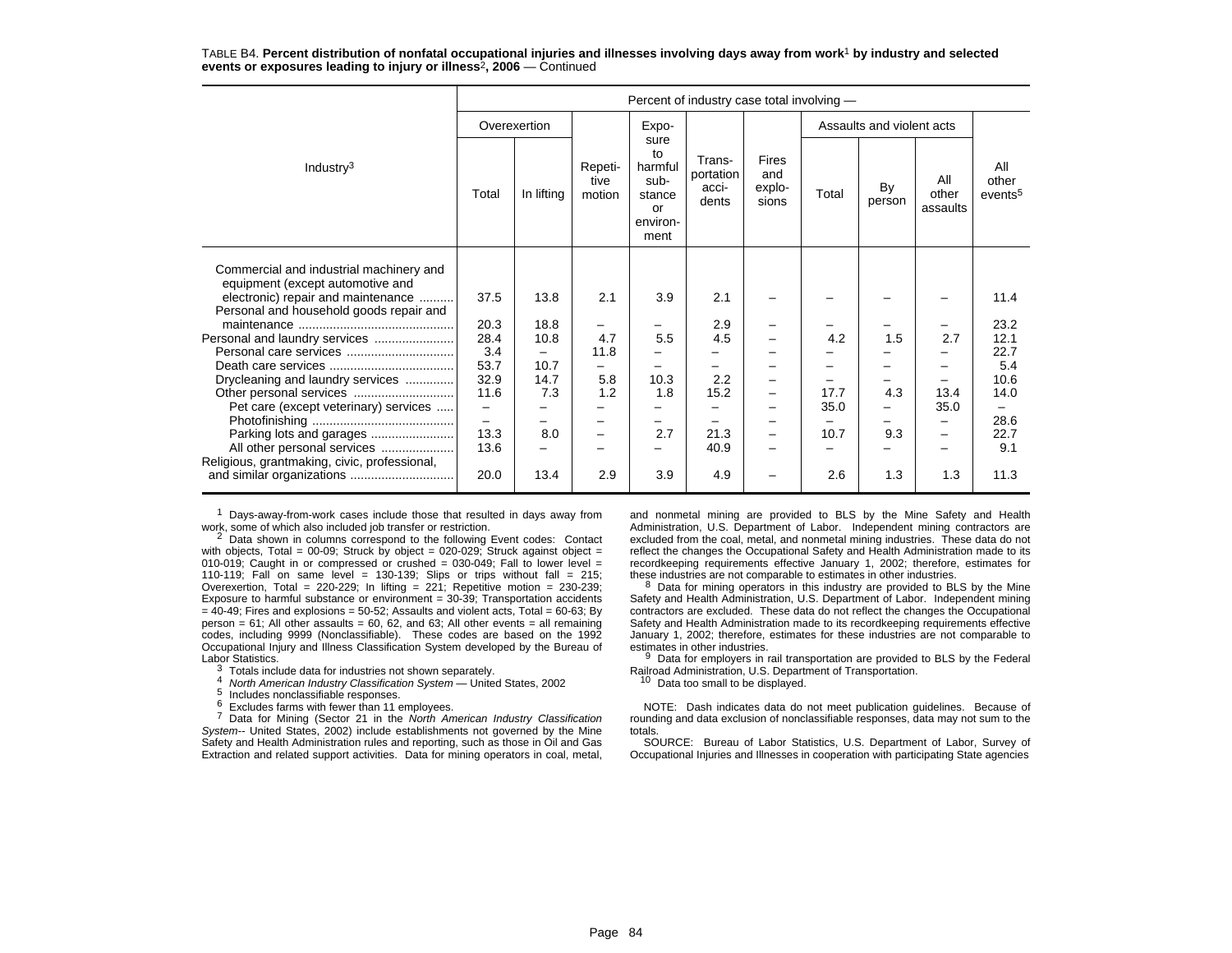TABLE B4. **Percent distribution of nonfatal occupational injuries and illnesses involving days away from work[1] by industry and selected events or exposures leading to injury or illness[2], 2006** — Continued

| Industry[3] | Percent of industry case total involving — | | | | | | | | | |
|---|---|---|---|---|---|---|---|---|---|---|
| | Overexertion | | Repetitive motion | Exposure to harmful substance or environment | Transportation accidents | Fires and explosions | Assaults and violent acts | | | All other events[5] |
| | Total | In lifting | | | | | Total | By person | All other assaults | |
| Commercial and industrial machinery and equipment (except automotive and electronic) repair and maintenance | 37.5 | 13.8 | 2.1 | 3.9 | 2.1 | – | – | – | – | 11.4 |
| Personal and household goods repair and maintenance | 20.3 | 18.8 | – | – | 2.9 | – | – | – | – | 23.2 |
| Personal and laundry services | 28.4 | 10.8 | 4.7 | 5.5 | 4.5 | – | 4.2 | 1.5 | 2.7 | 12.1 |
| Personal care services | 3.4 | – | 11.8 | – | – | – | – | – | – | 22.7 |
| Death care services | 53.7 | 10.7 | – | – | – | – | – | – | – | 5.4 |
| Drycleaning and laundry services | 32.9 | 14.7 | 5.8 | 10.3 | 2.2 | – | – | – | – | 10.6 |
| Other personal services | 11.6 | 7.3 | 1.2 | 1.8 | 15.2 | – | 17.7 | 4.3 | 13.4 | 14.0 |
| Pet care (except veterinary) services | – | – | – | – | – | – | 35.0 | – | 35.0 | – |
| Photofinishing | – | – | – | – | – | – | – | – | – | 28.6 |
| Parking lots and garages | 13.3 | 8.0 | – | 2.7 | 21.3 | – | 10.7 | 9.3 | – | 22.7 |
| All other personal services | 13.6 | – | – | – | 40.9 | – | – | – | – | 9.1 |
| Religious, grantmaking, civic, professional, and similar organizations | 20.0 | 13.4 | 2.9 | 3.9 | 4.9 | – | 2.6 | 1.3 | 1.3 | 11.3 |

[1] Days-away-from-work cases include those that resulted in days away from work, some of which also included job transfer or restriction.

[2] Data shown in columns correspond to the following Event codes: Contact with objects, Total = 00-09; Struck by object = 020-029; Struck against object = 010-019; Caught in or compressed or crushed = 030-049; Fall to lower level = 110-119; Fall on same level = 130-139; Slips or trips without fall = 215; Overexertion, Total = 220-229; In lifting = 221; Repetitive motion = 230-239; Exposure to harmful substance or environment = 30-39; Transportation accidents = 40-49; Fires and explosions = 50-52; Assaults and violent acts, Total = 60-63; By person = 61; All other assaults = 60, 62, and 63; All other events = all remaining codes, including 9999 (Nonclassifiable). These codes are based on the 1992 Occupational Injury and Illness Classification System developed by the Bureau of Labor Statistics.

[3] Totals include data for industries not shown separately.

[4] *North American Industry Classification System* — United States, 2002

[5] Includes nonclassifiable responses.

[6] Excludes farms with fewer than 11 employees.

[7] Data for Mining (Sector 21 in the *North American Industry Classification System*-- United States, 2002) include establishments not governed by the Mine Safety and Health Administration rules and reporting, such as those in Oil and Gas Extraction and related support activities. Data for mining operators in coal, metal, and nonmetal mining are provided to BLS by the Mine Safety and Health Administration, U.S. Department of Labor. Independent mining contractors are excluded from the coal, metal, and nonmetal mining industries. These data do not reflect the changes the Occupational Safety and Health Administration made to its recordkeeping requirements effective January 1, 2002; therefore, estimates for these industries are not comparable to estimates in other industries.

[8] Data for mining operators in this industry are provided to BLS by the Mine Safety and Health Administration, U.S. Department of Labor. Independent mining contractors are excluded. These data do not reflect the changes the Occupational Safety and Health Administration made to its recordkeeping requirements effective January 1, 2002; therefore, estimates for these industries are not comparable to estimates in other industries.

[9] Data for employers in rail transportation are provided to BLS by the Federal Railroad Administration, U.S. Department of Transportation.

[10] Data too small to be displayed.

NOTE: Dash indicates data do not meet publication guidelines. Because of rounding and data exclusion of nonclassifiable responses, data may not sum to the totals.

SOURCE: Bureau of Labor Statistics, U.S. Department of Labor, Survey of Occupational Injuries and Illnesses in cooperation with participating State agencies